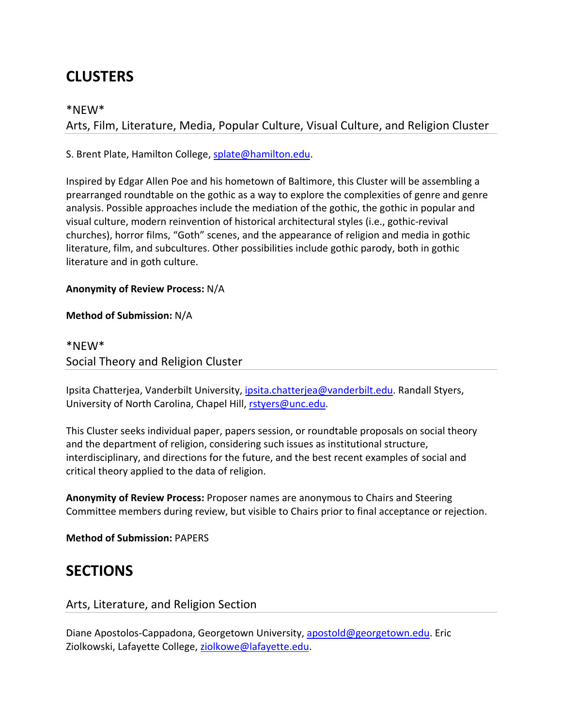# CLUSTERS

### *NEW*
### Arts, Film, Literature, Media, Popular Culture, Visual Culture, and Religion Cluster

S. Brent Plate, Hamilton College, splate@hamilton.edu.

Inspired by Edgar Allen Poe and his hometown of Baltimore, this Cluster will be assembling a prearranged roundtable on the gothic as a way to explore the complexities of genre and genre analysis. Possible approaches include the mediation of the gothic, the gothic in popular and visual culture, modern reinvention of historical architectural styles (i.e., gothic-revival churches), horror films, "Goth" scenes, and the appearance of religion and media in gothic literature, film, and subcultures. Other possibilities include gothic parody, both in gothic literature and in goth culture.

**Anonymity of Review Process:** N/A

**Method of Submission:** N/A

### *NEW*
### Social Theory and Religion Cluster

Ipsita Chatterjea, Vanderbilt University, ipsita.chatterjea@vanderbilt.edu. Randall Styers, University of North Carolina, Chapel Hill, rstyers@unc.edu.

This Cluster seeks individual paper, papers session, or roundtable proposals on social theory and the department of religion, considering such issues as institutional structure, interdisciplinary, and directions for the future, and the best recent examples of social and critical theory applied to the data of religion.

**Anonymity of Review Process:** Proposer names are anonymous to Chairs and Steering Committee members during review, but visible to Chairs prior to final acceptance or rejection.

**Method of Submission:** PAPERS

# SECTIONS

### Arts, Literature, and Religion Section

Diane Apostolos-Cappadona, Georgetown University, apostold@georgetown.edu. Eric Ziolkowski, Lafayette College, ziolkowe@lafayette.edu.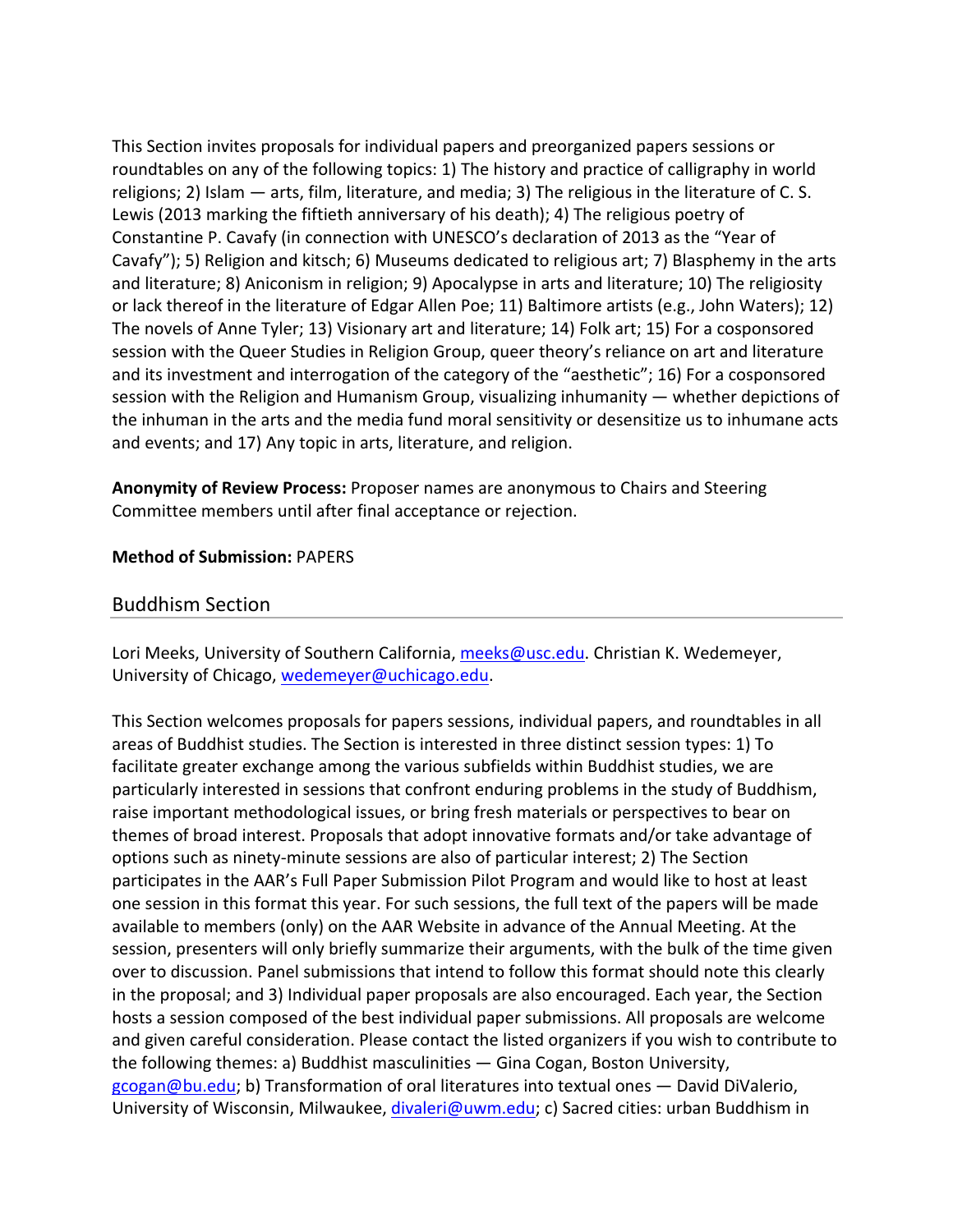This Section invites proposals for individual papers and preorganized papers sessions or roundtables on any of the following topics: 1) The history and practice of calligraphy in world religions; 2) Islam — arts, film, literature, and media; 3) The religious in the literature of C. S. Lewis (2013 marking the fiftieth anniversary of his death); 4) The religious poetry of Constantine P. Cavafy (in connection with UNESCO's declaration of 2013 as the "Year of Cavafy"); 5) Religion and kitsch; 6) Museums dedicated to religious art; 7) Blasphemy in the arts and literature; 8) Aniconism in religion; 9) Apocalypse in arts and literature; 10) The religiosity or lack thereof in the literature of Edgar Allen Poe; 11) Baltimore artists (e.g., John Waters); 12) The novels of Anne Tyler; 13) Visionary art and literature; 14) Folk art; 15) For a cosponsored session with the Queer Studies in Religion Group, queer theory's reliance on art and literature and its investment and interrogation of the category of the "aesthetic"; 16) For a cosponsored session with the Religion and Humanism Group, visualizing inhumanity — whether depictions of the inhuman in the arts and the media fund moral sensitivity or desensitize us to inhumane acts and events; and 17) Any topic in arts, literature, and religion.

**Anonymity of Review Process:** Proposer names are anonymous to Chairs and Steering Committee members until after final acceptance or rejection.

**Method of Submission:** PAPERS

## Buddhism Section

Lori Meeks, University of Southern California, meeks@usc.edu. Christian K. Wedemeyer, University of Chicago, wedemeyer@uchicago.edu.

This Section welcomes proposals for papers sessions, individual papers, and roundtables in all areas of Buddhist studies. The Section is interested in three distinct session types: 1) To facilitate greater exchange among the various subfields within Buddhist studies, we are particularly interested in sessions that confront enduring problems in the study of Buddhism, raise important methodological issues, or bring fresh materials or perspectives to bear on themes of broad interest. Proposals that adopt innovative formats and/or take advantage of options such as ninety-minute sessions are also of particular interest; 2) The Section participates in the AAR's Full Paper Submission Pilot Program and would like to host at least one session in this format this year. For such sessions, the full text of the papers will be made available to members (only) on the AAR Website in advance of the Annual Meeting. At the session, presenters will only briefly summarize their arguments, with the bulk of the time given over to discussion. Panel submissions that intend to follow this format should note this clearly in the proposal; and 3) Individual paper proposals are also encouraged. Each year, the Section hosts a session composed of the best individual paper submissions. All proposals are welcome and given careful consideration. Please contact the listed organizers if you wish to contribute to the following themes: a) Buddhist masculinities — Gina Cogan, Boston University, gcogan@bu.edu; b) Transformation of oral literatures into textual ones — David DiValerio, University of Wisconsin, Milwaukee, divaleri@uwm.edu; c) Sacred cities: urban Buddhism in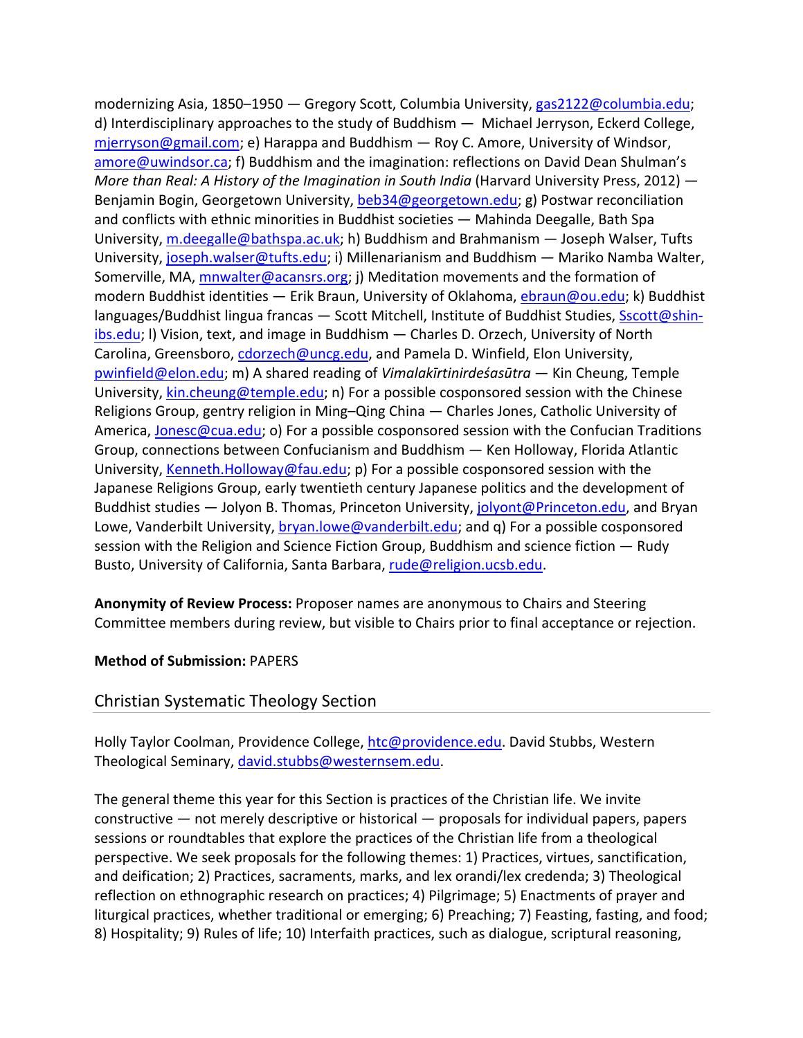modernizing Asia, 1850–1950 — Gregory Scott, Columbia University, gas2122@columbia.edu; d) Interdisciplinary approaches to the study of Buddhism — Michael Jerryson, Eckerd College, mjerryson@gmail.com; e) Harappa and Buddhism — Roy C. Amore, University of Windsor, amore@uwindsor.ca; f) Buddhism and the imagination: reflections on David Dean Shulman's *More than Real: A History of the Imagination in South India* (Harvard University Press, 2012) — Benjamin Bogin, Georgetown University, beb34@georgetown.edu; g) Postwar reconciliation and conflicts with ethnic minorities in Buddhist societies — Mahinda Deegalle, Bath Spa University, m.deegalle@bathspa.ac.uk; h) Buddhism and Brahmanism — Joseph Walser, Tufts University, joseph.walser@tufts.edu; i) Millenarianism and Buddhism — Mariko Namba Walter, Somerville, MA, mnwalter@acansrs.org; j) Meditation movements and the formation of modern Buddhist identities — Erik Braun, University of Oklahoma, ebraun@ou.edu; k) Buddhist languages/Buddhist lingua francas — Scott Mitchell, Institute of Buddhist Studies, Sscott@shin-ibs.edu; l) Vision, text, and image in Buddhism — Charles D. Orzech, University of North Carolina, Greensboro, cdorzech@uncg.edu, and Pamela D. Winfield, Elon University, pwinfield@elon.edu; m) A shared reading of *Vimalakīrtinirdeśasūtra* — Kin Cheung, Temple University, kin.cheung@temple.edu; n) For a possible cosponsored session with the Chinese Religions Group, gentry religion in Ming–Qing China — Charles Jones, Catholic University of America, Jonesc@cua.edu; o) For a possible cosponsored session with the Confucian Traditions Group, connections between Confucianism and Buddhism — Ken Holloway, Florida Atlantic University, Kenneth.Holloway@fau.edu; p) For a possible cosponsored session with the Japanese Religions Group, early twentieth century Japanese politics and the development of Buddhist studies — Jolyon B. Thomas, Princeton University, jolyont@Princeton.edu, and Bryan Lowe, Vanderbilt University, bryan.lowe@vanderbilt.edu; and q) For a possible cosponsored session with the Religion and Science Fiction Group, Buddhism and science fiction — Rudy Busto, University of California, Santa Barbara, rude@religion.ucsb.edu.

**Anonymity of Review Process:** Proposer names are anonymous to Chairs and Steering Committee members during review, but visible to Chairs prior to final acceptance or rejection.

**Method of Submission:** PAPERS

## Christian Systematic Theology Section

Holly Taylor Coolman, Providence College, htc@providence.edu. David Stubbs, Western Theological Seminary, david.stubbs@westernsem.edu.

The general theme this year for this Section is practices of the Christian life. We invite constructive — not merely descriptive or historical — proposals for individual papers, papers sessions or roundtables that explore the practices of the Christian life from a theological perspective. We seek proposals for the following themes: 1) Practices, virtues, sanctification, and deification; 2) Practices, sacraments, marks, and lex orandi/lex credenda; 3) Theological reflection on ethnographic research on practices; 4) Pilgrimage; 5) Enactments of prayer and liturgical practices, whether traditional or emerging; 6) Preaching; 7) Feasting, fasting, and food; 8) Hospitality; 9) Rules of life; 10) Interfaith practices, such as dialogue, scriptural reasoning,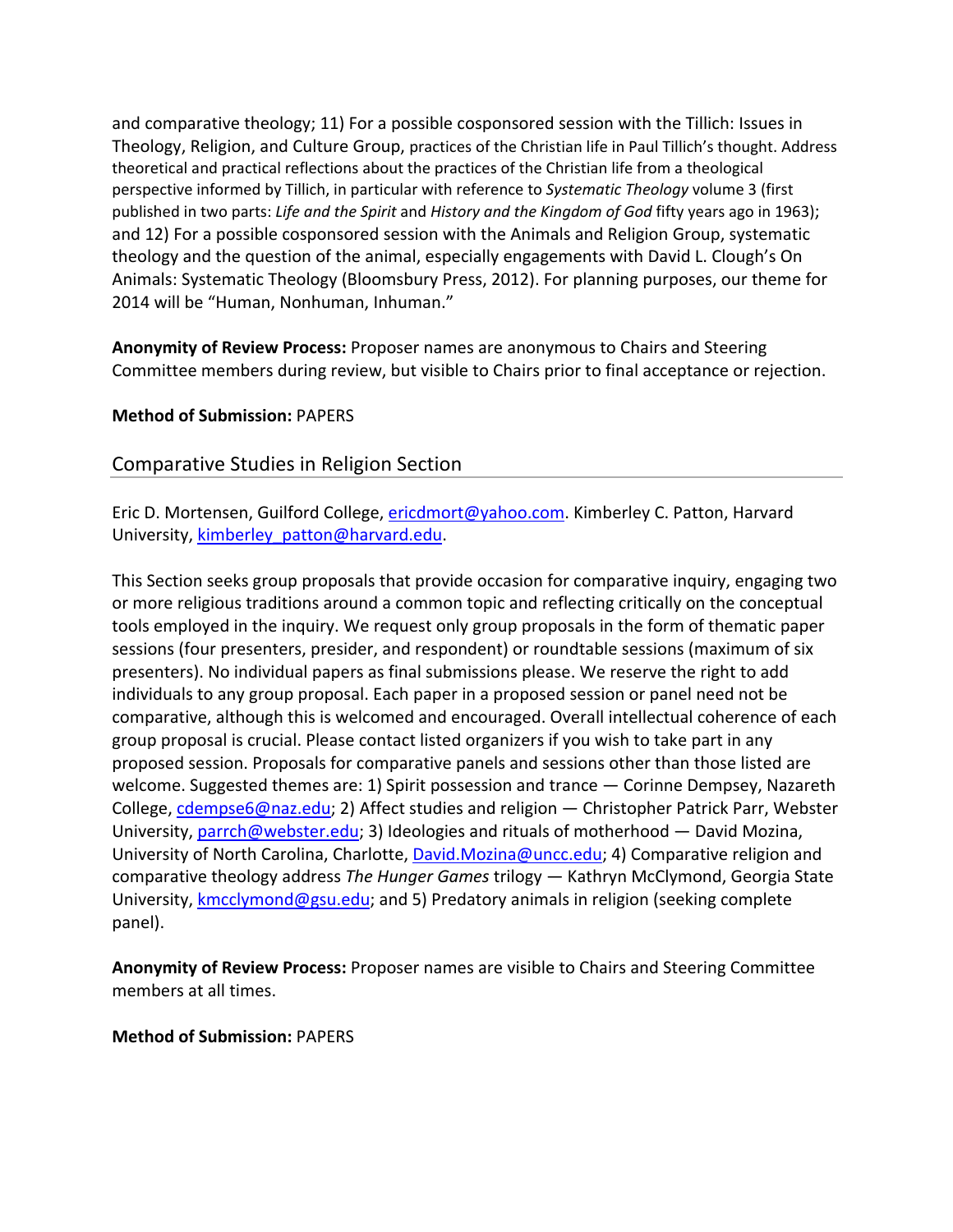and comparative theology; 11) For a possible cosponsored session with the Tillich: Issues in Theology, Religion, and Culture Group, practices of the Christian life in Paul Tillich's thought. Address theoretical and practical reflections about the practices of the Christian life from a theological perspective informed by Tillich, in particular with reference to *Systematic Theology* volume 3 (first published in two parts: *Life and the Spirit* and *History and the Kingdom of God* fifty years ago in 1963); and 12) For a possible cosponsored session with the Animals and Religion Group, systematic theology and the question of the animal, especially engagements with David L. Clough's On Animals: Systematic Theology (Bloomsbury Press, 2012). For planning purposes, our theme for 2014 will be "Human, Nonhuman, Inhuman."

**Anonymity of Review Process:** Proposer names are anonymous to Chairs and Steering Committee members during review, but visible to Chairs prior to final acceptance or rejection.

**Method of Submission:** PAPERS

## Comparative Studies in Religion Section

Eric D. Mortensen, Guilford College, ericdmort@yahoo.com. Kimberley C. Patton, Harvard University, kimberley_patton@harvard.edu.

This Section seeks group proposals that provide occasion for comparative inquiry, engaging two or more religious traditions around a common topic and reflecting critically on the conceptual tools employed in the inquiry. We request only group proposals in the form of thematic paper sessions (four presenters, presider, and respondent) or roundtable sessions (maximum of six presenters). No individual papers as final submissions please. We reserve the right to add individuals to any group proposal. Each paper in a proposed session or panel need not be comparative, although this is welcomed and encouraged. Overall intellectual coherence of each group proposal is crucial. Please contact listed organizers if you wish to take part in any proposed session. Proposals for comparative panels and sessions other than those listed are welcome. Suggested themes are: 1) Spirit possession and trance — Corinne Dempsey, Nazareth College, cdempse6@naz.edu; 2) Affect studies and religion — Christopher Patrick Parr, Webster University, parrch@webster.edu; 3) Ideologies and rituals of motherhood — David Mozina, University of North Carolina, Charlotte, David.Mozina@uncc.edu; 4) Comparative religion and comparative theology address *The Hunger Games* trilogy — Kathryn McClymond, Georgia State University, kmcclymond@gsu.edu; and 5) Predatory animals in religion (seeking complete panel).

**Anonymity of Review Process:** Proposer names are visible to Chairs and Steering Committee members at all times.

**Method of Submission:** PAPERS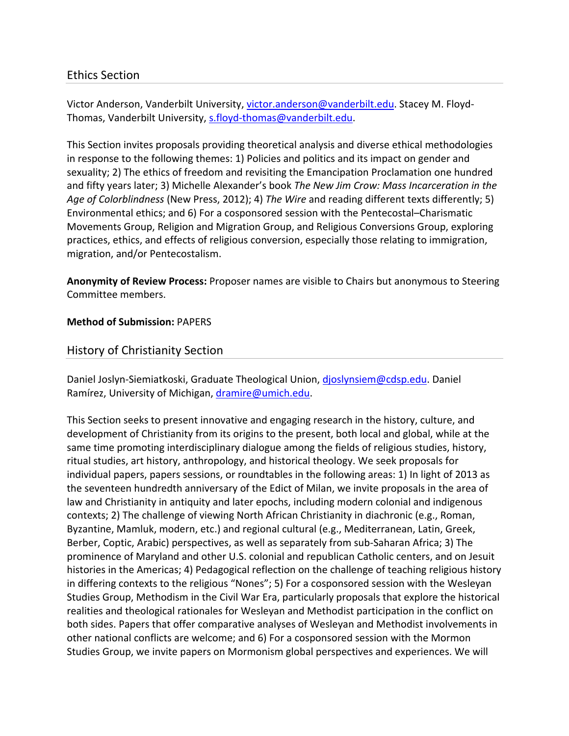## Ethics Section

Victor Anderson, Vanderbilt University, victor.anderson@vanderbilt.edu. Stacey M. Floyd-Thomas, Vanderbilt University, s.floyd-thomas@vanderbilt.edu.

This Section invites proposals providing theoretical analysis and diverse ethical methodologies in response to the following themes: 1) Policies and politics and its impact on gender and sexuality; 2) The ethics of freedom and revisiting the Emancipation Proclamation one hundred and fifty years later; 3) Michelle Alexander's book *The New Jim Crow: Mass Incarceration in the Age of Colorblindness* (New Press, 2012); 4) *The Wire* and reading different texts differently; 5) Environmental ethics; and 6) For a cosponsored session with the Pentecostal–Charismatic Movements Group, Religion and Migration Group, and Religious Conversions Group, exploring practices, ethics, and effects of religious conversion, especially those relating to immigration, migration, and/or Pentecostalism.

**Anonymity of Review Process:** Proposer names are visible to Chairs but anonymous to Steering Committee members.

**Method of Submission:** PAPERS

## History of Christianity Section

Daniel Joslyn-Siemiatkoski, Graduate Theological Union, djoslynsiem@cdsp.edu. Daniel Ramírez, University of Michigan, dramire@umich.edu.

This Section seeks to present innovative and engaging research in the history, culture, and development of Christianity from its origins to the present, both local and global, while at the same time promoting interdisciplinary dialogue among the fields of religious studies, history, ritual studies, art history, anthropology, and historical theology. We seek proposals for individual papers, papers sessions, or roundtables in the following areas: 1) In light of 2013 as the seventeen hundredth anniversary of the Edict of Milan, we invite proposals in the area of law and Christianity in antiquity and later epochs, including modern colonial and indigenous contexts; 2) The challenge of viewing North African Christianity in diachronic (e.g., Roman, Byzantine, Mamluk, modern, etc.) and regional cultural (e.g., Mediterranean, Latin, Greek, Berber, Coptic, Arabic) perspectives, as well as separately from sub-Saharan Africa; 3) The prominence of Maryland and other U.S. colonial and republican Catholic centers, and on Jesuit histories in the Americas; 4) Pedagogical reflection on the challenge of teaching religious history in differing contexts to the religious "Nones"; 5) For a cosponsored session with the Wesleyan Studies Group, Methodism in the Civil War Era, particularly proposals that explore the historical realities and theological rationales for Wesleyan and Methodist participation in the conflict on both sides. Papers that offer comparative analyses of Wesleyan and Methodist involvements in other national conflicts are welcome; and 6) For a cosponsored session with the Mormon Studies Group, we invite papers on Mormonism global perspectives and experiences. We will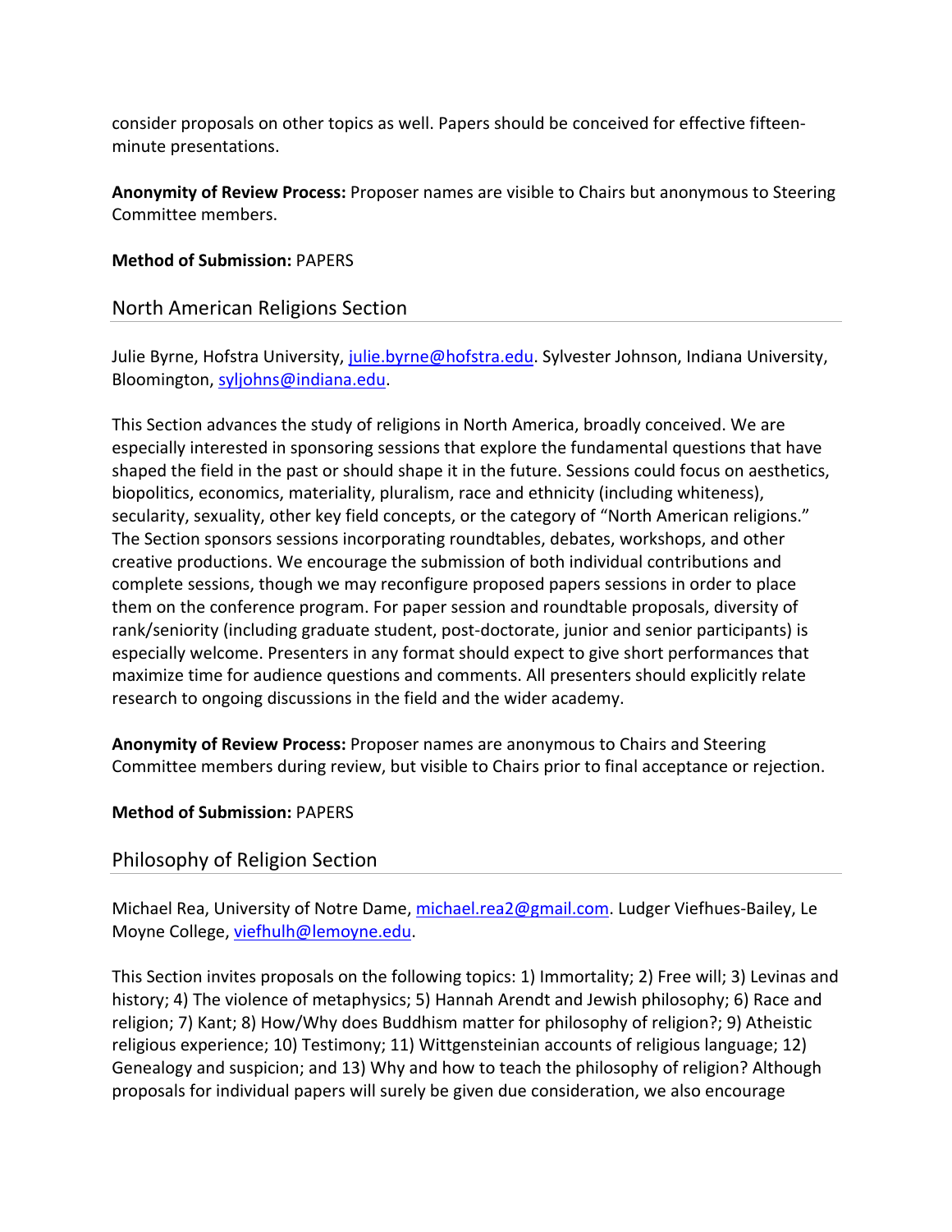consider proposals on other topics as well. Papers should be conceived for effective fifteen-minute presentations.

**Anonymity of Review Process:** Proposer names are visible to Chairs but anonymous to Steering Committee members.

**Method of Submission:** PAPERS

## North American Religions Section

Julie Byrne, Hofstra University, julie.byrne@hofstra.edu. Sylvester Johnson, Indiana University, Bloomington, syljohns@indiana.edu.

This Section advances the study of religions in North America, broadly conceived. We are especially interested in sponsoring sessions that explore the fundamental questions that have shaped the field in the past or should shape it in the future. Sessions could focus on aesthetics, biopolitics, economics, materiality, pluralism, race and ethnicity (including whiteness), secularity, sexuality, other key field concepts, or the category of "North American religions." The Section sponsors sessions incorporating roundtables, debates, workshops, and other creative productions. We encourage the submission of both individual contributions and complete sessions, though we may reconfigure proposed papers sessions in order to place them on the conference program. For paper session and roundtable proposals, diversity of rank/seniority (including graduate student, post-doctorate, junior and senior participants) is especially welcome. Presenters in any format should expect to give short performances that maximize time for audience questions and comments. All presenters should explicitly relate research to ongoing discussions in the field and the wider academy.

**Anonymity of Review Process:** Proposer names are anonymous to Chairs and Steering Committee members during review, but visible to Chairs prior to final acceptance or rejection.

**Method of Submission:** PAPERS

## Philosophy of Religion Section

Michael Rea, University of Notre Dame, michael.rea2@gmail.com. Ludger Viefhues-Bailey, Le Moyne College, viefhulh@lemoyne.edu.

This Section invites proposals on the following topics: 1) Immortality; 2) Free will; 3) Levinas and history; 4) The violence of metaphysics; 5) Hannah Arendt and Jewish philosophy; 6) Race and religion; 7) Kant; 8) How/Why does Buddhism matter for philosophy of religion?; 9) Atheistic religious experience; 10) Testimony; 11) Wittgensteinian accounts of religious language; 12) Genealogy and suspicion; and 13) Why and how to teach the philosophy of religion? Although proposals for individual papers will surely be given due consideration, we also encourage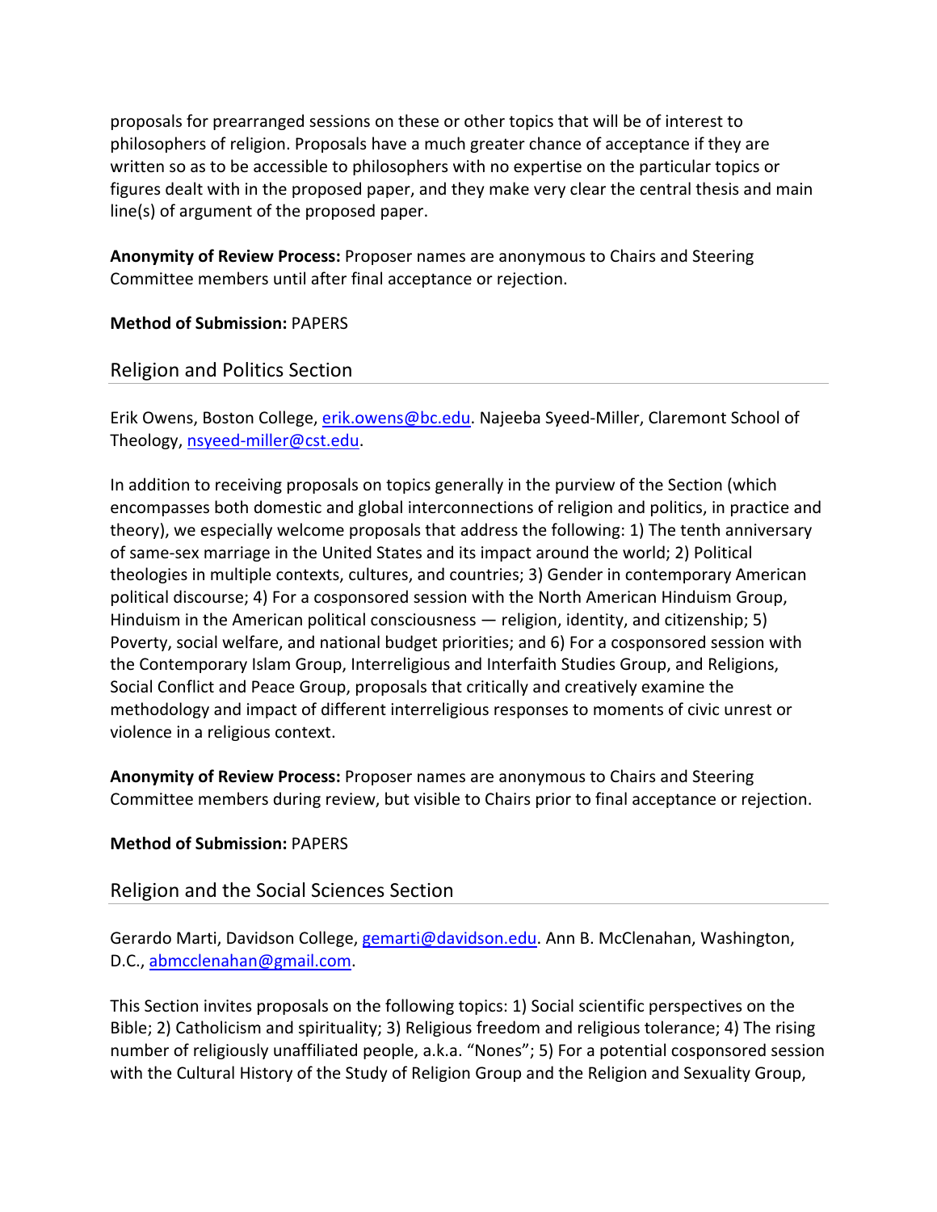proposals for prearranged sessions on these or other topics that will be of interest to philosophers of religion. Proposals have a much greater chance of acceptance if they are written so as to be accessible to philosophers with no expertise on the particular topics or figures dealt with in the proposed paper, and they make very clear the central thesis and main line(s) of argument of the proposed paper.

**Anonymity of Review Process:** Proposer names are anonymous to Chairs and Steering Committee members until after final acceptance or rejection.

**Method of Submission:** PAPERS

## Religion and Politics Section

Erik Owens, Boston College, erik.owens@bc.edu. Najeeba Syeed-Miller, Claremont School of Theology, nsyeed-miller@cst.edu.

In addition to receiving proposals on topics generally in the purview of the Section (which encompasses both domestic and global interconnections of religion and politics, in practice and theory), we especially welcome proposals that address the following: 1) The tenth anniversary of same-sex marriage in the United States and its impact around the world; 2) Political theologies in multiple contexts, cultures, and countries; 3) Gender in contemporary American political discourse; 4) For a cosponsored session with the North American Hinduism Group, Hinduism in the American political consciousness — religion, identity, and citizenship; 5) Poverty, social welfare, and national budget priorities; and 6) For a cosponsored session with the Contemporary Islam Group, Interreligious and Interfaith Studies Group, and Religions, Social Conflict and Peace Group, proposals that critically and creatively examine the methodology and impact of different interreligious responses to moments of civic unrest or violence in a religious context.

**Anonymity of Review Process:** Proposer names are anonymous to Chairs and Steering Committee members during review, but visible to Chairs prior to final acceptance or rejection.

**Method of Submission:** PAPERS

## Religion and the Social Sciences Section

Gerardo Marti, Davidson College, gemarti@davidson.edu. Ann B. McClenahan, Washington, D.C., abmcclenahan@gmail.com.

This Section invites proposals on the following topics: 1) Social scientific perspectives on the Bible; 2) Catholicism and spirituality; 3) Religious freedom and religious tolerance; 4) The rising number of religiously unaffiliated people, a.k.a. "Nones"; 5) For a potential cosponsored session with the Cultural History of the Study of Religion Group and the Religion and Sexuality Group,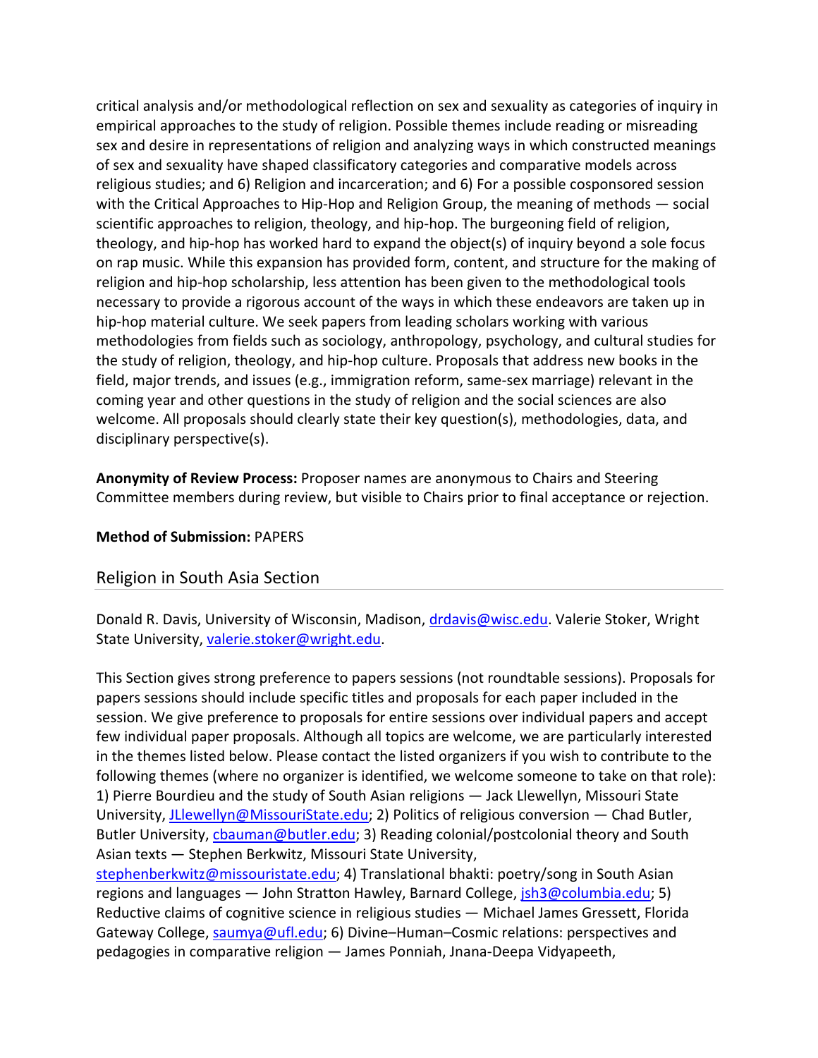critical analysis and/or methodological reflection on sex and sexuality as categories of inquiry in empirical approaches to the study of religion. Possible themes include reading or misreading sex and desire in representations of religion and analyzing ways in which constructed meanings of sex and sexuality have shaped classificatory categories and comparative models across religious studies; and 6) Religion and incarceration; and 6) For a possible cosponsored session with the Critical Approaches to Hip-Hop and Religion Group, the meaning of methods — social scientific approaches to religion, theology, and hip-hop. The burgeoning field of religion, theology, and hip-hop has worked hard to expand the object(s) of inquiry beyond a sole focus on rap music. While this expansion has provided form, content, and structure for the making of religion and hip-hop scholarship, less attention has been given to the methodological tools necessary to provide a rigorous account of the ways in which these endeavors are taken up in hip-hop material culture. We seek papers from leading scholars working with various methodologies from fields such as sociology, anthropology, psychology, and cultural studies for the study of religion, theology, and hip-hop culture. Proposals that address new books in the field, major trends, and issues (e.g., immigration reform, same-sex marriage) relevant in the coming year and other questions in the study of religion and the social sciences are also welcome. All proposals should clearly state their key question(s), methodologies, data, and disciplinary perspective(s).

**Anonymity of Review Process:** Proposer names are anonymous to Chairs and Steering Committee members during review, but visible to Chairs prior to final acceptance or rejection.

**Method of Submission:** PAPERS

## Religion in South Asia Section

Donald R. Davis, University of Wisconsin, Madison, drdavis@wisc.edu. Valerie Stoker, Wright State University, valerie.stoker@wright.edu.

This Section gives strong preference to papers sessions (not roundtable sessions). Proposals for papers sessions should include specific titles and proposals for each paper included in the session. We give preference to proposals for entire sessions over individual papers and accept few individual paper proposals. Although all topics are welcome, we are particularly interested in the themes listed below. Please contact the listed organizers if you wish to contribute to the following themes (where no organizer is identified, we welcome someone to take on that role): 1) Pierre Bourdieu and the study of South Asian religions — Jack Llewellyn, Missouri State University, JLlewellyn@MissouriState.edu; 2) Politics of religious conversion — Chad Butler, Butler University, cbauman@butler.edu; 3) Reading colonial/postcolonial theory and South Asian texts — Stephen Berkwitz, Missouri State University, stephenberkwitz@missouristate.edu; 4) Translational bhakti: poetry/song in South Asian regions and languages — John Stratton Hawley, Barnard College, jsh3@columbia.edu; 5) Reductive claims of cognitive science in religious studies — Michael James Gressett, Florida Gateway College, saumya@ufl.edu; 6) Divine–Human–Cosmic relations: perspectives and pedagogies in comparative religion — James Ponniah, Jnana-Deepa Vidyapeeth,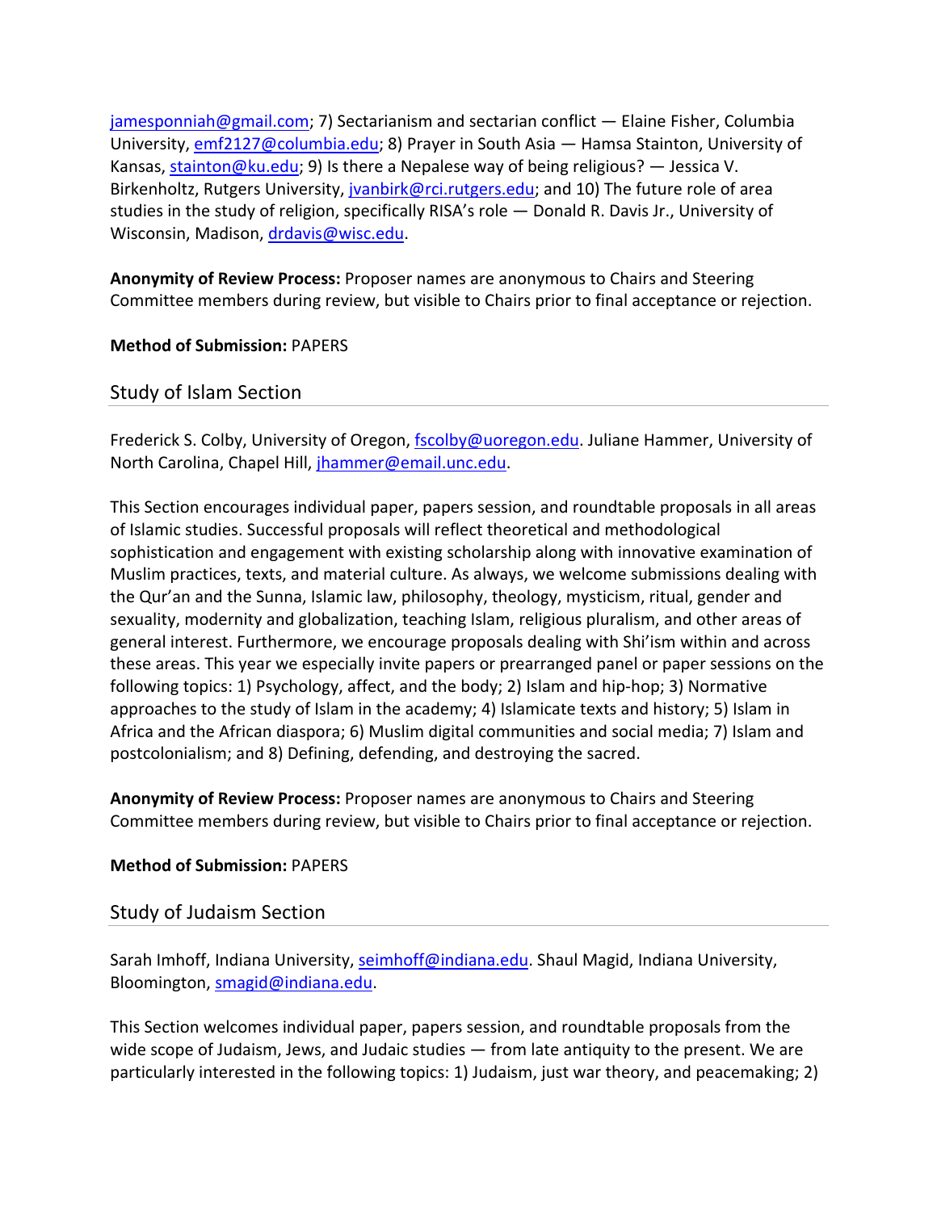jamesponniah@gmail.com; 7) Sectarianism and sectarian conflict — Elaine Fisher, Columbia University, emf2127@columbia.edu; 8) Prayer in South Asia — Hamsa Stainton, University of Kansas, stainton@ku.edu; 9) Is there a Nepalese way of being religious? — Jessica V. Birkenholtz, Rutgers University, jvanbirk@rci.rutgers.edu; and 10) The future role of area studies in the study of religion, specifically RISA's role — Donald R. Davis Jr., University of Wisconsin, Madison, drdavis@wisc.edu.

**Anonymity of Review Process:** Proposer names are anonymous to Chairs and Steering Committee members during review, but visible to Chairs prior to final acceptance or rejection.

**Method of Submission:** PAPERS

## Study of Islam Section

Frederick S. Colby, University of Oregon, fscolby@uoregon.edu. Juliane Hammer, University of North Carolina, Chapel Hill, jhammer@email.unc.edu.

This Section encourages individual paper, papers session, and roundtable proposals in all areas of Islamic studies. Successful proposals will reflect theoretical and methodological sophistication and engagement with existing scholarship along with innovative examination of Muslim practices, texts, and material culture. As always, we welcome submissions dealing with the Qur'an and the Sunna, Islamic law, philosophy, theology, mysticism, ritual, gender and sexuality, modernity and globalization, teaching Islam, religious pluralism, and other areas of general interest. Furthermore, we encourage proposals dealing with Shi'ism within and across these areas. This year we especially invite papers or prearranged panel or paper sessions on the following topics: 1) Psychology, affect, and the body; 2) Islam and hip-hop; 3) Normative approaches to the study of Islam in the academy; 4) Islamicate texts and history; 5) Islam in Africa and the African diaspora; 6) Muslim digital communities and social media; 7) Islam and postcolonialism; and 8) Defining, defending, and destroying the sacred.

**Anonymity of Review Process:** Proposer names are anonymous to Chairs and Steering Committee members during review, but visible to Chairs prior to final acceptance or rejection.

**Method of Submission:** PAPERS

## Study of Judaism Section

Sarah Imhoff, Indiana University, seimhoff@indiana.edu. Shaul Magid, Indiana University, Bloomington, smagid@indiana.edu.

This Section welcomes individual paper, papers session, and roundtable proposals from the wide scope of Judaism, Jews, and Judaic studies — from late antiquity to the present. We are particularly interested in the following topics: 1) Judaism, just war theory, and peacemaking; 2)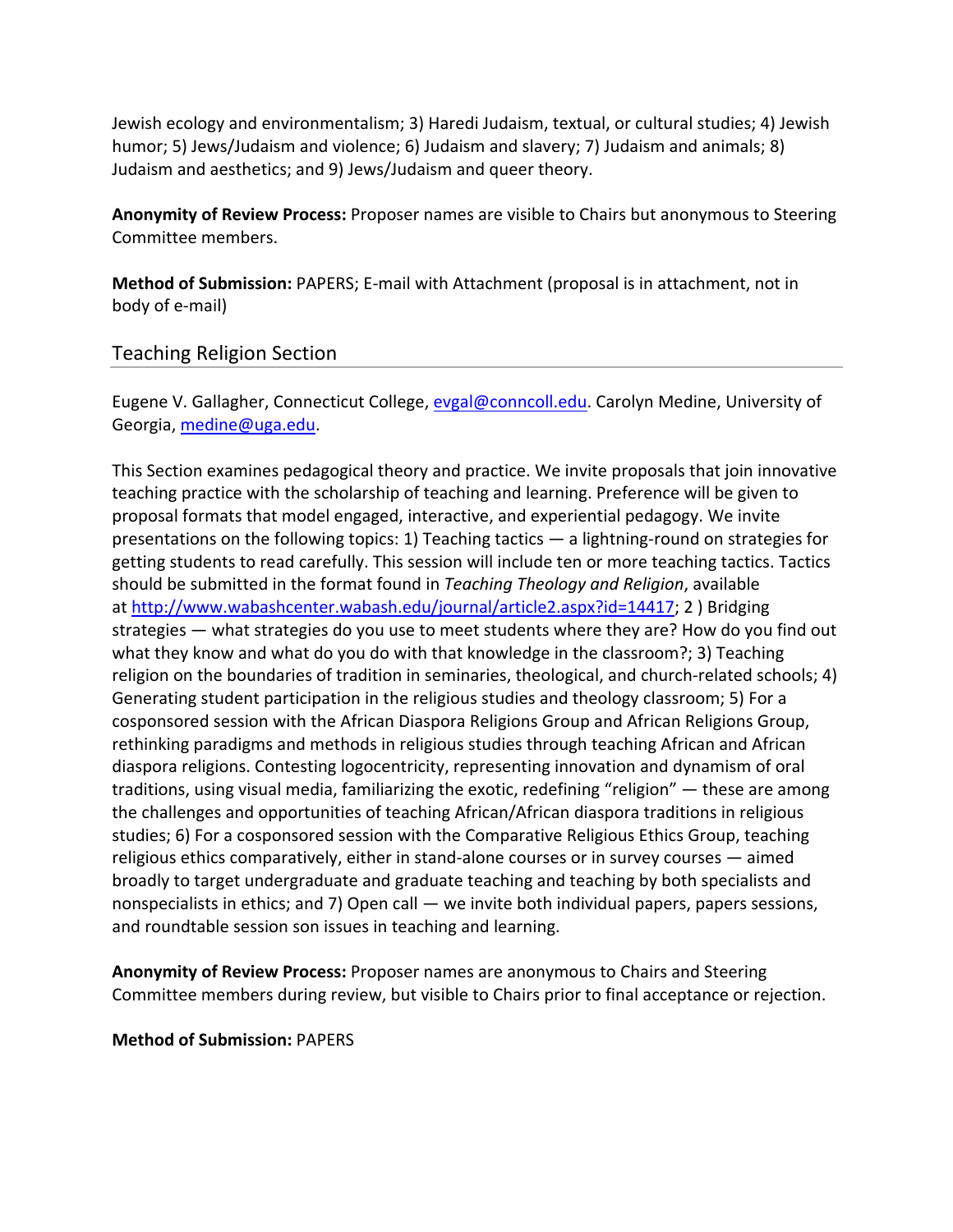Jewish ecology and environmentalism; 3) Haredi Judaism, textual, or cultural studies; 4) Jewish humor; 5) Jews/Judaism and violence; 6) Judaism and slavery; 7) Judaism and animals; 8) Judaism and aesthetics; and 9) Jews/Judaism and queer theory.

**Anonymity of Review Process:** Proposer names are visible to Chairs but anonymous to Steering Committee members.

**Method of Submission:** PAPERS; E-mail with Attachment (proposal is in attachment, not in body of e-mail)

## Teaching Religion Section

Eugene V. Gallagher, Connecticut College, [evgal@conncoll.edu](mailto:evgal@conncoll.edu). Carolyn Medine, University of Georgia, [medine@uga.edu](mailto:medine@uga.edu).

This Section examines pedagogical theory and practice. We invite proposals that join innovative teaching practice with the scholarship of teaching and learning. Preference will be given to proposal formats that model engaged, interactive, and experiential pedagogy. We invite presentations on the following topics: 1) Teaching tactics — a lightning-round on strategies for getting students to read carefully. This session will include ten or more teaching tactics. Tactics should be submitted in the format found in *Teaching Theology and Religion*, available at [http://www.wabashcenter.wabash.edu/journal/article2.aspx?id=14417](http://www.wabashcenter.wabash.edu/journal/article2.aspx?id=14417); 2 ) Bridging strategies — what strategies do you use to meet students where they are? How do you find out what they know and what do you do with that knowledge in the classroom?; 3) Teaching religion on the boundaries of tradition in seminaries, theological, and church-related schools; 4) Generating student participation in the religious studies and theology classroom; 5) For a cosponsored session with the African Diaspora Religions Group and African Religions Group, rethinking paradigms and methods in religious studies through teaching African and African diaspora religions. Contesting logocentricity, representing innovation and dynamism of oral traditions, using visual media, familiarizing the exotic, redefining "religion" — these are among the challenges and opportunities of teaching African/African diaspora traditions in religious studies; 6) For a cosponsored session with the Comparative Religious Ethics Group, teaching religious ethics comparatively, either in stand-alone courses or in survey courses — aimed broadly to target undergraduate and graduate teaching and teaching by both specialists and nonspecialists in ethics; and 7) Open call — we invite both individual papers, papers sessions, and roundtable session son issues in teaching and learning.

**Anonymity of Review Process:** Proposer names are anonymous to Chairs and Steering Committee members during review, but visible to Chairs prior to final acceptance or rejection.

**Method of Submission:** PAPERS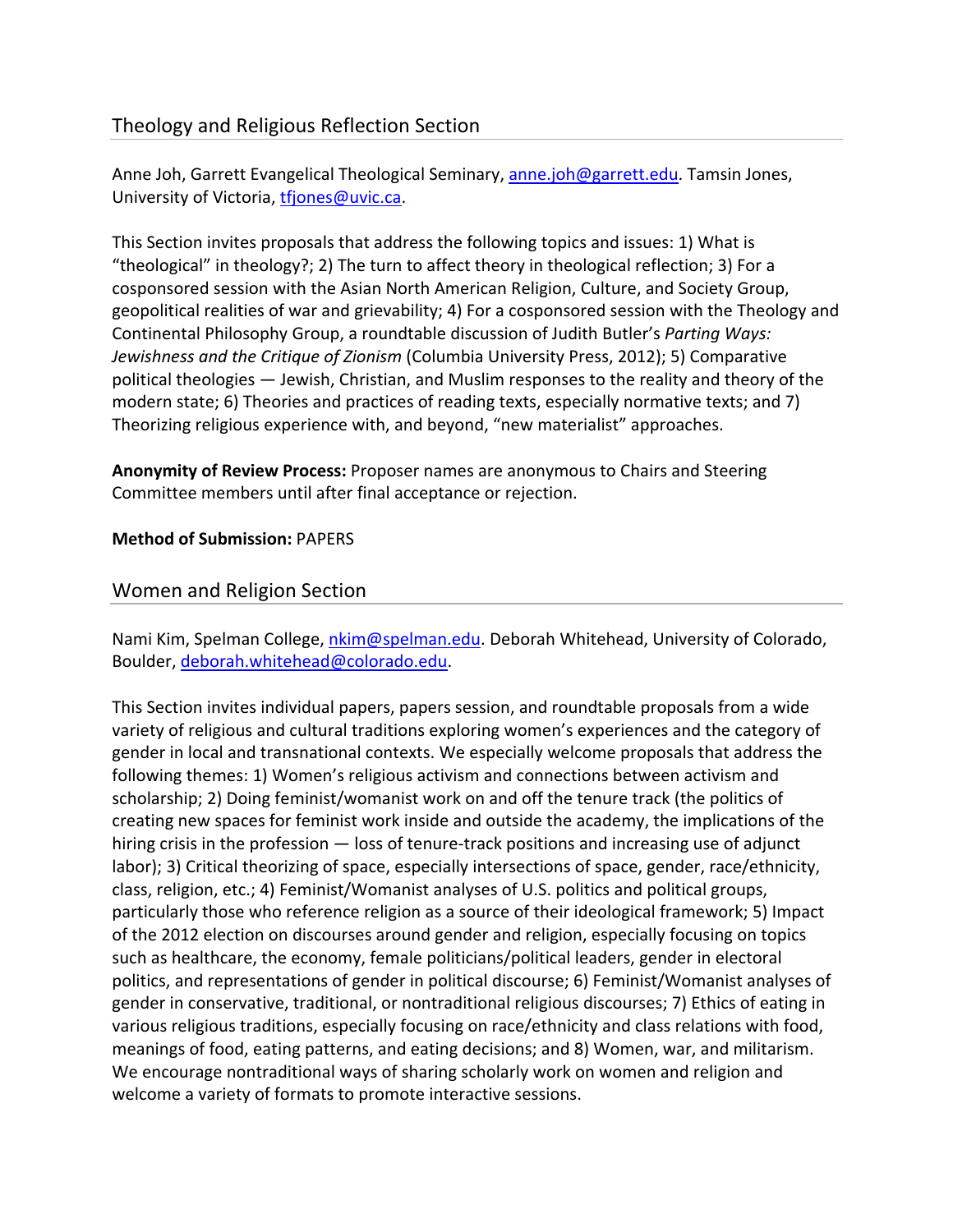## Theology and Religious Reflection Section

Anne Joh, Garrett Evangelical Theological Seminary, anne.joh@garrett.edu. Tamsin Jones, University of Victoria, tfjones@uvic.ca.

This Section invites proposals that address the following topics and issues: 1) What is "theological" in theology?; 2) The turn to affect theory in theological reflection; 3) For a cosponsored session with the Asian North American Religion, Culture, and Society Group, geopolitical realities of war and grievability; 4) For a cosponsored session with the Theology and Continental Philosophy Group, a roundtable discussion of Judith Butler's *Parting Ways: Jewishness and the Critique of Zionism* (Columbia University Press, 2012); 5) Comparative political theologies — Jewish, Christian, and Muslim responses to the reality and theory of the modern state; 6) Theories and practices of reading texts, especially normative texts; and 7) Theorizing religious experience with, and beyond, "new materialist" approaches.

**Anonymity of Review Process:** Proposer names are anonymous to Chairs and Steering Committee members until after final acceptance or rejection.

**Method of Submission:** PAPERS

## Women and Religion Section

Nami Kim, Spelman College, nkim@spelman.edu. Deborah Whitehead, University of Colorado, Boulder, deborah.whitehead@colorado.edu.

This Section invites individual papers, papers session, and roundtable proposals from a wide variety of religious and cultural traditions exploring women's experiences and the category of gender in local and transnational contexts. We especially welcome proposals that address the following themes: 1) Women's religious activism and connections between activism and scholarship; 2) Doing feminist/womanist work on and off the tenure track (the politics of creating new spaces for feminist work inside and outside the academy, the implications of the hiring crisis in the profession — loss of tenure-track positions and increasing use of adjunct labor); 3) Critical theorizing of space, especially intersections of space, gender, race/ethnicity, class, religion, etc.; 4) Feminist/Womanist analyses of U.S. politics and political groups, particularly those who reference religion as a source of their ideological framework; 5) Impact of the 2012 election on discourses around gender and religion, especially focusing on topics such as healthcare, the economy, female politicians/political leaders, gender in electoral politics, and representations of gender in political discourse; 6) Feminist/Womanist analyses of gender in conservative, traditional, or nontraditional religious discourses; 7) Ethics of eating in various religious traditions, especially focusing on race/ethnicity and class relations with food, meanings of food, eating patterns, and eating decisions; and 8) Women, war, and militarism. We encourage nontraditional ways of sharing scholarly work on women and religion and welcome a variety of formats to promote interactive sessions.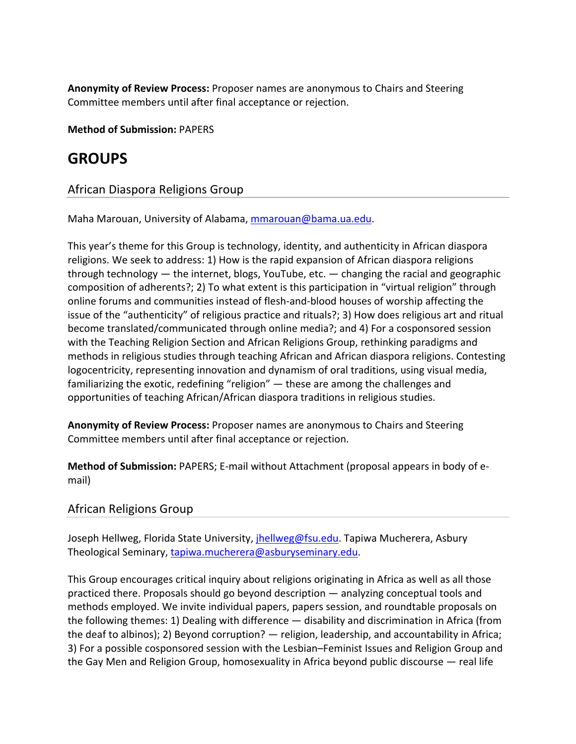**Anonymity of Review Process:** Proposer names are anonymous to Chairs and Steering Committee members until after final acceptance or rejection.

**Method of Submission:** PAPERS

# GROUPS

## African Diaspora Religions Group

Maha Marouan, University of Alabama, mmarouan@bama.ua.edu.

This year's theme for this Group is technology, identity, and authenticity in African diaspora religions. We seek to address: 1) How is the rapid expansion of African diaspora religions through technology — the internet, blogs, YouTube, etc. — changing the racial and geographic composition of adherents?; 2) To what extent is this participation in "virtual religion" through online forums and communities instead of flesh-and-blood houses of worship affecting the issue of the "authenticity" of religious practice and rituals?; 3) How does religious art and ritual become translated/communicated through online media?; and 4) For a cosponsored session with the Teaching Religion Section and African Religions Group, rethinking paradigms and methods in religious studies through teaching African and African diaspora religions. Contesting logocentricity, representing innovation and dynamism of oral traditions, using visual media, familiarizing the exotic, redefining "religion" — these are among the challenges and opportunities of teaching African/African diaspora traditions in religious studies.

**Anonymity of Review Process:** Proposer names are anonymous to Chairs and Steering Committee members until after final acceptance or rejection.

**Method of Submission:** PAPERS; E-mail without Attachment (proposal appears in body of e-mail)

## African Religions Group

Joseph Hellweg, Florida State University, jhellweg@fsu.edu. Tapiwa Mucherera, Asbury Theological Seminary, tapiwa.mucherera@asburyseminary.edu.

This Group encourages critical inquiry about religions originating in Africa as well as all those practiced there. Proposals should go beyond description — analyzing conceptual tools and methods employed. We invite individual papers, papers session, and roundtable proposals on the following themes: 1) Dealing with difference — disability and discrimination in Africa (from the deaf to albinos); 2) Beyond corruption? — religion, leadership, and accountability in Africa; 3) For a possible cosponsored session with the Lesbian–Feminist Issues and Religion Group and the Gay Men and Religion Group, homosexuality in Africa beyond public discourse — real life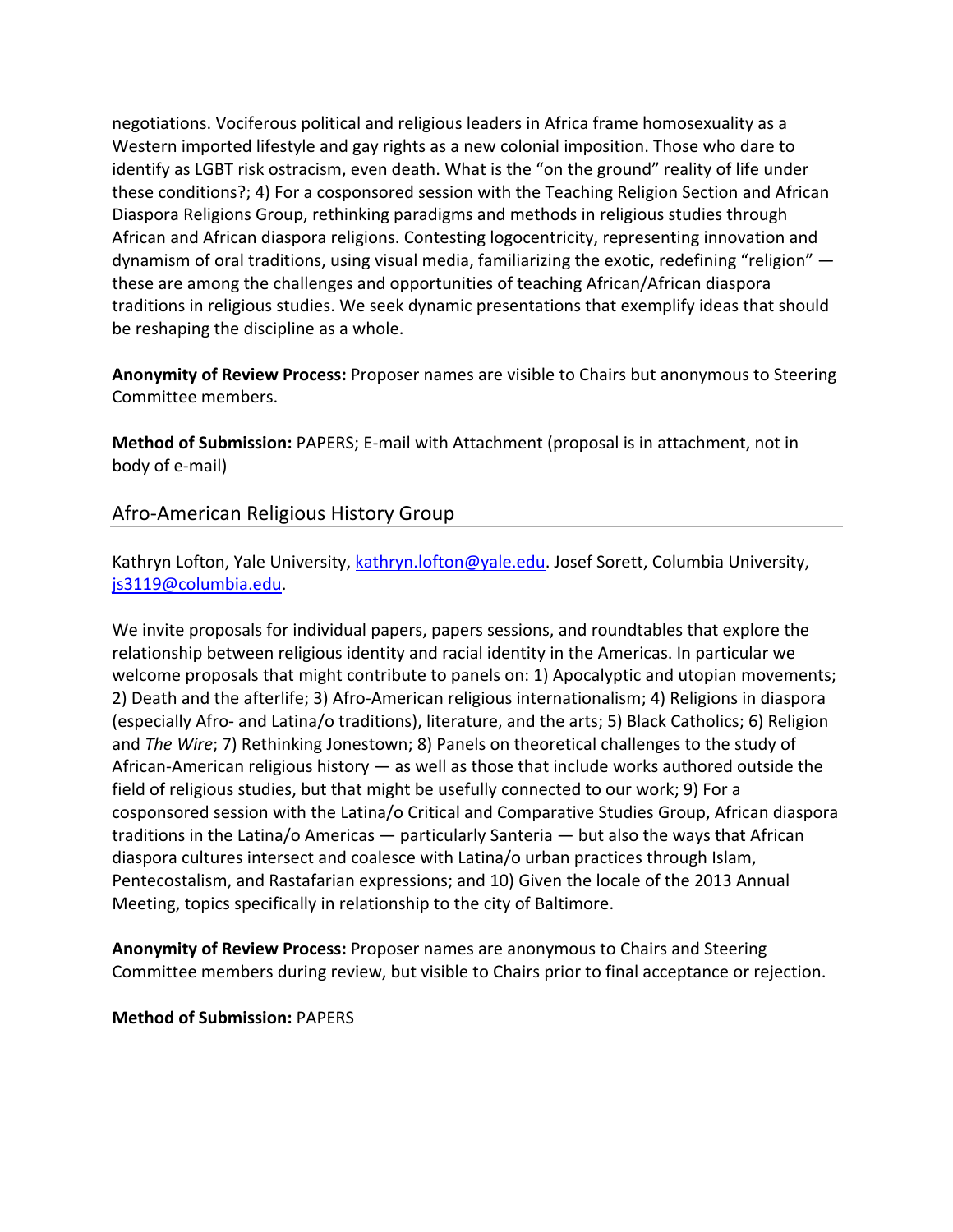negotiations. Vociferous political and religious leaders in Africa frame homosexuality as a Western imported lifestyle and gay rights as a new colonial imposition. Those who dare to identify as LGBT risk ostracism, even death. What is the "on the ground" reality of life under these conditions?; 4) For a cosponsored session with the Teaching Religion Section and African Diaspora Religions Group, rethinking paradigms and methods in religious studies through African and African diaspora religions. Contesting logocentricity, representing innovation and dynamism of oral traditions, using visual media, familiarizing the exotic, redefining "religion" — these are among the challenges and opportunities of teaching African/African diaspora traditions in religious studies. We seek dynamic presentations that exemplify ideas that should be reshaping the discipline as a whole.

**Anonymity of Review Process:** Proposer names are visible to Chairs but anonymous to Steering Committee members.

**Method of Submission:** PAPERS; E-mail with Attachment (proposal is in attachment, not in body of e-mail)

## Afro-American Religious History Group

Kathryn Lofton, Yale University, kathryn.lofton@yale.edu. Josef Sorett, Columbia University, js3119@columbia.edu.

We invite proposals for individual papers, papers sessions, and roundtables that explore the relationship between religious identity and racial identity in the Americas. In particular we welcome proposals that might contribute to panels on: 1) Apocalyptic and utopian movements; 2) Death and the afterlife; 3) Afro-American religious internationalism; 4) Religions in diaspora (especially Afro- and Latina/o traditions), literature, and the arts; 5) Black Catholics; 6) Religion and *The Wire*; 7) Rethinking Jonestown; 8) Panels on theoretical challenges to the study of African-American religious history — as well as those that include works authored outside the field of religious studies, but that might be usefully connected to our work; 9) For a cosponsored session with the Latina/o Critical and Comparative Studies Group, African diaspora traditions in the Latina/o Americas — particularly Santeria — but also the ways that African diaspora cultures intersect and coalesce with Latina/o urban practices through Islam, Pentecostalism, and Rastafarian expressions; and 10) Given the locale of the 2013 Annual Meeting, topics specifically in relationship to the city of Baltimore.

**Anonymity of Review Process:** Proposer names are anonymous to Chairs and Steering Committee members during review, but visible to Chairs prior to final acceptance or rejection.

**Method of Submission:** PAPERS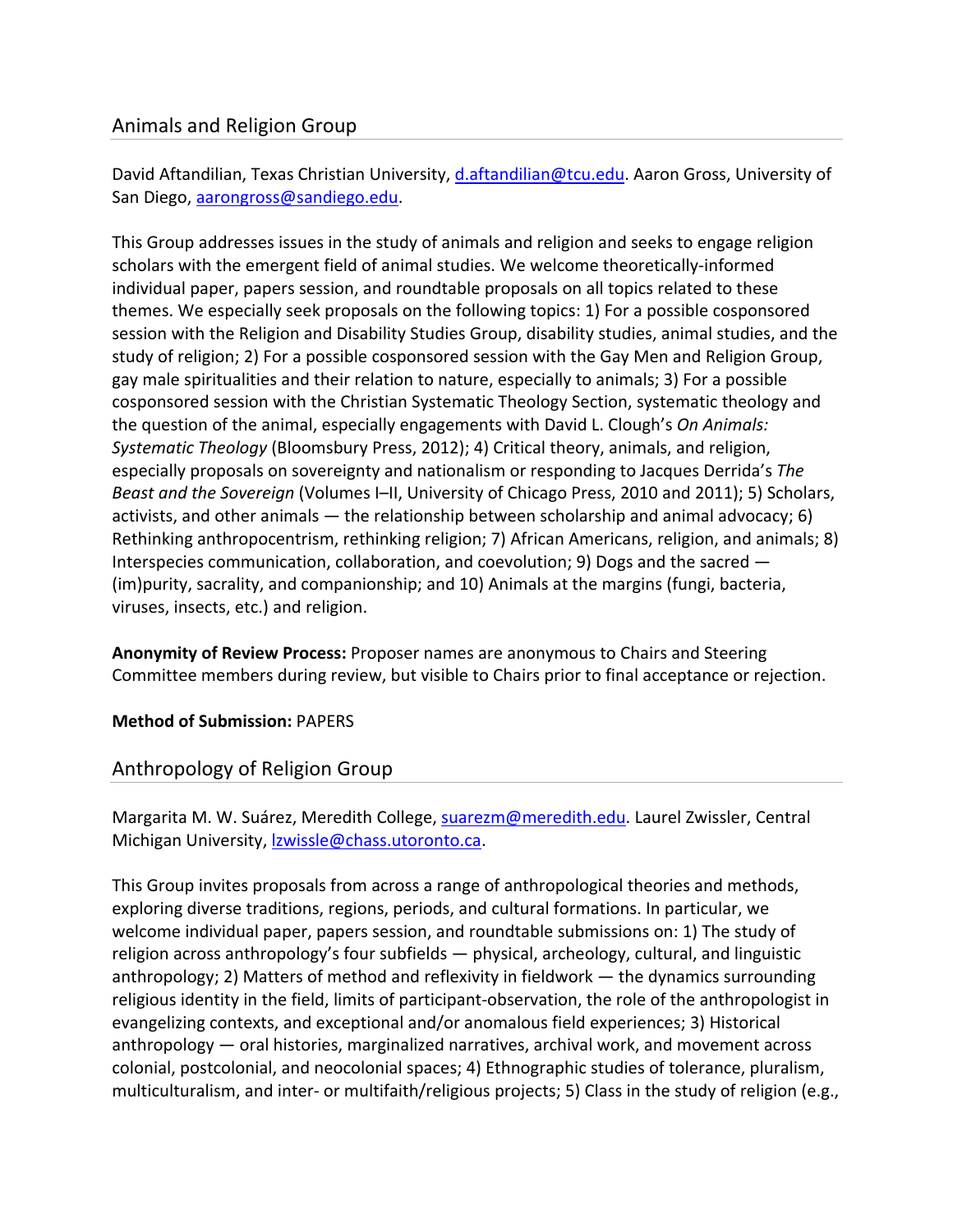## Animals and Religion Group

David Aftandilian, Texas Christian University, d.aftandilian@tcu.edu. Aaron Gross, University of San Diego, aarongross@sandiego.edu.

This Group addresses issues in the study of animals and religion and seeks to engage religion scholars with the emergent field of animal studies. We welcome theoretically-informed individual paper, papers session, and roundtable proposals on all topics related to these themes. We especially seek proposals on the following topics: 1) For a possible cosponsored session with the Religion and Disability Studies Group, disability studies, animal studies, and the study of religion; 2) For a possible cosponsored session with the Gay Men and Religion Group, gay male spiritualities and their relation to nature, especially to animals; 3) For a possible cosponsored session with the Christian Systematic Theology Section, systematic theology and the question of the animal, especially engagements with David L. Clough's *On Animals: Systematic Theology* (Bloomsbury Press, 2012); 4) Critical theory, animals, and religion, especially proposals on sovereignty and nationalism or responding to Jacques Derrida's *The Beast and the Sovereign* (Volumes I–II, University of Chicago Press, 2010 and 2011); 5) Scholars, activists, and other animals — the relationship between scholarship and animal advocacy; 6) Rethinking anthropocentrism, rethinking religion; 7) African Americans, religion, and animals; 8) Interspecies communication, collaboration, and coevolution; 9) Dogs and the sacred — (im)purity, sacrality, and companionship; and 10) Animals at the margins (fungi, bacteria, viruses, insects, etc.) and religion.

**Anonymity of Review Process:** Proposer names are anonymous to Chairs and Steering Committee members during review, but visible to Chairs prior to final acceptance or rejection.

**Method of Submission:** PAPERS

## Anthropology of Religion Group

Margarita M. W. Suárez, Meredith College, suarezm@meredith.edu. Laurel Zwissler, Central Michigan University, lzwissle@chass.utoronto.ca.

This Group invites proposals from across a range of anthropological theories and methods, exploring diverse traditions, regions, periods, and cultural formations. In particular, we welcome individual paper, papers session, and roundtable submissions on: 1) The study of religion across anthropology's four subfields — physical, archeology, cultural, and linguistic anthropology; 2) Matters of method and reflexivity in fieldwork — the dynamics surrounding religious identity in the field, limits of participant-observation, the role of the anthropologist in evangelizing contexts, and exceptional and/or anomalous field experiences; 3) Historical anthropology — oral histories, marginalized narratives, archival work, and movement across colonial, postcolonial, and neocolonial spaces; 4) Ethnographic studies of tolerance, pluralism, multiculturalism, and inter- or multifaith/religious projects; 5) Class in the study of religion (e.g.,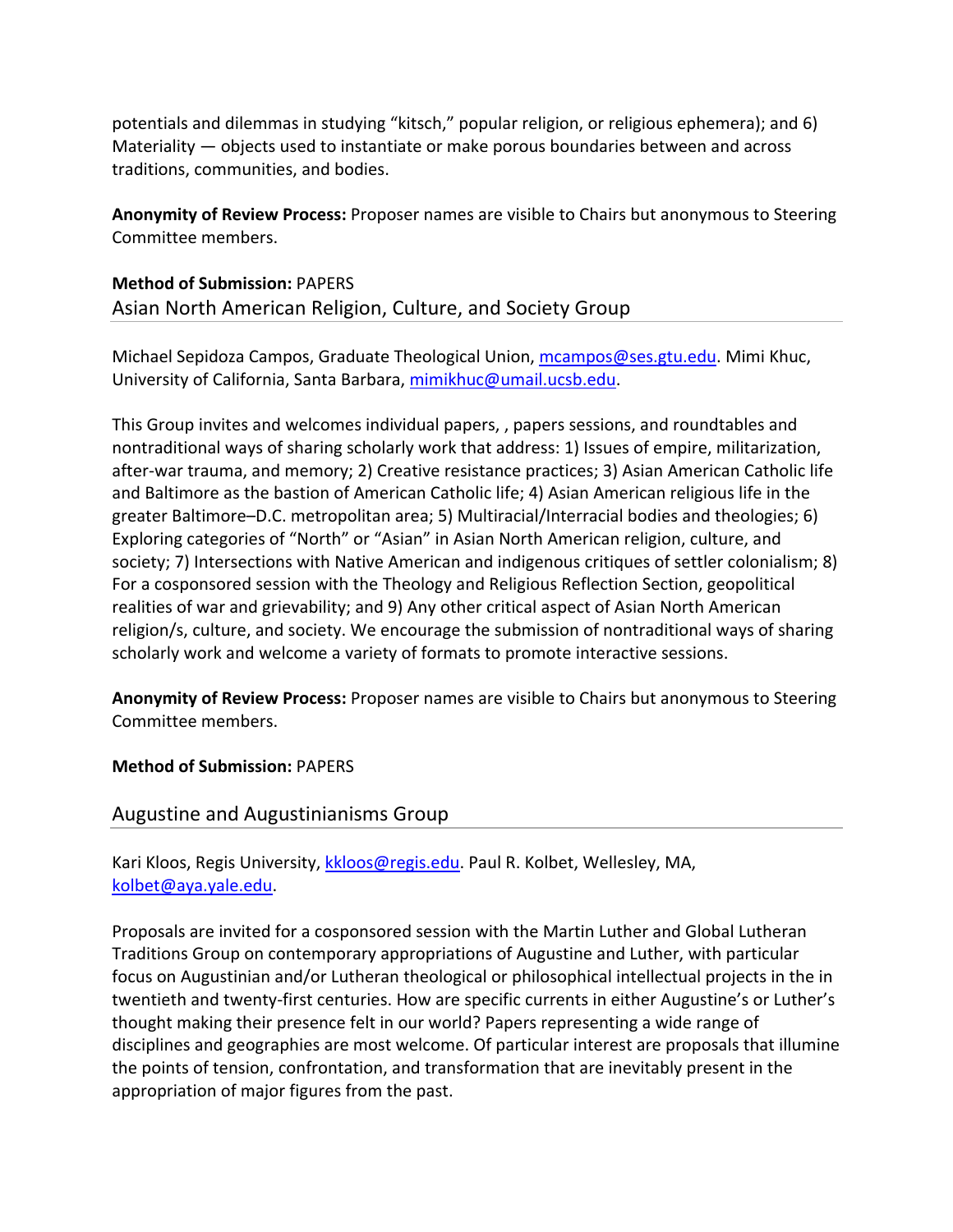potentials and dilemmas in studying “kitsch,” popular religion, or religious ephemera); and 6) Materiality — objects used to instantiate or make porous boundaries between and across traditions, communities, and bodies.

**Anonymity of Review Process:** Proposer names are visible to Chairs but anonymous to Steering Committee members.

**Method of Submission:** PAPERS

## Asian North American Religion, Culture, and Society Group

Michael Sepidoza Campos, Graduate Theological Union, mcampos@ses.gtu.edu. Mimi Khuc, University of California, Santa Barbara, mimikhuc@umail.ucsb.edu.

This Group invites and welcomes individual papers, , papers sessions, and roundtables and nontraditional ways of sharing scholarly work that address: 1) Issues of empire, militarization, after-war trauma, and memory; 2) Creative resistance practices; 3) Asian American Catholic life and Baltimore as the bastion of American Catholic life; 4) Asian American religious life in the greater Baltimore–D.C. metropolitan area; 5) Multiracial/Interracial bodies and theologies; 6) Exploring categories of “North” or “Asian” in Asian North American religion, culture, and society; 7) Intersections with Native American and indigenous critiques of settler colonialism; 8) For a cosponsored session with the Theology and Religious Reflection Section, geopolitical realities of war and grievability; and 9) Any other critical aspect of Asian North American religion/s, culture, and society. We encourage the submission of nontraditional ways of sharing scholarly work and welcome a variety of formats to promote interactive sessions.

**Anonymity of Review Process:** Proposer names are visible to Chairs but anonymous to Steering Committee members.

**Method of Submission:** PAPERS

## Augustine and Augustinianisms Group

Kari Kloos, Regis University, kkloos@regis.edu. Paul R. Kolbet, Wellesley, MA, kolbet@aya.yale.edu.

Proposals are invited for a cosponsored session with the Martin Luther and Global Lutheran Traditions Group on contemporary appropriations of Augustine and Luther, with particular focus on Augustinian and/or Lutheran theological or philosophical intellectual projects in the in twentieth and twenty-first centuries. How are specific currents in either Augustine’s or Luther’s thought making their presence felt in our world? Papers representing a wide range of disciplines and geographies are most welcome. Of particular interest are proposals that illumine the points of tension, confrontation, and transformation that are inevitably present in the appropriation of major figures from the past.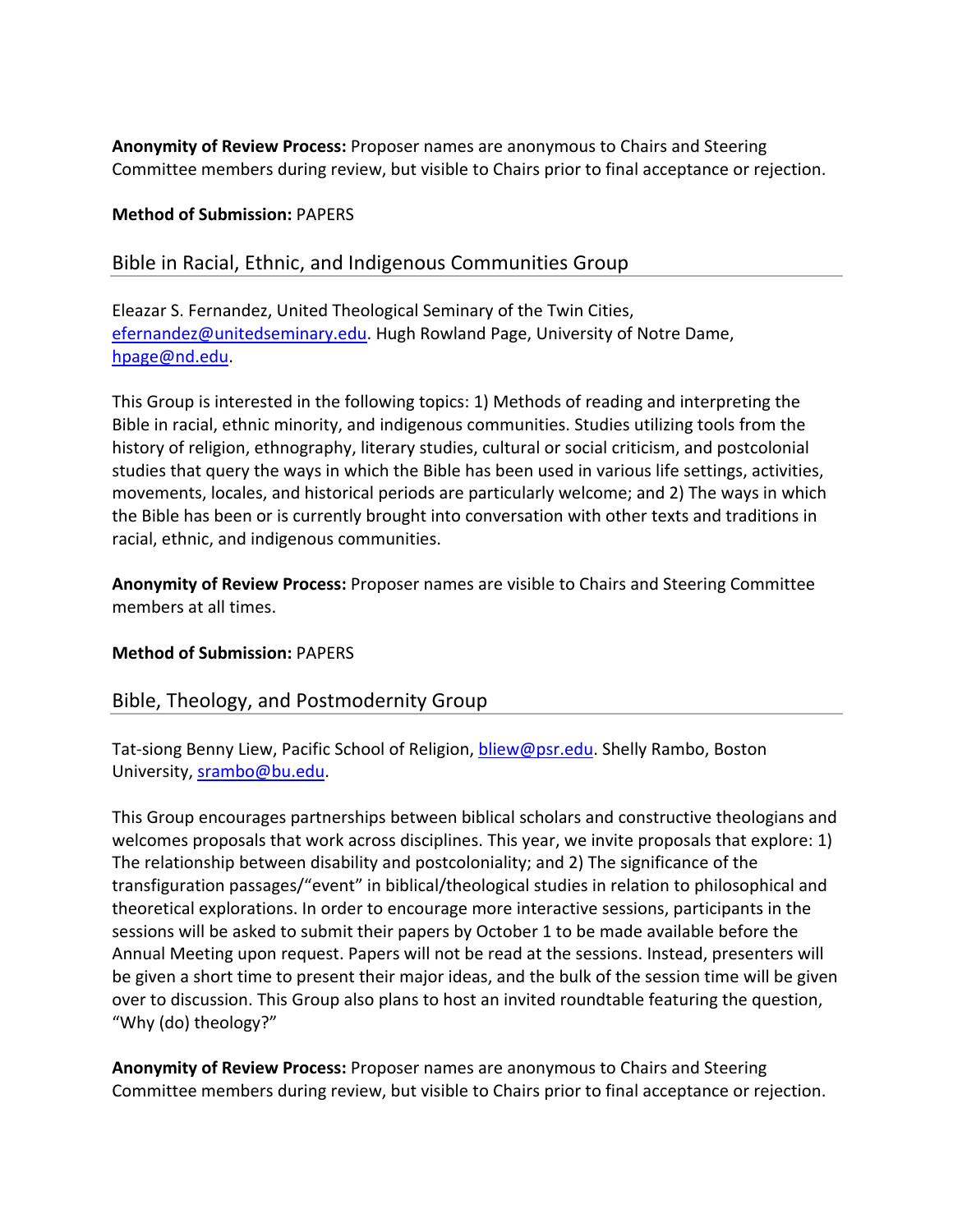**Anonymity of Review Process:** Proposer names are anonymous to Chairs and Steering Committee members during review, but visible to Chairs prior to final acceptance or rejection.

**Method of Submission:** PAPERS

## Bible in Racial, Ethnic, and Indigenous Communities Group

Eleazar S. Fernandez, United Theological Seminary of the Twin Cities, efernandez@unitedseminary.edu. Hugh Rowland Page, University of Notre Dame, hpage@nd.edu.

This Group is interested in the following topics: 1) Methods of reading and interpreting the Bible in racial, ethnic minority, and indigenous communities. Studies utilizing tools from the history of religion, ethnography, literary studies, cultural or social criticism, and postcolonial studies that query the ways in which the Bible has been used in various life settings, activities, movements, locales, and historical periods are particularly welcome; and 2) The ways in which the Bible has been or is currently brought into conversation with other texts and traditions in racial, ethnic, and indigenous communities.

**Anonymity of Review Process:** Proposer names are visible to Chairs and Steering Committee members at all times.

**Method of Submission:** PAPERS

## Bible, Theology, and Postmodernity Group

Tat-siong Benny Liew, Pacific School of Religion, bliew@psr.edu. Shelly Rambo, Boston University, srambo@bu.edu.

This Group encourages partnerships between biblical scholars and constructive theologians and welcomes proposals that work across disciplines. This year, we invite proposals that explore: 1) The relationship between disability and postcoloniality; and 2) The significance of the transfiguration passages/"event" in biblical/theological studies in relation to philosophical and theoretical explorations. In order to encourage more interactive sessions, participants in the sessions will be asked to submit their papers by October 1 to be made available before the Annual Meeting upon request. Papers will not be read at the sessions. Instead, presenters will be given a short time to present their major ideas, and the bulk of the session time will be given over to discussion. This Group also plans to host an invited roundtable featuring the question, "Why (do) theology?"

**Anonymity of Review Process:** Proposer names are anonymous to Chairs and Steering Committee members during review, but visible to Chairs prior to final acceptance or rejection.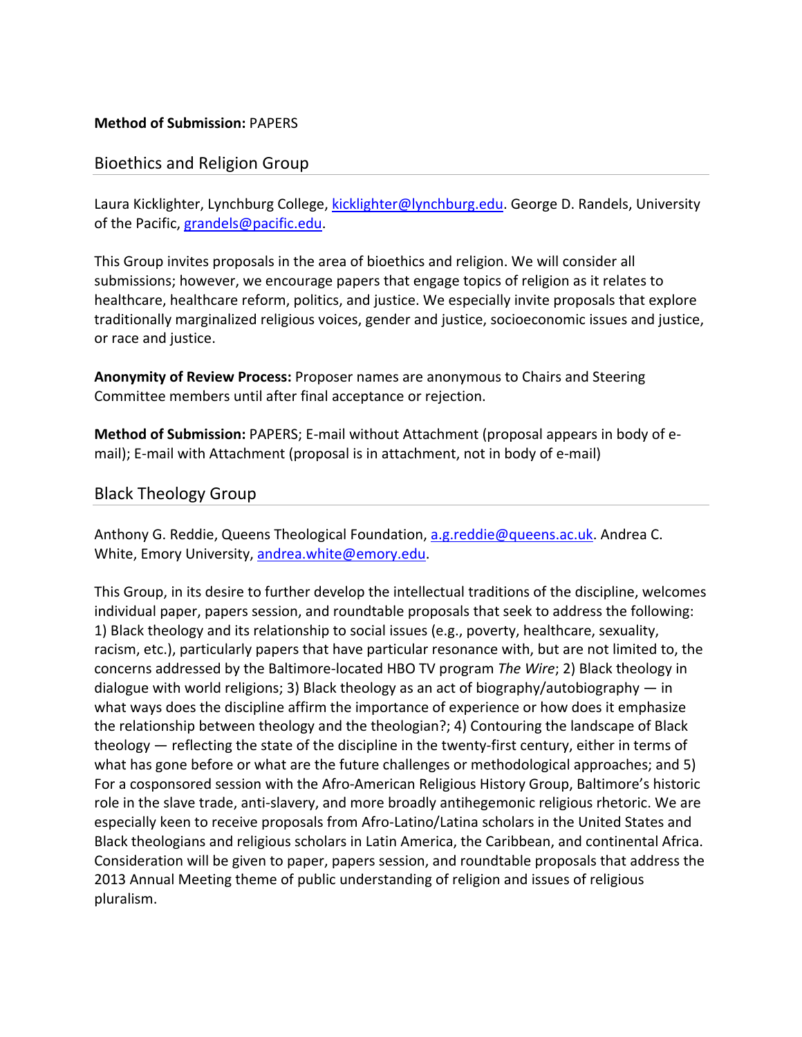**Method of Submission:** PAPERS

## Bioethics and Religion Group

Laura Kicklighter, Lynchburg College, kicklighter@lynchburg.edu. George D. Randels, University of the Pacific, grandels@pacific.edu.

This Group invites proposals in the area of bioethics and religion. We will consider all submissions; however, we encourage papers that engage topics of religion as it relates to healthcare, healthcare reform, politics, and justice. We especially invite proposals that explore traditionally marginalized religious voices, gender and justice, socioeconomic issues and justice, or race and justice.

**Anonymity of Review Process:** Proposer names are anonymous to Chairs and Steering Committee members until after final acceptance or rejection.

**Method of Submission:** PAPERS; E-mail without Attachment (proposal appears in body of e-mail); E-mail with Attachment (proposal is in attachment, not in body of e-mail)

## Black Theology Group

Anthony G. Reddie, Queens Theological Foundation, a.g.reddie@queens.ac.uk. Andrea C. White, Emory University, andrea.white@emory.edu.

This Group, in its desire to further develop the intellectual traditions of the discipline, welcomes individual paper, papers session, and roundtable proposals that seek to address the following: 1) Black theology and its relationship to social issues (e.g., poverty, healthcare, sexuality, racism, etc.), particularly papers that have particular resonance with, but are not limited to, the concerns addressed by the Baltimore-located HBO TV program *The Wire*; 2) Black theology in dialogue with world religions; 3) Black theology as an act of biography/autobiography — in what ways does the discipline affirm the importance of experience or how does it emphasize the relationship between theology and the theologian?; 4) Contouring the landscape of Black theology — reflecting the state of the discipline in the twenty-first century, either in terms of what has gone before or what are the future challenges or methodological approaches; and 5) For a cosponsored session with the Afro-American Religious History Group, Baltimore's historic role in the slave trade, anti-slavery, and more broadly antihegemonic religious rhetoric. We are especially keen to receive proposals from Afro-Latino/Latina scholars in the United States and Black theologians and religious scholars in Latin America, the Caribbean, and continental Africa. Consideration will be given to paper, papers session, and roundtable proposals that address the 2013 Annual Meeting theme of public understanding of religion and issues of religious pluralism.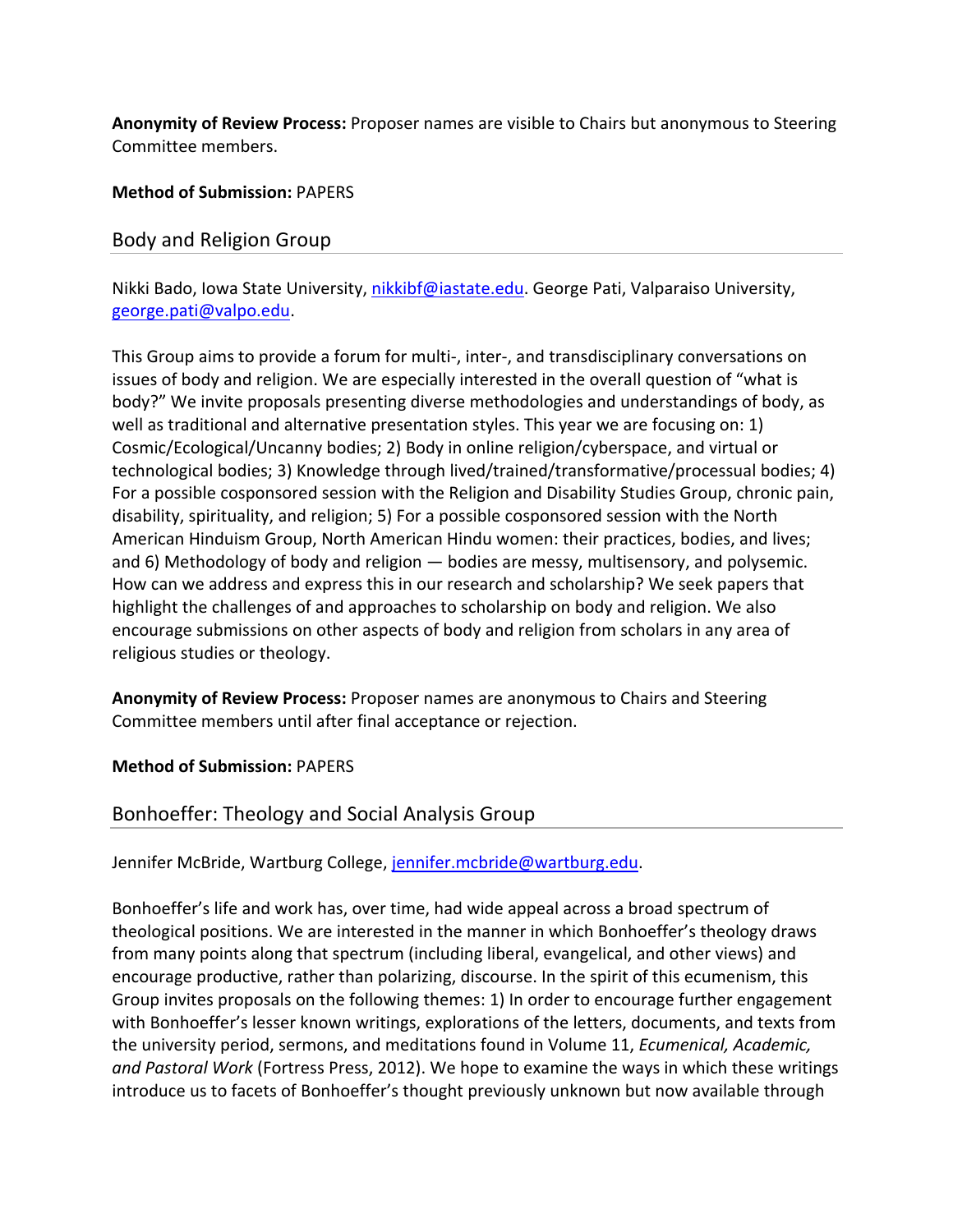**Anonymity of Review Process:** Proposer names are visible to Chairs but anonymous to Steering Committee members.

**Method of Submission:** PAPERS

## Body and Religion Group

Nikki Bado, Iowa State University, nikkibf@iastate.edu. George Pati, Valparaiso University, george.pati@valpo.edu.

This Group aims to provide a forum for multi-, inter-, and transdisciplinary conversations on issues of body and religion. We are especially interested in the overall question of "what is body?" We invite proposals presenting diverse methodologies and understandings of body, as well as traditional and alternative presentation styles. This year we are focusing on: 1) Cosmic/Ecological/Uncanny bodies; 2) Body in online religion/cyberspace, and virtual or technological bodies; 3) Knowledge through lived/trained/transformative/processual bodies; 4) For a possible cosponsored session with the Religion and Disability Studies Group, chronic pain, disability, spirituality, and religion; 5) For a possible cosponsored session with the North American Hinduism Group, North American Hindu women: their practices, bodies, and lives; and 6) Methodology of body and religion — bodies are messy, multisensory, and polysemic. How can we address and express this in our research and scholarship? We seek papers that highlight the challenges of and approaches to scholarship on body and religion. We also encourage submissions on other aspects of body and religion from scholars in any area of religious studies or theology.

**Anonymity of Review Process:** Proposer names are anonymous to Chairs and Steering Committee members until after final acceptance or rejection.

**Method of Submission:** PAPERS

## Bonhoeffer: Theology and Social Analysis Group

Jennifer McBride, Wartburg College, jennifer.mcbride@wartburg.edu.

Bonhoeffer's life and work has, over time, had wide appeal across a broad spectrum of theological positions. We are interested in the manner in which Bonhoeffer's theology draws from many points along that spectrum (including liberal, evangelical, and other views) and encourage productive, rather than polarizing, discourse. In the spirit of this ecumenism, this Group invites proposals on the following themes: 1) In order to encourage further engagement with Bonhoeffer's lesser known writings, explorations of the letters, documents, and texts from the university period, sermons, and meditations found in Volume 11, *Ecumenical, Academic, and Pastoral Work* (Fortress Press, 2012). We hope to examine the ways in which these writings introduce us to facets of Bonhoeffer's thought previously unknown but now available through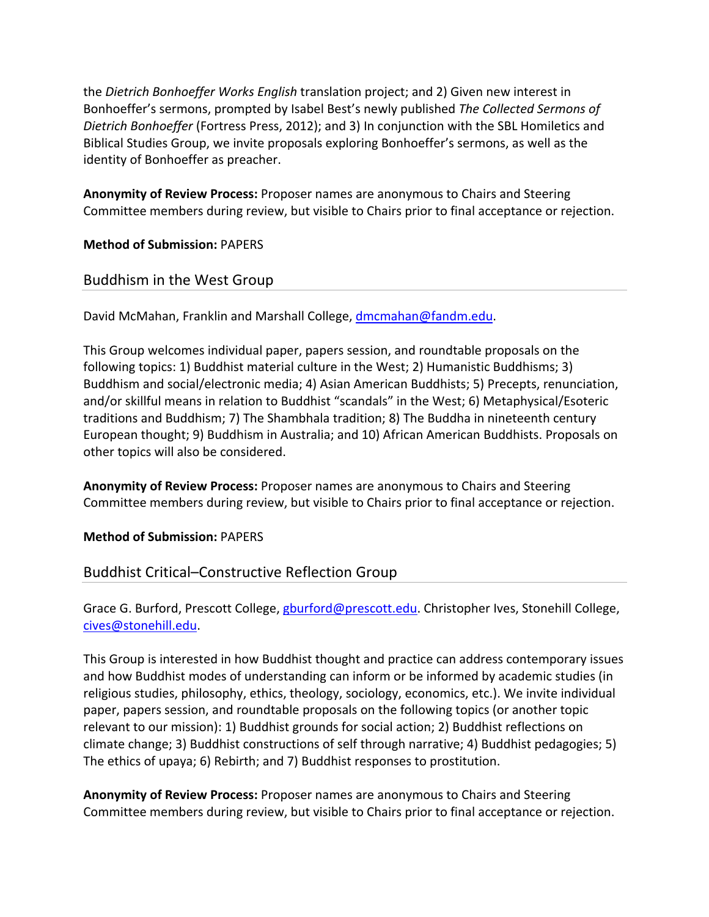the *Dietrich Bonhoeffer Works English* translation project; and 2) Given new interest in Bonhoeffer's sermons, prompted by Isabel Best's newly published *The Collected Sermons of Dietrich Bonhoeffer* (Fortress Press, 2012); and 3) In conjunction with the SBL Homiletics and Biblical Studies Group, we invite proposals exploring Bonhoeffer's sermons, as well as the identity of Bonhoeffer as preacher.

**Anonymity of Review Process:** Proposer names are anonymous to Chairs and Steering Committee members during review, but visible to Chairs prior to final acceptance or rejection.

**Method of Submission:** PAPERS

## Buddhism in the West Group

David McMahan, Franklin and Marshall College, dmcmahan@fandm.edu.

This Group welcomes individual paper, papers session, and roundtable proposals on the following topics: 1) Buddhist material culture in the West; 2) Humanistic Buddhisms; 3) Buddhism and social/electronic media; 4) Asian American Buddhists; 5) Precepts, renunciation, and/or skillful means in relation to Buddhist "scandals" in the West; 6) Metaphysical/Esoteric traditions and Buddhism; 7) The Shambhala tradition; 8) The Buddha in nineteenth century European thought; 9) Buddhism in Australia; and 10) African American Buddhists. Proposals on other topics will also be considered.

**Anonymity of Review Process:** Proposer names are anonymous to Chairs and Steering Committee members during review, but visible to Chairs prior to final acceptance or rejection.

**Method of Submission:** PAPERS

## Buddhist Critical–Constructive Reflection Group

Grace G. Burford, Prescott College, gburford@prescott.edu. Christopher Ives, Stonehill College, cives@stonehill.edu.

This Group is interested in how Buddhist thought and practice can address contemporary issues and how Buddhist modes of understanding can inform or be informed by academic studies (in religious studies, philosophy, ethics, theology, sociology, economics, etc.). We invite individual paper, papers session, and roundtable proposals on the following topics (or another topic relevant to our mission): 1) Buddhist grounds for social action; 2) Buddhist reflections on climate change; 3) Buddhist constructions of self through narrative; 4) Buddhist pedagogies; 5) The ethics of upaya; 6) Rebirth; and 7) Buddhist responses to prostitution.

**Anonymity of Review Process:** Proposer names are anonymous to Chairs and Steering Committee members during review, but visible to Chairs prior to final acceptance or rejection.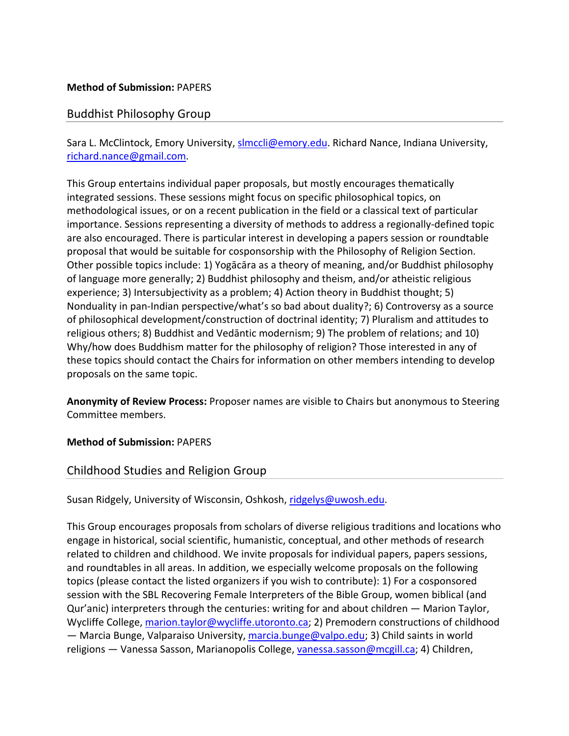**Method of Submission:** PAPERS

## Buddhist Philosophy Group

Sara L. McClintock, Emory University, slmccli@emory.edu. Richard Nance, Indiana University, richard.nance@gmail.com.

This Group entertains individual paper proposals, but mostly encourages thematically integrated sessions. These sessions might focus on specific philosophical topics, on methodological issues, or on a recent publication in the field or a classical text of particular importance. Sessions representing a diversity of methods to address a regionally-defined topic are also encouraged. There is particular interest in developing a papers session or roundtable proposal that would be suitable for cosponsorship with the Philosophy of Religion Section. Other possible topics include: 1) Yogācāra as a theory of meaning, and/or Buddhist philosophy of language more generally; 2) Buddhist philosophy and theism, and/or atheistic religious experience; 3) Intersubjectivity as a problem; 4) Action theory in Buddhist thought; 5) Nonduality in pan-Indian perspective/what's so bad about duality?; 6) Controversy as a source of philosophical development/construction of doctrinal identity; 7) Pluralism and attitudes to religious others; 8) Buddhist and Vedāntic modernism; 9) The problem of relations; and 10) Why/how does Buddhism matter for the philosophy of religion? Those interested in any of these topics should contact the Chairs for information on other members intending to develop proposals on the same topic.

**Anonymity of Review Process:** Proposer names are visible to Chairs but anonymous to Steering Committee members.

**Method of Submission:** PAPERS

## Childhood Studies and Religion Group

Susan Ridgely, University of Wisconsin, Oshkosh, ridgelys@uwosh.edu.

This Group encourages proposals from scholars of diverse religious traditions and locations who engage in historical, social scientific, humanistic, conceptual, and other methods of research related to children and childhood. We invite proposals for individual papers, papers sessions, and roundtables in all areas. In addition, we especially welcome proposals on the following topics (please contact the listed organizers if you wish to contribute): 1) For a cosponsored session with the SBL Recovering Female Interpreters of the Bible Group, women biblical (and Qur'anic) interpreters through the centuries: writing for and about children — Marion Taylor, Wycliffe College, marion.taylor@wycliffe.utoronto.ca; 2) Premodern constructions of childhood — Marcia Bunge, Valparaiso University, marcia.bunge@valpo.edu; 3) Child saints in world religions — Vanessa Sasson, Marianopolis College, vanessa.sasson@mcgill.ca; 4) Children,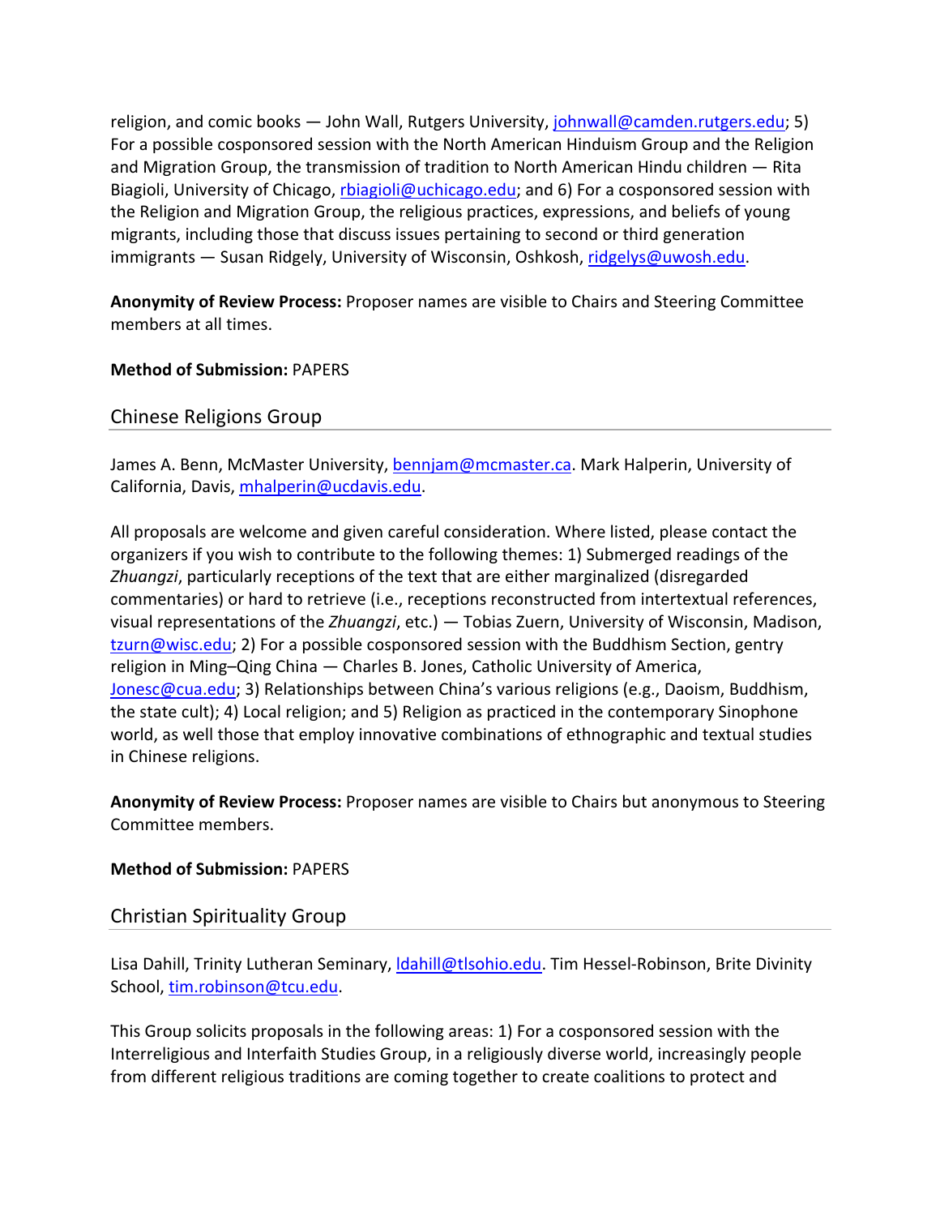religion, and comic books — John Wall, Rutgers University, johnwall@camden.rutgers.edu; 5) For a possible cosponsored session with the North American Hinduism Group and the Religion and Migration Group, the transmission of tradition to North American Hindu children — Rita Biagioli, University of Chicago, rbiagioli@uchicago.edu; and 6) For a cosponsored session with the Religion and Migration Group, the religious practices, expressions, and beliefs of young migrants, including those that discuss issues pertaining to second or third generation immigrants — Susan Ridgely, University of Wisconsin, Oshkosh, ridgelys@uwosh.edu.

**Anonymity of Review Process:** Proposer names are visible to Chairs and Steering Committee members at all times.

**Method of Submission:** PAPERS

## Chinese Religions Group

James A. Benn, McMaster University, bennjam@mcmaster.ca. Mark Halperin, University of California, Davis, mhalperin@ucdavis.edu.

All proposals are welcome and given careful consideration. Where listed, please contact the organizers if you wish to contribute to the following themes: 1) Submerged readings of the *Zhuangzi*, particularly receptions of the text that are either marginalized (disregarded commentaries) or hard to retrieve (i.e., receptions reconstructed from intertextual references, visual representations of the *Zhuangzi*, etc.) — Tobias Zuern, University of Wisconsin, Madison, tzurn@wisc.edu; 2) For a possible cosponsored session with the Buddhism Section, gentry religion in Ming–Qing China — Charles B. Jones, Catholic University of America, Jonesc@cua.edu; 3) Relationships between China's various religions (e.g., Daoism, Buddhism, the state cult); 4) Local religion; and 5) Religion as practiced in the contemporary Sinophone world, as well those that employ innovative combinations of ethnographic and textual studies in Chinese religions.

**Anonymity of Review Process:** Proposer names are visible to Chairs but anonymous to Steering Committee members.

**Method of Submission:** PAPERS

## Christian Spirituality Group

Lisa Dahill, Trinity Lutheran Seminary, ldahill@tlsohio.edu. Tim Hessel-Robinson, Brite Divinity School, tim.robinson@tcu.edu.

This Group solicits proposals in the following areas: 1) For a cosponsored session with the Interreligious and Interfaith Studies Group, in a religiously diverse world, increasingly people from different religious traditions are coming together to create coalitions to protect and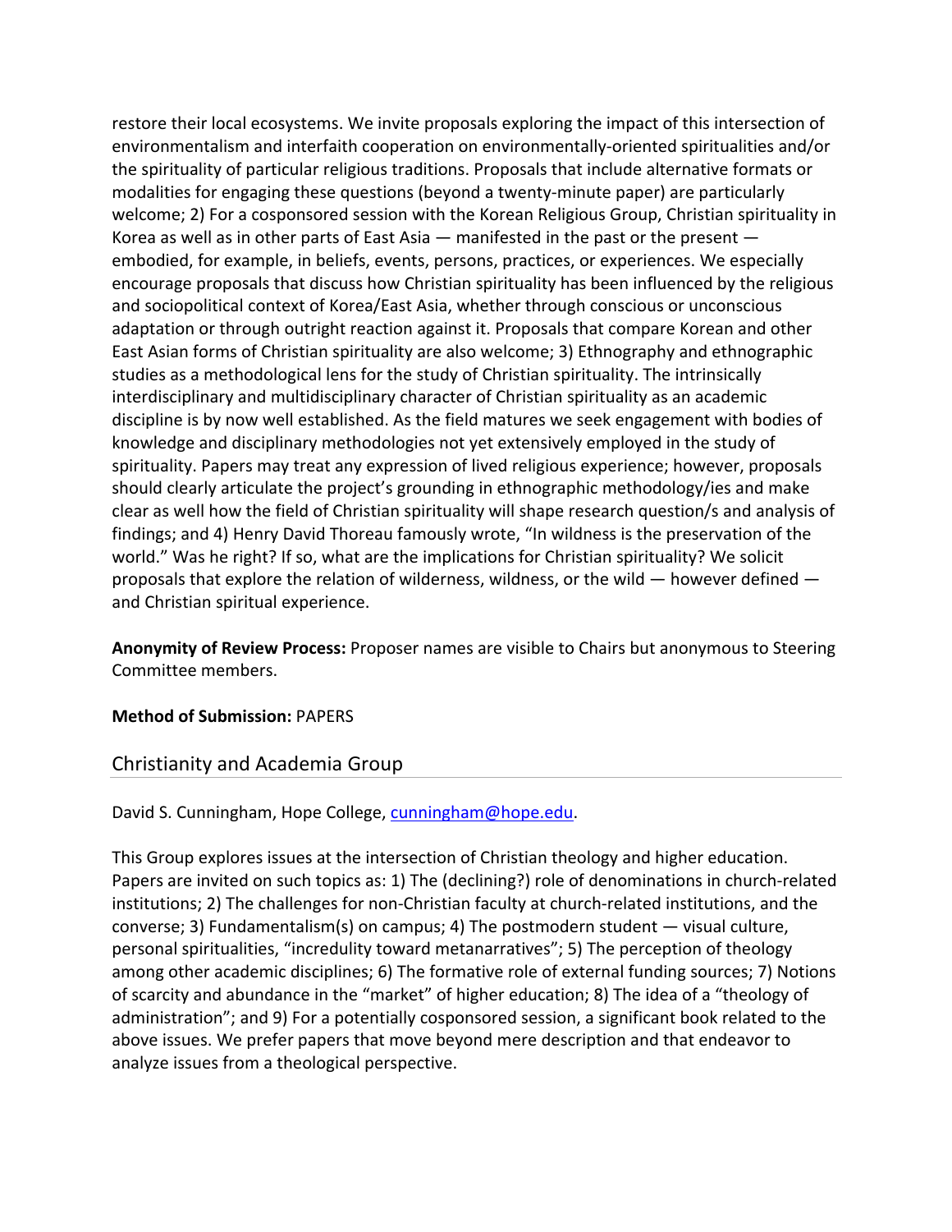restore their local ecosystems. We invite proposals exploring the impact of this intersection of environmentalism and interfaith cooperation on environmentally-oriented spiritualities and/or the spirituality of particular religious traditions. Proposals that include alternative formats or modalities for engaging these questions (beyond a twenty-minute paper) are particularly welcome; 2) For a cosponsored session with the Korean Religious Group, Christian spirituality in Korea as well as in other parts of East Asia — manifested in the past or the present — embodied, for example, in beliefs, events, persons, practices, or experiences. We especially encourage proposals that discuss how Christian spirituality has been influenced by the religious and sociopolitical context of Korea/East Asia, whether through conscious or unconscious adaptation or through outright reaction against it. Proposals that compare Korean and other East Asian forms of Christian spirituality are also welcome; 3) Ethnography and ethnographic studies as a methodological lens for the study of Christian spirituality. The intrinsically interdisciplinary and multidisciplinary character of Christian spirituality as an academic discipline is by now well established. As the field matures we seek engagement with bodies of knowledge and disciplinary methodologies not yet extensively employed in the study of spirituality. Papers may treat any expression of lived religious experience; however, proposals should clearly articulate the project's grounding in ethnographic methodology/ies and make clear as well how the field of Christian spirituality will shape research question/s and analysis of findings; and 4) Henry David Thoreau famously wrote, "In wildness is the preservation of the world." Was he right? If so, what are the implications for Christian spirituality? We solicit proposals that explore the relation of wilderness, wildness, or the wild — however defined — and Christian spiritual experience.

**Anonymity of Review Process:** Proposer names are visible to Chairs but anonymous to Steering Committee members.

**Method of Submission:** PAPERS

## Christianity and Academia Group

David S. Cunningham, Hope College, cunningham@hope.edu.

This Group explores issues at the intersection of Christian theology and higher education. Papers are invited on such topics as: 1) The (declining?) role of denominations in church-related institutions; 2) The challenges for non-Christian faculty at church-related institutions, and the converse; 3) Fundamentalism(s) on campus; 4) The postmodern student — visual culture, personal spiritualities, "incredulity toward metanarratives"; 5) The perception of theology among other academic disciplines; 6) The formative role of external funding sources; 7) Notions of scarcity and abundance in the "market" of higher education; 8) The idea of a "theology of administration"; and 9) For a potentially cosponsored session, a significant book related to the above issues. We prefer papers that move beyond mere description and that endeavor to analyze issues from a theological perspective.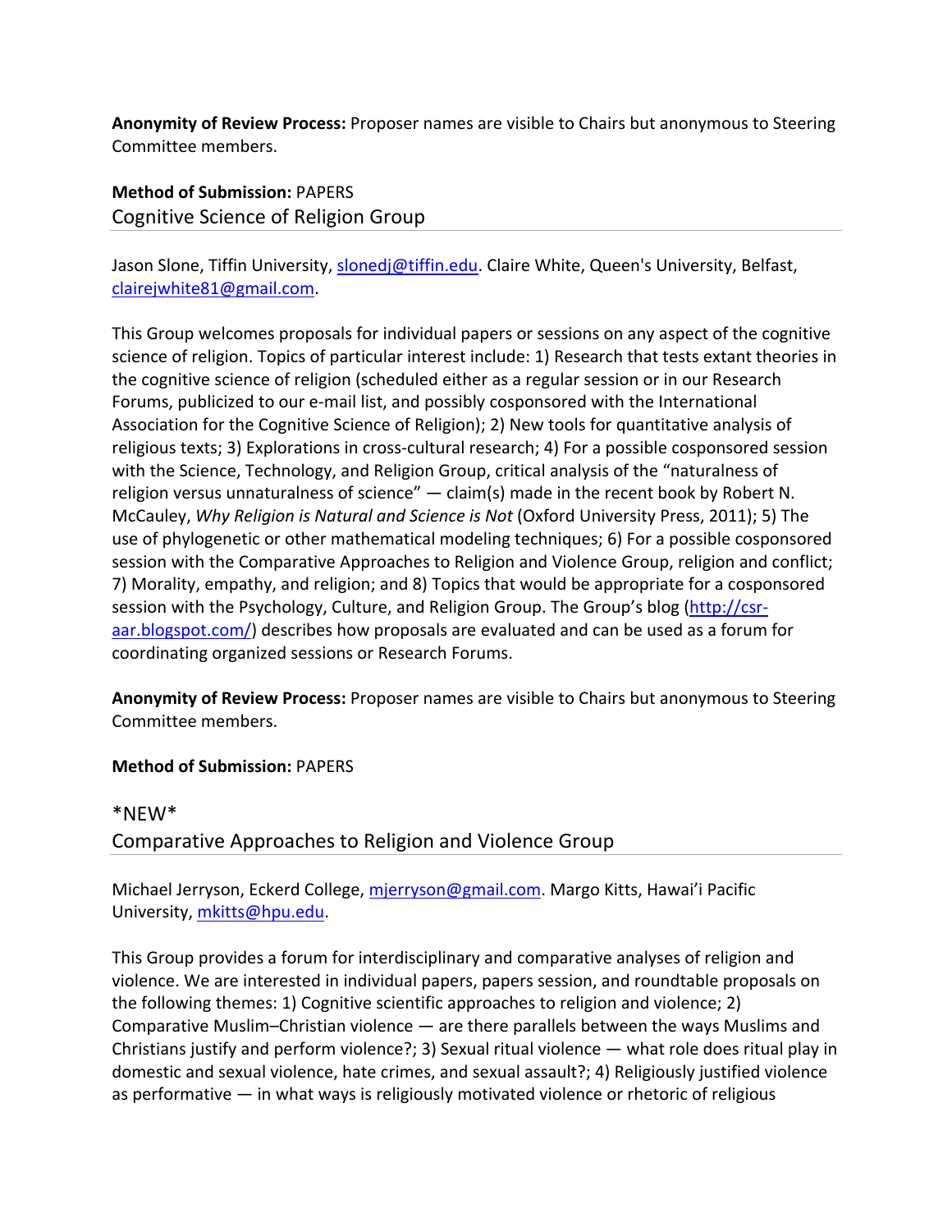**Anonymity of Review Process:** Proposer names are visible to Chairs but anonymous to Steering Committee members.

**Method of Submission:** PAPERS

## Cognitive Science of Religion Group

Jason Slone, Tiffin University, slonedj@tiffin.edu. Claire White, Queen's University, Belfast, clairejwhite81@gmail.com.

This Group welcomes proposals for individual papers or sessions on any aspect of the cognitive science of religion. Topics of particular interest include: 1) Research that tests extant theories in the cognitive science of religion (scheduled either as a regular session or in our Research Forums, publicized to our e-mail list, and possibly cosponsored with the International Association for the Cognitive Science of Religion); 2) New tools for quantitative analysis of religious texts; 3) Explorations in cross-cultural research; 4) For a possible cosponsored session with the Science, Technology, and Religion Group, critical analysis of the "naturalness of religion versus unnaturalness of science" — claim(s) made in the recent book by Robert N. McCauley, *Why Religion is Natural and Science is Not* (Oxford University Press, 2011); 5) The use of phylogenetic or other mathematical modeling techniques; 6) For a possible cosponsored session with the Comparative Approaches to Religion and Violence Group, religion and conflict; 7) Morality, empathy, and religion; and 8) Topics that would be appropriate for a cosponsored session with the Psychology, Culture, and Religion Group. The Group's blog (http://csr-aar.blogspot.com/) describes how proposals are evaluated and can be used as a forum for coordinating organized sessions or Research Forums.

**Anonymity of Review Process:** Proposer names are visible to Chairs but anonymous to Steering Committee members.

**Method of Submission:** PAPERS

*NEW*

## Comparative Approaches to Religion and Violence Group

Michael Jerryson, Eckerd College, mjerryson@gmail.com. Margo Kitts, Hawai'i Pacific University, mkitts@hpu.edu.

This Group provides a forum for interdisciplinary and comparative analyses of religion and violence. We are interested in individual papers, papers session, and roundtable proposals on the following themes: 1) Cognitive scientific approaches to religion and violence; 2) Comparative Muslim–Christian violence — are there parallels between the ways Muslims and Christians justify and perform violence?; 3) Sexual ritual violence — what role does ritual play in domestic and sexual violence, hate crimes, and sexual assault?; 4) Religiously justified violence as performative — in what ways is religiously motivated violence or rhetoric of religious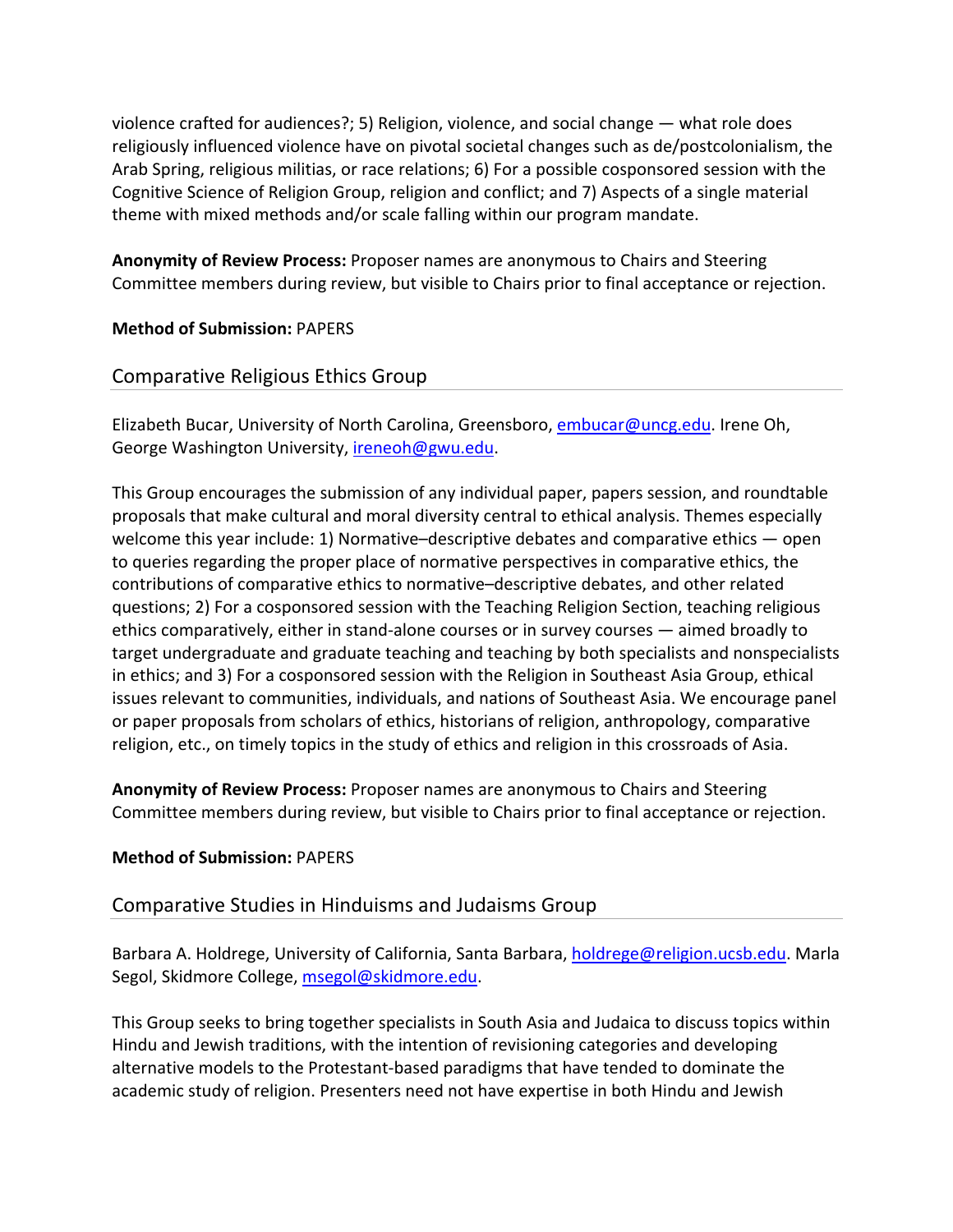violence crafted for audiences?; 5) Religion, violence, and social change — what role does religiously influenced violence have on pivotal societal changes such as de/postcolonialism, the Arab Spring, religious militias, or race relations; 6) For a possible cosponsored session with the Cognitive Science of Religion Group, religion and conflict; and 7) Aspects of a single material theme with mixed methods and/or scale falling within our program mandate.

**Anonymity of Review Process:** Proposer names are anonymous to Chairs and Steering Committee members during review, but visible to Chairs prior to final acceptance or rejection.

**Method of Submission:** PAPERS

## Comparative Religious Ethics Group

Elizabeth Bucar, University of North Carolina, Greensboro, embucar@uncg.edu. Irene Oh, George Washington University, ireneoh@gwu.edu.

This Group encourages the submission of any individual paper, papers session, and roundtable proposals that make cultural and moral diversity central to ethical analysis. Themes especially welcome this year include: 1) Normative–descriptive debates and comparative ethics — open to queries regarding the proper place of normative perspectives in comparative ethics, the contributions of comparative ethics to normative–descriptive debates, and other related questions; 2) For a cosponsored session with the Teaching Religion Section, teaching religious ethics comparatively, either in stand-alone courses or in survey courses — aimed broadly to target undergraduate and graduate teaching and teaching by both specialists and nonspecialists in ethics; and 3) For a cosponsored session with the Religion in Southeast Asia Group, ethical issues relevant to communities, individuals, and nations of Southeast Asia. We encourage panel or paper proposals from scholars of ethics, historians of religion, anthropology, comparative religion, etc., on timely topics in the study of ethics and religion in this crossroads of Asia.

**Anonymity of Review Process:** Proposer names are anonymous to Chairs and Steering Committee members during review, but visible to Chairs prior to final acceptance or rejection.

**Method of Submission:** PAPERS

## Comparative Studies in Hinduisms and Judaisms Group

Barbara A. Holdrege, University of California, Santa Barbara, holdrege@religion.ucsb.edu. Marla Segol, Skidmore College, msegol@skidmore.edu.

This Group seeks to bring together specialists in South Asia and Judaica to discuss topics within Hindu and Jewish traditions, with the intention of revisioning categories and developing alternative models to the Protestant-based paradigms that have tended to dominate the academic study of religion. Presenters need not have expertise in both Hindu and Jewish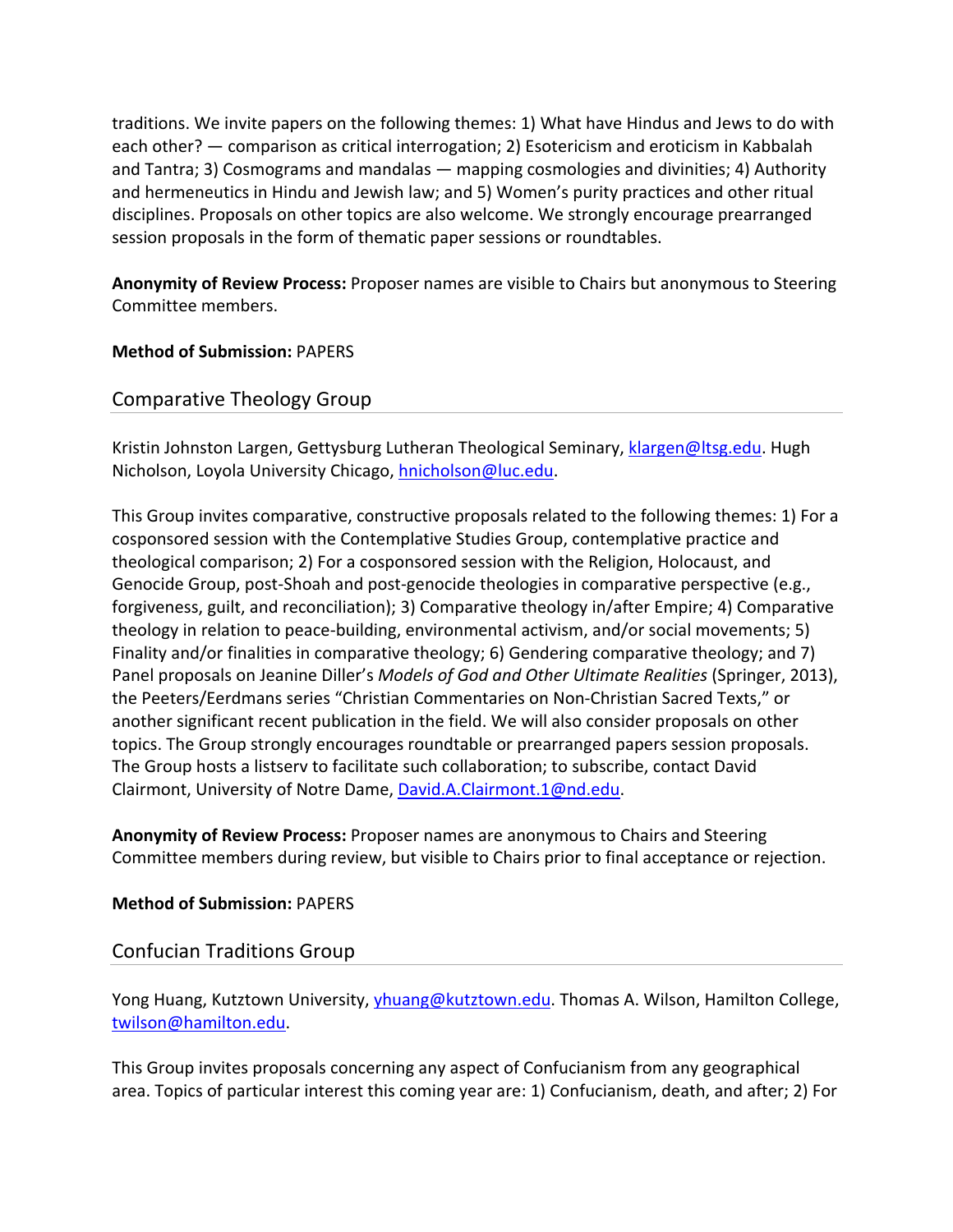traditions. We invite papers on the following themes: 1) What have Hindus and Jews to do with each other? — comparison as critical interrogation; 2) Esotericism and eroticism in Kabbalah and Tantra; 3) Cosmograms and mandalas — mapping cosmologies and divinities; 4) Authority and hermeneutics in Hindu and Jewish law; and 5) Women's purity practices and other ritual disciplines. Proposals on other topics are also welcome. We strongly encourage prearranged session proposals in the form of thematic paper sessions or roundtables.

**Anonymity of Review Process:** Proposer names are visible to Chairs but anonymous to Steering Committee members.

**Method of Submission:** PAPERS

## Comparative Theology Group

Kristin Johnston Largen, Gettysburg Lutheran Theological Seminary, klargen@ltsg.edu. Hugh Nicholson, Loyola University Chicago, hnicholson@luc.edu.

This Group invites comparative, constructive proposals related to the following themes: 1) For a cosponsored session with the Contemplative Studies Group, contemplative practice and theological comparison; 2) For a cosponsored session with the Religion, Holocaust, and Genocide Group, post-Shoah and post-genocide theologies in comparative perspective (e.g., forgiveness, guilt, and reconciliation); 3) Comparative theology in/after Empire; 4) Comparative theology in relation to peace-building, environmental activism, and/or social movements; 5) Finality and/or finalities in comparative theology; 6) Gendering comparative theology; and 7) Panel proposals on Jeanine Diller's *Models of God and Other Ultimate Realities* (Springer, 2013), the Peeters/Eerdmans series "Christian Commentaries on Non-Christian Sacred Texts," or another significant recent publication in the field. We will also consider proposals on other topics. The Group strongly encourages roundtable or prearranged papers session proposals. The Group hosts a listserv to facilitate such collaboration; to subscribe, contact David Clairmont, University of Notre Dame, David.A.Clairmont.1@nd.edu.

**Anonymity of Review Process:** Proposer names are anonymous to Chairs and Steering Committee members during review, but visible to Chairs prior to final acceptance or rejection.

**Method of Submission:** PAPERS

## Confucian Traditions Group

Yong Huang, Kutztown University, yhuang@kutztown.edu. Thomas A. Wilson, Hamilton College, twilson@hamilton.edu.

This Group invites proposals concerning any aspect of Confucianism from any geographical area. Topics of particular interest this coming year are: 1) Confucianism, death, and after; 2) For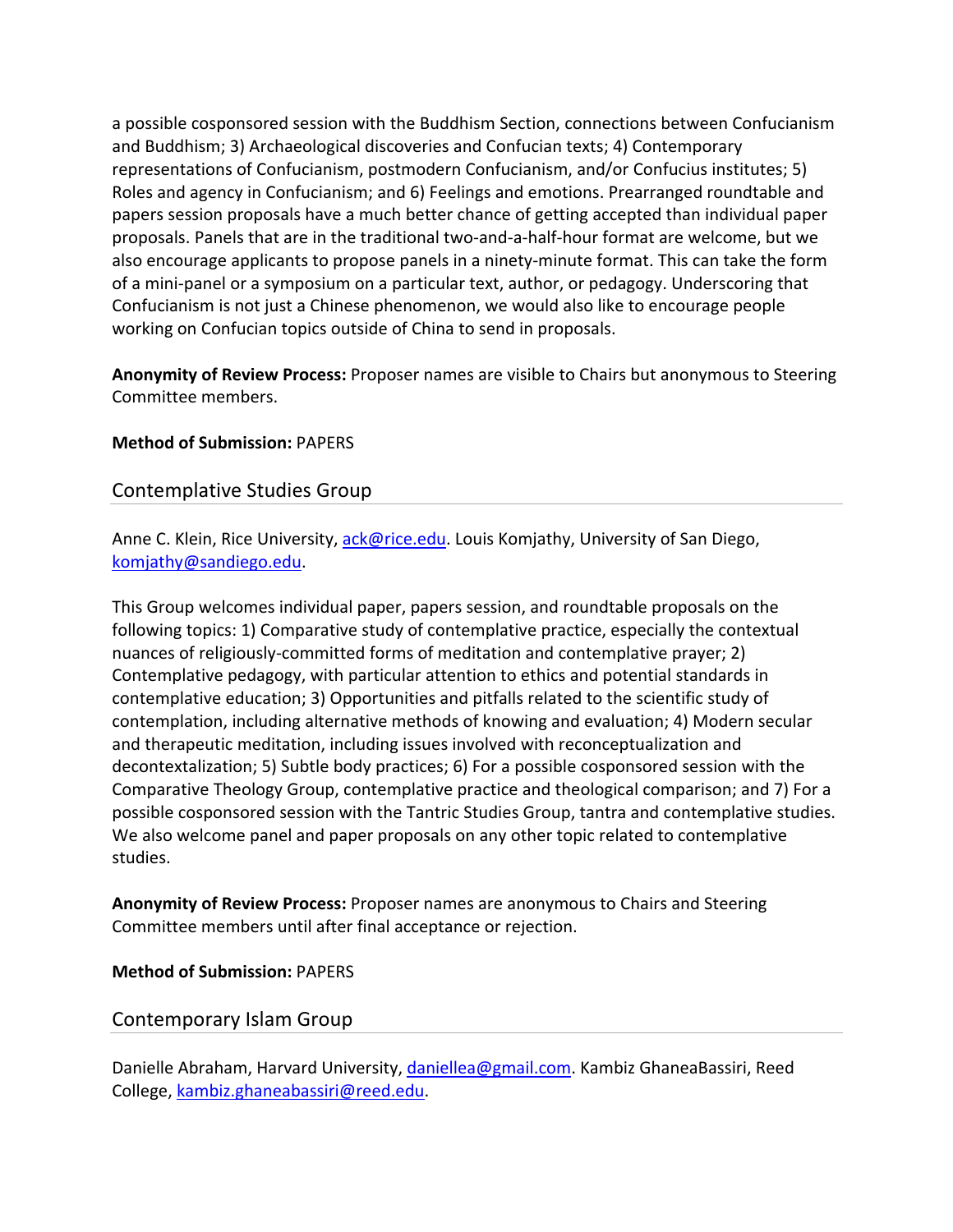a possible cosponsored session with the Buddhism Section, connections between Confucianism and Buddhism; 3) Archaeological discoveries and Confucian texts; 4) Contemporary representations of Confucianism, postmodern Confucianism, and/or Confucius institutes; 5) Roles and agency in Confucianism; and 6) Feelings and emotions. Prearranged roundtable and papers session proposals have a much better chance of getting accepted than individual paper proposals. Panels that are in the traditional two-and-a-half-hour format are welcome, but we also encourage applicants to propose panels in a ninety-minute format. This can take the form of a mini-panel or a symposium on a particular text, author, or pedagogy. Underscoring that Confucianism is not just a Chinese phenomenon, we would also like to encourage people working on Confucian topics outside of China to send in proposals.

**Anonymity of Review Process:** Proposer names are visible to Chairs but anonymous to Steering Committee members.

**Method of Submission:** PAPERS

## Contemplative Studies Group

Anne C. Klein, Rice University, ack@rice.edu. Louis Komjathy, University of San Diego, komjathy@sandiego.edu.

This Group welcomes individual paper, papers session, and roundtable proposals on the following topics: 1) Comparative study of contemplative practice, especially the contextual nuances of religiously-committed forms of meditation and contemplative prayer; 2) Contemplative pedagogy, with particular attention to ethics and potential standards in contemplative education; 3) Opportunities and pitfalls related to the scientific study of contemplation, including alternative methods of knowing and evaluation; 4) Modern secular and therapeutic meditation, including issues involved with reconceptualization and decontextalization; 5) Subtle body practices; 6) For a possible cosponsored session with the Comparative Theology Group, contemplative practice and theological comparison; and 7) For a possible cosponsored session with the Tantric Studies Group, tantra and contemplative studies. We also welcome panel and paper proposals on any other topic related to contemplative studies.

**Anonymity of Review Process:** Proposer names are anonymous to Chairs and Steering Committee members until after final acceptance or rejection.

**Method of Submission:** PAPERS

## Contemporary Islam Group

Danielle Abraham, Harvard University, daniellea@gmail.com. Kambiz GhaneaBassiri, Reed College, kambiz.ghaneabassiri@reed.edu.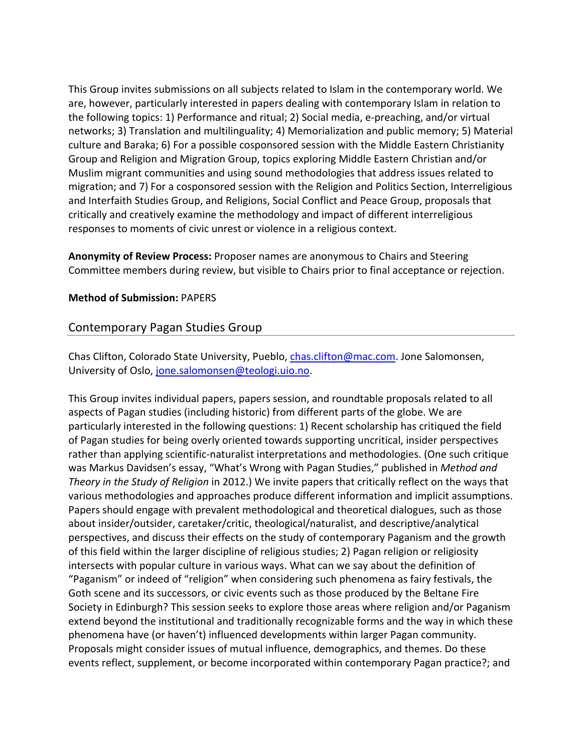This Group invites submissions on all subjects related to Islam in the contemporary world. We are, however, particularly interested in papers dealing with contemporary Islam in relation to the following topics: 1) Performance and ritual; 2) Social media, e-preaching, and/or virtual networks; 3) Translation and multilinguality; 4) Memorialization and public memory; 5) Material culture and Baraka; 6) For a possible cosponsored session with the Middle Eastern Christianity Group and Religion and Migration Group, topics exploring Middle Eastern Christian and/or Muslim migrant communities and using sound methodologies that address issues related to migration; and 7) For a cosponsored session with the Religion and Politics Section, Interreligious and Interfaith Studies Group, and Religions, Social Conflict and Peace Group, proposals that critically and creatively examine the methodology and impact of different interreligious responses to moments of civic unrest or violence in a religious context.

**Anonymity of Review Process:** Proposer names are anonymous to Chairs and Steering Committee members during review, but visible to Chairs prior to final acceptance or rejection.

**Method of Submission:** PAPERS

## Contemporary Pagan Studies Group

Chas Clifton, Colorado State University, Pueblo, chas.clifton@mac.com. Jone Salomonsen, University of Oslo, jone.salomonsen@teologi.uio.no.

This Group invites individual papers, papers session, and roundtable proposals related to all aspects of Pagan studies (including historic) from different parts of the globe. We are particularly interested in the following questions: 1) Recent scholarship has critiqued the field of Pagan studies for being overly oriented towards supporting uncritical, insider perspectives rather than applying scientific-naturalist interpretations and methodologies. (One such critique was Markus Davidsen's essay, "What's Wrong with Pagan Studies," published in *Method and Theory in the Study of Religion* in 2012.) We invite papers that critically reflect on the ways that various methodologies and approaches produce different information and implicit assumptions. Papers should engage with prevalent methodological and theoretical dialogues, such as those about insider/outsider, caretaker/critic, theological/naturalist, and descriptive/analytical perspectives, and discuss their effects on the study of contemporary Paganism and the growth of this field within the larger discipline of religious studies; 2) Pagan religion or religiosity intersects with popular culture in various ways. What can we say about the definition of "Paganism" or indeed of "religion" when considering such phenomena as fairy festivals, the Goth scene and its successors, or civic events such as those produced by the Beltane Fire Society in Edinburgh? This session seeks to explore those areas where religion and/or Paganism extend beyond the institutional and traditionally recognizable forms and the way in which these phenomena have (or haven't) influenced developments within larger Pagan community. Proposals might consider issues of mutual influence, demographics, and themes. Do these events reflect, supplement, or become incorporated within contemporary Pagan practice?; and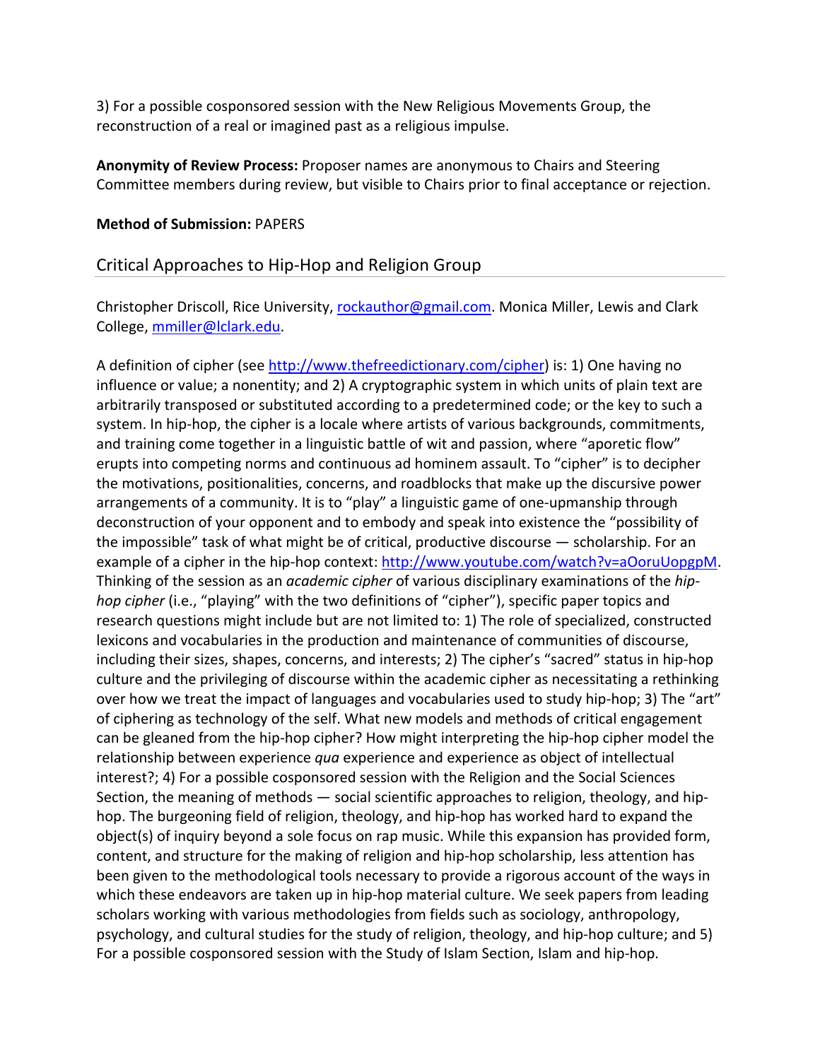3) For a possible cosponsored session with the New Religious Movements Group, the reconstruction of a real or imagined past as a religious impulse.

**Anonymity of Review Process:** Proposer names are anonymous to Chairs and Steering Committee members during review, but visible to Chairs prior to final acceptance or rejection.

**Method of Submission:** PAPERS

## Critical Approaches to Hip-Hop and Religion Group

Christopher Driscoll, Rice University, rockauthor@gmail.com. Monica Miller, Lewis and Clark College, mmiller@lclark.edu.

A definition of cipher (see http://www.thefreedictionary.com/cipher) is: 1) One having no influence or value; a nonentity; and 2) A cryptographic system in which units of plain text are arbitrarily transposed or substituted according to a predetermined code; or the key to such a system. In hip-hop, the cipher is a locale where artists of various backgrounds, commitments, and training come together in a linguistic battle of wit and passion, where "aporetic flow" erupts into competing norms and continuous ad hominem assault. To "cipher" is to decipher the motivations, positionalities, concerns, and roadblocks that make up the discursive power arrangements of a community. It is to "play" a linguistic game of one-upmanship through deconstruction of your opponent and to embody and speak into existence the "possibility of the impossible" task of what might be of critical, productive discourse — scholarship. For an example of a cipher in the hip-hop context: http://www.youtube.com/watch?v=aOoruUopgpM. Thinking of the session as an *academic cipher* of various disciplinary examinations of the *hip-hop cipher* (i.e., "playing" with the two definitions of "cipher"), specific paper topics and research questions might include but are not limited to: 1) The role of specialized, constructed lexicons and vocabularies in the production and maintenance of communities of discourse, including their sizes, shapes, concerns, and interests; 2) The cipher's "sacred" status in hip-hop culture and the privileging of discourse within the academic cipher as necessitating a rethinking over how we treat the impact of languages and vocabularies used to study hip-hop; 3) The "art" of ciphering as technology of the self. What new models and methods of critical engagement can be gleaned from the hip-hop cipher? How might interpreting the hip-hop cipher model the relationship between experience *qua* experience and experience as object of intellectual interest?; 4) For a possible cosponsored session with the Religion and the Social Sciences Section, the meaning of methods — social scientific approaches to religion, theology, and hip-hop. The burgeoning field of religion, theology, and hip-hop has worked hard to expand the object(s) of inquiry beyond a sole focus on rap music. While this expansion has provided form, content, and structure for the making of religion and hip-hop scholarship, less attention has been given to the methodological tools necessary to provide a rigorous account of the ways in which these endeavors are taken up in hip-hop material culture. We seek papers from leading scholars working with various methodologies from fields such as sociology, anthropology, psychology, and cultural studies for the study of religion, theology, and hip-hop culture; and 5) For a possible cosponsored session with the Study of Islam Section, Islam and hip-hop.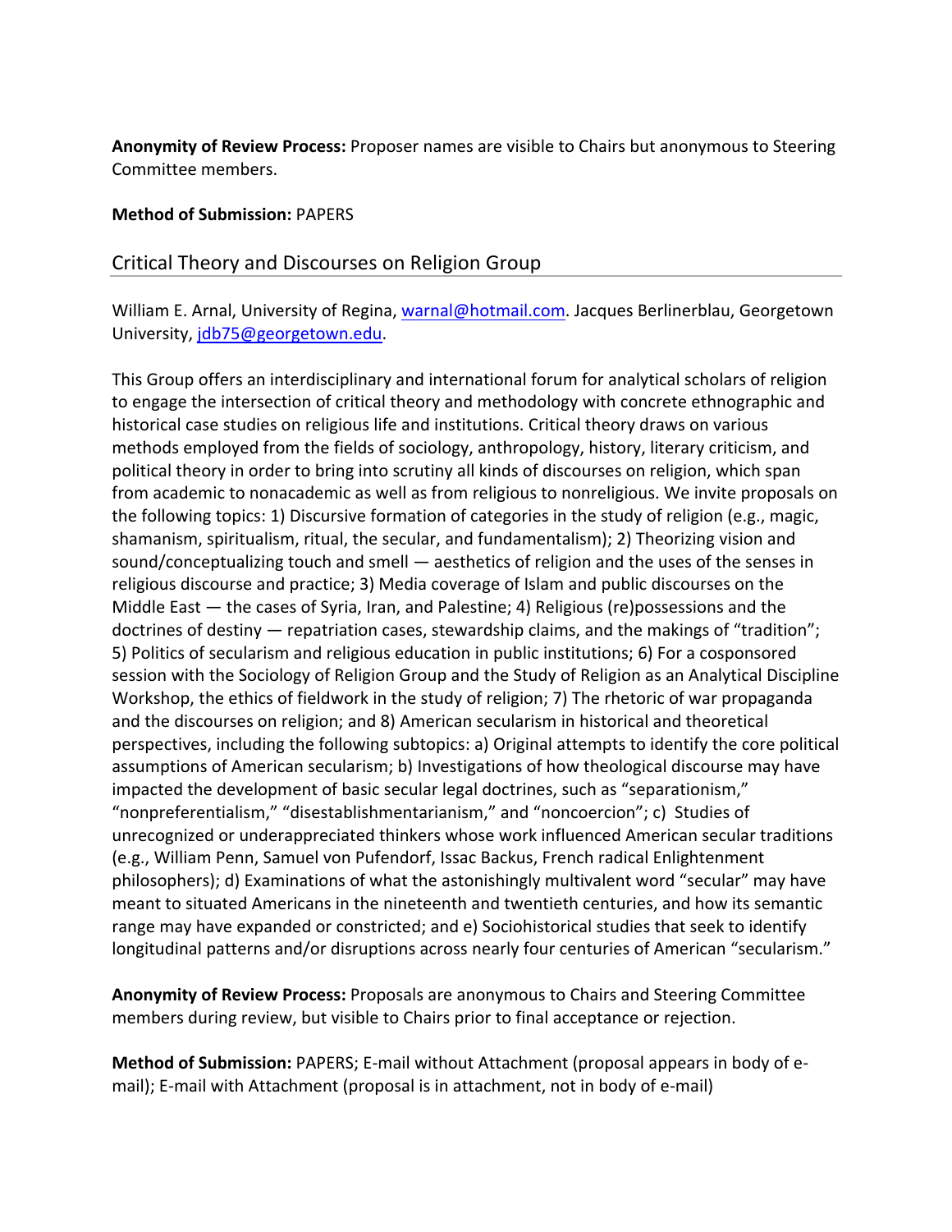**Anonymity of Review Process:** Proposer names are visible to Chairs but anonymous to Steering Committee members.

**Method of Submission:** PAPERS

## Critical Theory and Discourses on Religion Group

William E. Arnal, University of Regina, warnal@hotmail.com. Jacques Berlinerblau, Georgetown University, jdb75@georgetown.edu.

This Group offers an interdisciplinary and international forum for analytical scholars of religion to engage the intersection of critical theory and methodology with concrete ethnographic and historical case studies on religious life and institutions. Critical theory draws on various methods employed from the fields of sociology, anthropology, history, literary criticism, and political theory in order to bring into scrutiny all kinds of discourses on religion, which span from academic to nonacademic as well as from religious to nonreligious. We invite proposals on the following topics: 1) Discursive formation of categories in the study of religion (e.g., magic, shamanism, spiritualism, ritual, the secular, and fundamentalism); 2) Theorizing vision and sound/conceptualizing touch and smell — aesthetics of religion and the uses of the senses in religious discourse and practice; 3) Media coverage of Islam and public discourses on the Middle East — the cases of Syria, Iran, and Palestine; 4) Religious (re)possessions and the doctrines of destiny — repatriation cases, stewardship claims, and the makings of "tradition"; 5) Politics of secularism and religious education in public institutions; 6) For a cosponsored session with the Sociology of Religion Group and the Study of Religion as an Analytical Discipline Workshop, the ethics of fieldwork in the study of religion; 7) The rhetoric of war propaganda and the discourses on religion; and 8) American secularism in historical and theoretical perspectives, including the following subtopics: a) Original attempts to identify the core political assumptions of American secularism; b) Investigations of how theological discourse may have impacted the development of basic secular legal doctrines, such as "separationism," "nonpreferentialism," "disestablishmentarianism," and "noncoercion"; c) Studies of unrecognized or underappreciated thinkers whose work influenced American secular traditions (e.g., William Penn, Samuel von Pufendorf, Issac Backus, French radical Enlightenment philosophers); d) Examinations of what the astonishingly multivalent word "secular" may have meant to situated Americans in the nineteenth and twentieth centuries, and how its semantic range may have expanded or constricted; and e) Sociohistorical studies that seek to identify longitudinal patterns and/or disruptions across nearly four centuries of American "secularism."

**Anonymity of Review Process:** Proposals are anonymous to Chairs and Steering Committee members during review, but visible to Chairs prior to final acceptance or rejection.

**Method of Submission:** PAPERS; E-mail without Attachment (proposal appears in body of e-mail); E-mail with Attachment (proposal is in attachment, not in body of e-mail)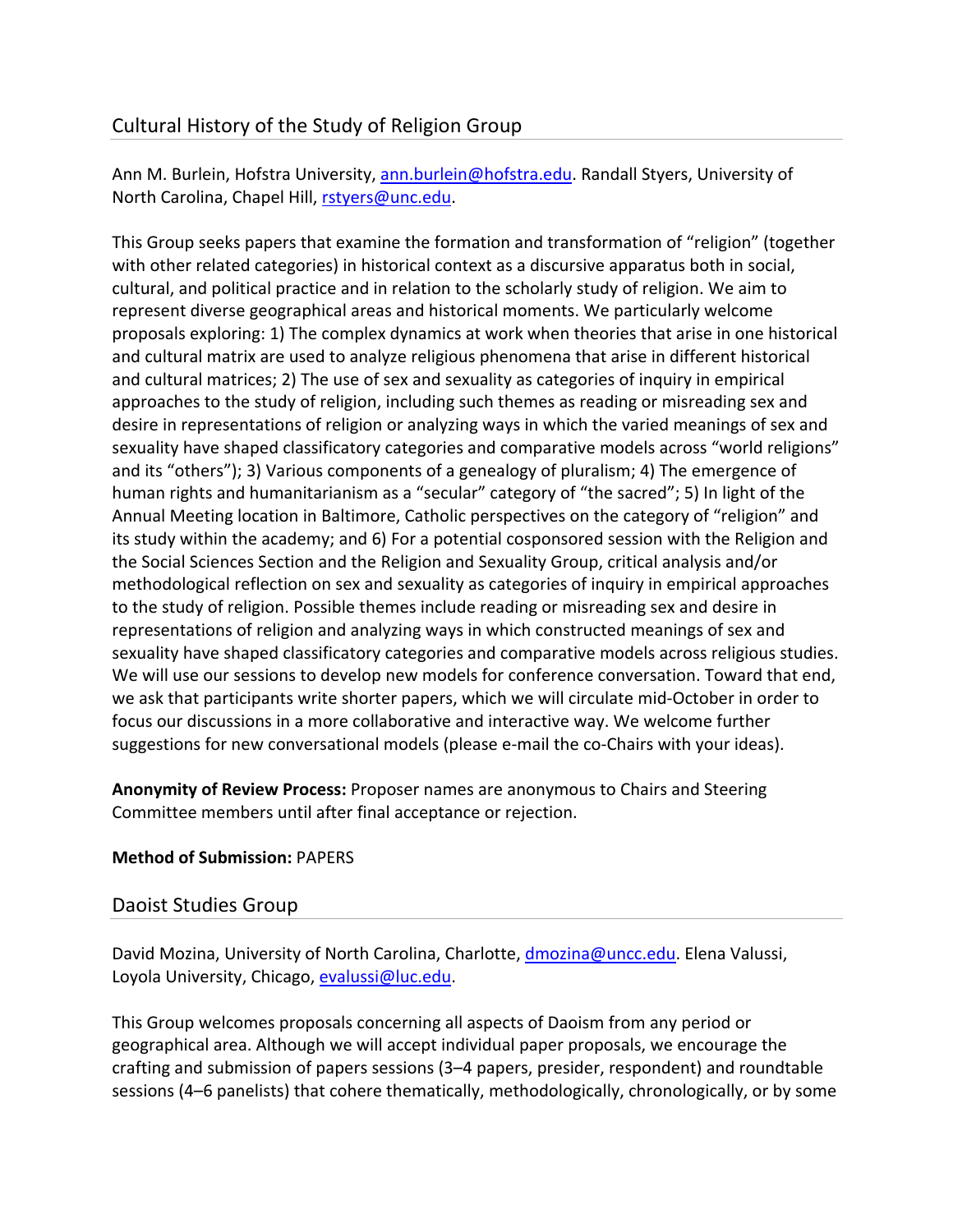## Cultural History of the Study of Religion Group

Ann M. Burlein, Hofstra University, ann.burlein@hofstra.edu. Randall Styers, University of North Carolina, Chapel Hill, rstyers@unc.edu.

This Group seeks papers that examine the formation and transformation of "religion" (together with other related categories) in historical context as a discursive apparatus both in social, cultural, and political practice and in relation to the scholarly study of religion. We aim to represent diverse geographical areas and historical moments. We particularly welcome proposals exploring: 1) The complex dynamics at work when theories that arise in one historical and cultural matrix are used to analyze religious phenomena that arise in different historical and cultural matrices; 2) The use of sex and sexuality as categories of inquiry in empirical approaches to the study of religion, including such themes as reading or misreading sex and desire in representations of religion or analyzing ways in which the varied meanings of sex and sexuality have shaped classificatory categories and comparative models across "world religions" and its "others"); 3) Various components of a genealogy of pluralism; 4) The emergence of human rights and humanitarianism as a "secular" category of "the sacred"; 5) In light of the Annual Meeting location in Baltimore, Catholic perspectives on the category of "religion" and its study within the academy; and 6) For a potential cosponsored session with the Religion and the Social Sciences Section and the Religion and Sexuality Group, critical analysis and/or methodological reflection on sex and sexuality as categories of inquiry in empirical approaches to the study of religion. Possible themes include reading or misreading sex and desire in representations of religion and analyzing ways in which constructed meanings of sex and sexuality have shaped classificatory categories and comparative models across religious studies. We will use our sessions to develop new models for conference conversation. Toward that end, we ask that participants write shorter papers, which we will circulate mid-October in order to focus our discussions in a more collaborative and interactive way. We welcome further suggestions for new conversational models (please e-mail the co-Chairs with your ideas).

**Anonymity of Review Process:** Proposer names are anonymous to Chairs and Steering Committee members until after final acceptance or rejection.

**Method of Submission:** PAPERS

## Daoist Studies Group

David Mozina, University of North Carolina, Charlotte, dmozina@uncc.edu. Elena Valussi, Loyola University, Chicago, evalussi@luc.edu.

This Group welcomes proposals concerning all aspects of Daoism from any period or geographical area. Although we will accept individual paper proposals, we encourage the crafting and submission of papers sessions (3–4 papers, presider, respondent) and roundtable sessions (4–6 panelists) that cohere thematically, methodologically, chronologically, or by some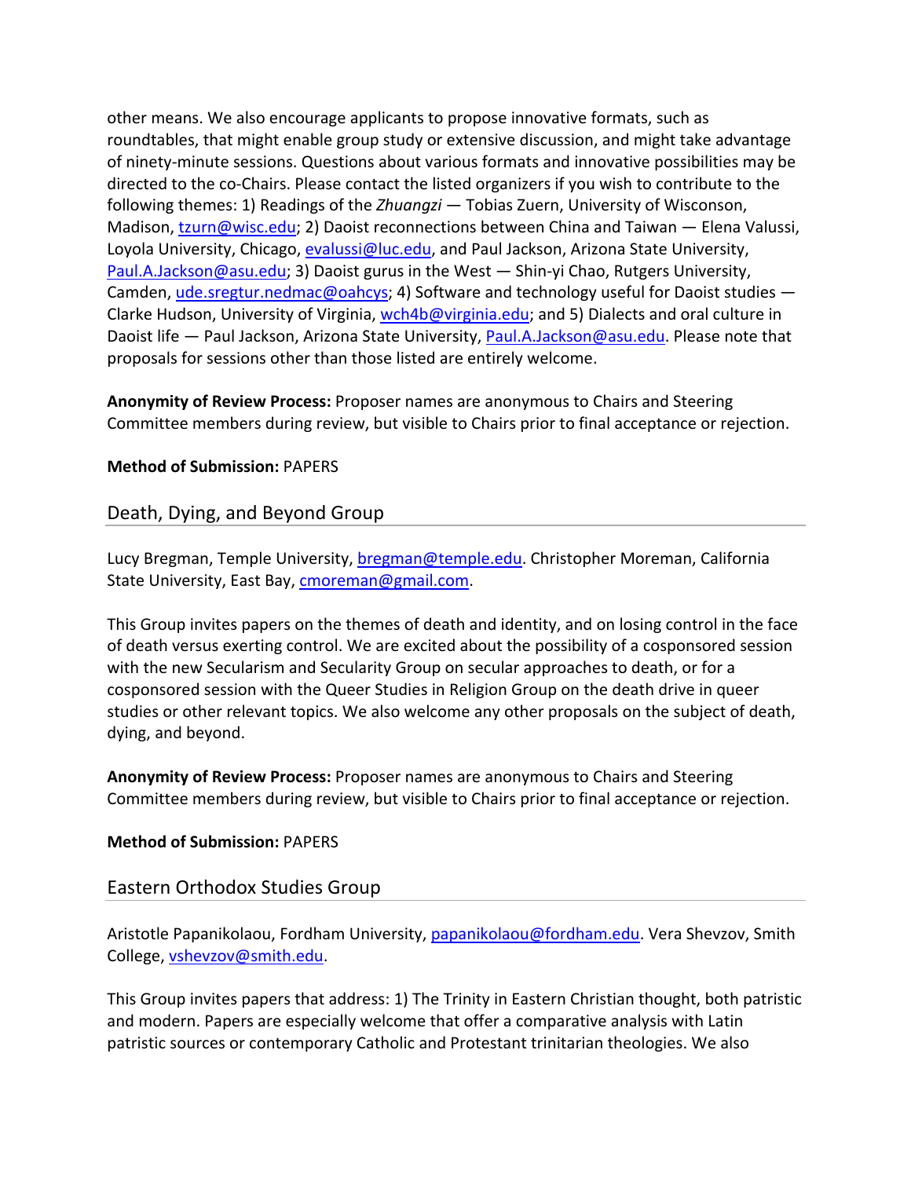other means. We also encourage applicants to propose innovative formats, such as roundtables, that might enable group study or extensive discussion, and might take advantage of ninety-minute sessions. Questions about various formats and innovative possibilities may be directed to the co-Chairs. Please contact the listed organizers if you wish to contribute to the following themes: 1) Readings of the *Zhuangzi* — Tobias Zuern, University of Wisconson, Madison, tzurn@wisc.edu; 2) Daoist reconnections between China and Taiwan — Elena Valussi, Loyola University, Chicago, evalussi@luc.edu, and Paul Jackson, Arizona State University, Paul.A.Jackson@asu.edu; 3) Daoist gurus in the West — Shin-yi Chao, Rutgers University, Camden, ude.sregtur.nedmac@oahcys; 4) Software and technology useful for Daoist studies — Clarke Hudson, University of Virginia, wch4b@virginia.edu; and 5) Dialects and oral culture in Daoist life — Paul Jackson, Arizona State University, Paul.A.Jackson@asu.edu. Please note that proposals for sessions other than those listed are entirely welcome.

**Anonymity of Review Process:** Proposer names are anonymous to Chairs and Steering Committee members during review, but visible to Chairs prior to final acceptance or rejection.

**Method of Submission:** PAPERS

## Death, Dying, and Beyond Group

Lucy Bregman, Temple University, bregman@temple.edu. Christopher Moreman, California State University, East Bay, cmoreman@gmail.com.

This Group invites papers on the themes of death and identity, and on losing control in the face of death versus exerting control. We are excited about the possibility of a cosponsored session with the new Secularism and Secularity Group on secular approaches to death, or for a cosponsored session with the Queer Studies in Religion Group on the death drive in queer studies or other relevant topics. We also welcome any other proposals on the subject of death, dying, and beyond.

**Anonymity of Review Process:** Proposer names are anonymous to Chairs and Steering Committee members during review, but visible to Chairs prior to final acceptance or rejection.

**Method of Submission:** PAPERS

## Eastern Orthodox Studies Group

Aristotle Papanikolaou, Fordham University, papanikolaou@fordham.edu. Vera Shevzov, Smith College, vshevzov@smith.edu.

This Group invites papers that address: 1) The Trinity in Eastern Christian thought, both patristic and modern. Papers are especially welcome that offer a comparative analysis with Latin patristic sources or contemporary Catholic and Protestant trinitarian theologies. We also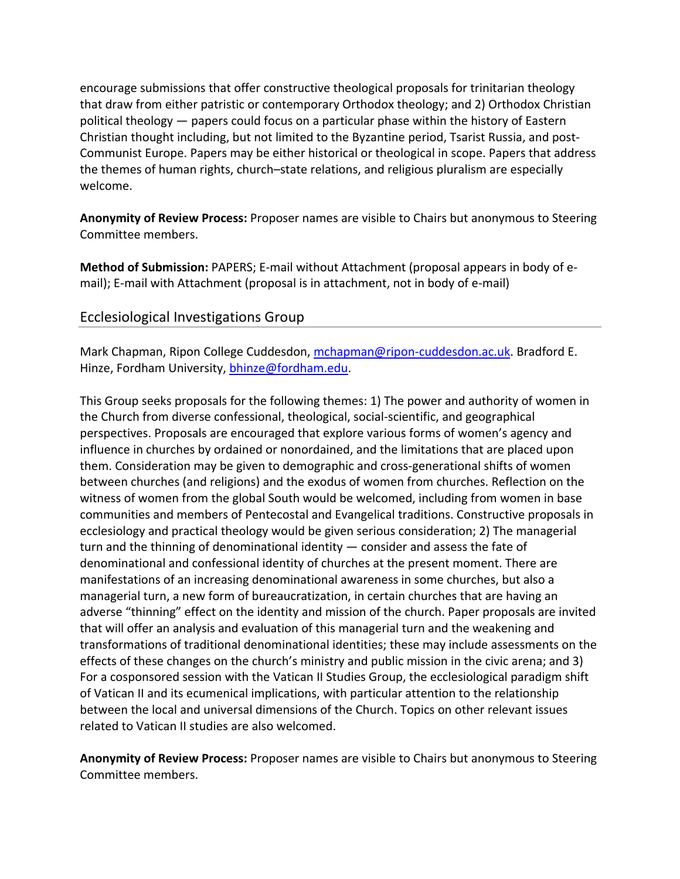encourage submissions that offer constructive theological proposals for trinitarian theology that draw from either patristic or contemporary Orthodox theology; and 2) Orthodox Christian political theology — papers could focus on a particular phase within the history of Eastern Christian thought including, but not limited to the Byzantine period, Tsarist Russia, and post-Communist Europe. Papers may be either historical or theological in scope. Papers that address the themes of human rights, church–state relations, and religious pluralism are especially welcome.

**Anonymity of Review Process:** Proposer names are visible to Chairs but anonymous to Steering Committee members.

**Method of Submission:** PAPERS; E-mail without Attachment (proposal appears in body of e-mail); E-mail with Attachment (proposal is in attachment, not in body of e-mail)

## Ecclesiological Investigations Group

Mark Chapman, Ripon College Cuddesdon, mchapman@ripon-cuddesdon.ac.uk. Bradford E. Hinze, Fordham University, bhinze@fordham.edu.

This Group seeks proposals for the following themes: 1) The power and authority of women in the Church from diverse confessional, theological, social-scientific, and geographical perspectives. Proposals are encouraged that explore various forms of women's agency and influence in churches by ordained or nonordained, and the limitations that are placed upon them. Consideration may be given to demographic and cross-generational shifts of women between churches (and religions) and the exodus of women from churches. Reflection on the witness of women from the global South would be welcomed, including from women in base communities and members of Pentecostal and Evangelical traditions. Constructive proposals in ecclesiology and practical theology would be given serious consideration; 2) The managerial turn and the thinning of denominational identity — consider and assess the fate of denominational and confessional identity of churches at the present moment. There are manifestations of an increasing denominational awareness in some churches, but also a managerial turn, a new form of bureaucratization, in certain churches that are having an adverse "thinning" effect on the identity and mission of the church. Paper proposals are invited that will offer an analysis and evaluation of this managerial turn and the weakening and transformations of traditional denominational identities; these may include assessments on the effects of these changes on the church's ministry and public mission in the civic arena; and 3) For a cosponsored session with the Vatican II Studies Group, the ecclesiological paradigm shift of Vatican II and its ecumenical implications, with particular attention to the relationship between the local and universal dimensions of the Church. Topics on other relevant issues related to Vatican II studies are also welcomed.

**Anonymity of Review Process:** Proposer names are visible to Chairs but anonymous to Steering Committee members.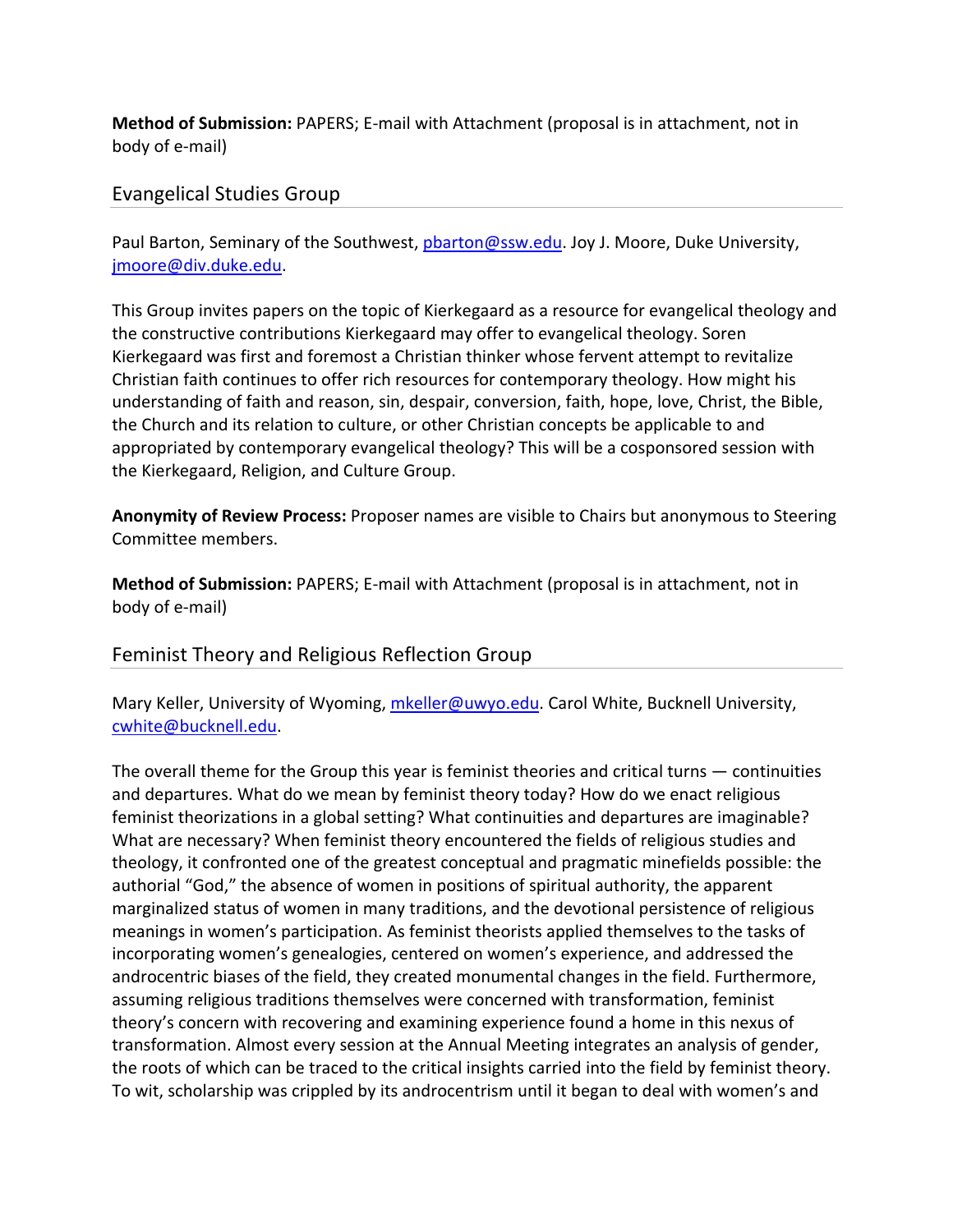**Method of Submission:** PAPERS; E-mail with Attachment (proposal is in attachment, not in body of e-mail)

## Evangelical Studies Group

Paul Barton, Seminary of the Southwest, pbarton@ssw.edu. Joy J. Moore, Duke University, jmoore@div.duke.edu.

This Group invites papers on the topic of Kierkegaard as a resource for evangelical theology and the constructive contributions Kierkegaard may offer to evangelical theology. Soren Kierkegaard was first and foremost a Christian thinker whose fervent attempt to revitalize Christian faith continues to offer rich resources for contemporary theology. How might his understanding of faith and reason, sin, despair, conversion, faith, hope, love, Christ, the Bible, the Church and its relation to culture, or other Christian concepts be applicable to and appropriated by contemporary evangelical theology? This will be a cosponsored session with the Kierkegaard, Religion, and Culture Group.

**Anonymity of Review Process:** Proposer names are visible to Chairs but anonymous to Steering Committee members.

**Method of Submission:** PAPERS; E-mail with Attachment (proposal is in attachment, not in body of e-mail)

## Feminist Theory and Religious Reflection Group

Mary Keller, University of Wyoming, mkeller@uwyo.edu. Carol White, Bucknell University, cwhite@bucknell.edu.

The overall theme for the Group this year is feminist theories and critical turns — continuities and departures. What do we mean by feminist theory today? How do we enact religious feminist theorizations in a global setting? What continuities and departures are imaginable? What are necessary? When feminist theory encountered the fields of religious studies and theology, it confronted one of the greatest conceptual and pragmatic minefields possible: the authorial "God," the absence of women in positions of spiritual authority, the apparent marginalized status of women in many traditions, and the devotional persistence of religious meanings in women's participation. As feminist theorists applied themselves to the tasks of incorporating women's genealogies, centered on women's experience, and addressed the androcentric biases of the field, they created monumental changes in the field. Furthermore, assuming religious traditions themselves were concerned with transformation, feminist theory's concern with recovering and examining experience found a home in this nexus of transformation. Almost every session at the Annual Meeting integrates an analysis of gender, the roots of which can be traced to the critical insights carried into the field by feminist theory. To wit, scholarship was crippled by its androcentrism until it began to deal with women's and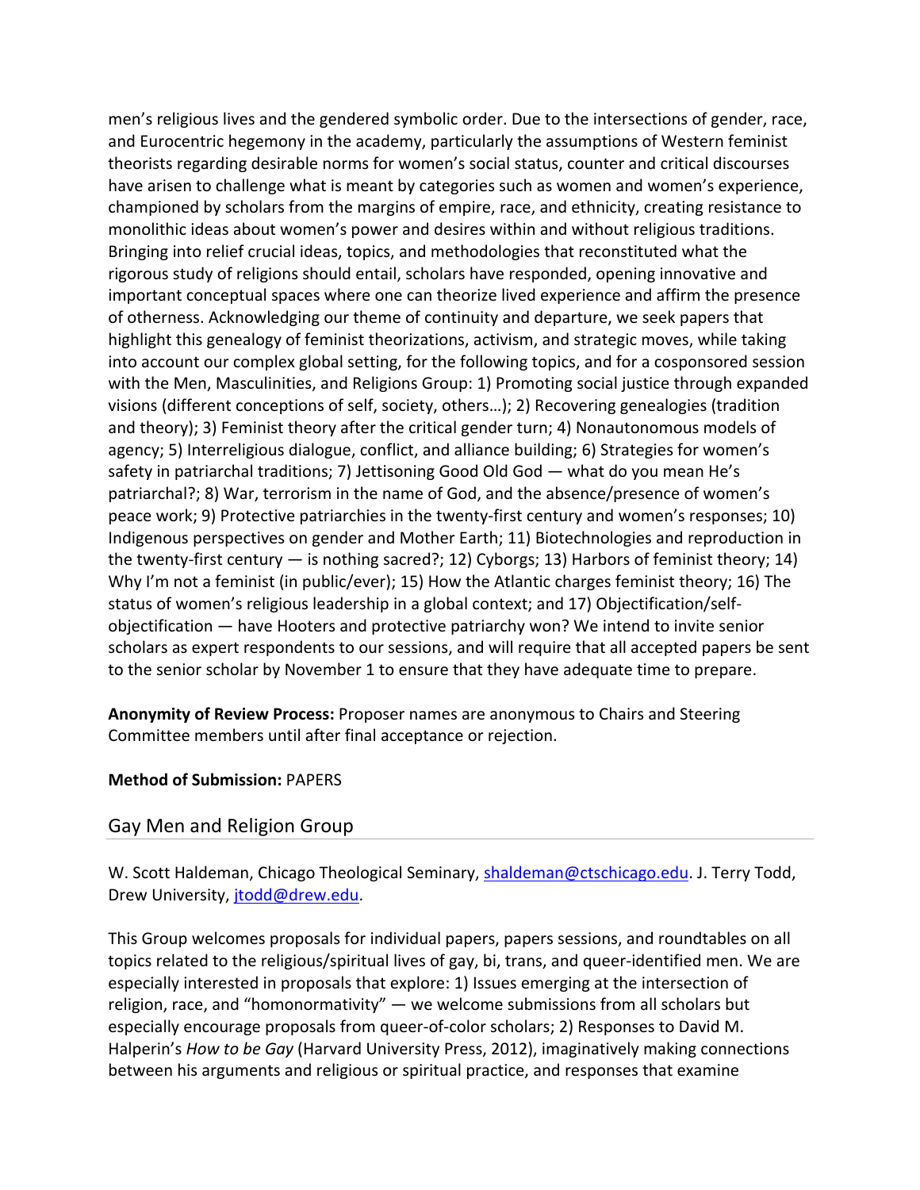men's religious lives and the gendered symbolic order. Due to the intersections of gender, race, and Eurocentric hegemony in the academy, particularly the assumptions of Western feminist theorists regarding desirable norms for women's social status, counter and critical discourses have arisen to challenge what is meant by categories such as women and women's experience, championed by scholars from the margins of empire, race, and ethnicity, creating resistance to monolithic ideas about women's power and desires within and without religious traditions. Bringing into relief crucial ideas, topics, and methodologies that reconstituted what the rigorous study of religions should entail, scholars have responded, opening innovative and important conceptual spaces where one can theorize lived experience and affirm the presence of otherness. Acknowledging our theme of continuity and departure, we seek papers that highlight this genealogy of feminist theorizations, activism, and strategic moves, while taking into account our complex global setting, for the following topics, and for a cosponsored session with the Men, Masculinities, and Religions Group: 1) Promoting social justice through expanded visions (different conceptions of self, society, others…); 2) Recovering genealogies (tradition and theory); 3) Feminist theory after the critical gender turn; 4) Nonautonomous models of agency; 5) Interreligious dialogue, conflict, and alliance building; 6) Strategies for women's safety in patriarchal traditions; 7) Jettisoning Good Old God — what do you mean He's patriarchal?; 8) War, terrorism in the name of God, and the absence/presence of women's peace work; 9) Protective patriarchies in the twenty-first century and women's responses; 10) Indigenous perspectives on gender and Mother Earth; 11) Biotechnologies and reproduction in the twenty-first century — is nothing sacred?; 12) Cyborgs; 13) Harbors of feminist theory; 14) Why I'm not a feminist (in public/ever); 15) How the Atlantic charges feminist theory; 16) The status of women's religious leadership in a global context; and 17) Objectification/self-objectification — have Hooters and protective patriarchy won? We intend to invite senior scholars as expert respondents to our sessions, and will require that all accepted papers be sent to the senior scholar by November 1 to ensure that they have adequate time to prepare.

**Anonymity of Review Process:** Proposer names are anonymous to Chairs and Steering Committee members until after final acceptance or rejection.

**Method of Submission:** PAPERS

## Gay Men and Religion Group

W. Scott Haldeman, Chicago Theological Seminary, shaldeman@ctschicago.edu. J. Terry Todd, Drew University, jtodd@drew.edu.

This Group welcomes proposals for individual papers, papers sessions, and roundtables on all topics related to the religious/spiritual lives of gay, bi, trans, and queer-identified men. We are especially interested in proposals that explore: 1) Issues emerging at the intersection of religion, race, and "homonormativity" — we welcome submissions from all scholars but especially encourage proposals from queer-of-color scholars; 2) Responses to David M. Halperin's *How to be Gay* (Harvard University Press, 2012), imaginatively making connections between his arguments and religious or spiritual practice, and responses that examine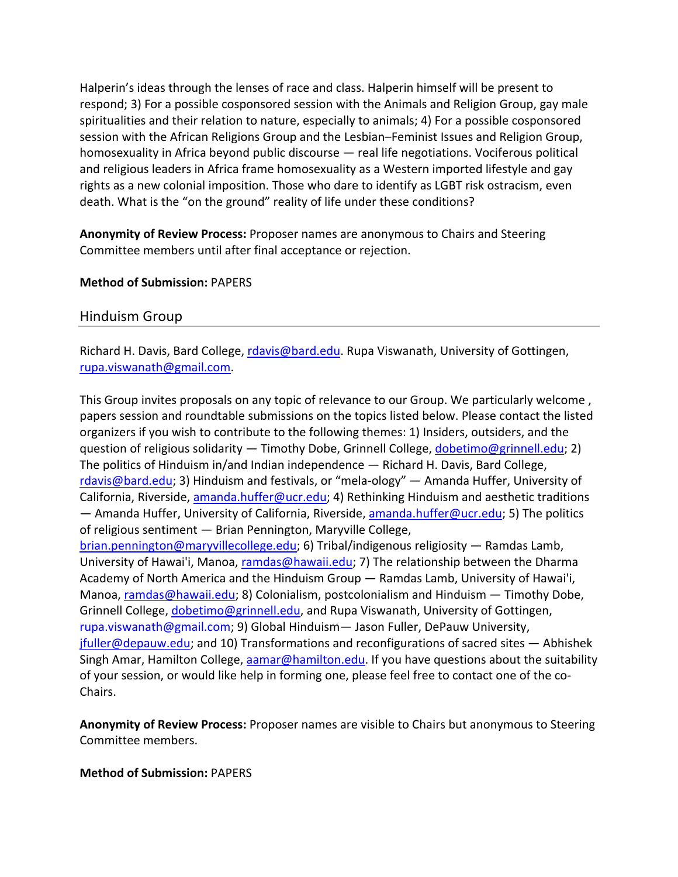Halperin's ideas through the lenses of race and class. Halperin himself will be present to respond; 3) For a possible cosponsored session with the Animals and Religion Group, gay male spiritualities and their relation to nature, especially to animals; 4) For a possible cosponsored session with the African Religions Group and the Lesbian–Feminist Issues and Religion Group, homosexuality in Africa beyond public discourse — real life negotiations. Vociferous political and religious leaders in Africa frame homosexuality as a Western imported lifestyle and gay rights as a new colonial imposition. Those who dare to identify as LGBT risk ostracism, even death. What is the "on the ground" reality of life under these conditions?

**Anonymity of Review Process:** Proposer names are anonymous to Chairs and Steering Committee members until after final acceptance or rejection.

**Method of Submission:** PAPERS

## Hinduism Group

Richard H. Davis, Bard College, rdavis@bard.edu. Rupa Viswanath, University of Gottingen, rupa.viswanath@gmail.com.

This Group invites proposals on any topic of relevance to our Group. We particularly welcome , papers session and roundtable submissions on the topics listed below. Please contact the listed organizers if you wish to contribute to the following themes: 1) Insiders, outsiders, and the question of religious solidarity — Timothy Dobe, Grinnell College, dobetimo@grinnell.edu; 2) The politics of Hinduism in/and Indian independence — Richard H. Davis, Bard College, rdavis@bard.edu; 3) Hinduism and festivals, or "mela-ology" — Amanda Huffer, University of California, Riverside, amanda.huffer@ucr.edu; 4) Rethinking Hinduism and aesthetic traditions — Amanda Huffer, University of California, Riverside, amanda.huffer@ucr.edu; 5) The politics of religious sentiment — Brian Pennington, Maryville College, brian.pennington@maryvillecollege.edu; 6) Tribal/indigenous religiosity — Ramdas Lamb, University of Hawai'i, Manoa, ramdas@hawaii.edu; 7) The relationship between the Dharma Academy of North America and the Hinduism Group — Ramdas Lamb, University of Hawai'i, Manoa, ramdas@hawaii.edu; 8) Colonialism, postcolonialism and Hinduism — Timothy Dobe, Grinnell College, dobetimo@grinnell.edu, and Rupa Viswanath, University of Gottingen, rupa.viswanath@gmail.com; 9) Global Hinduism— Jason Fuller, DePauw University, jfuller@depauw.edu; and 10) Transformations and reconfigurations of sacred sites — Abhishek Singh Amar, Hamilton College, aamar@hamilton.edu. If you have questions about the suitability of your session, or would like help in forming one, please feel free to contact one of the co-Chairs.

**Anonymity of Review Process:** Proposer names are visible to Chairs but anonymous to Steering Committee members.

**Method of Submission:** PAPERS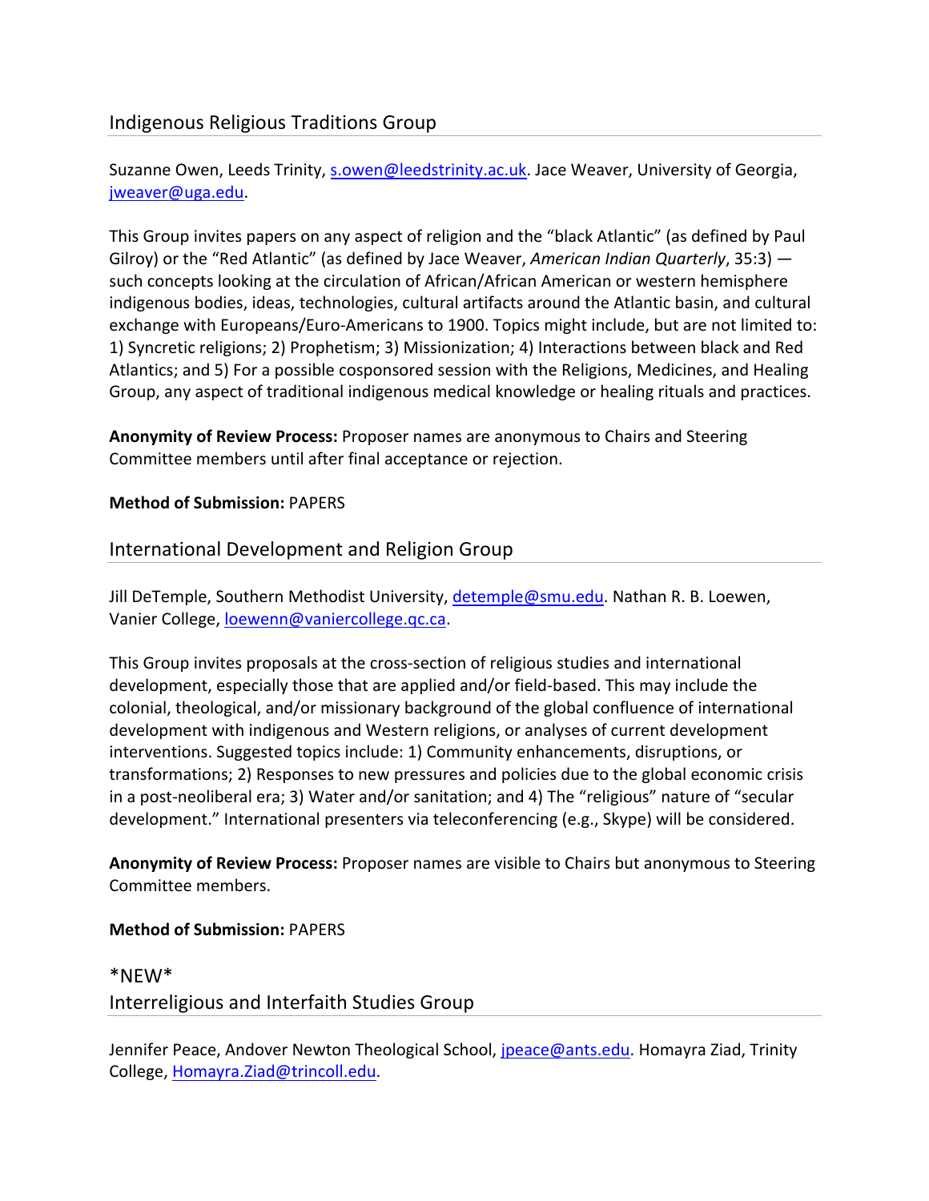## Indigenous Religious Traditions Group

Suzanne Owen, Leeds Trinity, s.owen@leedstrinity.ac.uk. Jace Weaver, University of Georgia, jweaver@uga.edu.

This Group invites papers on any aspect of religion and the "black Atlantic" (as defined by Paul Gilroy) or the "Red Atlantic" (as defined by Jace Weaver, *American Indian Quarterly*, 35:3) — such concepts looking at the circulation of African/African American or western hemisphere indigenous bodies, ideas, technologies, cultural artifacts around the Atlantic basin, and cultural exchange with Europeans/Euro-Americans to 1900. Topics might include, but are not limited to: 1) Syncretic religions; 2) Prophetism; 3) Missionization; 4) Interactions between black and Red Atlantics; and 5) For a possible cosponsored session with the Religions, Medicines, and Healing Group, any aspect of traditional indigenous medical knowledge or healing rituals and practices.

**Anonymity of Review Process:** Proposer names are anonymous to Chairs and Steering Committee members until after final acceptance or rejection.

**Method of Submission:** PAPERS

## International Development and Religion Group

Jill DeTemple, Southern Methodist University, detemple@smu.edu. Nathan R. B. Loewen, Vanier College, loewenn@vaniercollege.qc.ca.

This Group invites proposals at the cross-section of religious studies and international development, especially those that are applied and/or field-based. This may include the colonial, theological, and/or missionary background of the global confluence of international development with indigenous and Western religions, or analyses of current development interventions. Suggested topics include: 1) Community enhancements, disruptions, or transformations; 2) Responses to new pressures and policies due to the global economic crisis in a post-neoliberal era; 3) Water and/or sanitation; and 4) The "religious" nature of "secular development." International presenters via teleconferencing (e.g., Skype) will be considered.

**Anonymity of Review Process:** Proposer names are visible to Chairs but anonymous to Steering Committee members.

**Method of Submission:** PAPERS

## *NEW* Interreligious and Interfaith Studies Group

Jennifer Peace, Andover Newton Theological School, jpeace@ants.edu. Homayra Ziad, Trinity College, Homayra.Ziad@trincoll.edu.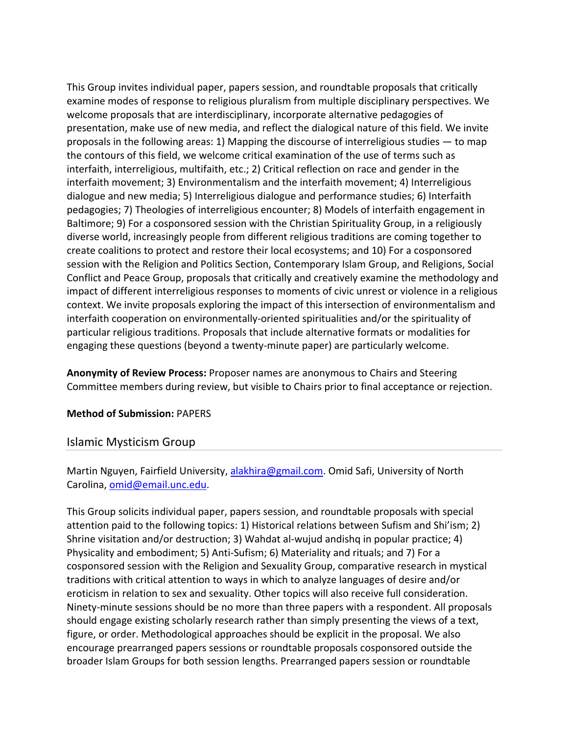This Group invites individual paper, papers session, and roundtable proposals that critically examine modes of response to religious pluralism from multiple disciplinary perspectives. We welcome proposals that are interdisciplinary, incorporate alternative pedagogies of presentation, make use of new media, and reflect the dialogical nature of this field. We invite proposals in the following areas: 1) Mapping the discourse of interreligious studies — to map the contours of this field, we welcome critical examination of the use of terms such as interfaith, interreligious, multifaith, etc.; 2) Critical reflection on race and gender in the interfaith movement; 3) Environmentalism and the interfaith movement; 4) Interreligious dialogue and new media; 5) Interreligious dialogue and performance studies; 6) Interfaith pedagogies; 7) Theologies of interreligious encounter; 8) Models of interfaith engagement in Baltimore; 9) For a cosponsored session with the Christian Spirituality Group, in a religiously diverse world, increasingly people from different religious traditions are coming together to create coalitions to protect and restore their local ecosystems; and 10) For a cosponsored session with the Religion and Politics Section, Contemporary Islam Group, and Religions, Social Conflict and Peace Group, proposals that critically and creatively examine the methodology and impact of different interreligious responses to moments of civic unrest or violence in a religious context. We invite proposals exploring the impact of this intersection of environmentalism and interfaith cooperation on environmentally-oriented spiritualities and/or the spirituality of particular religious traditions. Proposals that include alternative formats or modalities for engaging these questions (beyond a twenty-minute paper) are particularly welcome.

**Anonymity of Review Process:** Proposer names are anonymous to Chairs and Steering Committee members during review, but visible to Chairs prior to final acceptance or rejection.

**Method of Submission:** PAPERS

## Islamic Mysticism Group

Martin Nguyen, Fairfield University, alakhira@gmail.com. Omid Safi, University of North Carolina, omid@email.unc.edu.

This Group solicits individual paper, papers session, and roundtable proposals with special attention paid to the following topics: 1) Historical relations between Sufism and Shi'ism; 2) Shrine visitation and/or destruction; 3) Wahdat al-wujud andishq in popular practice; 4) Physicality and embodiment; 5) Anti-Sufism; 6) Materiality and rituals; and 7) For a cosponsored session with the Religion and Sexuality Group, comparative research in mystical traditions with critical attention to ways in which to analyze languages of desire and/or eroticism in relation to sex and sexuality. Other topics will also receive full consideration. Ninety-minute sessions should be no more than three papers with a respondent. All proposals should engage existing scholarly research rather than simply presenting the views of a text, figure, or order. Methodological approaches should be explicit in the proposal. We also encourage prearranged papers sessions or roundtable proposals cosponsored outside the broader Islam Groups for both session lengths. Prearranged papers session or roundtable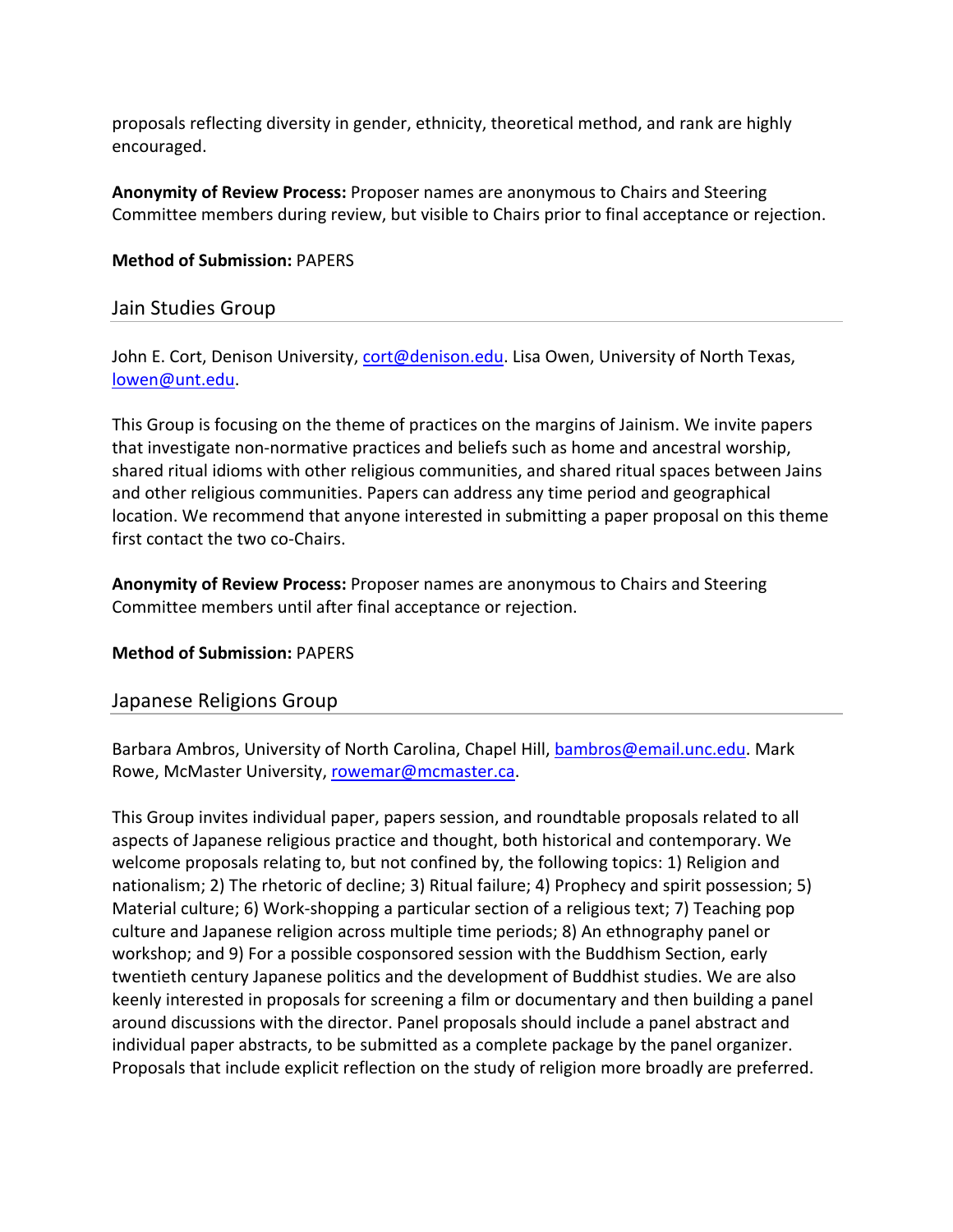proposals reflecting diversity in gender, ethnicity, theoretical method, and rank are highly encouraged.

**Anonymity of Review Process:** Proposer names are anonymous to Chairs and Steering Committee members during review, but visible to Chairs prior to final acceptance or rejection.

**Method of Submission:** PAPERS

## Jain Studies Group

John E. Cort, Denison University, cort@denison.edu. Lisa Owen, University of North Texas, lowen@unt.edu.

This Group is focusing on the theme of practices on the margins of Jainism. We invite papers that investigate non-normative practices and beliefs such as home and ancestral worship, shared ritual idioms with other religious communities, and shared ritual spaces between Jains and other religious communities. Papers can address any time period and geographical location. We recommend that anyone interested in submitting a paper proposal on this theme first contact the two co-Chairs.

**Anonymity of Review Process:** Proposer names are anonymous to Chairs and Steering Committee members until after final acceptance or rejection.

**Method of Submission:** PAPERS

## Japanese Religions Group

Barbara Ambros, University of North Carolina, Chapel Hill, bambros@email.unc.edu. Mark Rowe, McMaster University, rowemar@mcmaster.ca.

This Group invites individual paper, papers session, and roundtable proposals related to all aspects of Japanese religious practice and thought, both historical and contemporary. We welcome proposals relating to, but not confined by, the following topics: 1) Religion and nationalism; 2) The rhetoric of decline; 3) Ritual failure; 4) Prophecy and spirit possession; 5) Material culture; 6) Work-shopping a particular section of a religious text; 7) Teaching pop culture and Japanese religion across multiple time periods; 8) An ethnography panel or workshop; and 9) For a possible cosponsored session with the Buddhism Section, early twentieth century Japanese politics and the development of Buddhist studies. We are also keenly interested in proposals for screening a film or documentary and then building a panel around discussions with the director. Panel proposals should include a panel abstract and individual paper abstracts, to be submitted as a complete package by the panel organizer. Proposals that include explicit reflection on the study of religion more broadly are preferred.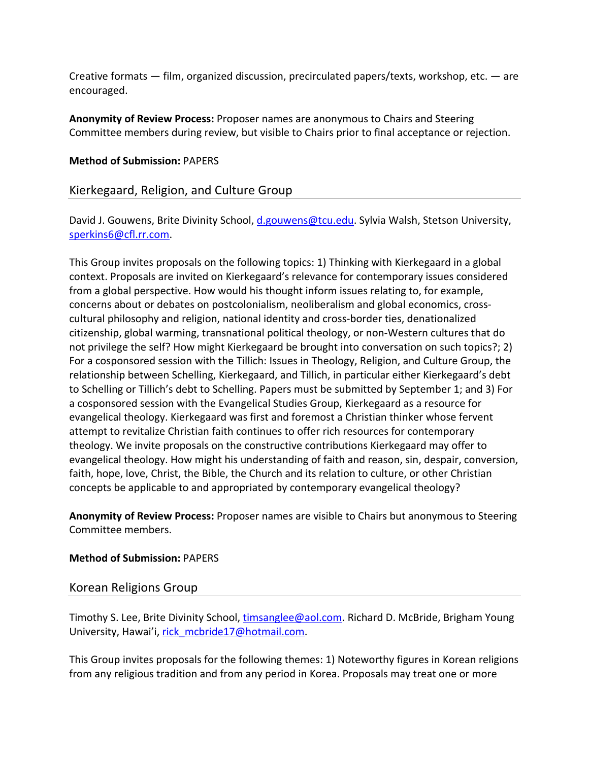Creative formats — film, organized discussion, precirculated papers/texts, workshop, etc. — are encouraged.

**Anonymity of Review Process:** Proposer names are anonymous to Chairs and Steering Committee members during review, but visible to Chairs prior to final acceptance or rejection.

**Method of Submission:** PAPERS

## Kierkegaard, Religion, and Culture Group

David J. Gouwens, Brite Divinity School, d.gouwens@tcu.edu. Sylvia Walsh, Stetson University, sperkins6@cfl.rr.com.

This Group invites proposals on the following topics: 1) Thinking with Kierkegaard in a global context. Proposals are invited on Kierkegaard's relevance for contemporary issues considered from a global perspective. How would his thought inform issues relating to, for example, concerns about or debates on postcolonialism, neoliberalism and global economics, cross-cultural philosophy and religion, national identity and cross-border ties, denationalized citizenship, global warming, transnational political theology, or non-Western cultures that do not privilege the self? How might Kierkegaard be brought into conversation on such topics?; 2) For a cosponsored session with the Tillich: Issues in Theology, Religion, and Culture Group, the relationship between Schelling, Kierkegaard, and Tillich, in particular either Kierkegaard's debt to Schelling or Tillich's debt to Schelling. Papers must be submitted by September 1; and 3) For a cosponsored session with the Evangelical Studies Group, Kierkegaard as a resource for evangelical theology. Kierkegaard was first and foremost a Christian thinker whose fervent attempt to revitalize Christian faith continues to offer rich resources for contemporary theology. We invite proposals on the constructive contributions Kierkegaard may offer to evangelical theology. How might his understanding of faith and reason, sin, despair, conversion, faith, hope, love, Christ, the Bible, the Church and its relation to culture, or other Christian concepts be applicable to and appropriated by contemporary evangelical theology?

**Anonymity of Review Process:** Proposer names are visible to Chairs but anonymous to Steering Committee members.

**Method of Submission:** PAPERS

## Korean Religions Group

Timothy S. Lee, Brite Divinity School, timsanglee@aol.com. Richard D. McBride, Brigham Young University, Hawai'i, rick_mcbride17@hotmail.com.

This Group invites proposals for the following themes: 1) Noteworthy figures in Korean religions from any religious tradition and from any period in Korea. Proposals may treat one or more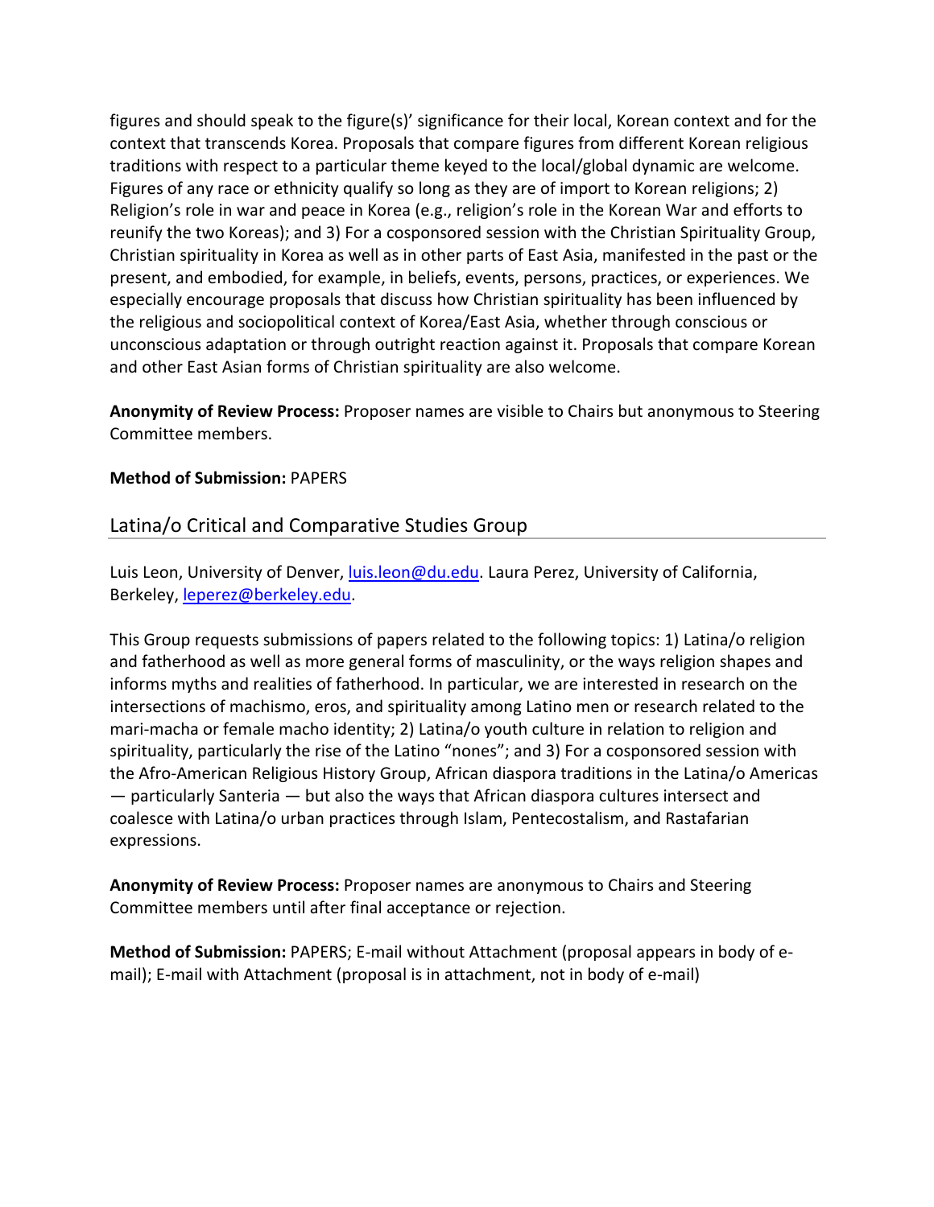figures and should speak to the figure(s)' significance for their local, Korean context and for the context that transcends Korea. Proposals that compare figures from different Korean religious traditions with respect to a particular theme keyed to the local/global dynamic are welcome. Figures of any race or ethnicity qualify so long as they are of import to Korean religions; 2) Religion's role in war and peace in Korea (e.g., religion's role in the Korean War and efforts to reunify the two Koreas); and 3) For a cosponsored session with the Christian Spirituality Group, Christian spirituality in Korea as well as in other parts of East Asia, manifested in the past or the present, and embodied, for example, in beliefs, events, persons, practices, or experiences. We especially encourage proposals that discuss how Christian spirituality has been influenced by the religious and sociopolitical context of Korea/East Asia, whether through conscious or unconscious adaptation or through outright reaction against it. Proposals that compare Korean and other East Asian forms of Christian spirituality are also welcome.

**Anonymity of Review Process:** Proposer names are visible to Chairs but anonymous to Steering Committee members.

**Method of Submission:** PAPERS

## Latina/o Critical and Comparative Studies Group

Luis Leon, University of Denver, luis.leon@du.edu. Laura Perez, University of California, Berkeley, leperez@berkeley.edu.

This Group requests submissions of papers related to the following topics: 1) Latina/o religion and fatherhood as well as more general forms of masculinity, or the ways religion shapes and informs myths and realities of fatherhood. In particular, we are interested in research on the intersections of machismo, eros, and spirituality among Latino men or research related to the mari-macha or female macho identity; 2) Latina/o youth culture in relation to religion and spirituality, particularly the rise of the Latino "nones"; and 3) For a cosponsored session with the Afro-American Religious History Group, African diaspora traditions in the Latina/o Americas — particularly Santeria — but also the ways that African diaspora cultures intersect and coalesce with Latina/o urban practices through Islam, Pentecostalism, and Rastafarian expressions.

**Anonymity of Review Process:** Proposer names are anonymous to Chairs and Steering Committee members until after final acceptance or rejection.

**Method of Submission:** PAPERS; E-mail without Attachment (proposal appears in body of e-mail); E-mail with Attachment (proposal is in attachment, not in body of e-mail)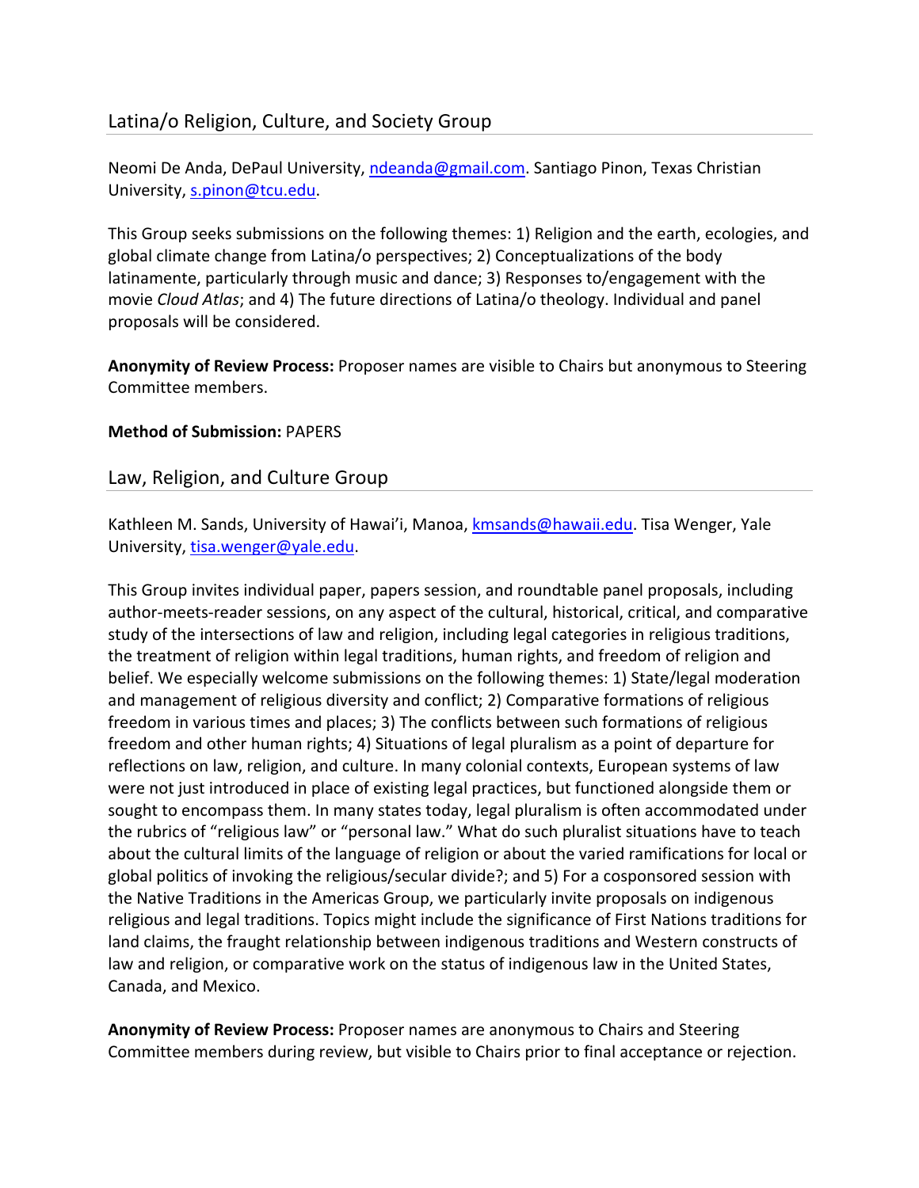## Latina/o Religion, Culture, and Society Group

Neomi De Anda, DePaul University, ndeanda@gmail.com. Santiago Pinon, Texas Christian University, s.pinon@tcu.edu.

This Group seeks submissions on the following themes: 1) Religion and the earth, ecologies, and global climate change from Latina/o perspectives; 2) Conceptualizations of the body latinamente, particularly through music and dance; 3) Responses to/engagement with the movie *Cloud Atlas*; and 4) The future directions of Latina/o theology. Individual and panel proposals will be considered.

**Anonymity of Review Process:** Proposer names are visible to Chairs but anonymous to Steering Committee members.

**Method of Submission:** PAPERS

## Law, Religion, and Culture Group

Kathleen M. Sands, University of Hawai'i, Manoa, kmsands@hawaii.edu. Tisa Wenger, Yale University, tisa.wenger@yale.edu.

This Group invites individual paper, papers session, and roundtable panel proposals, including author-meets-reader sessions, on any aspect of the cultural, historical, critical, and comparative study of the intersections of law and religion, including legal categories in religious traditions, the treatment of religion within legal traditions, human rights, and freedom of religion and belief. We especially welcome submissions on the following themes: 1) State/legal moderation and management of religious diversity and conflict; 2) Comparative formations of religious freedom in various times and places; 3) The conflicts between such formations of religious freedom and other human rights; 4) Situations of legal pluralism as a point of departure for reflections on law, religion, and culture. In many colonial contexts, European systems of law were not just introduced in place of existing legal practices, but functioned alongside them or sought to encompass them. In many states today, legal pluralism is often accommodated under the rubrics of "religious law" or "personal law." What do such pluralist situations have to teach about the cultural limits of the language of religion or about the varied ramifications for local or global politics of invoking the religious/secular divide?; and 5) For a cosponsored session with the Native Traditions in the Americas Group, we particularly invite proposals on indigenous religious and legal traditions. Topics might include the significance of First Nations traditions for land claims, the fraught relationship between indigenous traditions and Western constructs of law and religion, or comparative work on the status of indigenous law in the United States, Canada, and Mexico.

**Anonymity of Review Process:** Proposer names are anonymous to Chairs and Steering Committee members during review, but visible to Chairs prior to final acceptance or rejection.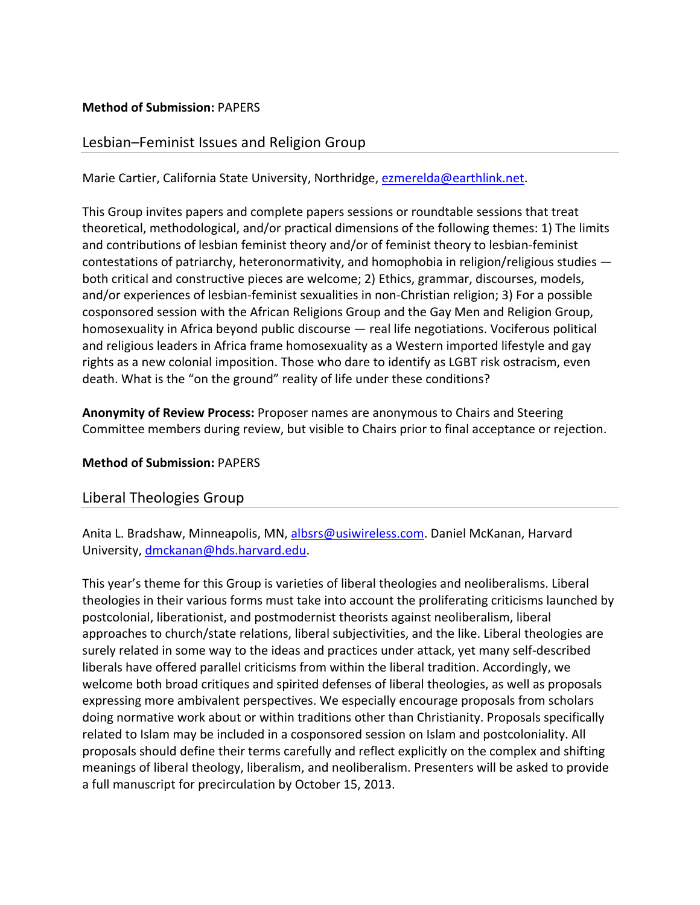**Method of Submission:** PAPERS

## Lesbian–Feminist Issues and Religion Group

Marie Cartier, California State University, Northridge, ezmerelda@earthlink.net.

This Group invites papers and complete papers sessions or roundtable sessions that treat theoretical, methodological, and/or practical dimensions of the following themes: 1) The limits and contributions of lesbian feminist theory and/or of feminist theory to lesbian-feminist contestations of patriarchy, heteronormativity, and homophobia in religion/religious studies — both critical and constructive pieces are welcome; 2) Ethics, grammar, discourses, models, and/or experiences of lesbian-feminist sexualities in non-Christian religion; 3) For a possible cosponsored session with the African Religions Group and the Gay Men and Religion Group, homosexuality in Africa beyond public discourse — real life negotiations. Vociferous political and religious leaders in Africa frame homosexuality as a Western imported lifestyle and gay rights as a new colonial imposition. Those who dare to identify as LGBT risk ostracism, even death. What is the "on the ground" reality of life under these conditions?

**Anonymity of Review Process:** Proposer names are anonymous to Chairs and Steering Committee members during review, but visible to Chairs prior to final acceptance or rejection.

**Method of Submission:** PAPERS

## Liberal Theologies Group

Anita L. Bradshaw, Minneapolis, MN, albsrs@usiwireless.com. Daniel McKanan, Harvard University, dmckanan@hds.harvard.edu.

This year's theme for this Group is varieties of liberal theologies and neoliberalisms. Liberal theologies in their various forms must take into account the proliferating criticisms launched by postcolonial, liberationist, and postmodernist theorists against neoliberalism, liberal approaches to church/state relations, liberal subjectivities, and the like. Liberal theologies are surely related in some way to the ideas and practices under attack, yet many self-described liberals have offered parallel criticisms from within the liberal tradition. Accordingly, we welcome both broad critiques and spirited defenses of liberal theologies, as well as proposals expressing more ambivalent perspectives. We especially encourage proposals from scholars doing normative work about or within traditions other than Christianity. Proposals specifically related to Islam may be included in a cosponsored session on Islam and postcoloniality. All proposals should define their terms carefully and reflect explicitly on the complex and shifting meanings of liberal theology, liberalism, and neoliberalism. Presenters will be asked to provide a full manuscript for precirculation by October 15, 2013.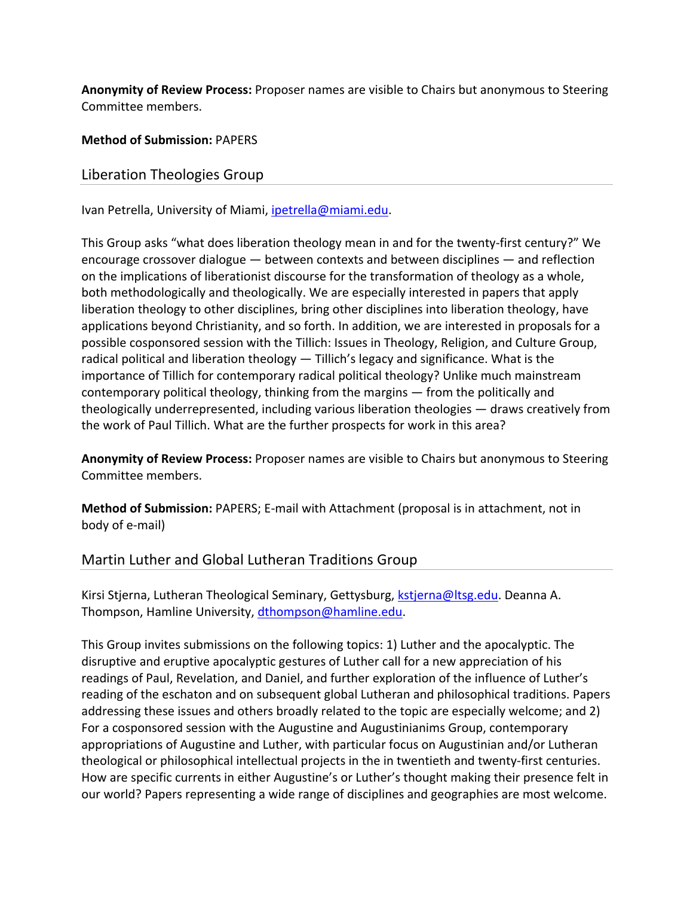**Anonymity of Review Process:** Proposer names are visible to Chairs but anonymous to Steering Committee members.

**Method of Submission:** PAPERS

## Liberation Theologies Group

Ivan Petrella, University of Miami, ipetrella@miami.edu.

This Group asks "what does liberation theology mean in and for the twenty-first century?" We encourage crossover dialogue — between contexts and between disciplines — and reflection on the implications of liberationist discourse for the transformation of theology as a whole, both methodologically and theologically. We are especially interested in papers that apply liberation theology to other disciplines, bring other disciplines into liberation theology, have applications beyond Christianity, and so forth. In addition, we are interested in proposals for a possible cosponsored session with the Tillich: Issues in Theology, Religion, and Culture Group, radical political and liberation theology — Tillich's legacy and significance. What is the importance of Tillich for contemporary radical political theology? Unlike much mainstream contemporary political theology, thinking from the margins — from the politically and theologically underrepresented, including various liberation theologies — draws creatively from the work of Paul Tillich. What are the further prospects for work in this area?

**Anonymity of Review Process:** Proposer names are visible to Chairs but anonymous to Steering Committee members.

**Method of Submission:** PAPERS; E-mail with Attachment (proposal is in attachment, not in body of e-mail)

## Martin Luther and Global Lutheran Traditions Group

Kirsi Stjerna, Lutheran Theological Seminary, Gettysburg, kstjerna@ltsg.edu. Deanna A. Thompson, Hamline University, dthompson@hamline.edu.

This Group invites submissions on the following topics: 1) Luther and the apocalyptic. The disruptive and eruptive apocalyptic gestures of Luther call for a new appreciation of his readings of Paul, Revelation, and Daniel, and further exploration of the influence of Luther's reading of the eschaton and on subsequent global Lutheran and philosophical traditions. Papers addressing these issues and others broadly related to the topic are especially welcome; and 2) For a cosponsored session with the Augustine and Augustinianims Group, contemporary appropriations of Augustine and Luther, with particular focus on Augustinian and/or Lutheran theological or philosophical intellectual projects in the in twentieth and twenty-first centuries. How are specific currents in either Augustine's or Luther's thought making their presence felt in our world? Papers representing a wide range of disciplines and geographies are most welcome.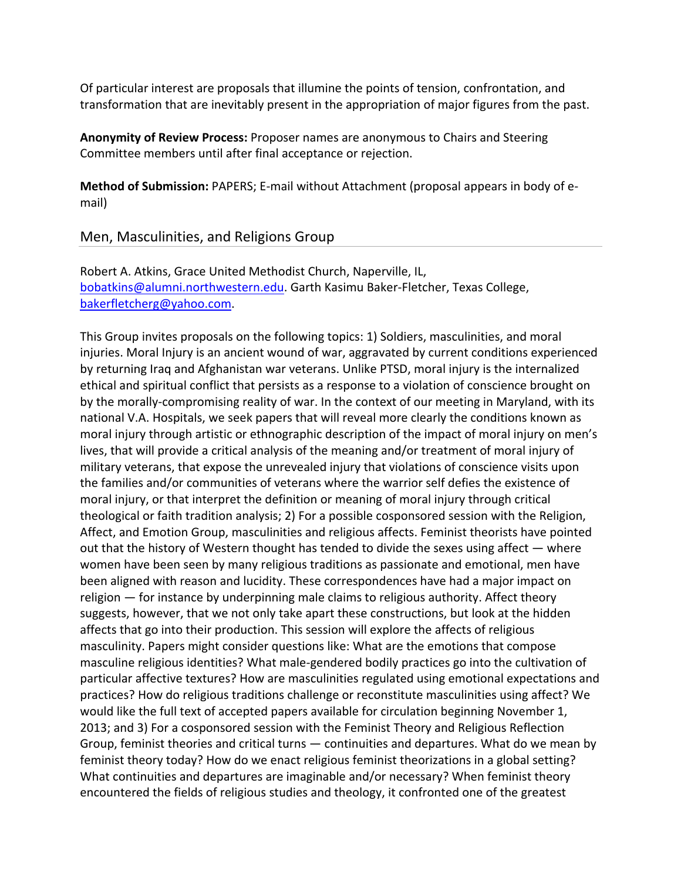Of particular interest are proposals that illumine the points of tension, confrontation, and transformation that are inevitably present in the appropriation of major figures from the past.

**Anonymity of Review Process:** Proposer names are anonymous to Chairs and Steering Committee members until after final acceptance or rejection.

**Method of Submission:** PAPERS; E-mail without Attachment (proposal appears in body of e-mail)

## Men, Masculinities, and Religions Group

Robert A. Atkins, Grace United Methodist Church, Naperville, IL, bobatkins@alumni.northwestern.edu. Garth Kasimu Baker-Fletcher, Texas College, bakerfletcherg@yahoo.com.

This Group invites proposals on the following topics: 1) Soldiers, masculinities, and moral injuries. Moral Injury is an ancient wound of war, aggravated by current conditions experienced by returning Iraq and Afghanistan war veterans. Unlike PTSD, moral injury is the internalized ethical and spiritual conflict that persists as a response to a violation of conscience brought on by the morally-compromising reality of war. In the context of our meeting in Maryland, with its national V.A. Hospitals, we seek papers that will reveal more clearly the conditions known as moral injury through artistic or ethnographic description of the impact of moral injury on men's lives, that will provide a critical analysis of the meaning and/or treatment of moral injury of military veterans, that expose the unrevealed injury that violations of conscience visits upon the families and/or communities of veterans where the warrior self defies the existence of moral injury, or that interpret the definition or meaning of moral injury through critical theological or faith tradition analysis; 2) For a possible cosponsored session with the Religion, Affect, and Emotion Group, masculinities and religious affects. Feminist theorists have pointed out that the history of Western thought has tended to divide the sexes using affect — where women have been seen by many religious traditions as passionate and emotional, men have been aligned with reason and lucidity. These correspondences have had a major impact on religion — for instance by underpinning male claims to religious authority. Affect theory suggests, however, that we not only take apart these constructions, but look at the hidden affects that go into their production. This session will explore the affects of religious masculinity. Papers might consider questions like: What are the emotions that compose masculine religious identities? What male-gendered bodily practices go into the cultivation of particular affective textures? How are masculinities regulated using emotional expectations and practices? How do religious traditions challenge or reconstitute masculinities using affect? We would like the full text of accepted papers available for circulation beginning November 1, 2013; and 3) For a cosponsored session with the Feminist Theory and Religious Reflection Group, feminist theories and critical turns — continuities and departures. What do we mean by feminist theory today? How do we enact religious feminist theorizations in a global setting? What continuities and departures are imaginable and/or necessary? When feminist theory encountered the fields of religious studies and theology, it confronted one of the greatest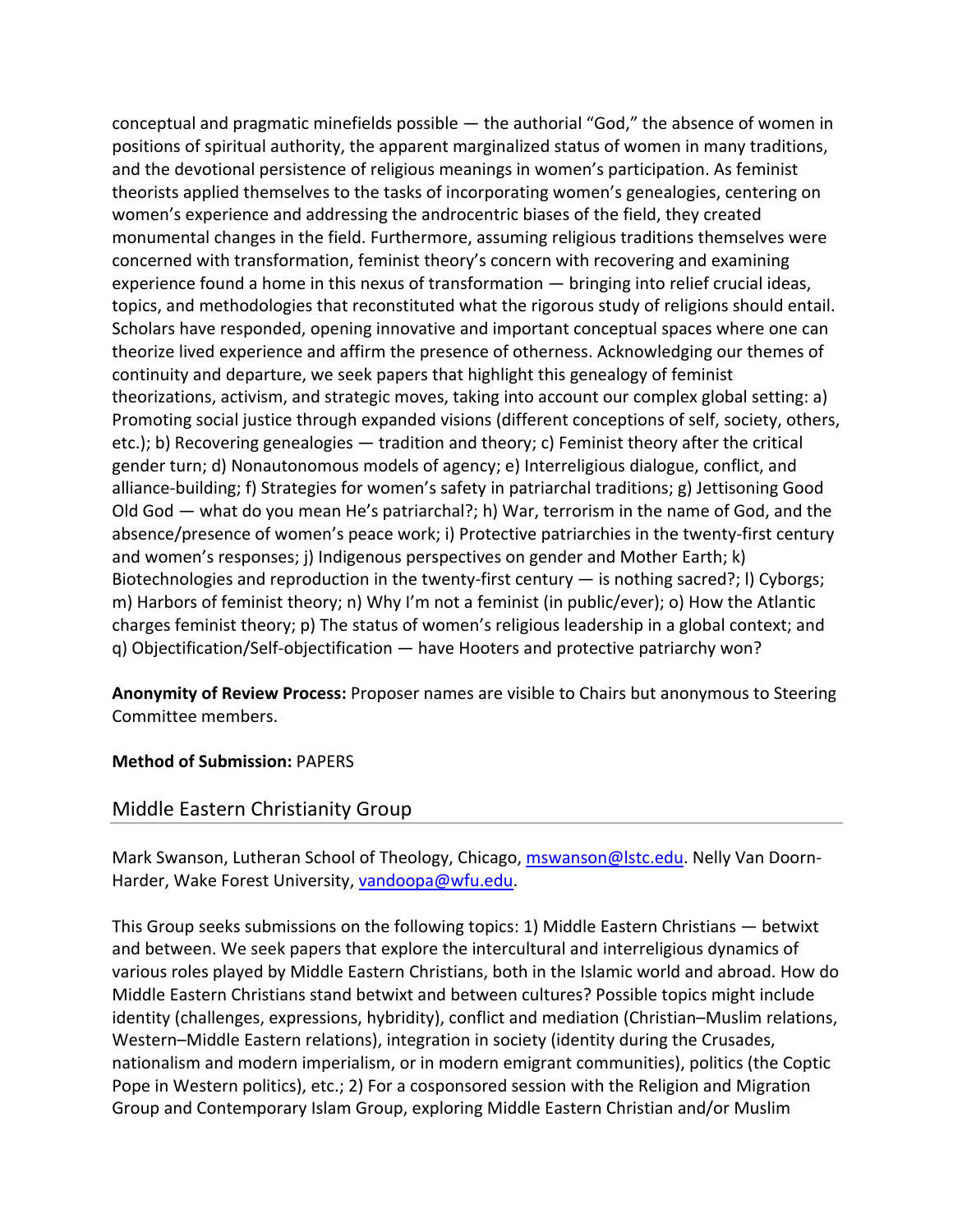conceptual and pragmatic minefields possible — the authorial "God," the absence of women in positions of spiritual authority, the apparent marginalized status of women in many traditions, and the devotional persistence of religious meanings in women's participation. As feminist theorists applied themselves to the tasks of incorporating women's genealogies, centering on women's experience and addressing the androcentric biases of the field, they created monumental changes in the field. Furthermore, assuming religious traditions themselves were concerned with transformation, feminist theory's concern with recovering and examining experience found a home in this nexus of transformation — bringing into relief crucial ideas, topics, and methodologies that reconstituted what the rigorous study of religions should entail. Scholars have responded, opening innovative and important conceptual spaces where one can theorize lived experience and affirm the presence of otherness. Acknowledging our themes of continuity and departure, we seek papers that highlight this genealogy of feminist theorizations, activism, and strategic moves, taking into account our complex global setting: a) Promoting social justice through expanded visions (different conceptions of self, society, others, etc.); b) Recovering genealogies — tradition and theory; c) Feminist theory after the critical gender turn; d) Nonautonomous models of agency; e) Interreligious dialogue, conflict, and alliance-building; f) Strategies for women's safety in patriarchal traditions; g) Jettisoning Good Old God — what do you mean He's patriarchal?; h) War, terrorism in the name of God, and the absence/presence of women's peace work; i) Protective patriarchies in the twenty-first century and women's responses; j) Indigenous perspectives on gender and Mother Earth; k) Biotechnologies and reproduction in the twenty-first century — is nothing sacred?; l) Cyborgs; m) Harbors of feminist theory; n) Why I'm not a feminist (in public/ever); o) How the Atlantic charges feminist theory; p) The status of women's religious leadership in a global context; and q) Objectification/Self-objectification — have Hooters and protective patriarchy won?

**Anonymity of Review Process:** Proposer names are visible to Chairs but anonymous to Steering Committee members.

**Method of Submission:** PAPERS

## Middle Eastern Christianity Group

Mark Swanson, Lutheran School of Theology, Chicago, mswanson@lstc.edu. Nelly Van Doorn-Harder, Wake Forest University, vandoopa@wfu.edu.

This Group seeks submissions on the following topics: 1) Middle Eastern Christians — betwixt and between. We seek papers that explore the intercultural and interreligious dynamics of various roles played by Middle Eastern Christians, both in the Islamic world and abroad. How do Middle Eastern Christians stand betwixt and between cultures? Possible topics might include identity (challenges, expressions, hybridity), conflict and mediation (Christian–Muslim relations, Western–Middle Eastern relations), integration in society (identity during the Crusades, nationalism and modern imperialism, or in modern emigrant communities), politics (the Coptic Pope in Western politics), etc.; 2) For a cosponsored session with the Religion and Migration Group and Contemporary Islam Group, exploring Middle Eastern Christian and/or Muslim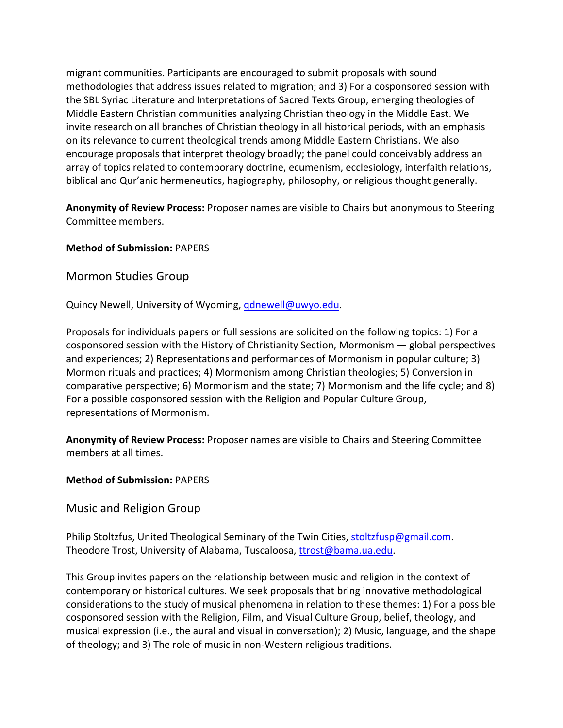migrant communities. Participants are encouraged to submit proposals with sound methodologies that address issues related to migration; and 3) For a cosponsored session with the SBL Syriac Literature and Interpretations of Sacred Texts Group, emerging theologies of Middle Eastern Christian communities analyzing Christian theology in the Middle East. We invite research on all branches of Christian theology in all historical periods, with an emphasis on its relevance to current theological trends among Middle Eastern Christians. We also encourage proposals that interpret theology broadly; the panel could conceivably address an array of topics related to contemporary doctrine, ecumenism, ecclesiology, interfaith relations, biblical and Qur'anic hermeneutics, hagiography, philosophy, or religious thought generally.

**Anonymity of Review Process:** Proposer names are visible to Chairs but anonymous to Steering Committee members.

**Method of Submission:** PAPERS

## Mormon Studies Group

Quincy Newell, University of Wyoming, qdnewell@uwyo.edu.

Proposals for individuals papers or full sessions are solicited on the following topics: 1) For a cosponsored session with the History of Christianity Section, Mormonism — global perspectives and experiences; 2) Representations and performances of Mormonism in popular culture; 3) Mormon rituals and practices; 4) Mormonism among Christian theologies; 5) Conversion in comparative perspective; 6) Mormonism and the state; 7) Mormonism and the life cycle; and 8) For a possible cosponsored session with the Religion and Popular Culture Group, representations of Mormonism.

**Anonymity of Review Process:** Proposer names are visible to Chairs and Steering Committee members at all times.

**Method of Submission:** PAPERS

## Music and Religion Group

Philip Stoltzfus, United Theological Seminary of the Twin Cities, stoltzfusp@gmail.com.
Theodore Trost, University of Alabama, Tuscaloosa, ttrost@bama.ua.edu.

This Group invites papers on the relationship between music and religion in the context of contemporary or historical cultures. We seek proposals that bring innovative methodological considerations to the study of musical phenomena in relation to these themes: 1) For a possible cosponsored session with the Religion, Film, and Visual Culture Group, belief, theology, and musical expression (i.e., the aural and visual in conversation); 2) Music, language, and the shape of theology; and 3) The role of music in non-Western religious traditions.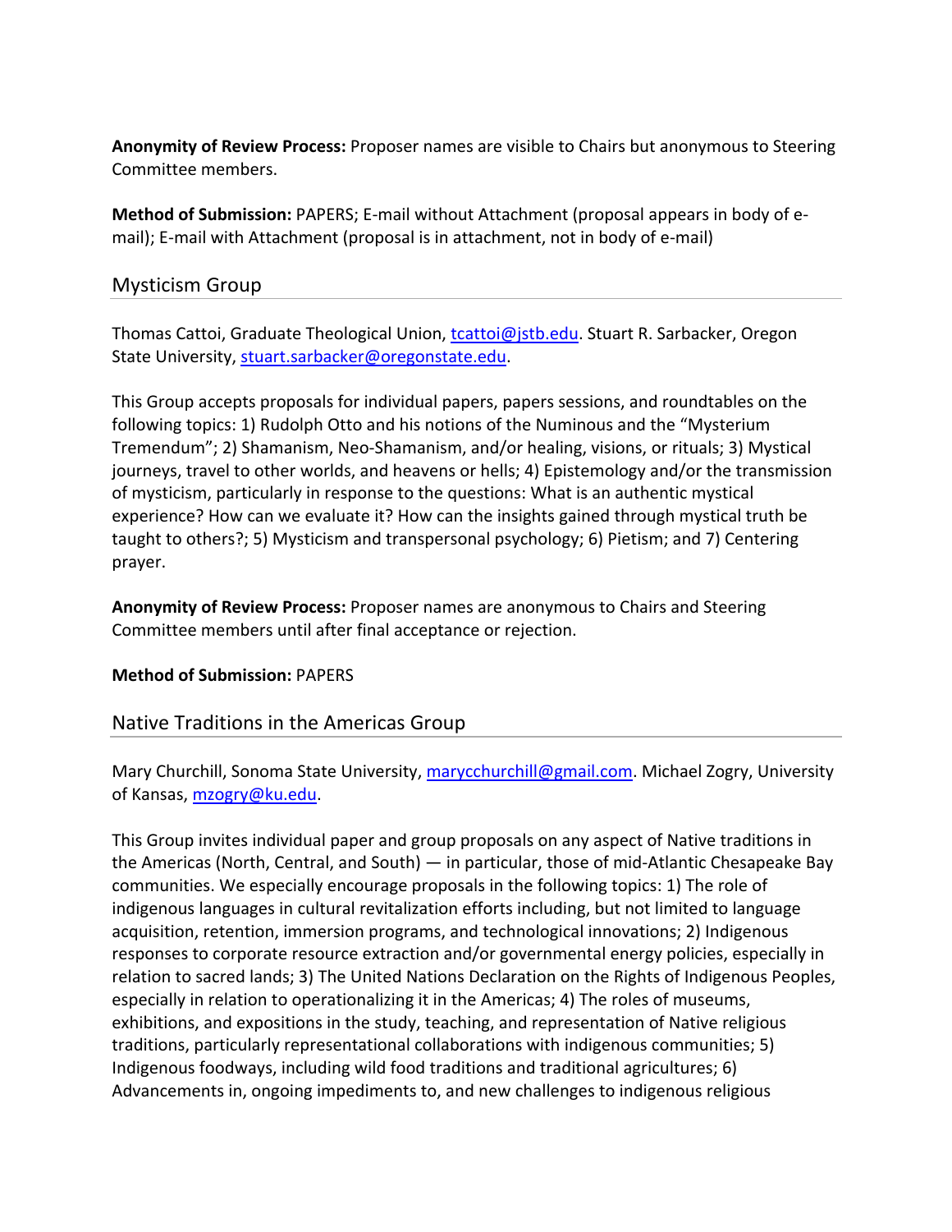**Anonymity of Review Process:** Proposer names are visible to Chairs but anonymous to Steering Committee members.

**Method of Submission:** PAPERS; E-mail without Attachment (proposal appears in body of e-mail); E-mail with Attachment (proposal is in attachment, not in body of e-mail)

## Mysticism Group

Thomas Cattoi, Graduate Theological Union, tcattoi@jstb.edu. Stuart R. Sarbacker, Oregon State University, stuart.sarbacker@oregonstate.edu.

This Group accepts proposals for individual papers, papers sessions, and roundtables on the following topics: 1) Rudolph Otto and his notions of the Numinous and the "Mysterium Tremendum"; 2) Shamanism, Neo-Shamanism, and/or healing, visions, or rituals; 3) Mystical journeys, travel to other worlds, and heavens or hells; 4) Epistemology and/or the transmission of mysticism, particularly in response to the questions: What is an authentic mystical experience? How can we evaluate it? How can the insights gained through mystical truth be taught to others?; 5) Mysticism and transpersonal psychology; 6) Pietism; and 7) Centering prayer.

**Anonymity of Review Process:** Proposer names are anonymous to Chairs and Steering Committee members until after final acceptance or rejection.

**Method of Submission:** PAPERS

## Native Traditions in the Americas Group

Mary Churchill, Sonoma State University, marycchurchill@gmail.com. Michael Zogry, University of Kansas, mzogry@ku.edu.

This Group invites individual paper and group proposals on any aspect of Native traditions in the Americas (North, Central, and South) — in particular, those of mid-Atlantic Chesapeake Bay communities. We especially encourage proposals in the following topics: 1) The role of indigenous languages in cultural revitalization efforts including, but not limited to language acquisition, retention, immersion programs, and technological innovations; 2) Indigenous responses to corporate resource extraction and/or governmental energy policies, especially in relation to sacred lands; 3) The United Nations Declaration on the Rights of Indigenous Peoples, especially in relation to operationalizing it in the Americas; 4) The roles of museums, exhibitions, and expositions in the study, teaching, and representation of Native religious traditions, particularly representational collaborations with indigenous communities; 5) Indigenous foodways, including wild food traditions and traditional agricultures; 6) Advancements in, ongoing impediments to, and new challenges to indigenous religious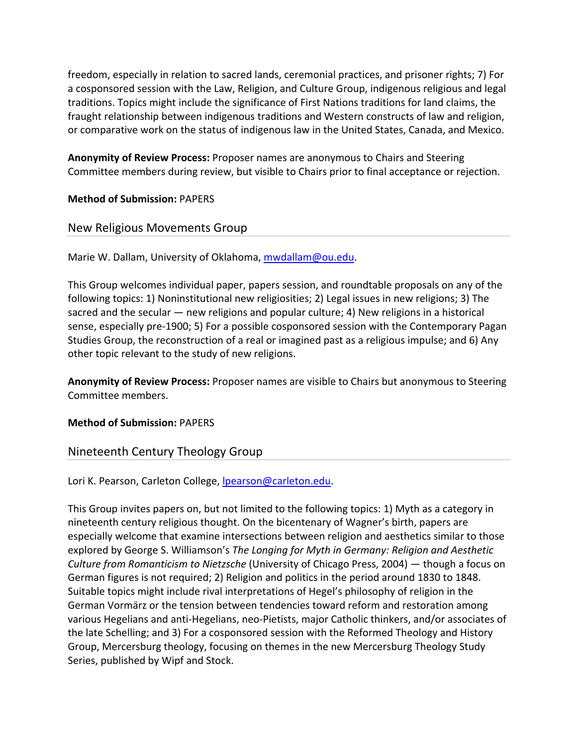freedom, especially in relation to sacred lands, ceremonial practices, and prisoner rights; 7) For a cosponsored session with the Law, Religion, and Culture Group, indigenous religious and legal traditions. Topics might include the significance of First Nations traditions for land claims, the fraught relationship between indigenous traditions and Western constructs of law and religion, or comparative work on the status of indigenous law in the United States, Canada, and Mexico.

**Anonymity of Review Process:** Proposer names are anonymous to Chairs and Steering Committee members during review, but visible to Chairs prior to final acceptance or rejection.

**Method of Submission:** PAPERS

## New Religious Movements Group

Marie W. Dallam, University of Oklahoma, mwdallam@ou.edu.

This Group welcomes individual paper, papers session, and roundtable proposals on any of the following topics: 1) Noninstitutional new religiosities; 2) Legal issues in new religions; 3) The sacred and the secular — new religions and popular culture; 4) New religions in a historical sense, especially pre-1900; 5) For a possible cosponsored session with the Contemporary Pagan Studies Group, the reconstruction of a real or imagined past as a religious impulse; and 6) Any other topic relevant to the study of new religions.

**Anonymity of Review Process:** Proposer names are visible to Chairs but anonymous to Steering Committee members.

**Method of Submission:** PAPERS

## Nineteenth Century Theology Group

Lori K. Pearson, Carleton College, lpearson@carleton.edu.

This Group invites papers on, but not limited to the following topics: 1) Myth as a category in nineteenth century religious thought. On the bicentenary of Wagner's birth, papers are especially welcome that examine intersections between religion and aesthetics similar to those explored by George S. Williamson's *The Longing for Myth in Germany: Religion and Aesthetic Culture from Romanticism to Nietzsche* (University of Chicago Press, 2004) — though a focus on German figures is not required; 2) Religion and politics in the period around 1830 to 1848. Suitable topics might include rival interpretations of Hegel's philosophy of religion in the German Vormärz or the tension between tendencies toward reform and restoration among various Hegelians and anti-Hegelians, neo-Pietists, major Catholic thinkers, and/or associates of the late Schelling; and 3) For a cosponsored session with the Reformed Theology and History Group, Mercersburg theology, focusing on themes in the new Mercersburg Theology Study Series, published by Wipf and Stock.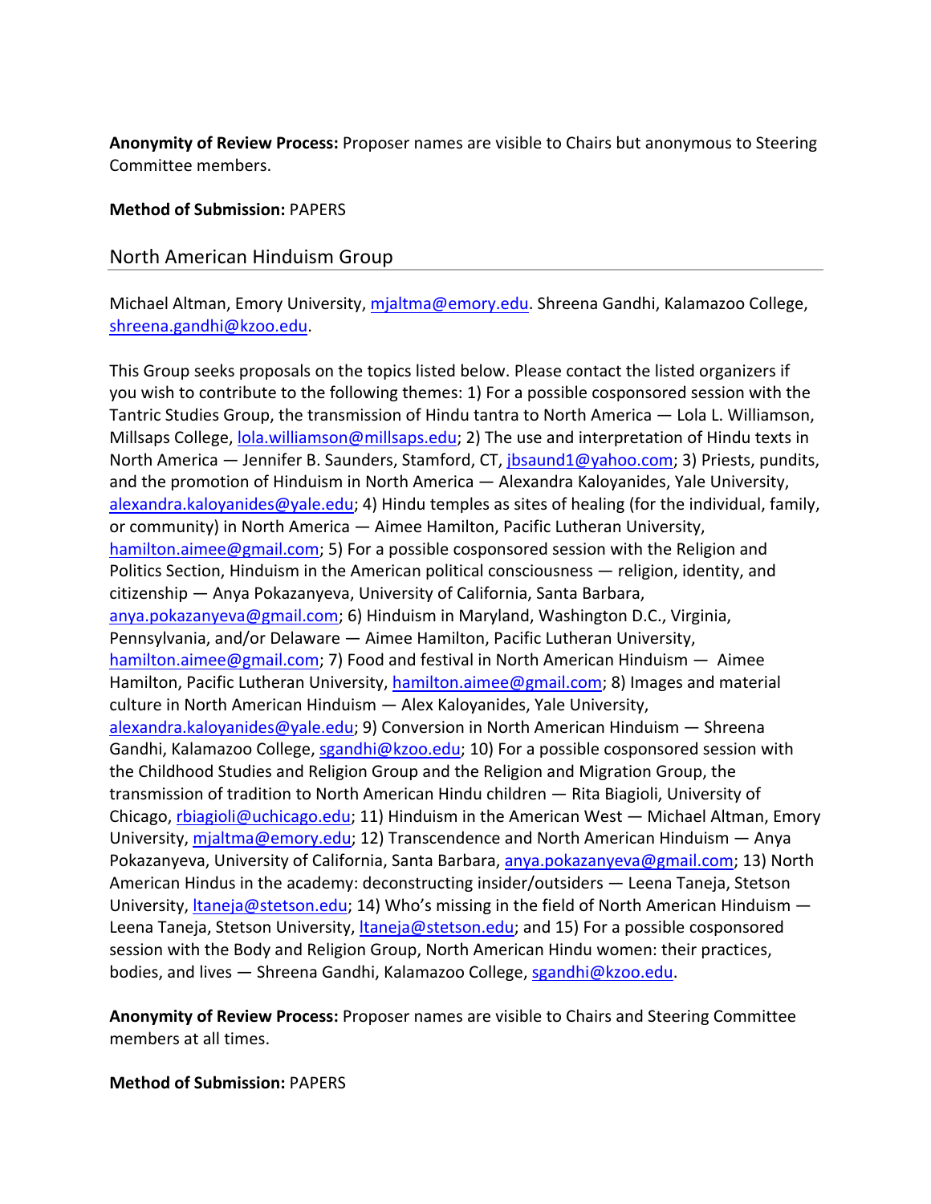**Anonymity of Review Process:** Proposer names are visible to Chairs but anonymous to Steering Committee members.

**Method of Submission:** PAPERS

## North American Hinduism Group

Michael Altman, Emory University, mjaltma@emory.edu. Shreena Gandhi, Kalamazoo College, shreena.gandhi@kzoo.edu.

This Group seeks proposals on the topics listed below. Please contact the listed organizers if you wish to contribute to the following themes: 1) For a possible cosponsored session with the Tantric Studies Group, the transmission of Hindu tantra to North America — Lola L. Williamson, Millsaps College, lola.williamson@millsaps.edu; 2) The use and interpretation of Hindu texts in North America — Jennifer B. Saunders, Stamford, CT, jbsaund1@yahoo.com; 3) Priests, pundits, and the promotion of Hinduism in North America — Alexandra Kaloyanides, Yale University, alexandra.kaloyanides@yale.edu; 4) Hindu temples as sites of healing (for the individual, family, or community) in North America — Aimee Hamilton, Pacific Lutheran University, hamilton.aimee@gmail.com; 5) For a possible cosponsored session with the Religion and Politics Section, Hinduism in the American political consciousness — religion, identity, and citizenship — Anya Pokazanyeva, University of California, Santa Barbara, anya.pokazanyeva@gmail.com; 6) Hinduism in Maryland, Washington D.C., Virginia, Pennsylvania, and/or Delaware — Aimee Hamilton, Pacific Lutheran University, hamilton.aimee@gmail.com; 7) Food and festival in North American Hinduism — Aimee Hamilton, Pacific Lutheran University, hamilton.aimee@gmail.com; 8) Images and material culture in North American Hinduism — Alex Kaloyanides, Yale University, alexandra.kaloyanides@yale.edu; 9) Conversion in North American Hinduism — Shreena Gandhi, Kalamazoo College, sgandhi@kzoo.edu; 10) For a possible cosponsored session with the Childhood Studies and Religion Group and the Religion and Migration Group, the transmission of tradition to North American Hindu children — Rita Biagioli, University of Chicago, rbiagioli@uchicago.edu; 11) Hinduism in the American West — Michael Altman, Emory University, mjaltma@emory.edu; 12) Transcendence and North American Hinduism — Anya Pokazanyeva, University of California, Santa Barbara, anya.pokazanyeva@gmail.com; 13) North American Hindus in the academy: deconstructing insider/outsiders — Leena Taneja, Stetson University, ltaneja@stetson.edu; 14) Who's missing in the field of North American Hinduism — Leena Taneja, Stetson University, ltaneja@stetson.edu; and 15) For a possible cosponsored session with the Body and Religion Group, North American Hindu women: their practices, bodies, and lives — Shreena Gandhi, Kalamazoo College, sgandhi@kzoo.edu.

**Anonymity of Review Process:** Proposer names are visible to Chairs and Steering Committee members at all times.

**Method of Submission:** PAPERS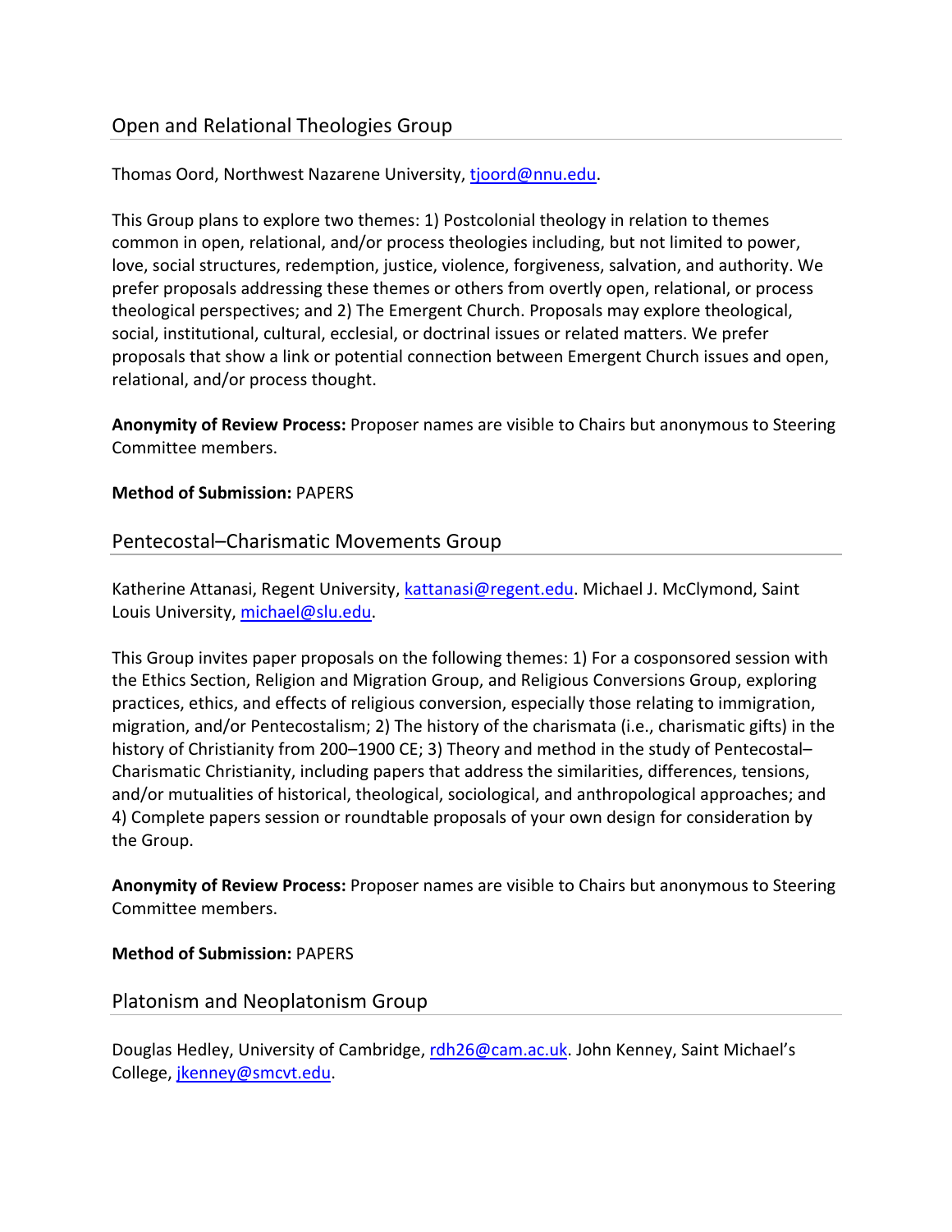## Open and Relational Theologies Group

Thomas Oord, Northwest Nazarene University, tjoord@nnu.edu.

This Group plans to explore two themes: 1) Postcolonial theology in relation to themes common in open, relational, and/or process theologies including, but not limited to, power, love, social structures, redemption, justice, violence, forgiveness, salvation, and authority. We prefer proposals addressing these themes or others from overtly open, relational, or process theological perspectives; and 2) The Emergent Church. Proposals may explore theological, social, institutional, cultural, ecclesial, or doctrinal issues or related matters. We prefer proposals that show a link or potential connection between Emergent Church issues and open, relational, and/or process thought.

**Anonymity of Review Process:** Proposer names are visible to Chairs but anonymous to Steering Committee members.

**Method of Submission:** PAPERS

## Pentecostal–Charismatic Movements Group

Katherine Attanasi, Regent University, kattanasi@regent.edu. Michael J. McClymond, Saint Louis University, michael@slu.edu.

This Group invites paper proposals on the following themes: 1) For a cosponsored session with the Ethics Section, Religion and Migration Group, and Religious Conversions Group, exploring practices, ethics, and effects of religious conversion, especially those relating to immigration, migration, and/or Pentecostalism; 2) The history of the charismata (i.e., charismatic gifts) in the history of Christianity from 200–1900 CE; 3) Theory and method in the study of Pentecostal–Charismatic Christianity, including papers that address the similarities, differences, tensions, and/or mutualities of historical, theological, sociological, and anthropological approaches; and 4) Complete papers session or roundtable proposals of your own design for consideration by the Group.

**Anonymity of Review Process:** Proposer names are visible to Chairs but anonymous to Steering Committee members.

**Method of Submission:** PAPERS

## Platonism and Neoplatonism Group

Douglas Hedley, University of Cambridge, rdh26@cam.ac.uk. John Kenney, Saint Michael's College, jkenney@smcvt.edu.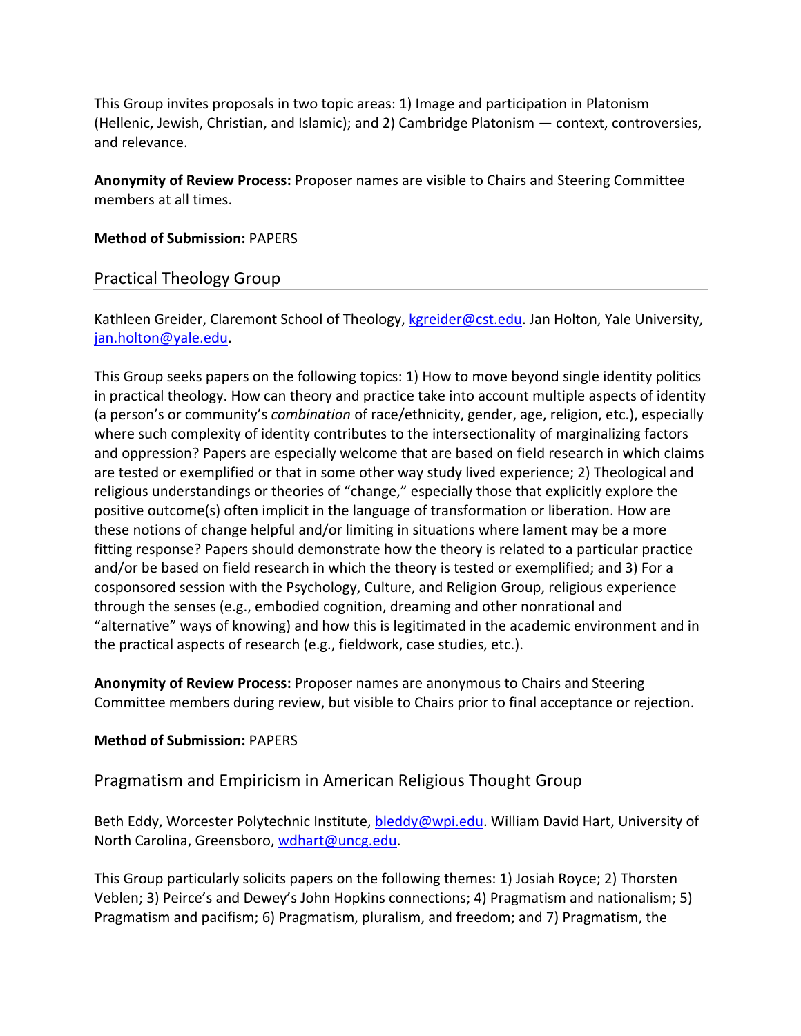This Group invites proposals in two topic areas: 1) Image and participation in Platonism (Hellenic, Jewish, Christian, and Islamic); and 2) Cambridge Platonism — context, controversies, and relevance.

**Anonymity of Review Process:** Proposer names are visible to Chairs and Steering Committee members at all times.

**Method of Submission:** PAPERS

## Practical Theology Group

Kathleen Greider, Claremont School of Theology, kgreider@cst.edu. Jan Holton, Yale University, jan.holton@yale.edu.

This Group seeks papers on the following topics: 1) How to move beyond single identity politics in practical theology. How can theory and practice take into account multiple aspects of identity (a person's or community's *combination* of race/ethnicity, gender, age, religion, etc.), especially where such complexity of identity contributes to the intersectionality of marginalizing factors and oppression? Papers are especially welcome that are based on field research in which claims are tested or exemplified or that in some other way study lived experience; 2) Theological and religious understandings or theories of "change," especially those that explicitly explore the positive outcome(s) often implicit in the language of transformation or liberation. How are these notions of change helpful and/or limiting in situations where lament may be a more fitting response? Papers should demonstrate how the theory is related to a particular practice and/or be based on field research in which the theory is tested or exemplified; and 3) For a cosponsored session with the Psychology, Culture, and Religion Group, religious experience through the senses (e.g., embodied cognition, dreaming and other nonrational and "alternative" ways of knowing) and how this is legitimated in the academic environment and in the practical aspects of research (e.g., fieldwork, case studies, etc.).

**Anonymity of Review Process:** Proposer names are anonymous to Chairs and Steering Committee members during review, but visible to Chairs prior to final acceptance or rejection.

**Method of Submission:** PAPERS

## Pragmatism and Empiricism in American Religious Thought Group

Beth Eddy, Worcester Polytechnic Institute, bleddy@wpi.edu. William David Hart, University of North Carolina, Greensboro, wdhart@uncg.edu.

This Group particularly solicits papers on the following themes: 1) Josiah Royce; 2) Thorsten Veblen; 3) Peirce's and Dewey's John Hopkins connections; 4) Pragmatism and nationalism; 5) Pragmatism and pacifism; 6) Pragmatism, pluralism, and freedom; and 7) Pragmatism, the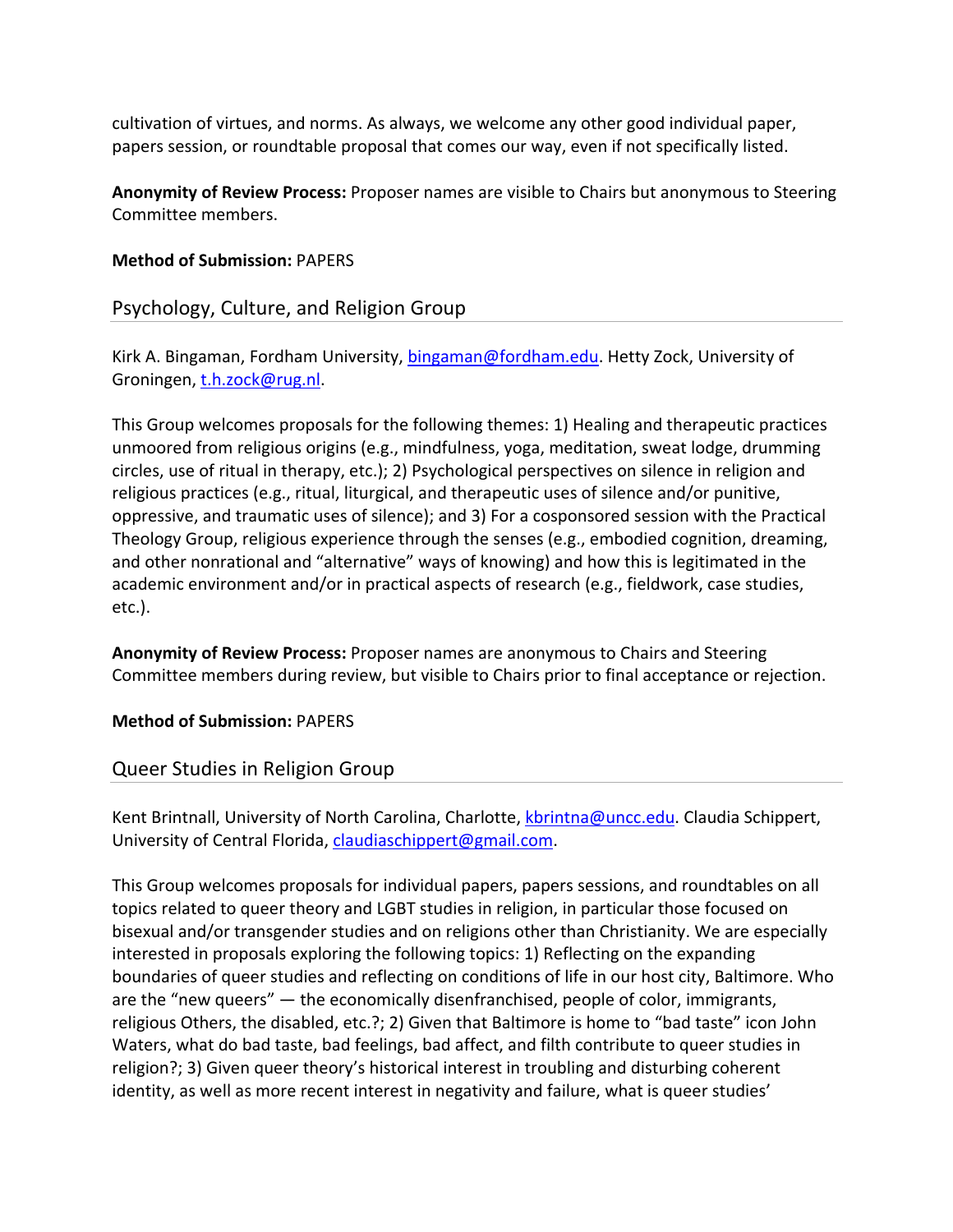cultivation of virtues, and norms. As always, we welcome any other good individual paper, papers session, or roundtable proposal that comes our way, even if not specifically listed.

**Anonymity of Review Process:** Proposer names are visible to Chairs but anonymous to Steering Committee members.

**Method of Submission:** PAPERS

## Psychology, Culture, and Religion Group

Kirk A. Bingaman, Fordham University, bingaman@fordham.edu. Hetty Zock, University of Groningen, t.h.zock@rug.nl.

This Group welcomes proposals for the following themes: 1) Healing and therapeutic practices unmoored from religious origins (e.g., mindfulness, yoga, meditation, sweat lodge, drumming circles, use of ritual in therapy, etc.); 2) Psychological perspectives on silence in religion and religious practices (e.g., ritual, liturgical, and therapeutic uses of silence and/or punitive, oppressive, and traumatic uses of silence); and 3) For a cosponsored session with the Practical Theology Group, religious experience through the senses (e.g., embodied cognition, dreaming, and other nonrational and "alternative" ways of knowing) and how this is legitimated in the academic environment and/or in practical aspects of research (e.g., fieldwork, case studies, etc.).

**Anonymity of Review Process:** Proposer names are anonymous to Chairs and Steering Committee members during review, but visible to Chairs prior to final acceptance or rejection.

**Method of Submission:** PAPERS

## Queer Studies in Religion Group

Kent Brintnall, University of North Carolina, Charlotte, kbrintna@uncc.edu. Claudia Schippert, University of Central Florida, claudiaschippert@gmail.com.

This Group welcomes proposals for individual papers, papers sessions, and roundtables on all topics related to queer theory and LGBT studies in religion, in particular those focused on bisexual and/or transgender studies and on religions other than Christianity. We are especially interested in proposals exploring the following topics: 1) Reflecting on the expanding boundaries of queer studies and reflecting on conditions of life in our host city, Baltimore. Who are the "new queers" — the economically disenfranchised, people of color, immigrants, religious Others, the disabled, etc.?; 2) Given that Baltimore is home to "bad taste" icon John Waters, what do bad taste, bad feelings, bad affect, and filth contribute to queer studies in religion?; 3) Given queer theory's historical interest in troubling and disturbing coherent identity, as well as more recent interest in negativity and failure, what is queer studies'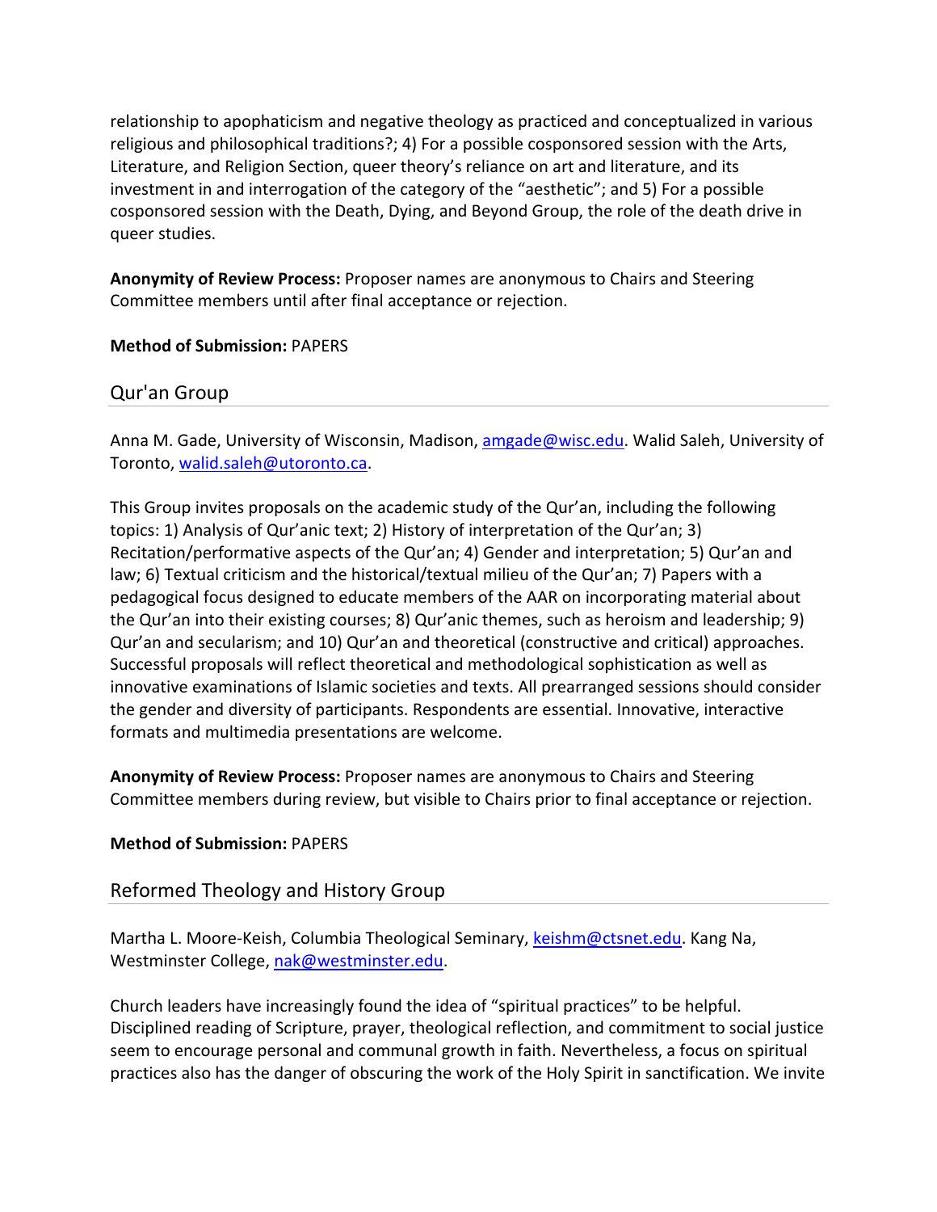relationship to apophaticism and negative theology as practiced and conceptualized in various religious and philosophical traditions?; 4) For a possible cosponsored session with the Arts, Literature, and Religion Section, queer theory's reliance on art and literature, and its investment in and interrogation of the category of the "aesthetic"; and 5) For a possible cosponsored session with the Death, Dying, and Beyond Group, the role of the death drive in queer studies.

**Anonymity of Review Process:** Proposer names are anonymous to Chairs and Steering Committee members until after final acceptance or rejection.

**Method of Submission:** PAPERS

## Qur'an Group

Anna M. Gade, University of Wisconsin, Madison, amgade@wisc.edu. Walid Saleh, University of Toronto, walid.saleh@utoronto.ca.

This Group invites proposals on the academic study of the Qur'an, including the following topics: 1) Analysis of Qur'anic text; 2) History of interpretation of the Qur'an; 3) Recitation/performative aspects of the Qur'an; 4) Gender and interpretation; 5) Qur'an and law; 6) Textual criticism and the historical/textual milieu of the Qur'an; 7) Papers with a pedagogical focus designed to educate members of the AAR on incorporating material about the Qur'an into their existing courses; 8) Qur'anic themes, such as heroism and leadership; 9) Qur'an and secularism; and 10) Qur'an and theoretical (constructive and critical) approaches. Successful proposals will reflect theoretical and methodological sophistication as well as innovative examinations of Islamic societies and texts. All prearranged sessions should consider the gender and diversity of participants. Respondents are essential. Innovative, interactive formats and multimedia presentations are welcome.

**Anonymity of Review Process:** Proposer names are anonymous to Chairs and Steering Committee members during review, but visible to Chairs prior to final acceptance or rejection.

**Method of Submission:** PAPERS

## Reformed Theology and History Group

Martha L. Moore-Keish, Columbia Theological Seminary, keishm@ctsnet.edu. Kang Na, Westminster College, nak@westminster.edu.

Church leaders have increasingly found the idea of "spiritual practices" to be helpful. Disciplined reading of Scripture, prayer, theological reflection, and commitment to social justice seem to encourage personal and communal growth in faith. Nevertheless, a focus on spiritual practices also has the danger of obscuring the work of the Holy Spirit in sanctification. We invite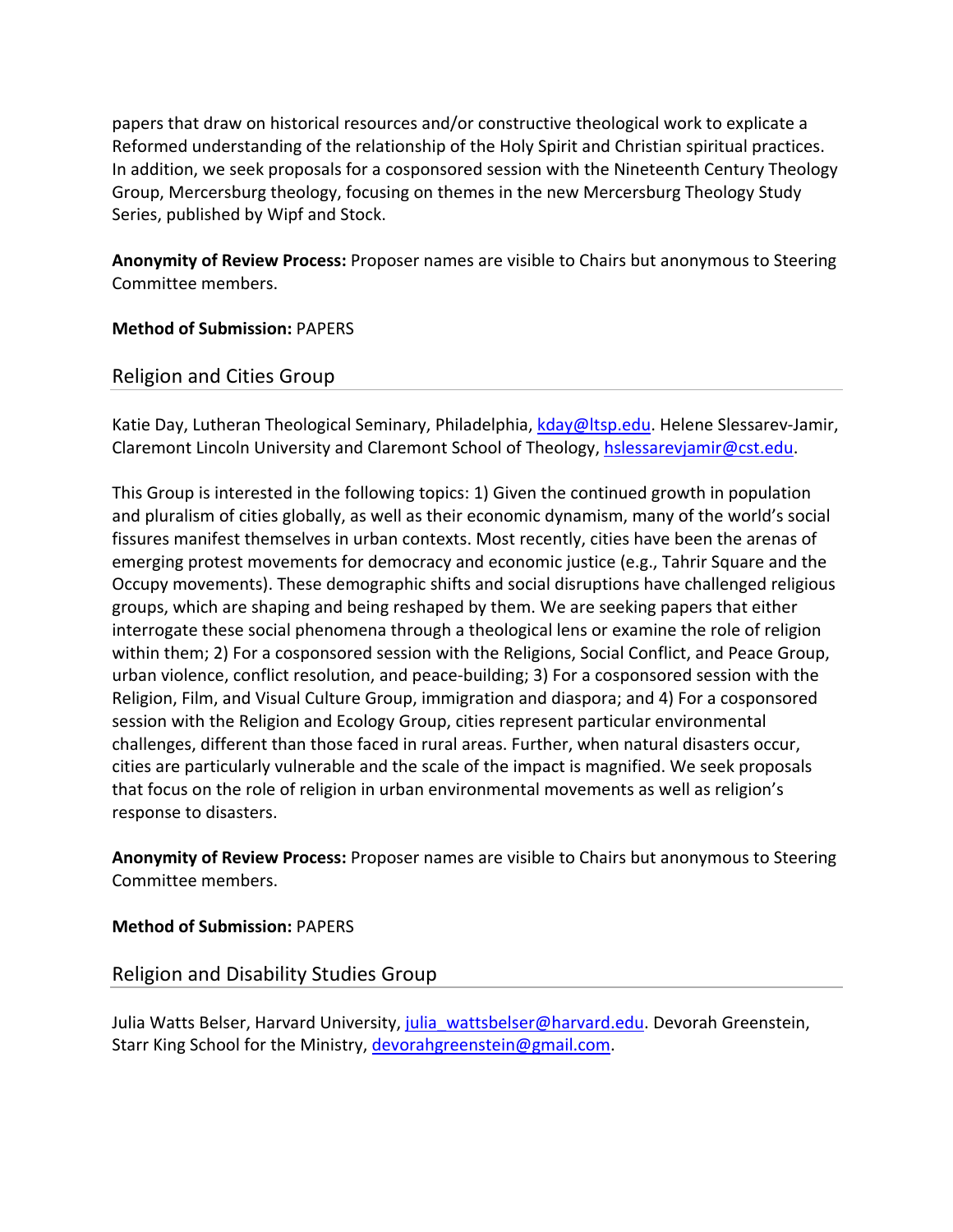papers that draw on historical resources and/or constructive theological work to explicate a Reformed understanding of the relationship of the Holy Spirit and Christian spiritual practices. In addition, we seek proposals for a cosponsored session with the Nineteenth Century Theology Group, Mercersburg theology, focusing on themes in the new Mercersburg Theology Study Series, published by Wipf and Stock.

**Anonymity of Review Process:** Proposer names are visible to Chairs but anonymous to Steering Committee members.

**Method of Submission:** PAPERS

## Religion and Cities Group

Katie Day, Lutheran Theological Seminary, Philadelphia, kday@ltsp.edu. Helene Slessarev-Jamir, Claremont Lincoln University and Claremont School of Theology, hslessarevjamir@cst.edu.

This Group is interested in the following topics: 1) Given the continued growth in population and pluralism of cities globally, as well as their economic dynamism, many of the world's social fissures manifest themselves in urban contexts. Most recently, cities have been the arenas of emerging protest movements for democracy and economic justice (e.g., Tahrir Square and the Occupy movements). These demographic shifts and social disruptions have challenged religious groups, which are shaping and being reshaped by them. We are seeking papers that either interrogate these social phenomena through a theological lens or examine the role of religion within them; 2) For a cosponsored session with the Religions, Social Conflict, and Peace Group, urban violence, conflict resolution, and peace-building; 3) For a cosponsored session with the Religion, Film, and Visual Culture Group, immigration and diaspora; and 4) For a cosponsored session with the Religion and Ecology Group, cities represent particular environmental challenges, different than those faced in rural areas. Further, when natural disasters occur, cities are particularly vulnerable and the scale of the impact is magnified. We seek proposals that focus on the role of religion in urban environmental movements as well as religion's response to disasters.

**Anonymity of Review Process:** Proposer names are visible to Chairs but anonymous to Steering Committee members.

**Method of Submission:** PAPERS

## Religion and Disability Studies Group

Julia Watts Belser, Harvard University, julia_wattsbelser@harvard.edu. Devorah Greenstein, Starr King School for the Ministry, devorahgreenstein@gmail.com.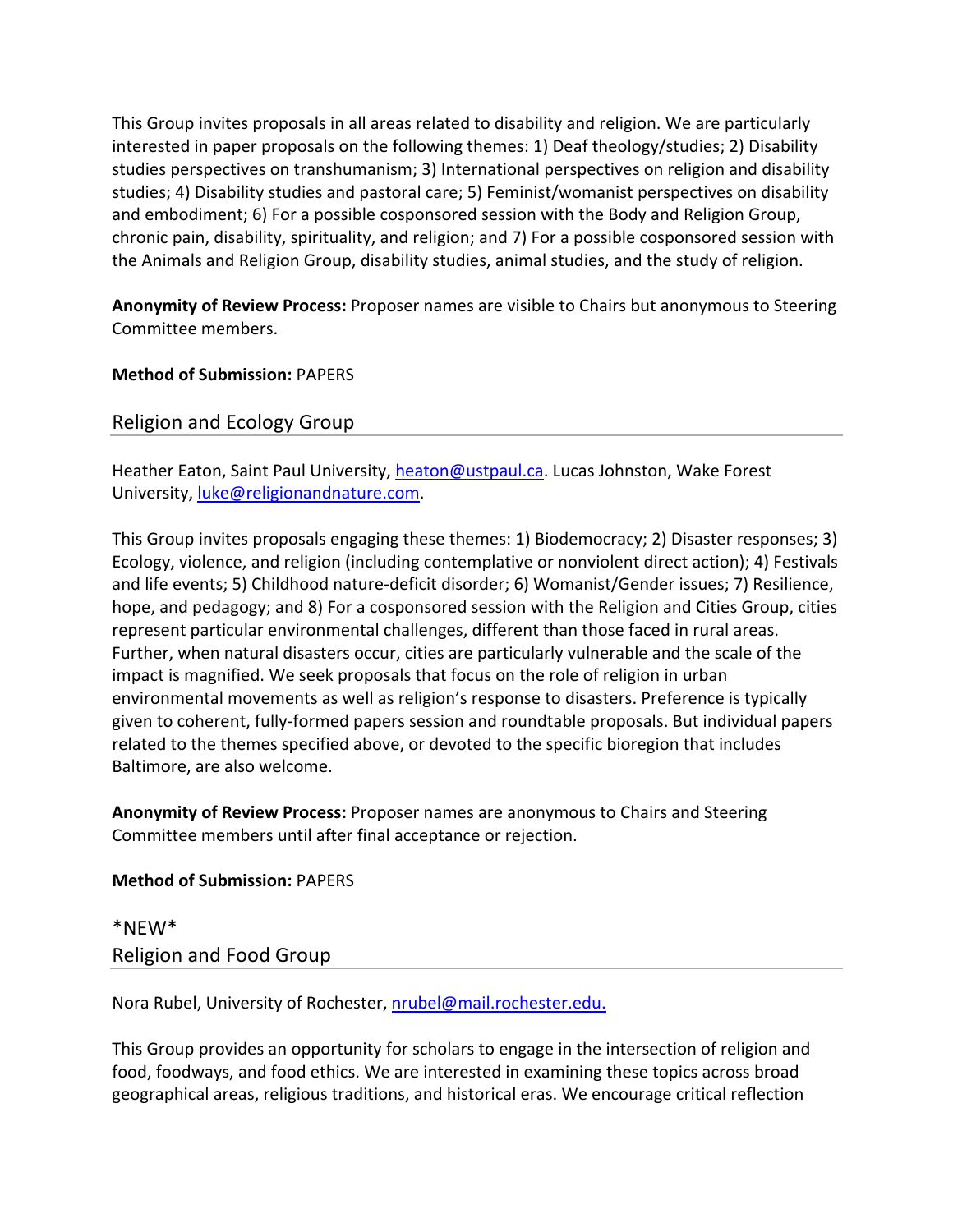This Group invites proposals in all areas related to disability and religion. We are particularly interested in paper proposals on the following themes: 1) Deaf theology/studies; 2) Disability studies perspectives on transhumanism; 3) International perspectives on religion and disability studies; 4) Disability studies and pastoral care; 5) Feminist/womanist perspectives on disability and embodiment; 6) For a possible cosponsored session with the Body and Religion Group, chronic pain, disability, spirituality, and religion; and 7) For a possible cosponsored session with the Animals and Religion Group, disability studies, animal studies, and the study of religion.

**Anonymity of Review Process:** Proposer names are visible to Chairs but anonymous to Steering Committee members.

**Method of Submission:** PAPERS

## Religion and Ecology Group

Heather Eaton, Saint Paul University, heaton@ustpaul.ca. Lucas Johnston, Wake Forest University, luke@religionandnature.com.

This Group invites proposals engaging these themes: 1) Biodemocracy; 2) Disaster responses; 3) Ecology, violence, and religion (including contemplative or nonviolent direct action); 4) Festivals and life events; 5) Childhood nature-deficit disorder; 6) Womanist/Gender issues; 7) Resilience, hope, and pedagogy; and 8) For a cosponsored session with the Religion and Cities Group, cities represent particular environmental challenges, different than those faced in rural areas. Further, when natural disasters occur, cities are particularly vulnerable and the scale of the impact is magnified. We seek proposals that focus on the role of religion in urban environmental movements as well as religion's response to disasters. Preference is typically given to coherent, fully-formed papers session and roundtable proposals. But individual papers related to the themes specified above, or devoted to the specific bioregion that includes Baltimore, are also welcome.

**Anonymity of Review Process:** Proposer names are anonymous to Chairs and Steering Committee members until after final acceptance or rejection.

**Method of Submission:** PAPERS

## *NEW*
## Religion and Food Group

Nora Rubel, University of Rochester, nrubel@mail.rochester.edu.

This Group provides an opportunity for scholars to engage in the intersection of religion and food, foodways, and food ethics. We are interested in examining these topics across broad geographical areas, religious traditions, and historical eras. We encourage critical reflection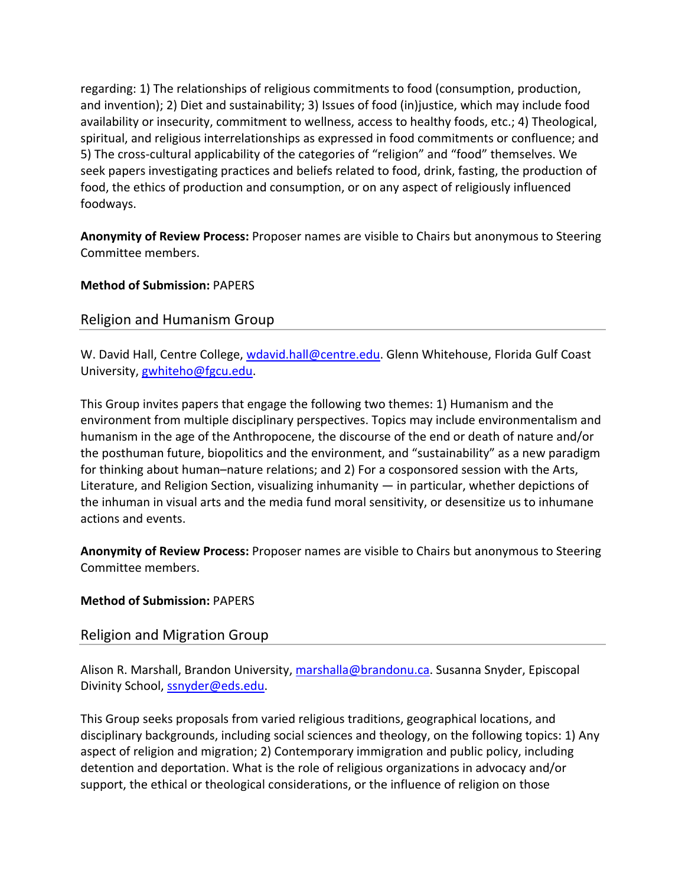regarding: 1) The relationships of religious commitments to food (consumption, production, and invention); 2) Diet and sustainability; 3) Issues of food (in)justice, which may include food availability or insecurity, commitment to wellness, access to healthy foods, etc.; 4) Theological, spiritual, and religious interrelationships as expressed in food commitments or confluence; and 5) The cross-cultural applicability of the categories of "religion" and "food" themselves. We seek papers investigating practices and beliefs related to food, drink, fasting, the production of food, the ethics of production and consumption, or on any aspect of religiously influenced foodways.

**Anonymity of Review Process:** Proposer names are visible to Chairs but anonymous to Steering Committee members.

**Method of Submission:** PAPERS

## Religion and Humanism Group

W. David Hall, Centre College, wdavid.hall@centre.edu. Glenn Whitehouse, Florida Gulf Coast University, gwhiteho@fgcu.edu.

This Group invites papers that engage the following two themes: 1) Humanism and the environment from multiple disciplinary perspectives. Topics may include environmentalism and humanism in the age of the Anthropocene, the discourse of the end or death of nature and/or the posthuman future, biopolitics and the environment, and "sustainability" as a new paradigm for thinking about human–nature relations; and 2) For a cosponsored session with the Arts, Literature, and Religion Section, visualizing inhumanity — in particular, whether depictions of the inhuman in visual arts and the media fund moral sensitivity, or desensitize us to inhumane actions and events.

**Anonymity of Review Process:** Proposer names are visible to Chairs but anonymous to Steering Committee members.

**Method of Submission:** PAPERS

## Religion and Migration Group

Alison R. Marshall, Brandon University, marshalla@brandonu.ca. Susanna Snyder, Episcopal Divinity School, ssnyder@eds.edu.

This Group seeks proposals from varied religious traditions, geographical locations, and disciplinary backgrounds, including social sciences and theology, on the following topics: 1) Any aspect of religion and migration; 2) Contemporary immigration and public policy, including detention and deportation. What is the role of religious organizations in advocacy and/or support, the ethical or theological considerations, or the influence of religion on those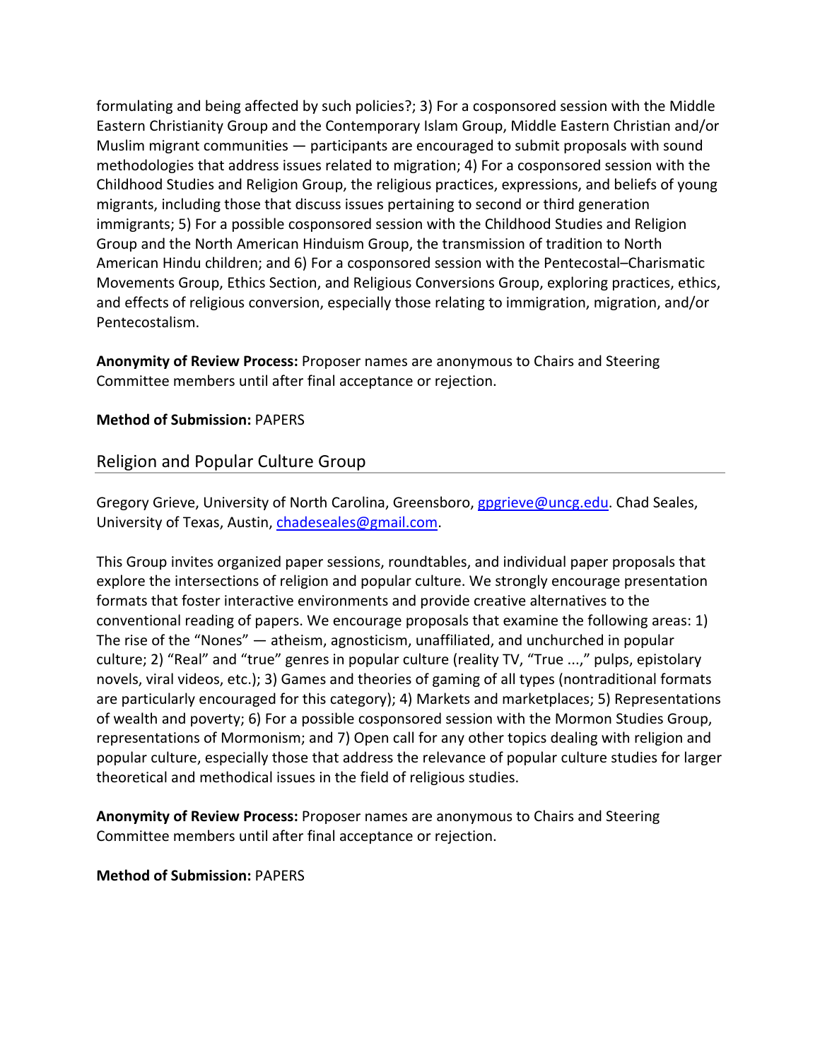formulating and being affected by such policies?; 3) For a cosponsored session with the Middle Eastern Christianity Group and the Contemporary Islam Group, Middle Eastern Christian and/or Muslim migrant communities — participants are encouraged to submit proposals with sound methodologies that address issues related to migration; 4) For a cosponsored session with the Childhood Studies and Religion Group, the religious practices, expressions, and beliefs of young migrants, including those that discuss issues pertaining to second or third generation immigrants; 5) For a possible cosponsored session with the Childhood Studies and Religion Group and the North American Hinduism Group, the transmission of tradition to North American Hindu children; and 6) For a cosponsored session with the Pentecostal–Charismatic Movements Group, Ethics Section, and Religious Conversions Group, exploring practices, ethics, and effects of religious conversion, especially those relating to immigration, migration, and/or Pentecostalism.

**Anonymity of Review Process:** Proposer names are anonymous to Chairs and Steering Committee members until after final acceptance or rejection.

**Method of Submission:** PAPERS

## Religion and Popular Culture Group

Gregory Grieve, University of North Carolina, Greensboro, gpgrieve@uncg.edu. Chad Seales, University of Texas, Austin, chadeseales@gmail.com.

This Group invites organized paper sessions, roundtables, and individual paper proposals that explore the intersections of religion and popular culture. We strongly encourage presentation formats that foster interactive environments and provide creative alternatives to the conventional reading of papers. We encourage proposals that examine the following areas: 1) The rise of the "Nones" — atheism, agnosticism, unaffiliated, and unchurched in popular culture; 2) "Real" and "true" genres in popular culture (reality TV, "True ...," pulps, epistolary novels, viral videos, etc.); 3) Games and theories of gaming of all types (nontraditional formats are particularly encouraged for this category); 4) Markets and marketplaces; 5) Representations of wealth and poverty; 6) For a possible cosponsored session with the Mormon Studies Group, representations of Mormonism; and 7) Open call for any other topics dealing with religion and popular culture, especially those that address the relevance of popular culture studies for larger theoretical and methodical issues in the field of religious studies.

**Anonymity of Review Process:** Proposer names are anonymous to Chairs and Steering Committee members until after final acceptance or rejection.

**Method of Submission:** PAPERS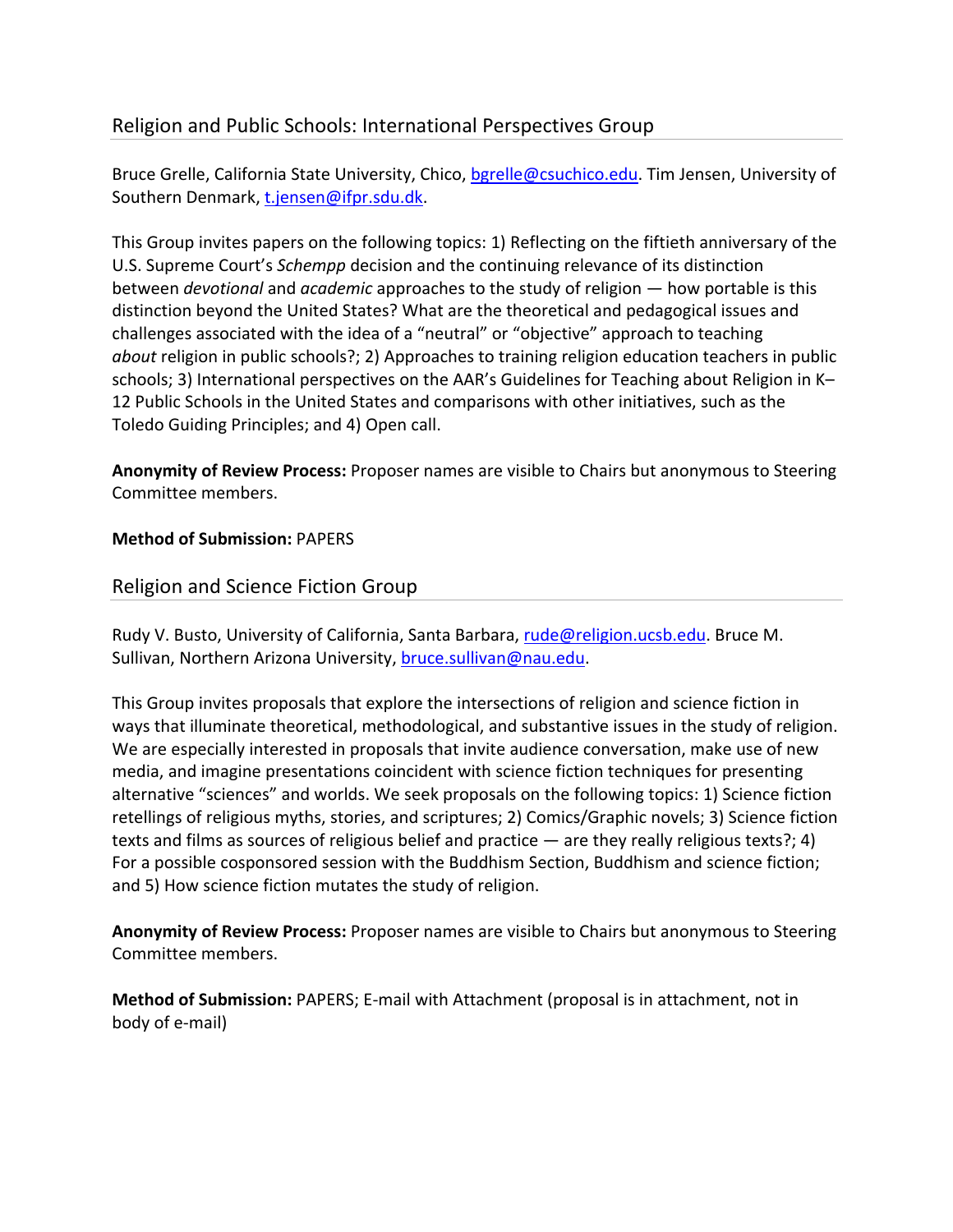## Religion and Public Schools: International Perspectives Group

Bruce Grelle, California State University, Chico, bgrelle@csuchico.edu. Tim Jensen, University of Southern Denmark, t.jensen@ifpr.sdu.dk.

This Group invites papers on the following topics: 1) Reflecting on the fiftieth anniversary of the U.S. Supreme Court's *Schempp* decision and the continuing relevance of its distinction between *devotional* and *academic* approaches to the study of religion — how portable is this distinction beyond the United States? What are the theoretical and pedagogical issues and challenges associated with the idea of a "neutral" or "objective" approach to teaching *about* religion in public schools?; 2) Approaches to training religion education teachers in public schools; 3) International perspectives on the AAR's Guidelines for Teaching about Religion in K–12 Public Schools in the United States and comparisons with other initiatives, such as the Toledo Guiding Principles; and 4) Open call.

**Anonymity of Review Process:** Proposer names are visible to Chairs but anonymous to Steering Committee members.

**Method of Submission:** PAPERS

## Religion and Science Fiction Group

Rudy V. Busto, University of California, Santa Barbara, rude@religion.ucsb.edu. Bruce M. Sullivan, Northern Arizona University, bruce.sullivan@nau.edu.

This Group invites proposals that explore the intersections of religion and science fiction in ways that illuminate theoretical, methodological, and substantive issues in the study of religion. We are especially interested in proposals that invite audience conversation, make use of new media, and imagine presentations coincident with science fiction techniques for presenting alternative "sciences" and worlds. We seek proposals on the following topics: 1) Science fiction retellings of religious myths, stories, and scriptures; 2) Comics/Graphic novels; 3) Science fiction texts and films as sources of religious belief and practice — are they really religious texts?; 4) For a possible cosponsored session with the Buddhism Section, Buddhism and science fiction; and 5) How science fiction mutates the study of religion.

**Anonymity of Review Process:** Proposer names are visible to Chairs but anonymous to Steering Committee members.

**Method of Submission:** PAPERS; E-mail with Attachment (proposal is in attachment, not in body of e-mail)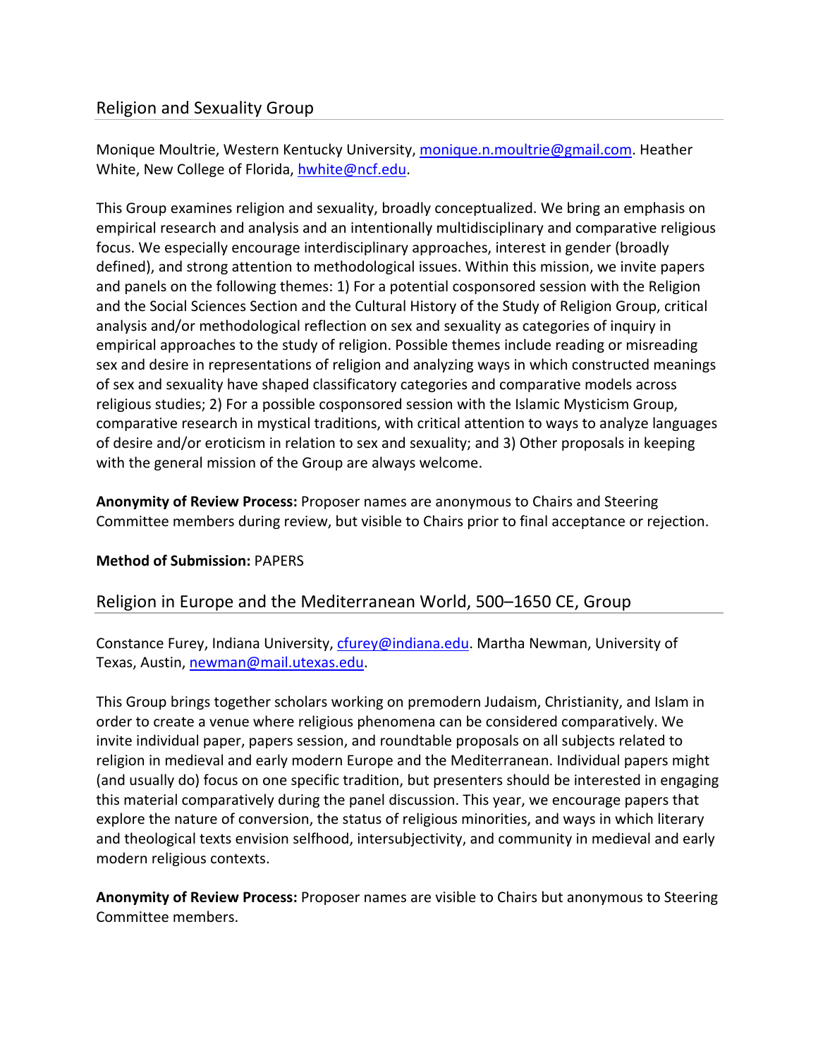## Religion and Sexuality Group

Monique Moultrie, Western Kentucky University, monique.n.moultrie@gmail.com. Heather White, New College of Florida, hwhite@ncf.edu.

This Group examines religion and sexuality, broadly conceptualized. We bring an emphasis on empirical research and analysis and an intentionally multidisciplinary and comparative religious focus. We especially encourage interdisciplinary approaches, interest in gender (broadly defined), and strong attention to methodological issues. Within this mission, we invite papers and panels on the following themes: 1) For a potential cosponsored session with the Religion and the Social Sciences Section and the Cultural History of the Study of Religion Group, critical analysis and/or methodological reflection on sex and sexuality as categories of inquiry in empirical approaches to the study of religion. Possible themes include reading or misreading sex and desire in representations of religion and analyzing ways in which constructed meanings of sex and sexuality have shaped classificatory categories and comparative models across religious studies; 2) For a possible cosponsored session with the Islamic Mysticism Group, comparative research in mystical traditions, with critical attention to ways to analyze languages of desire and/or eroticism in relation to sex and sexuality; and 3) Other proposals in keeping with the general mission of the Group are always welcome.

**Anonymity of Review Process:** Proposer names are anonymous to Chairs and Steering Committee members during review, but visible to Chairs prior to final acceptance or rejection.

**Method of Submission:** PAPERS

## Religion in Europe and the Mediterranean World, 500–1650 CE, Group

Constance Furey, Indiana University, cfurey@indiana.edu. Martha Newman, University of Texas, Austin, newman@mail.utexas.edu.

This Group brings together scholars working on premodern Judaism, Christianity, and Islam in order to create a venue where religious phenomena can be considered comparatively. We invite individual paper, papers session, and roundtable proposals on all subjects related to religion in medieval and early modern Europe and the Mediterranean. Individual papers might (and usually do) focus on one specific tradition, but presenters should be interested in engaging this material comparatively during the panel discussion. This year, we encourage papers that explore the nature of conversion, the status of religious minorities, and ways in which literary and theological texts envision selfhood, intersubjectivity, and community in medieval and early modern religious contexts.

**Anonymity of Review Process:** Proposer names are visible to Chairs but anonymous to Steering Committee members.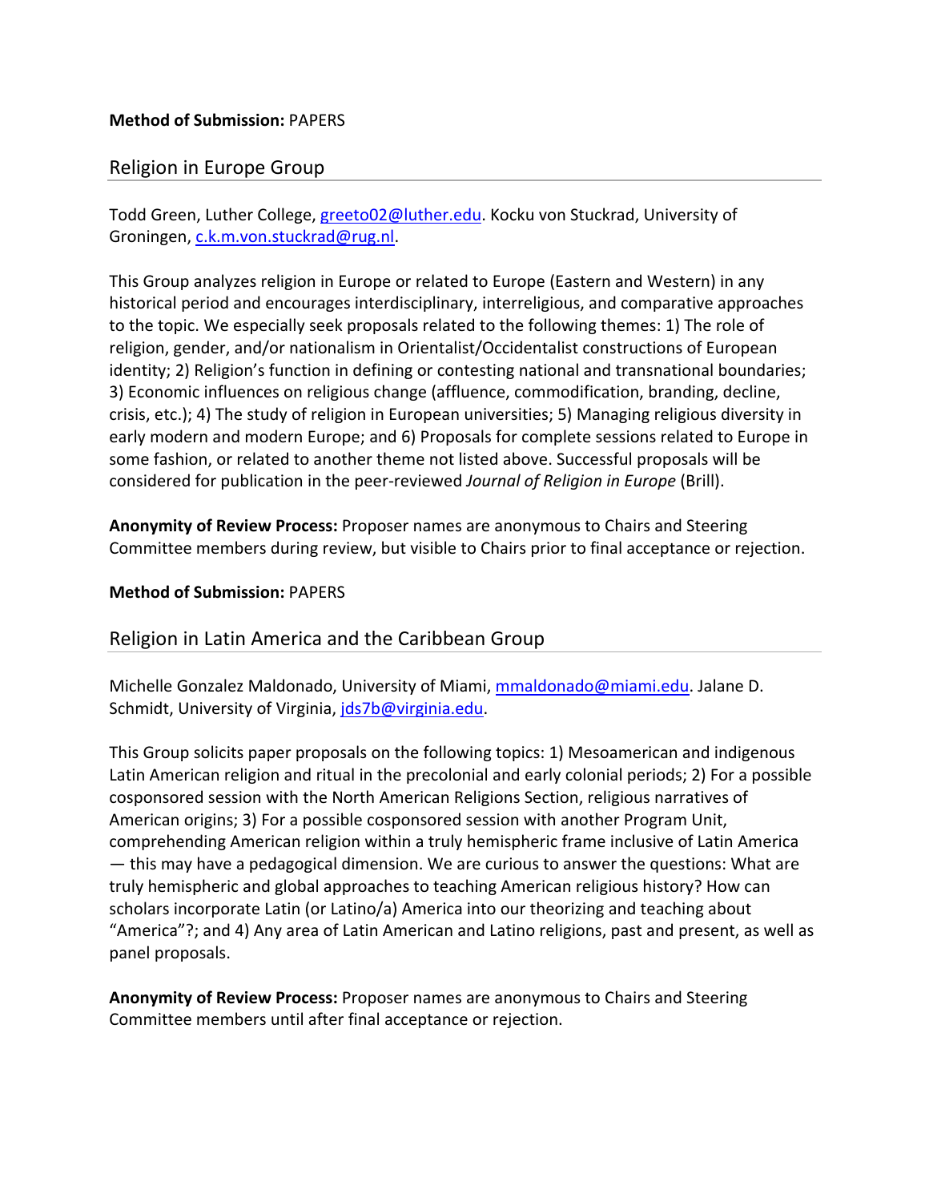**Method of Submission:** PAPERS

## Religion in Europe Group

Todd Green, Luther College, greeto02@luther.edu. Kocku von Stuckrad, University of Groningen, c.k.m.von.stuckrad@rug.nl.

This Group analyzes religion in Europe or related to Europe (Eastern and Western) in any historical period and encourages interdisciplinary, interreligious, and comparative approaches to the topic. We especially seek proposals related to the following themes: 1) The role of religion, gender, and/or nationalism in Orientalist/Occidentalist constructions of European identity; 2) Religion's function in defining or contesting national and transnational boundaries; 3) Economic influences on religious change (affluence, commodification, branding, decline, crisis, etc.); 4) The study of religion in European universities; 5) Managing religious diversity in early modern and modern Europe; and 6) Proposals for complete sessions related to Europe in some fashion, or related to another theme not listed above. Successful proposals will be considered for publication in the peer-reviewed *Journal of Religion in Europe* (Brill).

**Anonymity of Review Process:** Proposer names are anonymous to Chairs and Steering Committee members during review, but visible to Chairs prior to final acceptance or rejection.

**Method of Submission:** PAPERS

## Religion in Latin America and the Caribbean Group

Michelle Gonzalez Maldonado, University of Miami, mmaldonado@miami.edu. Jalane D. Schmidt, University of Virginia, jds7b@virginia.edu.

This Group solicits paper proposals on the following topics: 1) Mesoamerican and indigenous Latin American religion and ritual in the precolonial and early colonial periods; 2) For a possible cosponsored session with the North American Religions Section, religious narratives of American origins; 3) For a possible cosponsored session with another Program Unit, comprehending American religion within a truly hemispheric frame inclusive of Latin America — this may have a pedagogical dimension. We are curious to answer the questions: What are truly hemispheric and global approaches to teaching American religious history? How can scholars incorporate Latin (or Latino/a) America into our theorizing and teaching about "America"?; and 4) Any area of Latin American and Latino religions, past and present, as well as panel proposals.

**Anonymity of Review Process:** Proposer names are anonymous to Chairs and Steering Committee members until after final acceptance or rejection.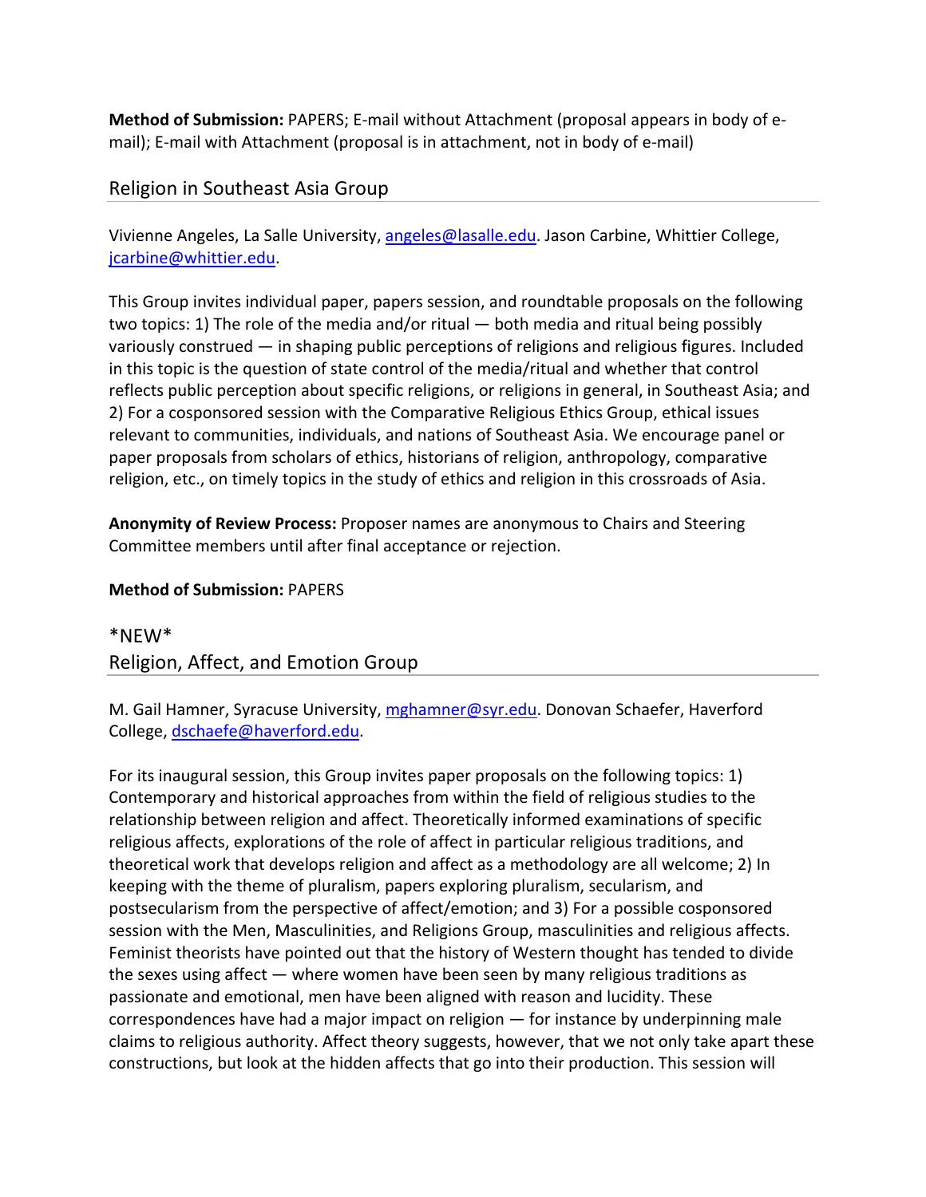**Method of Submission:** PAPERS; E-mail without Attachment (proposal appears in body of e-mail); E-mail with Attachment (proposal is in attachment, not in body of e-mail)

## Religion in Southeast Asia Group

Vivienne Angeles, La Salle University, angeles@lasalle.edu. Jason Carbine, Whittier College, jcarbine@whittier.edu.

This Group invites individual paper, papers session, and roundtable proposals on the following two topics: 1) The role of the media and/or ritual — both media and ritual being possibly variously construed — in shaping public perceptions of religions and religious figures. Included in this topic is the question of state control of the media/ritual and whether that control reflects public perception about specific religions, or religions in general, in Southeast Asia; and 2) For a cosponsored session with the Comparative Religious Ethics Group, ethical issues relevant to communities, individuals, and nations of Southeast Asia. We encourage panel or paper proposals from scholars of ethics, historians of religion, anthropology, comparative religion, etc., on timely topics in the study of ethics and religion in this crossroads of Asia.

**Anonymity of Review Process:** Proposer names are anonymous to Chairs and Steering Committee members until after final acceptance or rejection.

**Method of Submission:** PAPERS

## *NEW* Religion, Affect, and Emotion Group

M. Gail Hamner, Syracuse University, mghamner@syr.edu. Donovan Schaefer, Haverford College, dschaefe@haverford.edu.

For its inaugural session, this Group invites paper proposals on the following topics: 1) Contemporary and historical approaches from within the field of religious studies to the relationship between religion and affect. Theoretically informed examinations of specific religious affects, explorations of the role of affect in particular religious traditions, and theoretical work that develops religion and affect as a methodology are all welcome; 2) In keeping with the theme of pluralism, papers exploring pluralism, secularism, and postsecularism from the perspective of affect/emotion; and 3) For a possible cosponsored session with the Men, Masculinities, and Religions Group, masculinities and religious affects. Feminist theorists have pointed out that the history of Western thought has tended to divide the sexes using affect — where women have been seen by many religious traditions as passionate and emotional, men have been aligned with reason and lucidity. These correspondences have had a major impact on religion — for instance by underpinning male claims to religious authority. Affect theory suggests, however, that we not only take apart these constructions, but look at the hidden affects that go into their production. This session will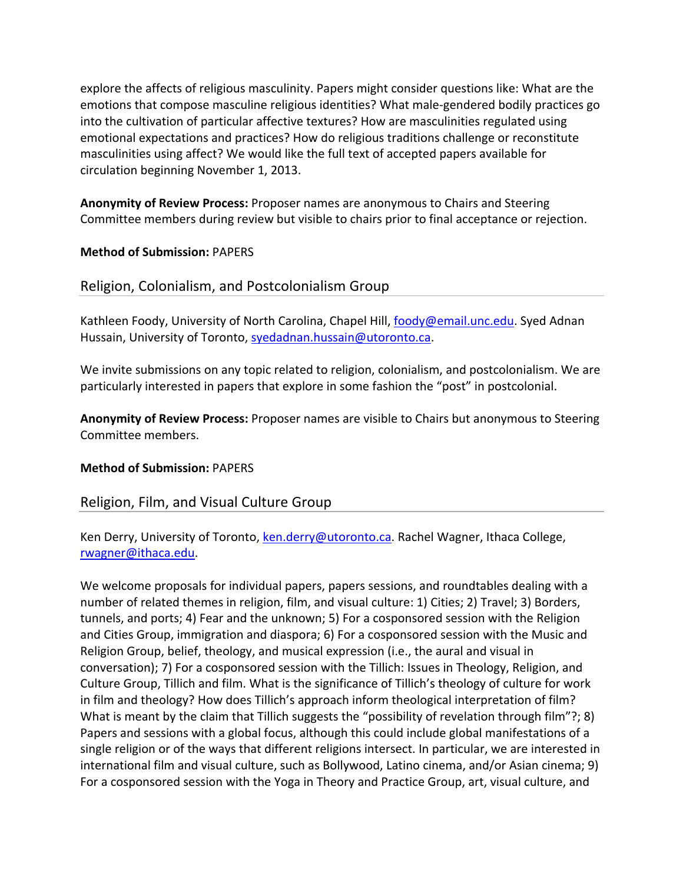explore the affects of religious masculinity. Papers might consider questions like: What are the emotions that compose masculine religious identities? What male-gendered bodily practices go into the cultivation of particular affective textures? How are masculinities regulated using emotional expectations and practices? How do religious traditions challenge or reconstitute masculinities using affect? We would like the full text of accepted papers available for circulation beginning November 1, 2013.

**Anonymity of Review Process:** Proposer names are anonymous to Chairs and Steering Committee members during review but visible to chairs prior to final acceptance or rejection.

**Method of Submission:** PAPERS

## Religion, Colonialism, and Postcolonialism Group

Kathleen Foody, University of North Carolina, Chapel Hill, foody@email.unc.edu. Syed Adnan Hussain, University of Toronto, syedadnan.hussain@utoronto.ca.

We invite submissions on any topic related to religion, colonialism, and postcolonialism. We are particularly interested in papers that explore in some fashion the "post" in postcolonial.

**Anonymity of Review Process:** Proposer names are visible to Chairs but anonymous to Steering Committee members.

**Method of Submission:** PAPERS

## Religion, Film, and Visual Culture Group

Ken Derry, University of Toronto, ken.derry@utoronto.ca. Rachel Wagner, Ithaca College, rwagner@ithaca.edu.

We welcome proposals for individual papers, papers sessions, and roundtables dealing with a number of related themes in religion, film, and visual culture: 1) Cities; 2) Travel; 3) Borders, tunnels, and ports; 4) Fear and the unknown; 5) For a cosponsored session with the Religion and Cities Group, immigration and diaspora; 6) For a cosponsored session with the Music and Religion Group, belief, theology, and musical expression (i.e., the aural and visual in conversation); 7) For a cosponsored session with the Tillich: Issues in Theology, Religion, and Culture Group, Tillich and film. What is the significance of Tillich's theology of culture for work in film and theology? How does Tillich's approach inform theological interpretation of film? What is meant by the claim that Tillich suggests the "possibility of revelation through film"?; 8) Papers and sessions with a global focus, although this could include global manifestations of a single religion or of the ways that different religions intersect. In particular, we are interested in international film and visual culture, such as Bollywood, Latino cinema, and/or Asian cinema; 9) For a cosponsored session with the Yoga in Theory and Practice Group, art, visual culture, and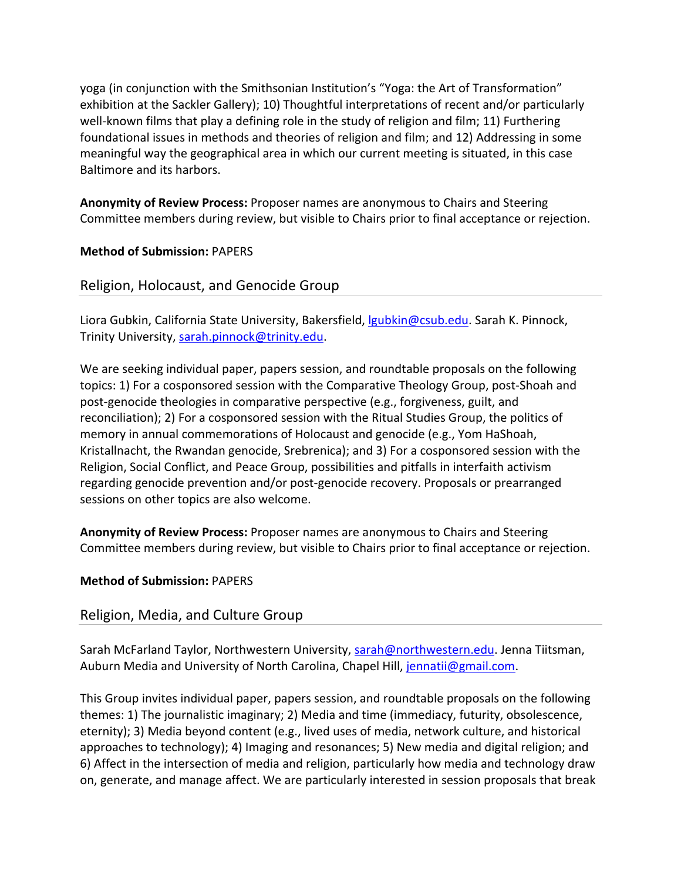yoga (in conjunction with the Smithsonian Institution's "Yoga: the Art of Transformation" exhibition at the Sackler Gallery); 10) Thoughtful interpretations of recent and/or particularly well-known films that play a defining role in the study of religion and film; 11) Furthering foundational issues in methods and theories of religion and film; and 12) Addressing in some meaningful way the geographical area in which our current meeting is situated, in this case Baltimore and its harbors.

**Anonymity of Review Process:** Proposer names are anonymous to Chairs and Steering Committee members during review, but visible to Chairs prior to final acceptance or rejection.

**Method of Submission:** PAPERS

## Religion, Holocaust, and Genocide Group

Liora Gubkin, California State University, Bakersfield, lgubkin@csub.edu. Sarah K. Pinnock, Trinity University, sarah.pinnock@trinity.edu.

We are seeking individual paper, papers session, and roundtable proposals on the following topics: 1) For a cosponsored session with the Comparative Theology Group, post-Shoah and post-genocide theologies in comparative perspective (e.g., forgiveness, guilt, and reconciliation); 2) For a cosponsored session with the Ritual Studies Group, the politics of memory in annual commemorations of Holocaust and genocide (e.g., Yom HaShoah, Kristallnacht, the Rwandan genocide, Srebrenica); and 3) For a cosponsored session with the Religion, Social Conflict, and Peace Group, possibilities and pitfalls in interfaith activism regarding genocide prevention and/or post-genocide recovery. Proposals or prearranged sessions on other topics are also welcome.

**Anonymity of Review Process:** Proposer names are anonymous to Chairs and Steering Committee members during review, but visible to Chairs prior to final acceptance or rejection.

**Method of Submission:** PAPERS

## Religion, Media, and Culture Group

Sarah McFarland Taylor, Northwestern University, sarah@northwestern.edu. Jenna Tiitsman, Auburn Media and University of North Carolina, Chapel Hill, jennatii@gmail.com.

This Group invites individual paper, papers session, and roundtable proposals on the following themes: 1) The journalistic imaginary; 2) Media and time (immediacy, futurity, obsolescence, eternity); 3) Media beyond content (e.g., lived uses of media, network culture, and historical approaches to technology); 4) Imaging and resonances; 5) New media and digital religion; and 6) Affect in the intersection of media and religion, particularly how media and technology draw on, generate, and manage affect. We are particularly interested in session proposals that break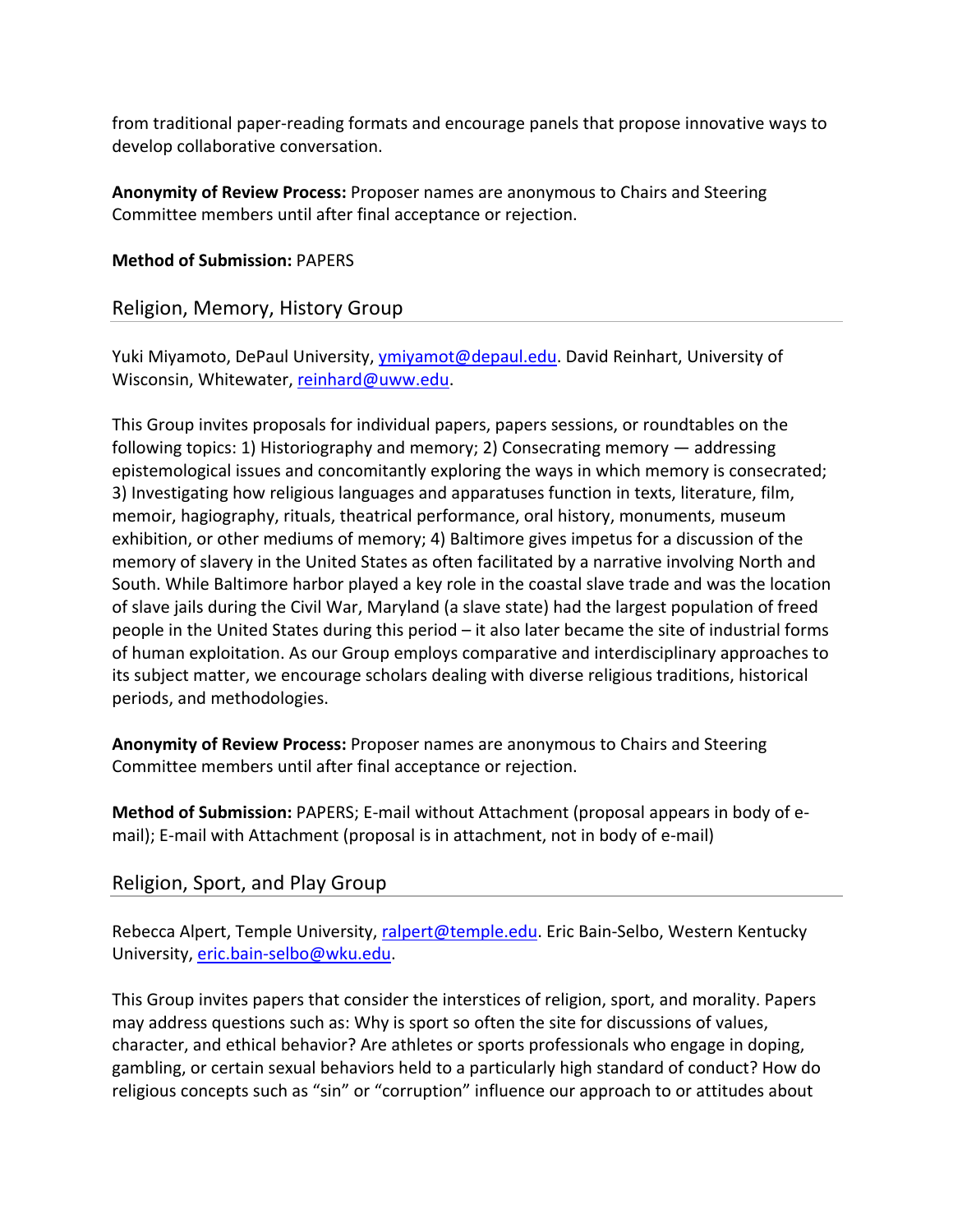from traditional paper-reading formats and encourage panels that propose innovative ways to develop collaborative conversation.

**Anonymity of Review Process:** Proposer names are anonymous to Chairs and Steering Committee members until after final acceptance or rejection.

**Method of Submission:** PAPERS

## Religion, Memory, History Group

Yuki Miyamoto, DePaul University, ymiyamot@depaul.edu. David Reinhart, University of Wisconsin, Whitewater, reinhard@uww.edu.

This Group invites proposals for individual papers, papers sessions, or roundtables on the following topics: 1) Historiography and memory; 2) Consecrating memory — addressing epistemological issues and concomitantly exploring the ways in which memory is consecrated; 3) Investigating how religious languages and apparatuses function in texts, literature, film, memoir, hagiography, rituals, theatrical performance, oral history, monuments, museum exhibition, or other mediums of memory; 4) Baltimore gives impetus for a discussion of the memory of slavery in the United States as often facilitated by a narrative involving North and South. While Baltimore harbor played a key role in the coastal slave trade and was the location of slave jails during the Civil War, Maryland (a slave state) had the largest population of freed people in the United States during this period – it also later became the site of industrial forms of human exploitation. As our Group employs comparative and interdisciplinary approaches to its subject matter, we encourage scholars dealing with diverse religious traditions, historical periods, and methodologies.

**Anonymity of Review Process:** Proposer names are anonymous to Chairs and Steering Committee members until after final acceptance or rejection.

**Method of Submission:** PAPERS; E-mail without Attachment (proposal appears in body of e-mail); E-mail with Attachment (proposal is in attachment, not in body of e-mail)

## Religion, Sport, and Play Group

Rebecca Alpert, Temple University, ralpert@temple.edu. Eric Bain-Selbo, Western Kentucky University, eric.bain-selbo@wku.edu.

This Group invites papers that consider the interstices of religion, sport, and morality. Papers may address questions such as: Why is sport so often the site for discussions of values, character, and ethical behavior? Are athletes or sports professionals who engage in doping, gambling, or certain sexual behaviors held to a particularly high standard of conduct? How do religious concepts such as "sin" or "corruption" influence our approach to or attitudes about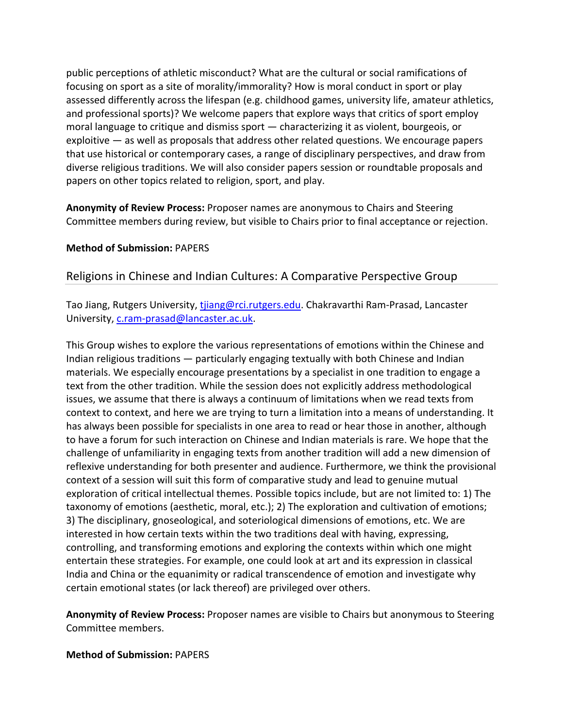public perceptions of athletic misconduct? What are the cultural or social ramifications of focusing on sport as a site of morality/immorality? How is moral conduct in sport or play assessed differently across the lifespan (e.g. childhood games, university life, amateur athletics, and professional sports)? We welcome papers that explore ways that critics of sport employ moral language to critique and dismiss sport — characterizing it as violent, bourgeois, or exploitive — as well as proposals that address other related questions. We encourage papers that use historical or contemporary cases, a range of disciplinary perspectives, and draw from diverse religious traditions. We will also consider papers session or roundtable proposals and papers on other topics related to religion, sport, and play.

**Anonymity of Review Process:** Proposer names are anonymous to Chairs and Steering Committee members during review, but visible to Chairs prior to final acceptance or rejection.

**Method of Submission:** PAPERS

## Religions in Chinese and Indian Cultures: A Comparative Perspective Group

Tao Jiang, Rutgers University, tjiang@rci.rutgers.edu. Chakravarthi Ram-Prasad, Lancaster University, c.ram-prasad@lancaster.ac.uk.

This Group wishes to explore the various representations of emotions within the Chinese and Indian religious traditions — particularly engaging textually with both Chinese and Indian materials. We especially encourage presentations by a specialist in one tradition to engage a text from the other tradition. While the session does not explicitly address methodological issues, we assume that there is always a continuum of limitations when we read texts from context to context, and here we are trying to turn a limitation into a means of understanding. It has always been possible for specialists in one area to read or hear those in another, although to have a forum for such interaction on Chinese and Indian materials is rare. We hope that the challenge of unfamiliarity in engaging texts from another tradition will add a new dimension of reflexive understanding for both presenter and audience. Furthermore, we think the provisional context of a session will suit this form of comparative study and lead to genuine mutual exploration of critical intellectual themes. Possible topics include, but are not limited to: 1) The taxonomy of emotions (aesthetic, moral, etc.); 2) The exploration and cultivation of emotions; 3) The disciplinary, gnoseological, and soteriological dimensions of emotions, etc. We are interested in how certain texts within the two traditions deal with having, expressing, controlling, and transforming emotions and exploring the contexts within which one might entertain these strategies. For example, one could look at art and its expression in classical India and China or the equanimity or radical transcendence of emotion and investigate why certain emotional states (or lack thereof) are privileged over others.

**Anonymity of Review Process:** Proposer names are visible to Chairs but anonymous to Steering Committee members.

**Method of Submission:** PAPERS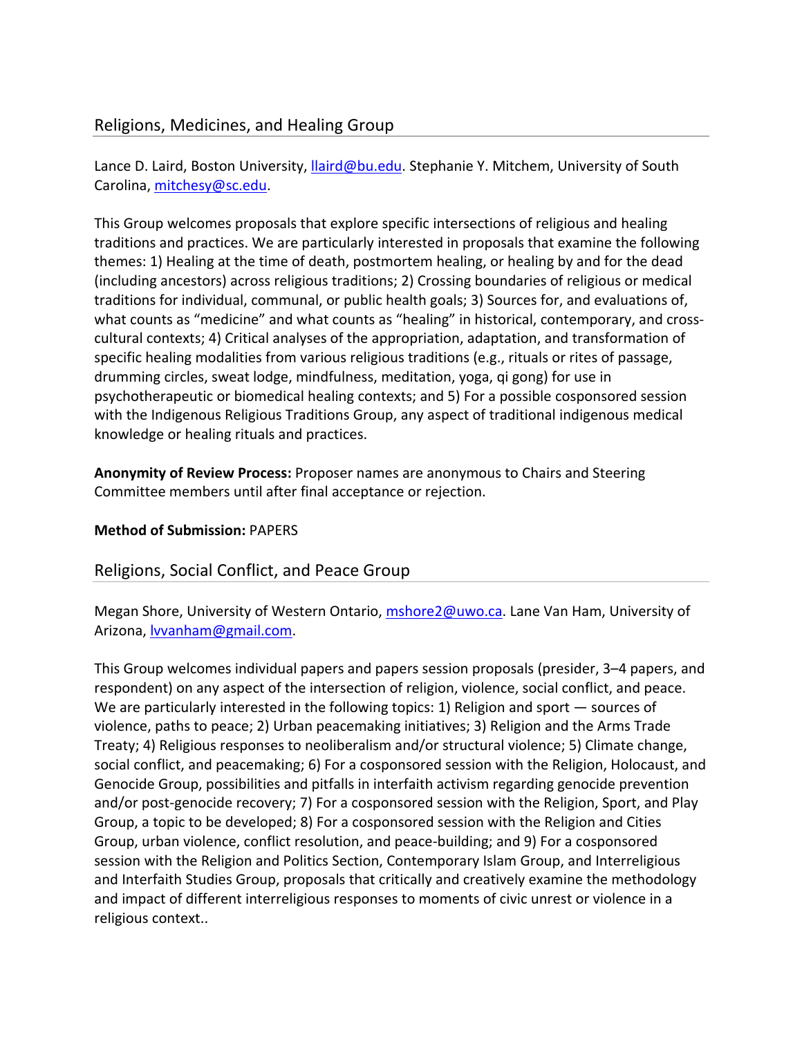## Religions, Medicines, and Healing Group

Lance D. Laird, Boston University, llaird@bu.edu. Stephanie Y. Mitchem, University of South Carolina, mitchesy@sc.edu.

This Group welcomes proposals that explore specific intersections of religious and healing traditions and practices. We are particularly interested in proposals that examine the following themes: 1) Healing at the time of death, postmortem healing, or healing by and for the dead (including ancestors) across religious traditions; 2) Crossing boundaries of religious or medical traditions for individual, communal, or public health goals; 3) Sources for, and evaluations of, what counts as "medicine" and what counts as "healing" in historical, contemporary, and cross-cultural contexts; 4) Critical analyses of the appropriation, adaptation, and transformation of specific healing modalities from various religious traditions (e.g., rituals or rites of passage, drumming circles, sweat lodge, mindfulness, meditation, yoga, qi gong) for use in psychotherapeutic or biomedical healing contexts; and 5) For a possible cosponsored session with the Indigenous Religious Traditions Group, any aspect of traditional indigenous medical knowledge or healing rituals and practices.

**Anonymity of Review Process:** Proposer names are anonymous to Chairs and Steering Committee members until after final acceptance or rejection.

**Method of Submission:** PAPERS

## Religions, Social Conflict, and Peace Group

Megan Shore, University of Western Ontario, mshore2@uwo.ca. Lane Van Ham, University of Arizona, lvvanham@gmail.com.

This Group welcomes individual papers and papers session proposals (presider, 3–4 papers, and respondent) on any aspect of the intersection of religion, violence, social conflict, and peace. We are particularly interested in the following topics: 1) Religion and sport — sources of violence, paths to peace; 2) Urban peacemaking initiatives; 3) Religion and the Arms Trade Treaty; 4) Religious responses to neoliberalism and/or structural violence; 5) Climate change, social conflict, and peacemaking; 6) For a cosponsored session with the Religion, Holocaust, and Genocide Group, possibilities and pitfalls in interfaith activism regarding genocide prevention and/or post-genocide recovery; 7) For a cosponsored session with the Religion, Sport, and Play Group, a topic to be developed; 8) For a cosponsored session with the Religion and Cities Group, urban violence, conflict resolution, and peace-building; and 9) For a cosponsored session with the Religion and Politics Section, Contemporary Islam Group, and Interreligious and Interfaith Studies Group, proposals that critically and creatively examine the methodology and impact of different interreligious responses to moments of civic unrest or violence in a religious context..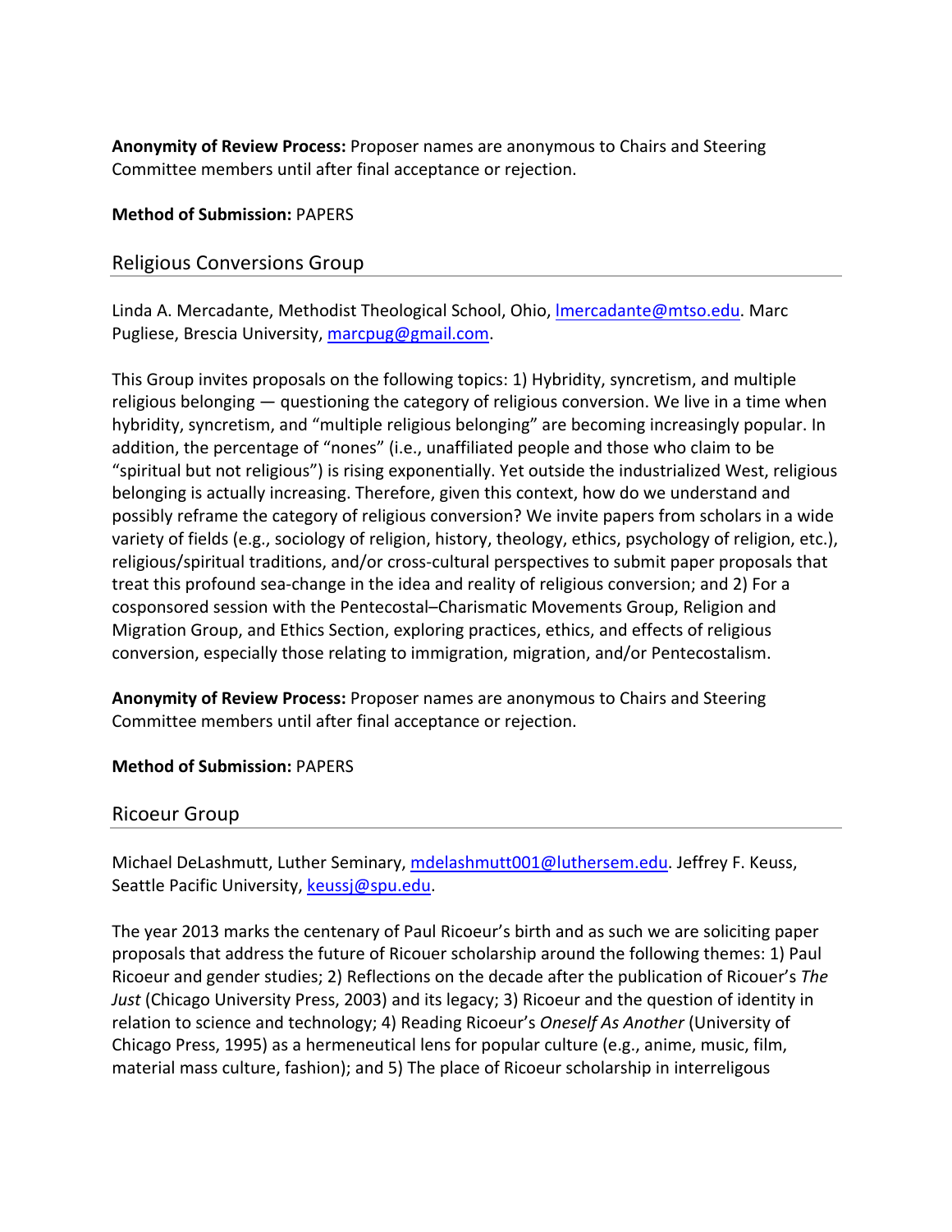**Anonymity of Review Process:** Proposer names are anonymous to Chairs and Steering Committee members until after final acceptance or rejection.

**Method of Submission:** PAPERS

## Religious Conversions Group

Linda A. Mercadante, Methodist Theological School, Ohio, lmercadante@mtso.edu. Marc Pugliese, Brescia University, marcpug@gmail.com.

This Group invites proposals on the following topics: 1) Hybridity, syncretism, and multiple religious belonging — questioning the category of religious conversion. We live in a time when hybridity, syncretism, and "multiple religious belonging" are becoming increasingly popular. In addition, the percentage of "nones" (i.e., unaffiliated people and those who claim to be "spiritual but not religious") is rising exponentially. Yet outside the industrialized West, religious belonging is actually increasing. Therefore, given this context, how do we understand and possibly reframe the category of religious conversion? We invite papers from scholars in a wide variety of fields (e.g., sociology of religion, history, theology, ethics, psychology of religion, etc.), religious/spiritual traditions, and/or cross-cultural perspectives to submit paper proposals that treat this profound sea-change in the idea and reality of religious conversion; and 2) For a cosponsored session with the Pentecostal–Charismatic Movements Group, Religion and Migration Group, and Ethics Section, exploring practices, ethics, and effects of religious conversion, especially those relating to immigration, migration, and/or Pentecostalism.

**Anonymity of Review Process:** Proposer names are anonymous to Chairs and Steering Committee members until after final acceptance or rejection.

**Method of Submission:** PAPERS

## Ricoeur Group

Michael DeLashmutt, Luther Seminary, mdelashmutt001@luthersem.edu. Jeffrey F. Keuss, Seattle Pacific University, keussj@spu.edu.

The year 2013 marks the centenary of Paul Ricoeur's birth and as such we are soliciting paper proposals that address the future of Ricouer scholarship around the following themes: 1) Paul Ricoeur and gender studies; 2) Reflections on the decade after the publication of Ricouer's *The Just* (Chicago University Press, 2003) and its legacy; 3) Ricoeur and the question of identity in relation to science and technology; 4) Reading Ricoeur's *Oneself As Another* (University of Chicago Press, 1995) as a hermeneutical lens for popular culture (e.g., anime, music, film, material mass culture, fashion); and 5) The place of Ricoeur scholarship in interreligous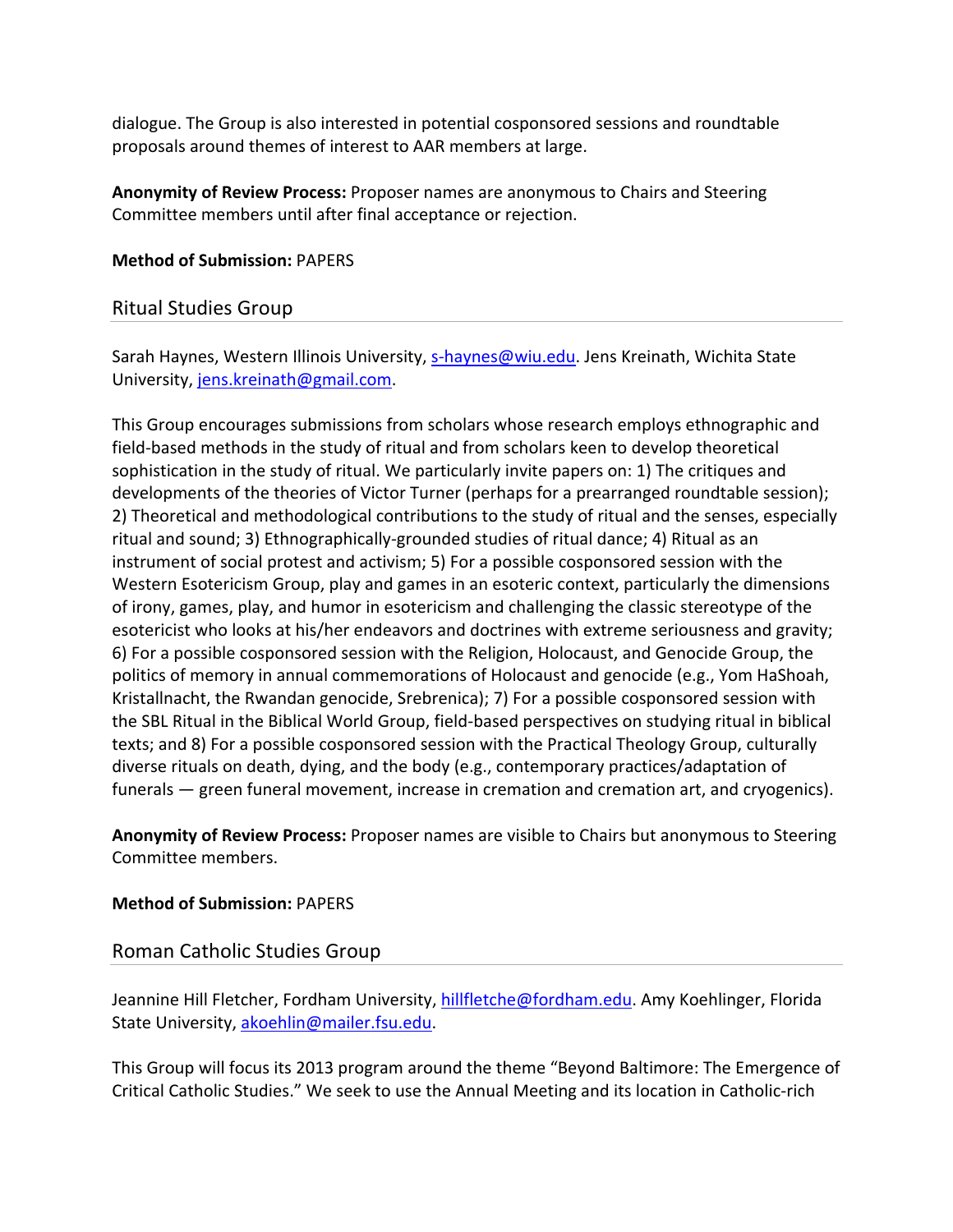dialogue. The Group is also interested in potential cosponsored sessions and roundtable proposals around themes of interest to AAR members at large.

**Anonymity of Review Process:** Proposer names are anonymous to Chairs and Steering Committee members until after final acceptance or rejection.

**Method of Submission:** PAPERS

## Ritual Studies Group

Sarah Haynes, Western Illinois University, s-haynes@wiu.edu. Jens Kreinath, Wichita State University, jens.kreinath@gmail.com.

This Group encourages submissions from scholars whose research employs ethnographic and field-based methods in the study of ritual and from scholars keen to develop theoretical sophistication in the study of ritual. We particularly invite papers on: 1) The critiques and developments of the theories of Victor Turner (perhaps for a prearranged roundtable session); 2) Theoretical and methodological contributions to the study of ritual and the senses, especially ritual and sound; 3) Ethnographically-grounded studies of ritual dance; 4) Ritual as an instrument of social protest and activism; 5) For a possible cosponsored session with the Western Esotericism Group, play and games in an esoteric context, particularly the dimensions of irony, games, play, and humor in esotericism and challenging the classic stereotype of the esotericist who looks at his/her endeavors and doctrines with extreme seriousness and gravity; 6) For a possible cosponsored session with the Religion, Holocaust, and Genocide Group, the politics of memory in annual commemorations of Holocaust and genocide (e.g., Yom HaShoah, Kristallnacht, the Rwandan genocide, Srebrenica); 7) For a possible cosponsored session with the SBL Ritual in the Biblical World Group, field-based perspectives on studying ritual in biblical texts; and 8) For a possible cosponsored session with the Practical Theology Group, culturally diverse rituals on death, dying, and the body (e.g., contemporary practices/adaptation of funerals — green funeral movement, increase in cremation and cremation art, and cryogenics).

**Anonymity of Review Process:** Proposer names are visible to Chairs but anonymous to Steering Committee members.

**Method of Submission:** PAPERS

## Roman Catholic Studies Group

Jeannine Hill Fletcher, Fordham University, hillfletche@fordham.edu. Amy Koehlinger, Florida State University, akoehlin@mailer.fsu.edu.

This Group will focus its 2013 program around the theme "Beyond Baltimore: The Emergence of Critical Catholic Studies." We seek to use the Annual Meeting and its location in Catholic-rich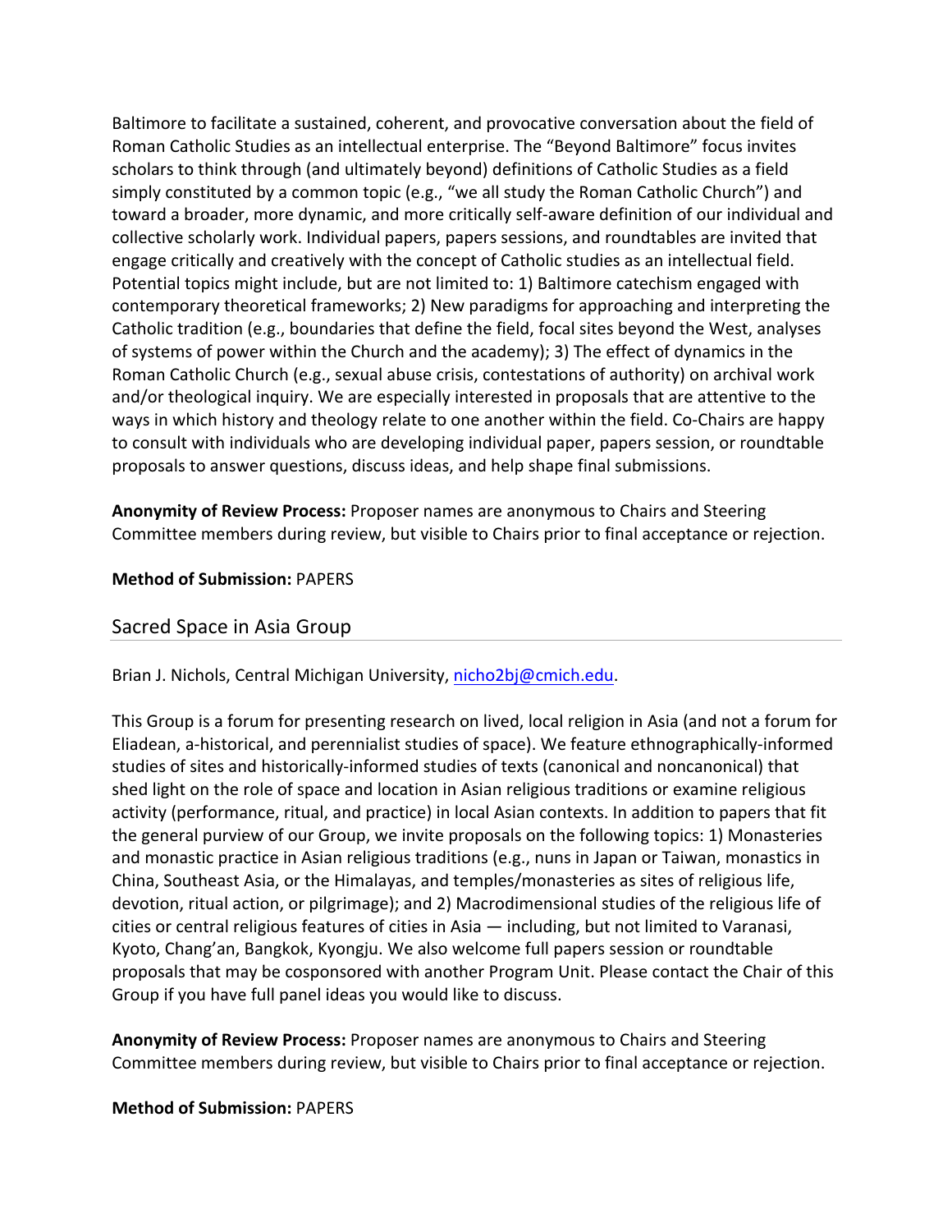Baltimore to facilitate a sustained, coherent, and provocative conversation about the field of Roman Catholic Studies as an intellectual enterprise. The "Beyond Baltimore" focus invites scholars to think through (and ultimately beyond) definitions of Catholic Studies as a field simply constituted by a common topic (e.g., "we all study the Roman Catholic Church") and toward a broader, more dynamic, and more critically self-aware definition of our individual and collective scholarly work. Individual papers, papers sessions, and roundtables are invited that engage critically and creatively with the concept of Catholic studies as an intellectual field. Potential topics might include, but are not limited to: 1) Baltimore catechism engaged with contemporary theoretical frameworks; 2) New paradigms for approaching and interpreting the Catholic tradition (e.g., boundaries that define the field, focal sites beyond the West, analyses of systems of power within the Church and the academy); 3) The effect of dynamics in the Roman Catholic Church (e.g., sexual abuse crisis, contestations of authority) on archival work and/or theological inquiry. We are especially interested in proposals that are attentive to the ways in which history and theology relate to one another within the field. Co-Chairs are happy to consult with individuals who are developing individual paper, papers session, or roundtable proposals to answer questions, discuss ideas, and help shape final submissions.

**Anonymity of Review Process:** Proposer names are anonymous to Chairs and Steering Committee members during review, but visible to Chairs prior to final acceptance or rejection.

**Method of Submission:** PAPERS

## Sacred Space in Asia Group

Brian J. Nichols, Central Michigan University, nicho2bj@cmich.edu.

This Group is a forum for presenting research on lived, local religion in Asia (and not a forum for Eliadean, a-historical, and perennialist studies of space). We feature ethnographically-informed studies of sites and historically-informed studies of texts (canonical and noncanonical) that shed light on the role of space and location in Asian religious traditions or examine religious activity (performance, ritual, and practice) in local Asian contexts. In addition to papers that fit the general purview of our Group, we invite proposals on the following topics: 1) Monasteries and monastic practice in Asian religious traditions (e.g., nuns in Japan or Taiwan, monastics in China, Southeast Asia, or the Himalayas, and temples/monasteries as sites of religious life, devotion, ritual action, or pilgrimage); and 2) Macrodimensional studies of the religious life of cities or central religious features of cities in Asia — including, but not limited to Varanasi, Kyoto, Chang'an, Bangkok, Kyongju. We also welcome full papers session or roundtable proposals that may be cosponsored with another Program Unit. Please contact the Chair of this Group if you have full panel ideas you would like to discuss.

**Anonymity of Review Process:** Proposer names are anonymous to Chairs and Steering Committee members during review, but visible to Chairs prior to final acceptance or rejection.

**Method of Submission:** PAPERS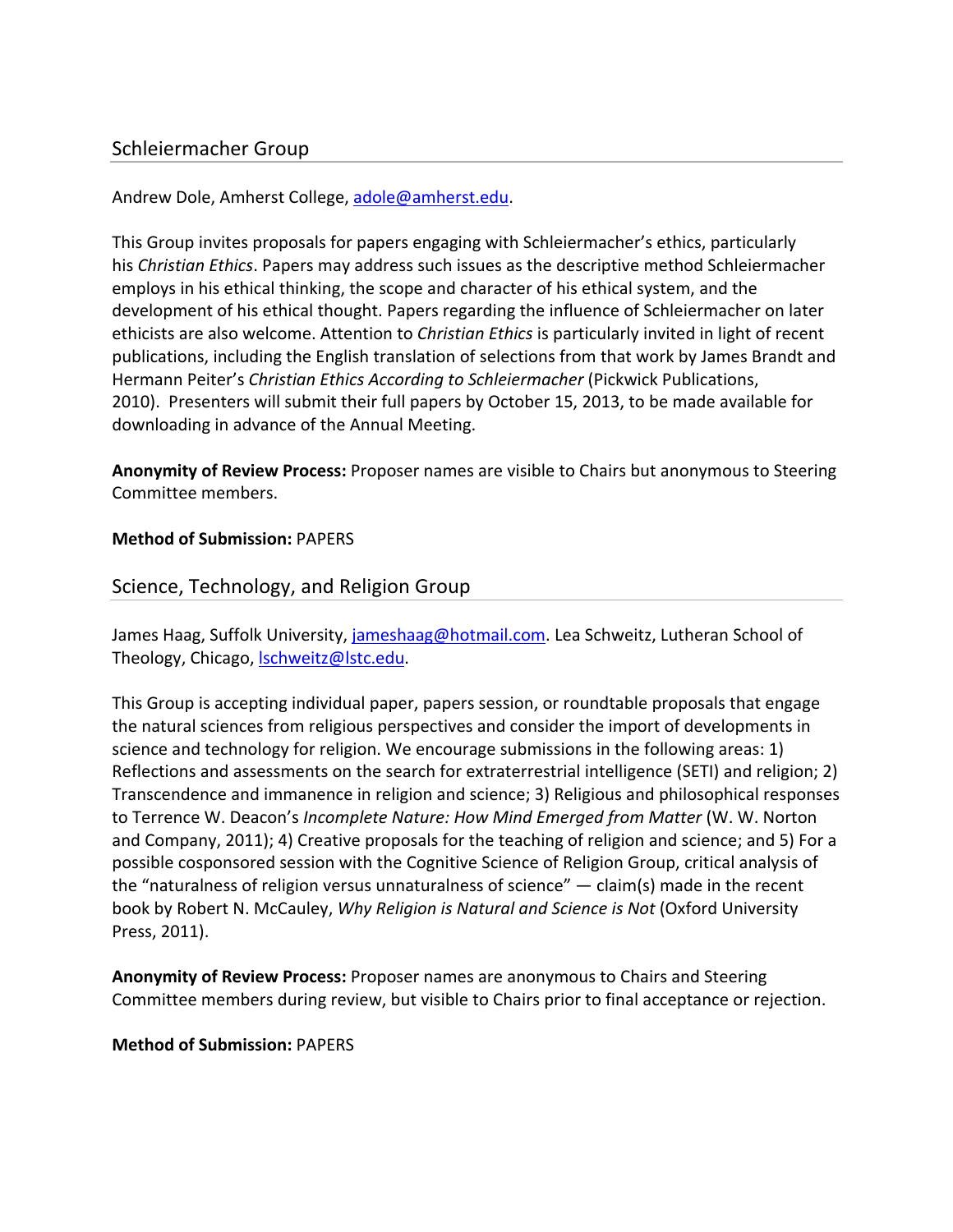## Schleiermacher Group

Andrew Dole, Amherst College, adole@amherst.edu.

This Group invites proposals for papers engaging with Schleiermacher's ethics, particularly his *Christian Ethics*. Papers may address such issues as the descriptive method Schleiermacher employs in his ethical thinking, the scope and character of his ethical system, and the development of his ethical thought. Papers regarding the influence of Schleiermacher on later ethicists are also welcome. Attention to *Christian Ethics* is particularly invited in light of recent publications, including the English translation of selections from that work by James Brandt and Hermann Peiter's *Christian Ethics According to Schleiermacher* (Pickwick Publications, 2010). Presenters will submit their full papers by October 15, 2013, to be made available for downloading in advance of the Annual Meeting.

**Anonymity of Review Process:** Proposer names are visible to Chairs but anonymous to Steering Committee members.

**Method of Submission:** PAPERS

## Science, Technology, and Religion Group

James Haag, Suffolk University, jameshaag@hotmail.com. Lea Schweitz, Lutheran School of Theology, Chicago, lschweitz@lstc.edu.

This Group is accepting individual paper, papers session, or roundtable proposals that engage the natural sciences from religious perspectives and consider the import of developments in science and technology for religion. We encourage submissions in the following areas: 1) Reflections and assessments on the search for extraterrestrial intelligence (SETI) and religion; 2) Transcendence and immanence in religion and science; 3) Religious and philosophical responses to Terrence W. Deacon's *Incomplete Nature: How Mind Emerged from Matter* (W. W. Norton and Company, 2011); 4) Creative proposals for the teaching of religion and science; and 5) For a possible cosponsored session with the Cognitive Science of Religion Group, critical analysis of the "naturalness of religion versus unnaturalness of science" — claim(s) made in the recent book by Robert N. McCauley, *Why Religion is Natural and Science is Not* (Oxford University Press, 2011).

**Anonymity of Review Process:** Proposer names are anonymous to Chairs and Steering Committee members during review, but visible to Chairs prior to final acceptance or rejection.

**Method of Submission:** PAPERS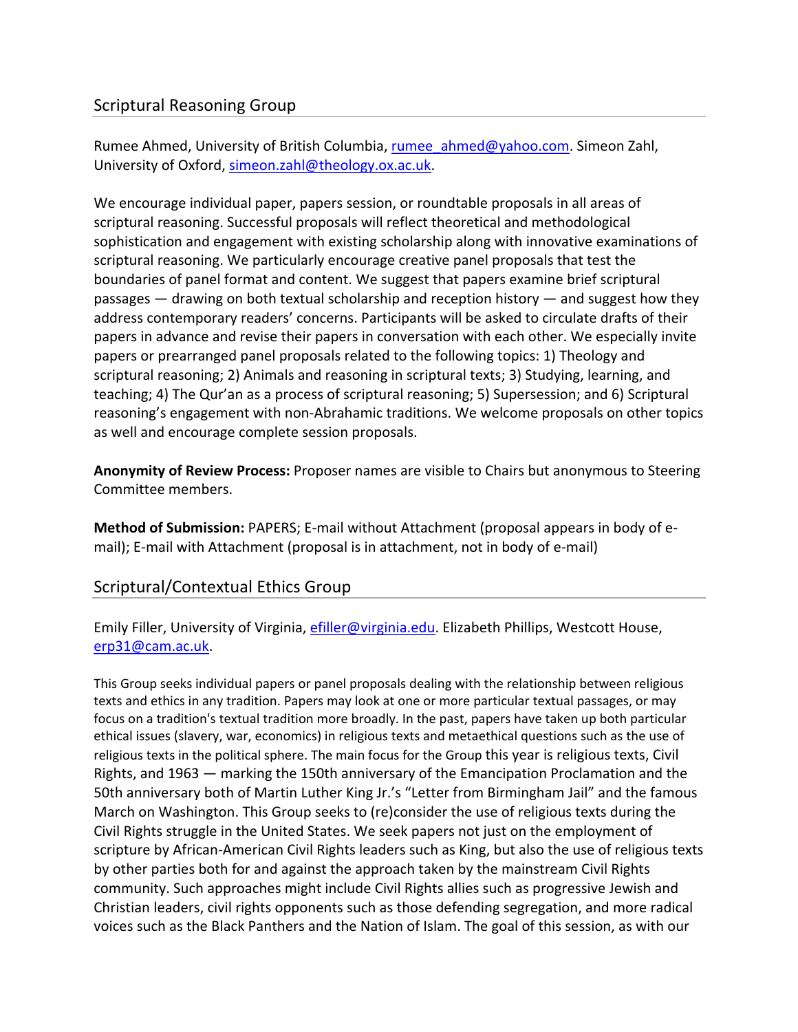## Scriptural Reasoning Group

Rumee Ahmed, University of British Columbia, rumee_ahmed@yahoo.com. Simeon Zahl, University of Oxford, simeon.zahl@theology.ox.ac.uk.

We encourage individual paper, papers session, or roundtable proposals in all areas of scriptural reasoning. Successful proposals will reflect theoretical and methodological sophistication and engagement with existing scholarship along with innovative examinations of scriptural reasoning. We particularly encourage creative panel proposals that test the boundaries of panel format and content. We suggest that papers examine brief scriptural passages — drawing on both textual scholarship and reception history — and suggest how they address contemporary readers' concerns. Participants will be asked to circulate drafts of their papers in advance and revise their papers in conversation with each other. We especially invite papers or prearranged panel proposals related to the following topics: 1) Theology and scriptural reasoning; 2) Animals and reasoning in scriptural texts; 3) Studying, learning, and teaching; 4) The Qur'an as a process of scriptural reasoning; 5) Supersession; and 6) Scriptural reasoning's engagement with non-Abrahamic traditions. We welcome proposals on other topics as well and encourage complete session proposals.

**Anonymity of Review Process:** Proposer names are visible to Chairs but anonymous to Steering Committee members.

**Method of Submission:** PAPERS; E-mail without Attachment (proposal appears in body of e-mail); E-mail with Attachment (proposal is in attachment, not in body of e-mail)

## Scriptural/Contextual Ethics Group

Emily Filler, University of Virginia, efiller@virginia.edu. Elizabeth Phillips, Westcott House, erp31@cam.ac.uk.

This Group seeks individual papers or panel proposals dealing with the relationship between religious texts and ethics in any tradition. Papers may look at one or more particular textual passages, or may focus on a tradition's textual tradition more broadly. In the past, papers have taken up both particular ethical issues (slavery, war, economics) in religious texts and metaethical questions such as the use of religious texts in the political sphere. The main focus for the Group this year is religious texts, Civil Rights, and 1963 — marking the 150th anniversary of the Emancipation Proclamation and the 50th anniversary both of Martin Luther King Jr.'s "Letter from Birmingham Jail" and the famous March on Washington. This Group seeks to (re)consider the use of religious texts during the Civil Rights struggle in the United States. We seek papers not just on the employment of scripture by African-American Civil Rights leaders such as King, but also the use of religious texts by other parties both for and against the approach taken by the mainstream Civil Rights community. Such approaches might include Civil Rights allies such as progressive Jewish and Christian leaders, civil rights opponents such as those defending segregation, and more radical voices such as the Black Panthers and the Nation of Islam. The goal of this session, as with our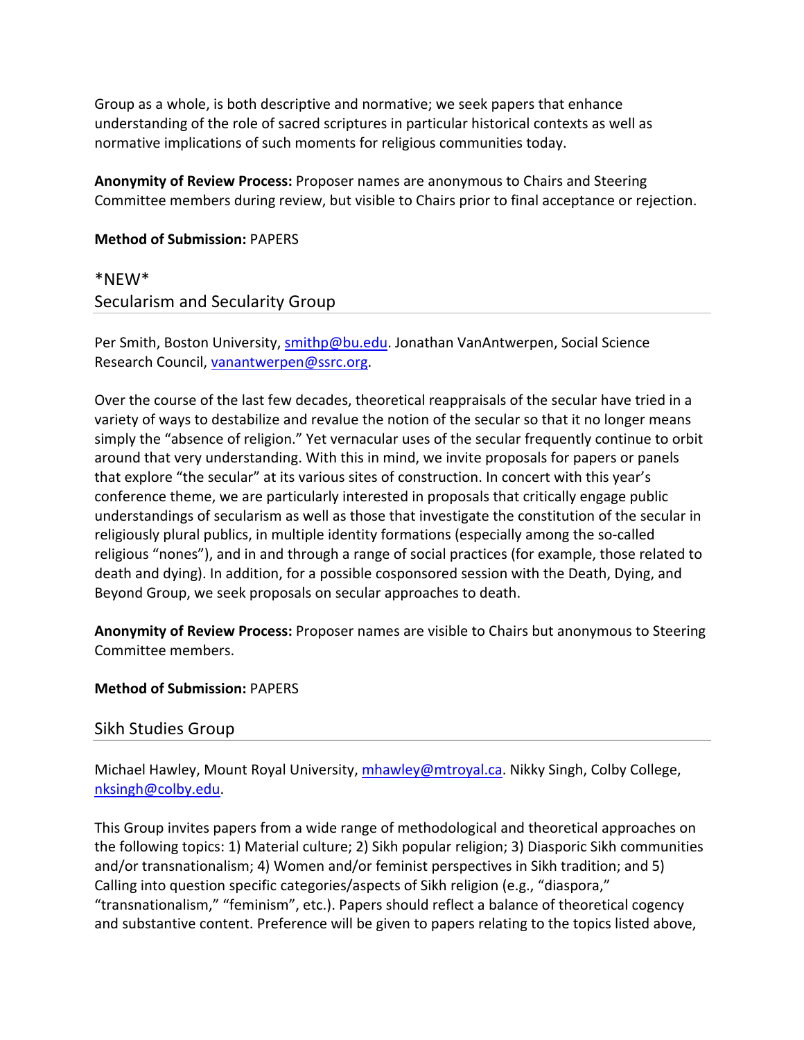Group as a whole, is both descriptive and normative; we seek papers that enhance understanding of the role of sacred scriptures in particular historical contexts as well as normative implications of such moments for religious communities today.

**Anonymity of Review Process:** Proposer names are anonymous to Chairs and Steering Committee members during review, but visible to Chairs prior to final acceptance or rejection.

**Method of Submission:** PAPERS

## *NEW* Secularism and Secularity Group

Per Smith, Boston University, smithp@bu.edu. Jonathan VanAntwerpen, Social Science Research Council, vanantwerpen@ssrc.org.

Over the course of the last few decades, theoretical reappraisals of the secular have tried in a variety of ways to destabilize and revalue the notion of the secular so that it no longer means simply the "absence of religion." Yet vernacular uses of the secular frequently continue to orbit around that very understanding. With this in mind, we invite proposals for papers or panels that explore "the secular" at its various sites of construction. In concert with this year's conference theme, we are particularly interested in proposals that critically engage public understandings of secularism as well as those that investigate the constitution of the secular in religiously plural publics, in multiple identity formations (especially among the so-called religious "nones"), and in and through a range of social practices (for example, those related to death and dying). In addition, for a possible cosponsored session with the Death, Dying, and Beyond Group, we seek proposals on secular approaches to death.

**Anonymity of Review Process:** Proposer names are visible to Chairs but anonymous to Steering Committee members.

**Method of Submission:** PAPERS

## Sikh Studies Group

Michael Hawley, Mount Royal University, mhawley@mtroyal.ca. Nikky Singh, Colby College, nksingh@colby.edu.

This Group invites papers from a wide range of methodological and theoretical approaches on the following topics: 1) Material culture; 2) Sikh popular religion; 3) Diasporic Sikh communities and/or transnationalism; 4) Women and/or feminist perspectives in Sikh tradition; and 5) Calling into question specific categories/aspects of Sikh religion (e.g., "diaspora," "transnationalism," "feminism", etc.). Papers should reflect a balance of theoretical cogency and substantive content. Preference will be given to papers relating to the topics listed above,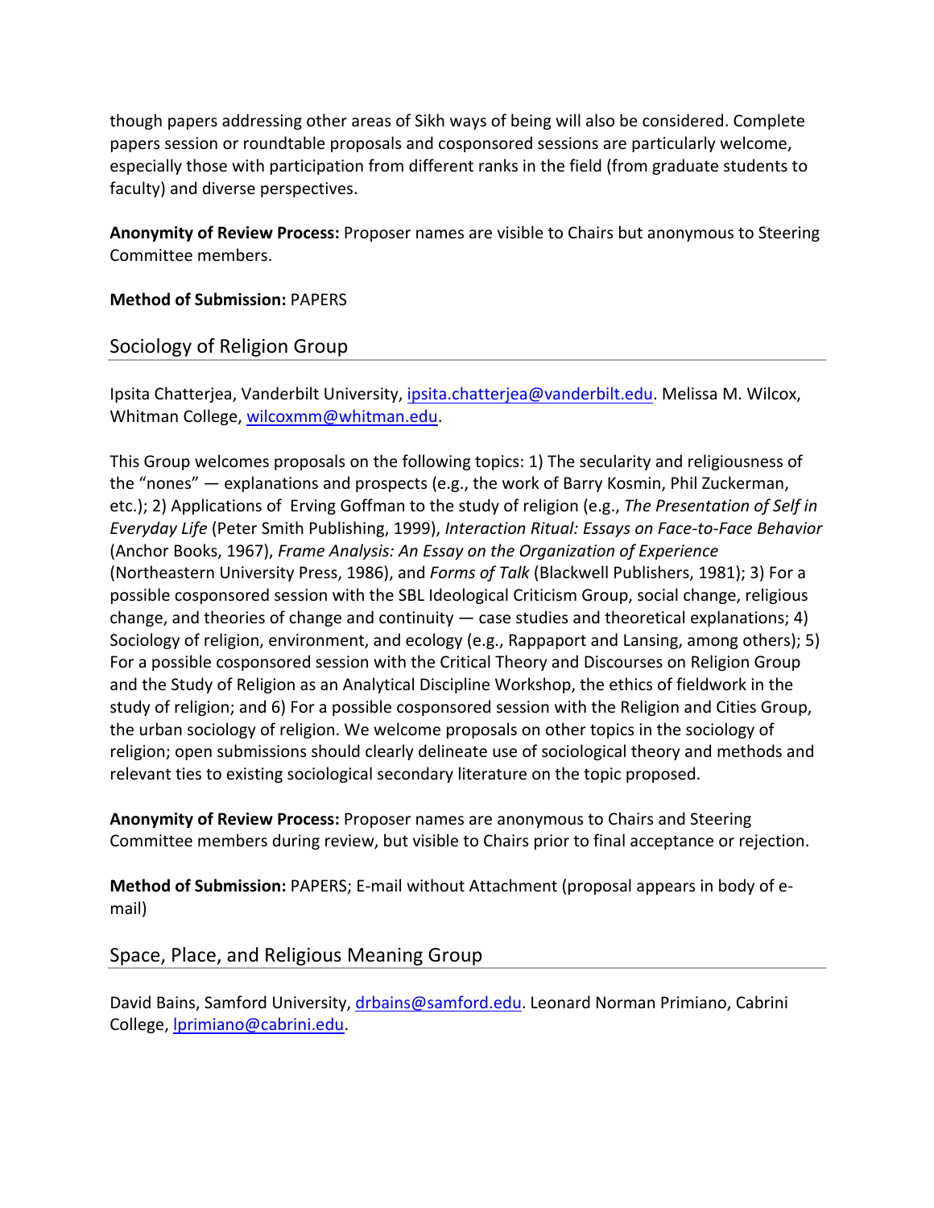though papers addressing other areas of Sikh ways of being will also be considered. Complete papers session or roundtable proposals and cosponsored sessions are particularly welcome, especially those with participation from different ranks in the field (from graduate students to faculty) and diverse perspectives.

**Anonymity of Review Process:** Proposer names are visible to Chairs but anonymous to Steering Committee members.

**Method of Submission:** PAPERS

## Sociology of Religion Group

Ipsita Chatterjea, Vanderbilt University, ipsita.chatterjea@vanderbilt.edu. Melissa M. Wilcox, Whitman College, wilcoxmm@whitman.edu.

This Group welcomes proposals on the following topics: 1) The secularity and religiousness of the "nones" — explanations and prospects (e.g., the work of Barry Kosmin, Phil Zuckerman, etc.); 2) Applications of Erving Goffman to the study of religion (e.g., *The Presentation of Self in Everyday Life* (Peter Smith Publishing, 1999), *Interaction Ritual: Essays on Face-to-Face Behavior* (Anchor Books, 1967), *Frame Analysis: An Essay on the Organization of Experience* (Northeastern University Press, 1986), and *Forms of Talk* (Blackwell Publishers, 1981); 3) For a possible cosponsored session with the SBL Ideological Criticism Group, social change, religious change, and theories of change and continuity — case studies and theoretical explanations; 4) Sociology of religion, environment, and ecology (e.g., Rappaport and Lansing, among others); 5) For a possible cosponsored session with the Critical Theory and Discourses on Religion Group and the Study of Religion as an Analytical Discipline Workshop, the ethics of fieldwork in the study of religion; and 6) For a possible cosponsored session with the Religion and Cities Group, the urban sociology of religion. We welcome proposals on other topics in the sociology of religion; open submissions should clearly delineate use of sociological theory and methods and relevant ties to existing sociological secondary literature on the topic proposed.

**Anonymity of Review Process:** Proposer names are anonymous to Chairs and Steering Committee members during review, but visible to Chairs prior to final acceptance or rejection.

**Method of Submission:** PAPERS; E-mail without Attachment (proposal appears in body of e-mail)

## Space, Place, and Religious Meaning Group

David Bains, Samford University, drbains@samford.edu. Leonard Norman Primiano, Cabrini College, lprimiano@cabrini.edu.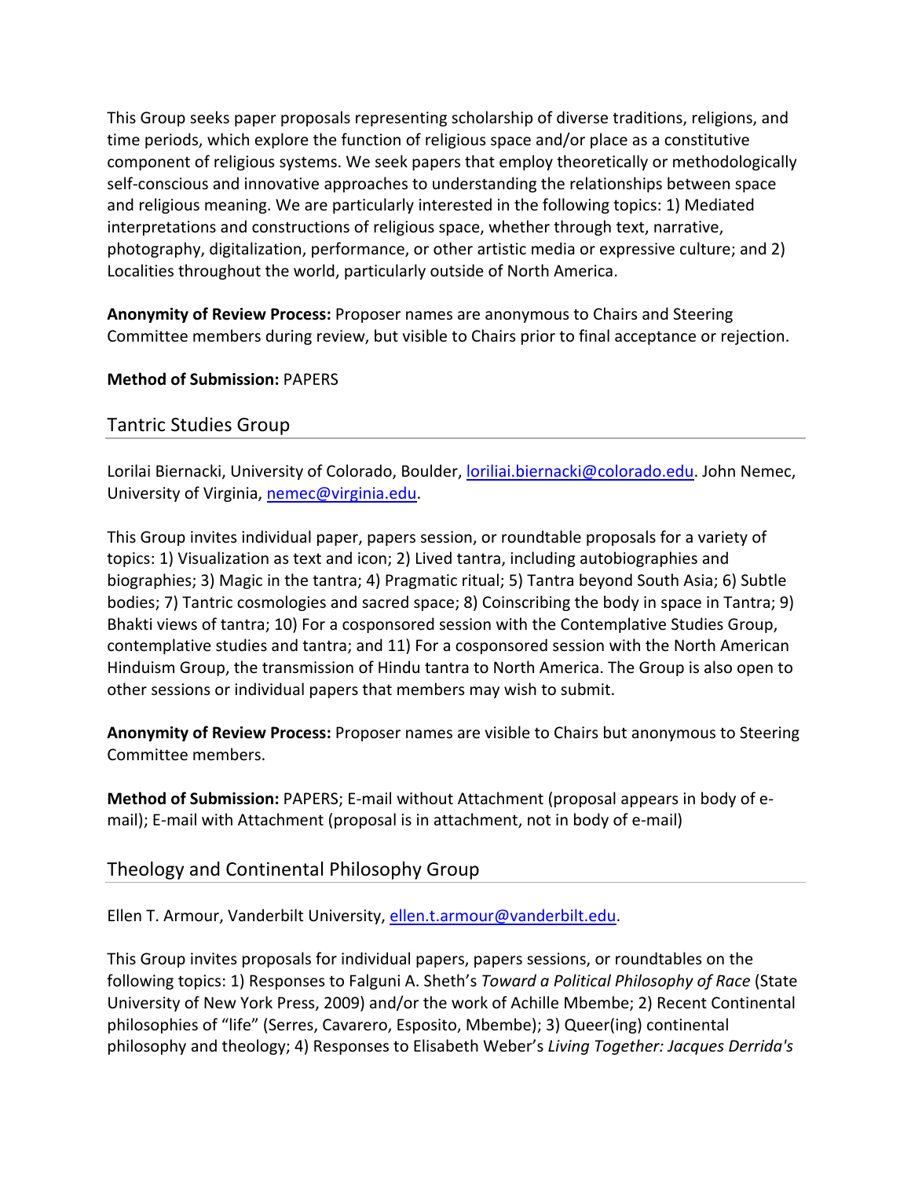This Group seeks paper proposals representing scholarship of diverse traditions, religions, and time periods, which explore the function of religious space and/or place as a constitutive component of religious systems. We seek papers that employ theoretically or methodologically self-conscious and innovative approaches to understanding the relationships between space and religious meaning. We are particularly interested in the following topics: 1) Mediated interpretations and constructions of religious space, whether through text, narrative, photography, digitalization, performance, or other artistic media or expressive culture; and 2) Localities throughout the world, particularly outside of North America.

**Anonymity of Review Process:** Proposer names are anonymous to Chairs and Steering Committee members during review, but visible to Chairs prior to final acceptance or rejection.

**Method of Submission:** PAPERS

## Tantric Studies Group

Lorilai Biernacki, University of Colorado, Boulder, loriliai.biernacki@colorado.edu. John Nemec, University of Virginia, nemec@virginia.edu.

This Group invites individual paper, papers session, or roundtable proposals for a variety of topics: 1) Visualization as text and icon; 2) Lived tantra, including autobiographies and biographies; 3) Magic in the tantra; 4) Pragmatic ritual; 5) Tantra beyond South Asia; 6) Subtle bodies; 7) Tantric cosmologies and sacred space; 8) Coinscribing the body in space in Tantra; 9) Bhakti views of tantra; 10) For a cosponsored session with the Contemplative Studies Group, contemplative studies and tantra; and 11) For a cosponsored session with the North American Hinduism Group, the transmission of Hindu tantra to North America. The Group is also open to other sessions or individual papers that members may wish to submit.

**Anonymity of Review Process:** Proposer names are visible to Chairs but anonymous to Steering Committee members.

**Method of Submission:** PAPERS; E-mail without Attachment (proposal appears in body of e-mail); E-mail with Attachment (proposal is in attachment, not in body of e-mail)

## Theology and Continental Philosophy Group

Ellen T. Armour, Vanderbilt University, ellen.t.armour@vanderbilt.edu.

This Group invites proposals for individual papers, papers sessions, or roundtables on the following topics: 1) Responses to Falguni A. Sheth's *Toward a Political Philosophy of Race* (State University of New York Press, 2009) and/or the work of Achille Mbembe; 2) Recent Continental philosophies of "life" (Serres, Cavarero, Esposito, Mbembe); 3) Queer(ing) continental philosophy and theology; 4) Responses to Elisabeth Weber's *Living Together: Jacques Derrida's*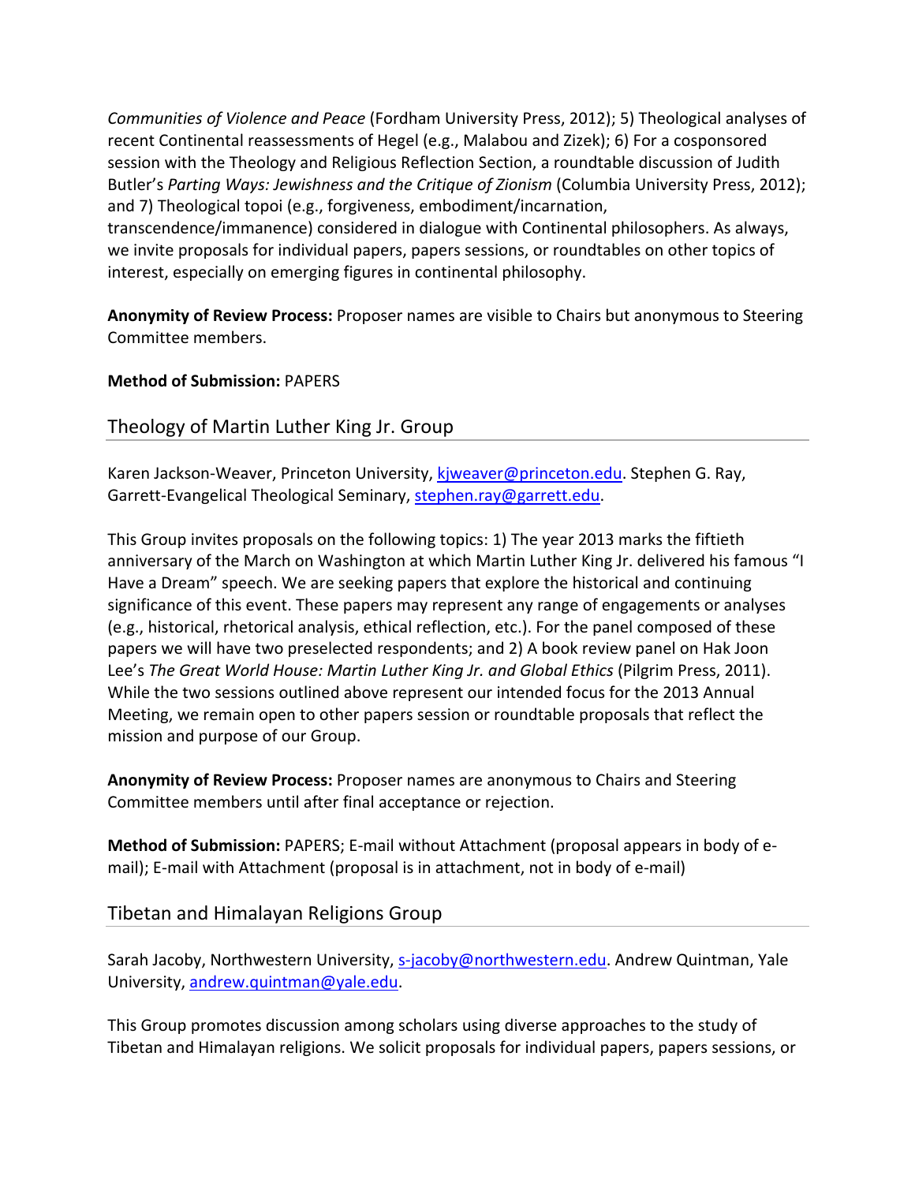*Communities of Violence and Peace* (Fordham University Press, 2012); 5) Theological analyses of recent Continental reassessments of Hegel (e.g., Malabou and Zizek); 6) For a cosponsored session with the Theology and Religious Reflection Section, a roundtable discussion of Judith Butler's *Parting Ways: Jewishness and the Critique of Zionism* (Columbia University Press, 2012); and 7) Theological topoi (e.g., forgiveness, embodiment/incarnation, transcendence/immanence) considered in dialogue with Continental philosophers. As always, we invite proposals for individual papers, papers sessions, or roundtables on other topics of interest, especially on emerging figures in continental philosophy.

**Anonymity of Review Process:** Proposer names are visible to Chairs but anonymous to Steering Committee members.

**Method of Submission:** PAPERS

## Theology of Martin Luther King Jr. Group

Karen Jackson-Weaver, Princeton University, kjweaver@princeton.edu. Stephen G. Ray, Garrett-Evangelical Theological Seminary, stephen.ray@garrett.edu.

This Group invites proposals on the following topics: 1) The year 2013 marks the fiftieth anniversary of the March on Washington at which Martin Luther King Jr. delivered his famous "I Have a Dream" speech. We are seeking papers that explore the historical and continuing significance of this event. These papers may represent any range of engagements or analyses (e.g., historical, rhetorical analysis, ethical reflection, etc.). For the panel composed of these papers we will have two preselected respondents; and 2) A book review panel on Hak Joon Lee's *The Great World House: Martin Luther King Jr. and Global Ethics* (Pilgrim Press, 2011). While the two sessions outlined above represent our intended focus for the 2013 Annual Meeting, we remain open to other papers session or roundtable proposals that reflect the mission and purpose of our Group.

**Anonymity of Review Process:** Proposer names are anonymous to Chairs and Steering Committee members until after final acceptance or rejection.

**Method of Submission:** PAPERS; E-mail without Attachment (proposal appears in body of e-mail); E-mail with Attachment (proposal is in attachment, not in body of e-mail)

## Tibetan and Himalayan Religions Group

Sarah Jacoby, Northwestern University, s-jacoby@northwestern.edu. Andrew Quintman, Yale University, andrew.quintman@yale.edu.

This Group promotes discussion among scholars using diverse approaches to the study of Tibetan and Himalayan religions. We solicit proposals for individual papers, papers sessions, or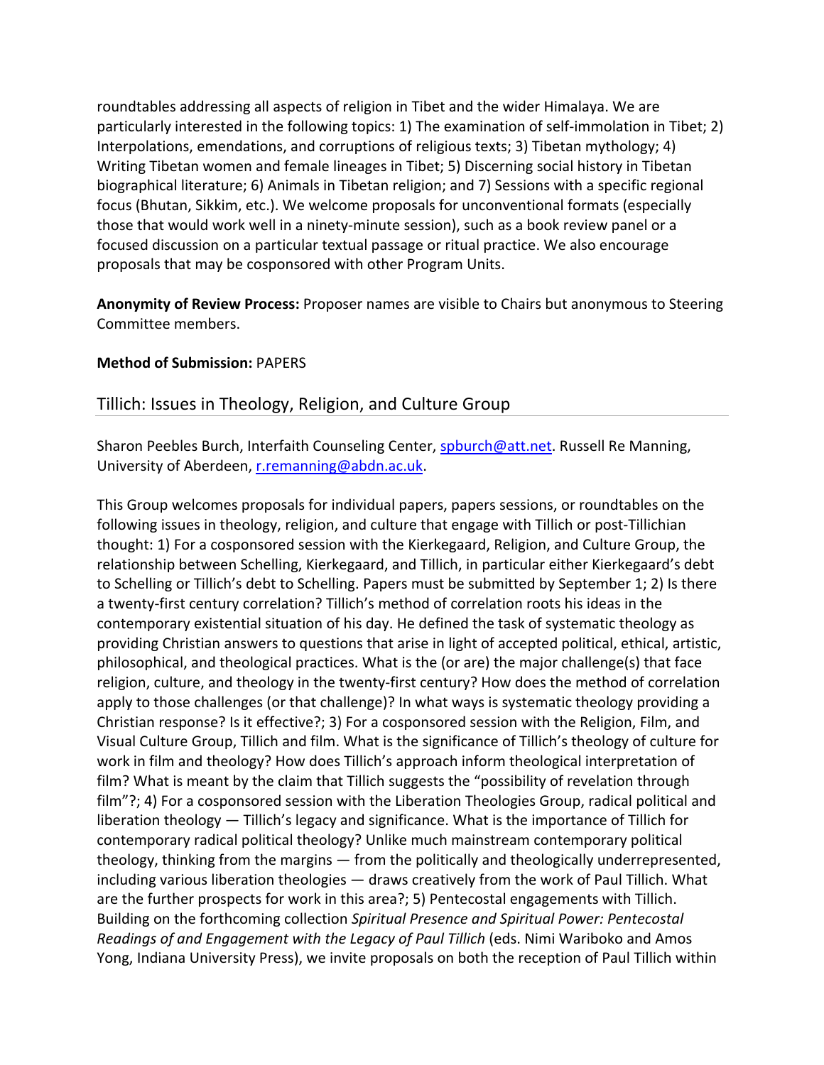roundtables addressing all aspects of religion in Tibet and the wider Himalaya. We are particularly interested in the following topics: 1) The examination of self-immolation in Tibet; 2) Interpolations, emendations, and corruptions of religious texts; 3) Tibetan mythology; 4) Writing Tibetan women and female lineages in Tibet; 5) Discerning social history in Tibetan biographical literature; 6) Animals in Tibetan religion; and 7) Sessions with a specific regional focus (Bhutan, Sikkim, etc.). We welcome proposals for unconventional formats (especially those that would work well in a ninety-minute session), such as a book review panel or a focused discussion on a particular textual passage or ritual practice. We also encourage proposals that may be cosponsored with other Program Units.

**Anonymity of Review Process:** Proposer names are visible to Chairs but anonymous to Steering Committee members.

**Method of Submission:** PAPERS

## Tillich: Issues in Theology, Religion, and Culture Group

Sharon Peebles Burch, Interfaith Counseling Center, spburch@att.net. Russell Re Manning, University of Aberdeen, r.remanning@abdn.ac.uk.

This Group welcomes proposals for individual papers, papers sessions, or roundtables on the following issues in theology, religion, and culture that engage with Tillich or post-Tillichian thought: 1) For a cosponsored session with the Kierkegaard, Religion, and Culture Group, the relationship between Schelling, Kierkegaard, and Tillich, in particular either Kierkegaard's debt to Schelling or Tillich's debt to Schelling. Papers must be submitted by September 1; 2) Is there a twenty-first century correlation? Tillich's method of correlation roots his ideas in the contemporary existential situation of his day. He defined the task of systematic theology as providing Christian answers to questions that arise in light of accepted political, ethical, artistic, philosophical, and theological practices. What is the (or are) the major challenge(s) that face religion, culture, and theology in the twenty-first century? How does the method of correlation apply to those challenges (or that challenge)? In what ways is systematic theology providing a Christian response? Is it effective?; 3) For a cosponsored session with the Religion, Film, and Visual Culture Group, Tillich and film. What is the significance of Tillich's theology of culture for work in film and theology? How does Tillich's approach inform theological interpretation of film? What is meant by the claim that Tillich suggests the "possibility of revelation through film"?; 4) For a cosponsored session with the Liberation Theologies Group, radical political and liberation theology — Tillich's legacy and significance. What is the importance of Tillich for contemporary radical political theology? Unlike much mainstream contemporary political theology, thinking from the margins — from the politically and theologically underrepresented, including various liberation theologies — draws creatively from the work of Paul Tillich. What are the further prospects for work in this area?; 5) Pentecostal engagements with Tillich. Building on the forthcoming collection *Spiritual Presence and Spiritual Power: Pentecostal Readings of and Engagement with the Legacy of Paul Tillich* (eds. Nimi Wariboko and Amos Yong, Indiana University Press), we invite proposals on both the reception of Paul Tillich within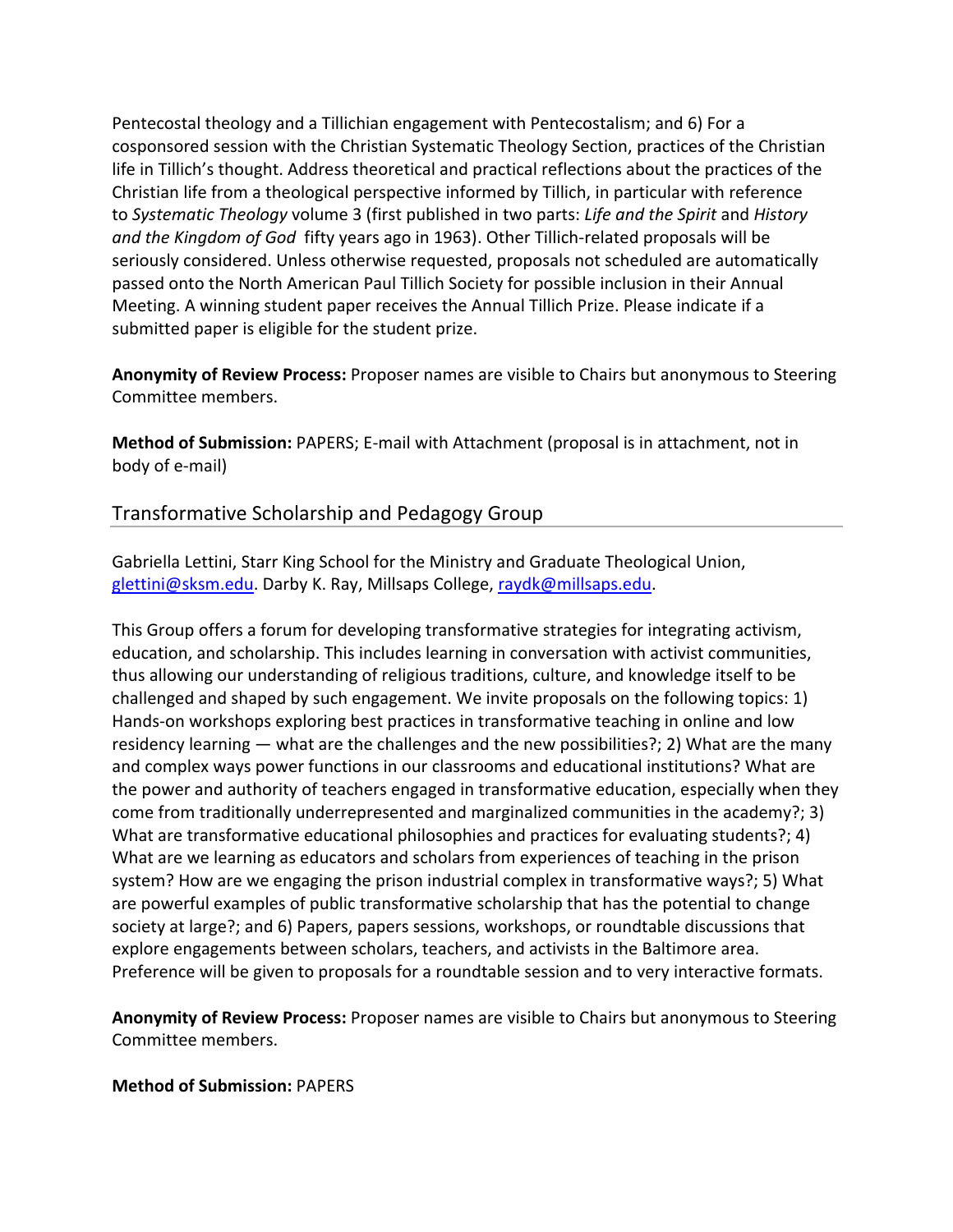Pentecostal theology and a Tillichian engagement with Pentecostalism; and 6) For a cosponsored session with the Christian Systematic Theology Section, practices of the Christian life in Tillich's thought. Address theoretical and practical reflections about the practices of the Christian life from a theological perspective informed by Tillich, in particular with reference to *Systematic Theology* volume 3 (first published in two parts: *Life and the Spirit* and *History and the Kingdom of God* fifty years ago in 1963). Other Tillich-related proposals will be seriously considered. Unless otherwise requested, proposals not scheduled are automatically passed onto the North American Paul Tillich Society for possible inclusion in their Annual Meeting. A winning student paper receives the Annual Tillich Prize. Please indicate if a submitted paper is eligible for the student prize.

**Anonymity of Review Process:** Proposer names are visible to Chairs but anonymous to Steering Committee members.

**Method of Submission:** PAPERS; E-mail with Attachment (proposal is in attachment, not in body of e-mail)

## Transformative Scholarship and Pedagogy Group

Gabriella Lettini, Starr King School for the Ministry and Graduate Theological Union, glettini@sksm.edu. Darby K. Ray, Millsaps College, raydk@millsaps.edu.

This Group offers a forum for developing transformative strategies for integrating activism, education, and scholarship. This includes learning in conversation with activist communities, thus allowing our understanding of religious traditions, culture, and knowledge itself to be challenged and shaped by such engagement. We invite proposals on the following topics: 1) Hands-on workshops exploring best practices in transformative teaching in online and low residency learning — what are the challenges and the new possibilities?; 2) What are the many and complex ways power functions in our classrooms and educational institutions? What are the power and authority of teachers engaged in transformative education, especially when they come from traditionally underrepresented and marginalized communities in the academy?; 3) What are transformative educational philosophies and practices for evaluating students?; 4) What are we learning as educators and scholars from experiences of teaching in the prison system? How are we engaging the prison industrial complex in transformative ways?; 5) What are powerful examples of public transformative scholarship that has the potential to change society at large?; and 6) Papers, papers sessions, workshops, or roundtable discussions that explore engagements between scholars, teachers, and activists in the Baltimore area. Preference will be given to proposals for a roundtable session and to very interactive formats.

**Anonymity of Review Process:** Proposer names are visible to Chairs but anonymous to Steering Committee members.

**Method of Submission:** PAPERS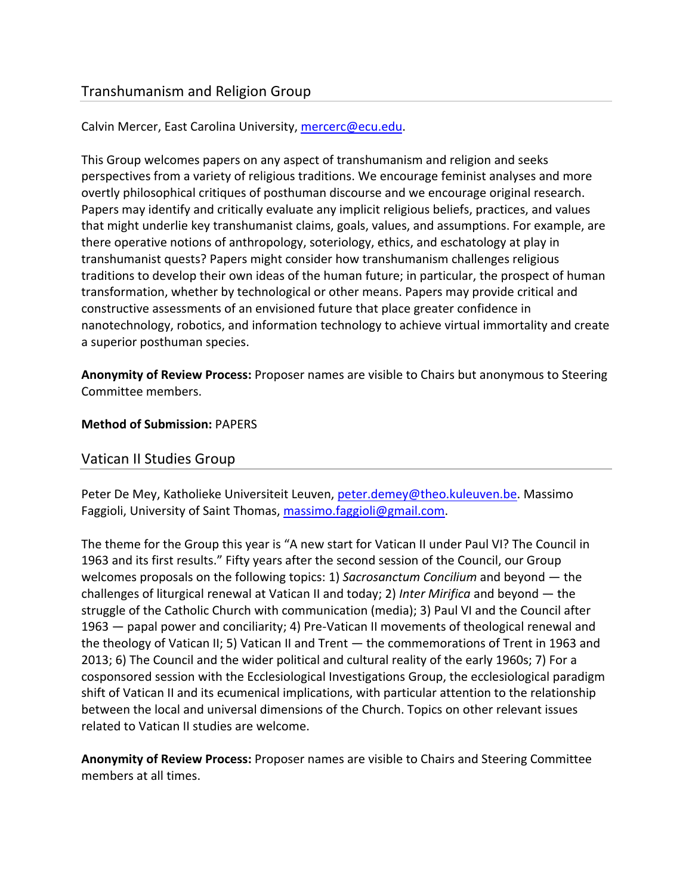## Transhumanism and Religion Group

Calvin Mercer, East Carolina University, mercerc@ecu.edu.

This Group welcomes papers on any aspect of transhumanism and religion and seeks perspectives from a variety of religious traditions. We encourage feminist analyses and more overtly philosophical critiques of posthuman discourse and we encourage original research. Papers may identify and critically evaluate any implicit religious beliefs, practices, and values that might underlie key transhumanist claims, goals, values, and assumptions. For example, are there operative notions of anthropology, soteriology, ethics, and eschatology at play in transhumanist quests? Papers might consider how transhumanism challenges religious traditions to develop their own ideas of the human future; in particular, the prospect of human transformation, whether by technological or other means. Papers may provide critical and constructive assessments of an envisioned future that place greater confidence in nanotechnology, robotics, and information technology to achieve virtual immortality and create a superior posthuman species.

**Anonymity of Review Process:** Proposer names are visible to Chairs but anonymous to Steering Committee members.

**Method of Submission:** PAPERS

## Vatican II Studies Group

Peter De Mey, Katholieke Universiteit Leuven, peter.demey@theo.kuleuven.be. Massimo Faggioli, University of Saint Thomas, massimo.faggioli@gmail.com.

The theme for the Group this year is "A new start for Vatican II under Paul VI? The Council in 1963 and its first results." Fifty years after the second session of the Council, our Group welcomes proposals on the following topics: 1) *Sacrosanctum Concilium* and beyond — the challenges of liturgical renewal at Vatican II and today; 2) *Inter Mirifica* and beyond — the struggle of the Catholic Church with communication (media); 3) Paul VI and the Council after 1963 — papal power and conciliarity; 4) Pre-Vatican II movements of theological renewal and the theology of Vatican II; 5) Vatican II and Trent — the commemorations of Trent in 1963 and 2013; 6) The Council and the wider political and cultural reality of the early 1960s; 7) For a cosponsored session with the Ecclesiological Investigations Group, the ecclesiological paradigm shift of Vatican II and its ecumenical implications, with particular attention to the relationship between the local and universal dimensions of the Church. Topics on other relevant issues related to Vatican II studies are welcome.

**Anonymity of Review Process:** Proposer names are visible to Chairs and Steering Committee members at all times.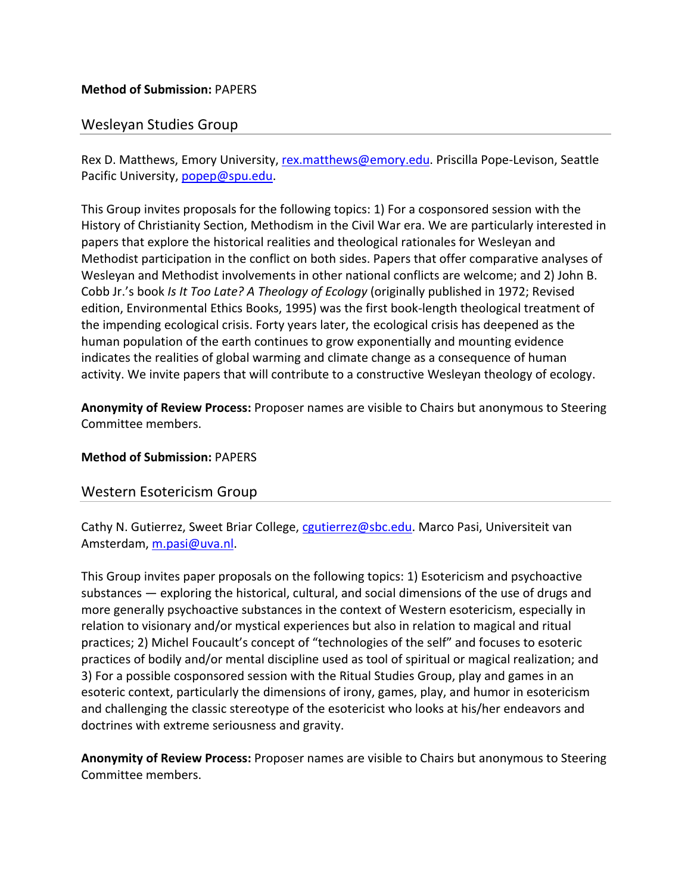**Method of Submission:** PAPERS

## Wesleyan Studies Group

Rex D. Matthews, Emory University, rex.matthews@emory.edu. Priscilla Pope-Levison, Seattle Pacific University, popep@spu.edu.

This Group invites proposals for the following topics: 1) For a cosponsored session with the History of Christianity Section, Methodism in the Civil War era. We are particularly interested in papers that explore the historical realities and theological rationales for Wesleyan and Methodist participation in the conflict on both sides. Papers that offer comparative analyses of Wesleyan and Methodist involvements in other national conflicts are welcome; and 2) John B. Cobb Jr.'s book *Is It Too Late? A Theology of Ecology* (originally published in 1972; Revised edition, Environmental Ethics Books, 1995) was the first book-length theological treatment of the impending ecological crisis. Forty years later, the ecological crisis has deepened as the human population of the earth continues to grow exponentially and mounting evidence indicates the realities of global warming and climate change as a consequence of human activity. We invite papers that will contribute to a constructive Wesleyan theology of ecology.

**Anonymity of Review Process:** Proposer names are visible to Chairs but anonymous to Steering Committee members.

**Method of Submission:** PAPERS

## Western Esotericism Group

Cathy N. Gutierrez, Sweet Briar College, cgutierrez@sbc.edu. Marco Pasi, Universiteit van Amsterdam, m.pasi@uva.nl.

This Group invites paper proposals on the following topics: 1) Esotericism and psychoactive substances — exploring the historical, cultural, and social dimensions of the use of drugs and more generally psychoactive substances in the context of Western esotericism, especially in relation to visionary and/or mystical experiences but also in relation to magical and ritual practices; 2) Michel Foucault's concept of "technologies of the self" and focuses to esoteric practices of bodily and/or mental discipline used as tool of spiritual or magical realization; and 3) For a possible cosponsored session with the Ritual Studies Group, play and games in an esoteric context, particularly the dimensions of irony, games, play, and humor in esotericism and challenging the classic stereotype of the esotericist who looks at his/her endeavors and doctrines with extreme seriousness and gravity.

**Anonymity of Review Process:** Proposer names are visible to Chairs but anonymous to Steering Committee members.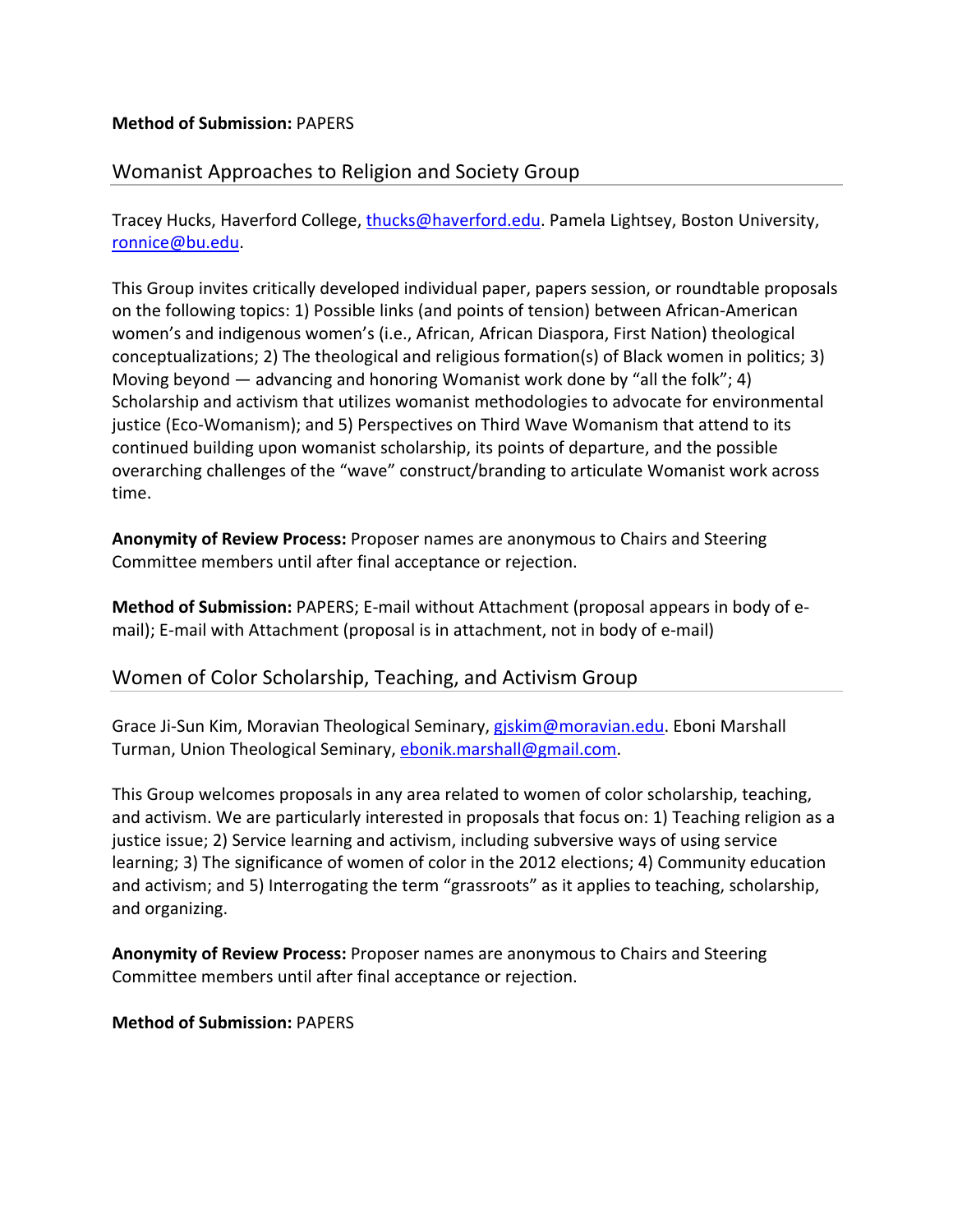**Method of Submission:** PAPERS

## Womanist Approaches to Religion and Society Group

Tracey Hucks, Haverford College, thucks@haverford.edu. Pamela Lightsey, Boston University, ronnice@bu.edu.

This Group invites critically developed individual paper, papers session, or roundtable proposals on the following topics: 1) Possible links (and points of tension) between African-American women's and indigenous women's (i.e., African, African Diaspora, First Nation) theological conceptualizations; 2) The theological and religious formation(s) of Black women in politics; 3) Moving beyond — advancing and honoring Womanist work done by "all the folk"; 4) Scholarship and activism that utilizes womanist methodologies to advocate for environmental justice (Eco-Womanism); and 5) Perspectives on Third Wave Womanism that attend to its continued building upon womanist scholarship, its points of departure, and the possible overarching challenges of the "wave" construct/branding to articulate Womanist work across time.

**Anonymity of Review Process:** Proposer names are anonymous to Chairs and Steering Committee members until after final acceptance or rejection.

**Method of Submission:** PAPERS; E-mail without Attachment (proposal appears in body of e-mail); E-mail with Attachment (proposal is in attachment, not in body of e-mail)

## Women of Color Scholarship, Teaching, and Activism Group

Grace Ji-Sun Kim, Moravian Theological Seminary, gjskim@moravian.edu. Eboni Marshall Turman, Union Theological Seminary, ebonik.marshall@gmail.com.

This Group welcomes proposals in any area related to women of color scholarship, teaching, and activism. We are particularly interested in proposals that focus on: 1) Teaching religion as a justice issue; 2) Service learning and activism, including subversive ways of using service learning; 3) The significance of women of color in the 2012 elections; 4) Community education and activism; and 5) Interrogating the term "grassroots" as it applies to teaching, scholarship, and organizing.

**Anonymity of Review Process:** Proposer names are anonymous to Chairs and Steering Committee members until after final acceptance or rejection.

**Method of Submission:** PAPERS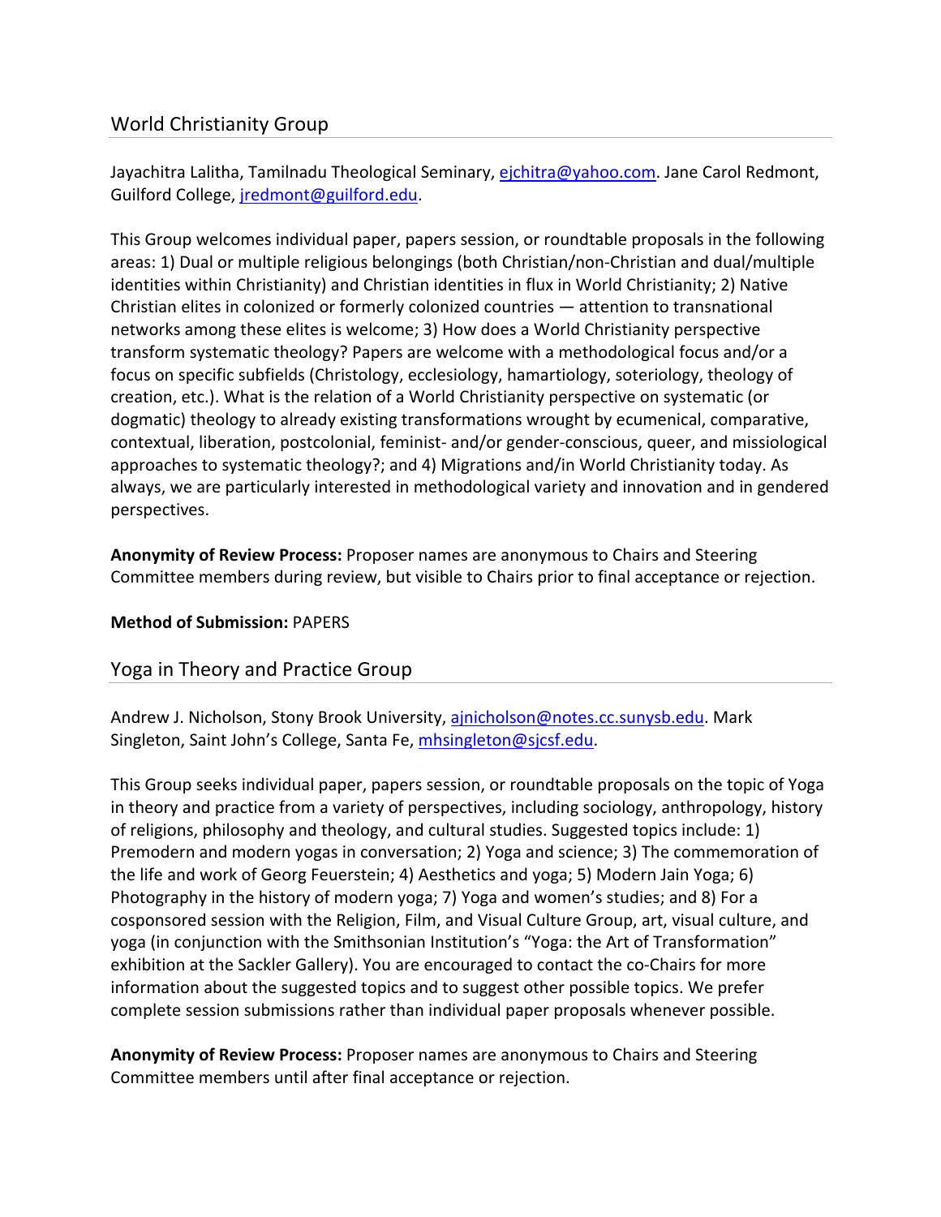## World Christianity Group

Jayachitra Lalitha, Tamilnadu Theological Seminary, ejchitra@yahoo.com. Jane Carol Redmont, Guilford College, jredmont@guilford.edu.

This Group welcomes individual paper, papers session, or roundtable proposals in the following areas: 1) Dual or multiple religious belongings (both Christian/non-Christian and dual/multiple identities within Christianity) and Christian identities in flux in World Christianity; 2) Native Christian elites in colonized or formerly colonized countries — attention to transnational networks among these elites is welcome; 3) How does a World Christianity perspective transform systematic theology? Papers are welcome with a methodological focus and/or a focus on specific subfields (Christology, ecclesiology, hamartiology, soteriology, theology of creation, etc.). What is the relation of a World Christianity perspective on systematic (or dogmatic) theology to already existing transformations wrought by ecumenical, comparative, contextual, liberation, postcolonial, feminist- and/or gender-conscious, queer, and missiological approaches to systematic theology?; and 4) Migrations and/in World Christianity today. As always, we are particularly interested in methodological variety and innovation and in gendered perspectives.

**Anonymity of Review Process:** Proposer names are anonymous to Chairs and Steering Committee members during review, but visible to Chairs prior to final acceptance or rejection.

**Method of Submission:** PAPERS

## Yoga in Theory and Practice Group

Andrew J. Nicholson, Stony Brook University, ajnicholson@notes.cc.sunysb.edu. Mark Singleton, Saint John's College, Santa Fe, mhsingleton@sjcsf.edu.

This Group seeks individual paper, papers session, or roundtable proposals on the topic of Yoga in theory and practice from a variety of perspectives, including sociology, anthropology, history of religions, philosophy and theology, and cultural studies. Suggested topics include: 1) Premodern and modern yogas in conversation; 2) Yoga and science; 3) The commemoration of the life and work of Georg Feuerstein; 4) Aesthetics and yoga; 5) Modern Jain Yoga; 6) Photography in the history of modern yoga; 7) Yoga and women's studies; and 8) For a cosponsored session with the Religion, Film, and Visual Culture Group, art, visual culture, and yoga (in conjunction with the Smithsonian Institution's "Yoga: the Art of Transformation" exhibition at the Sackler Gallery). You are encouraged to contact the co-Chairs for more information about the suggested topics and to suggest other possible topics. We prefer complete session submissions rather than individual paper proposals whenever possible.

**Anonymity of Review Process:** Proposer names are anonymous to Chairs and Steering Committee members until after final acceptance or rejection.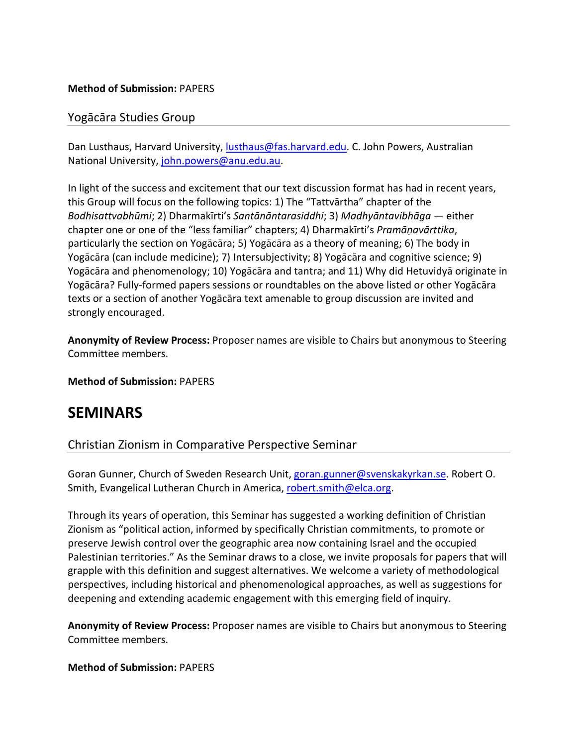**Method of Submission:** PAPERS

### Yogācāra Studies Group

Dan Lusthaus, Harvard University, lusthaus@fas.harvard.edu. C. John Powers, Australian National University, john.powers@anu.edu.au.

In light of the success and excitement that our text discussion format has had in recent years, this Group will focus on the following topics: 1) The "Tattvārtha" chapter of the *Bodhisattvabhūmi*; 2) Dharmakīrti's *Santānāntarasiddhi*; 3) *Madhyāntavibhāga* — either chapter one or one of the "less familiar" chapters; 4) Dharmakīrti's *Pramāṇavārttika*, particularly the section on Yogācāra; 5) Yogācāra as a theory of meaning; 6) The body in Yogācāra (can include medicine); 7) Intersubjectivity; 8) Yogācāra and cognitive science; 9) Yogācāra and phenomenology; 10) Yogācāra and tantra; and 11) Why did Hetuvidyā originate in Yogācāra? Fully-formed papers sessions or roundtables on the above listed or other Yogācāra texts or a section of another Yogācāra text amenable to group discussion are invited and strongly encouraged.

**Anonymity of Review Process:** Proposer names are visible to Chairs but anonymous to Steering Committee members.

**Method of Submission:** PAPERS

## SEMINARS

### Christian Zionism in Comparative Perspective Seminar

Goran Gunner, Church of Sweden Research Unit, goran.gunner@svenskakyrkan.se. Robert O. Smith, Evangelical Lutheran Church in America, robert.smith@elca.org.

Through its years of operation, this Seminar has suggested a working definition of Christian Zionism as "political action, informed by specifically Christian commitments, to promote or preserve Jewish control over the geographic area now containing Israel and the occupied Palestinian territories." As the Seminar draws to a close, we invite proposals for papers that will grapple with this definition and suggest alternatives. We welcome a variety of methodological perspectives, including historical and phenomenological approaches, as well as suggestions for deepening and extending academic engagement with this emerging field of inquiry.

**Anonymity of Review Process:** Proposer names are visible to Chairs but anonymous to Steering Committee members.

**Method of Submission:** PAPERS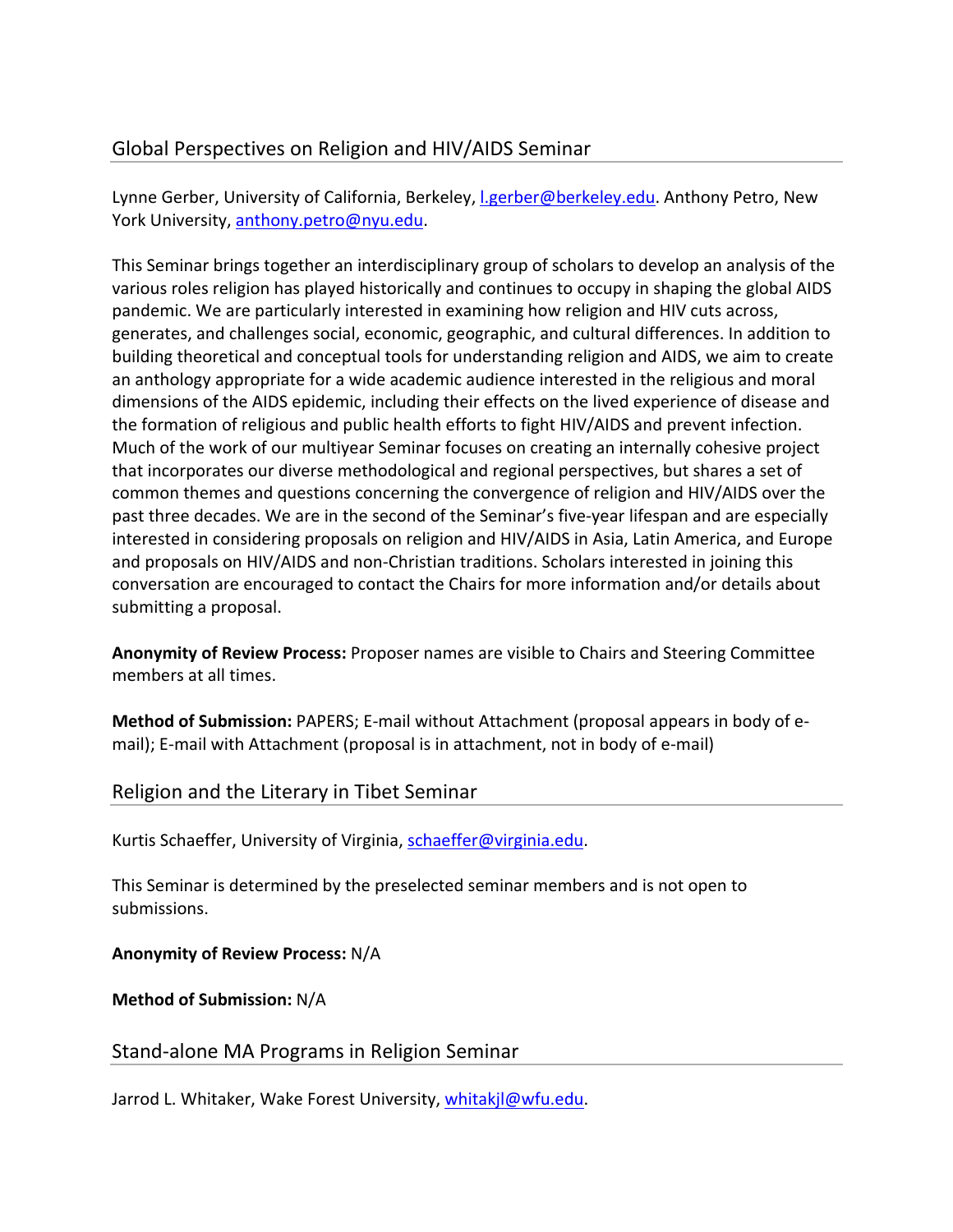## Global Perspectives on Religion and HIV/AIDS Seminar

Lynne Gerber, University of California, Berkeley, l.gerber@berkeley.edu. Anthony Petro, New York University, anthony.petro@nyu.edu.

This Seminar brings together an interdisciplinary group of scholars to develop an analysis of the various roles religion has played historically and continues to occupy in shaping the global AIDS pandemic. We are particularly interested in examining how religion and HIV cuts across, generates, and challenges social, economic, geographic, and cultural differences. In addition to building theoretical and conceptual tools for understanding religion and AIDS, we aim to create an anthology appropriate for a wide academic audience interested in the religious and moral dimensions of the AIDS epidemic, including their effects on the lived experience of disease and the formation of religious and public health efforts to fight HIV/AIDS and prevent infection. Much of the work of our multiyear Seminar focuses on creating an internally cohesive project that incorporates our diverse methodological and regional perspectives, but shares a set of common themes and questions concerning the convergence of religion and HIV/AIDS over the past three decades. We are in the second of the Seminar's five-year lifespan and are especially interested in considering proposals on religion and HIV/AIDS in Asia, Latin America, and Europe and proposals on HIV/AIDS and non-Christian traditions. Scholars interested in joining this conversation are encouraged to contact the Chairs for more information and/or details about submitting a proposal.

**Anonymity of Review Process:** Proposer names are visible to Chairs and Steering Committee members at all times.

**Method of Submission:** PAPERS; E-mail without Attachment (proposal appears in body of e-mail); E-mail with Attachment (proposal is in attachment, not in body of e-mail)

## Religion and the Literary in Tibet Seminar

Kurtis Schaeffer, University of Virginia, schaeffer@virginia.edu.

This Seminar is determined by the preselected seminar members and is not open to submissions.

**Anonymity of Review Process:** N/A

**Method of Submission:** N/A

## Stand-alone MA Programs in Religion Seminar

Jarrod L. Whitaker, Wake Forest University, whitakjl@wfu.edu.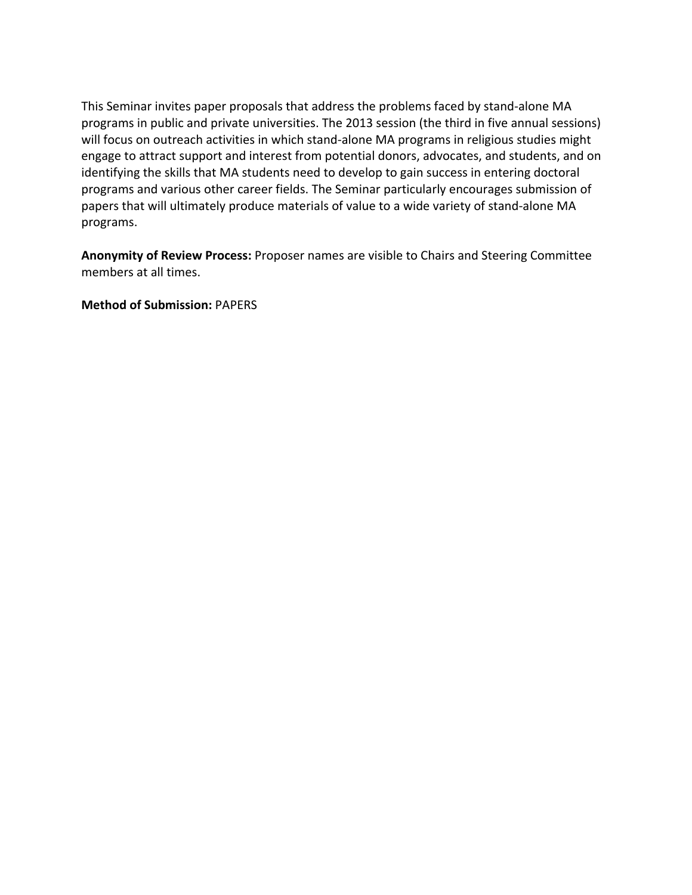This Seminar invites paper proposals that address the problems faced by stand-alone MA programs in public and private universities. The 2013 session (the third in five annual sessions) will focus on outreach activities in which stand-alone MA programs in religious studies might engage to attract support and interest from potential donors, advocates, and students, and on identifying the skills that MA students need to develop to gain success in entering doctoral programs and various other career fields. The Seminar particularly encourages submission of papers that will ultimately produce materials of value to a wide variety of stand-alone MA programs.

**Anonymity of Review Process:** Proposer names are visible to Chairs and Steering Committee members at all times.

**Method of Submission:** PAPERS